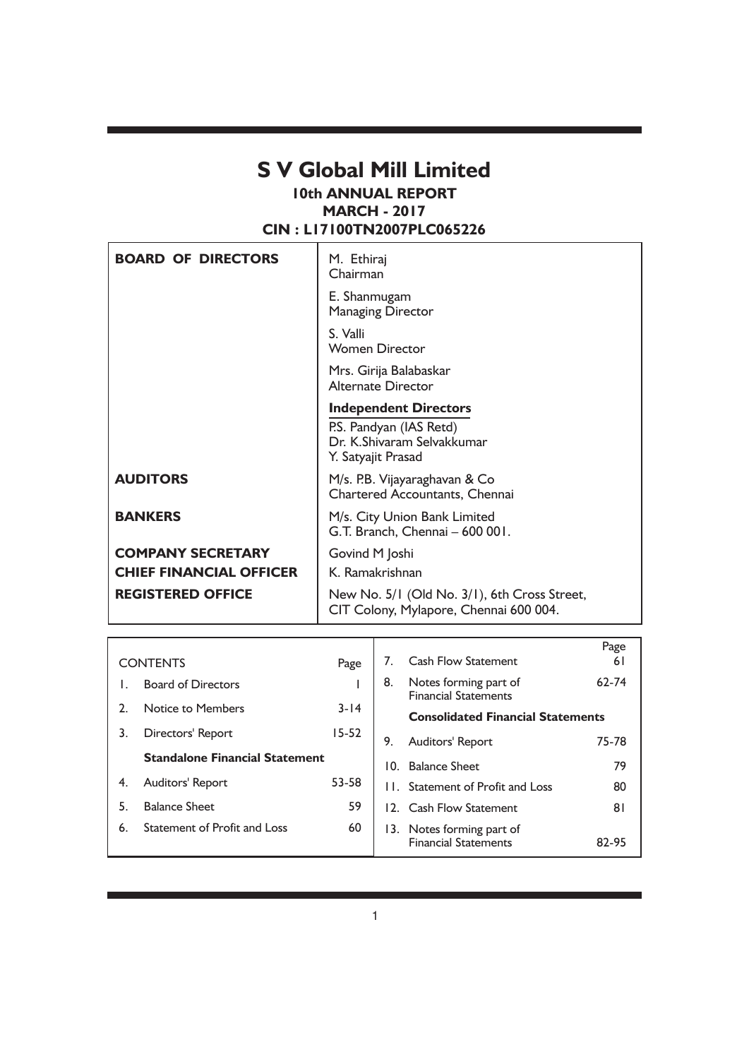# S V Global Mill Limited

## 10th ANNUAL REPORT
## MARCH - 2017
## CIN : L17100TN2007PLC065226

| | |
|---|---|
| **BOARD OF DIRECTORS** | M. Ethiraj<br>Chairman<br><br>E. Shanmugam<br>Managing Director<br><br>S. Valli<br>Women Director<br><br>Mrs. Girija Balabaskar<br>Alternate Director<br><br>**Independent Directors**<br>P.S. Pandyan (IAS Retd)<br>Dr. K.Shivaram Selvakkumar<br>Y. Satyajit Prasad |
| **AUDITORS** | M/s. P.B. Vijayaraghavan & Co<br>Chartered Accountants, Chennai |
| **BANKERS** | M/s. City Union Bank Limited<br>G.T. Branch, Chennai – 600 001. |
| **COMPANY SECRETARY** | Govind M Joshi |
| **CHIEF FINANCIAL OFFICER** | K. Ramakrishnan |
| **REGISTERED OFFICE** | New No. 5/1 (Old No. 3/1), 6th Cross Street,<br>CIT Colony, Mylapore, Chennai 600 004. |

| | CONTENTS | Page |
|---|---|---|
| 1. | Board of Directors | 1 |
| 2. | Notice to Members | 3-14 |
| 3. | Directors' Report | 15-52 |
| | **Standalone Financial Statement** | |
| 4. | Auditors' Report | 53-58 |
| 5. | Balance Sheet | 59 |
| 6. | Statement of Profit and Loss | 60 |
| 7. | Cash Flow Statement | 61 |
| 8. | Notes forming part of Financial Statements | 62-74 |
| | **Consolidated Financial Statements** | |
| 9. | Auditors' Report | 75-78 |
| 10. | Balance Sheet | 79 |
| 11. | Statement of Profit and Loss | 80 |
| 12. | Cash Flow Statement | 81 |
| 13. | Notes forming part of Financial Statements | 82-95 |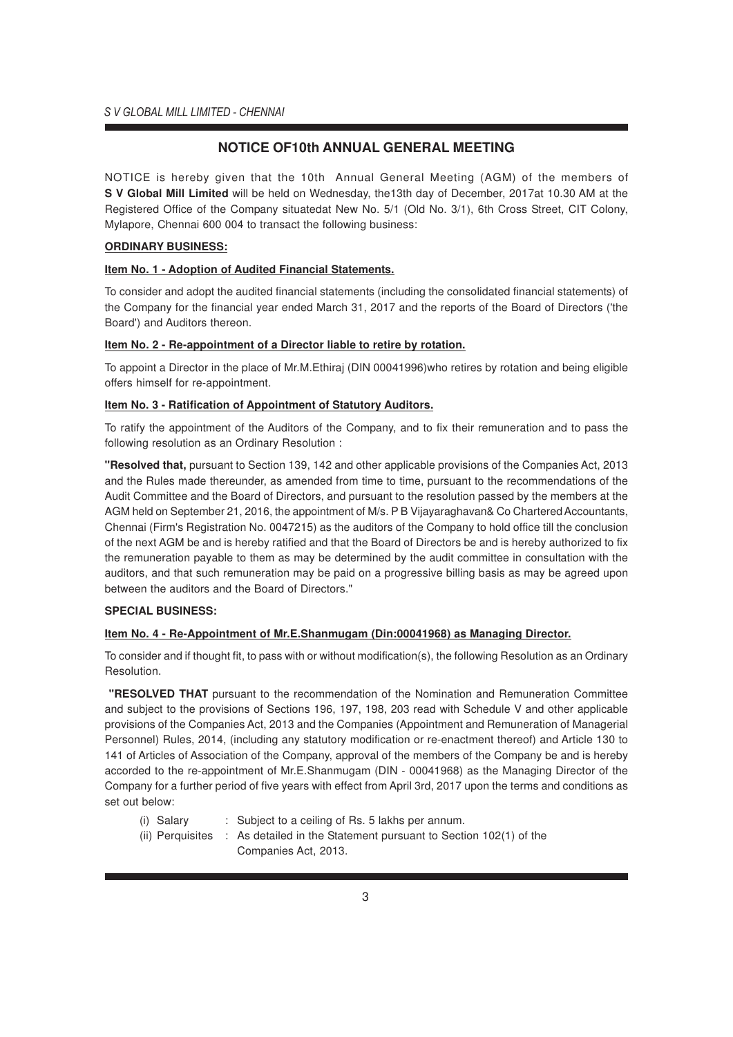## NOTICE OF10th ANNUAL GENERAL MEETING

NOTICE is hereby given that the 10th Annual General Meeting (AGM) of the members of **S V Global Mill Limited** will be held on Wednesday, the13th day of December, 2017at 10.30 AM at the Registered Office of the Company situatedat New No. 5/1 (Old No. 3/1), 6th Cross Street, CIT Colony, Mylapore, Chennai 600 004 to transact the following business:

**ORDINARY BUSINESS:**

**Item No. 1 - Adoption of Audited Financial Statements.**

To consider and adopt the audited financial statements (including the consolidated financial statements) of the Company for the financial year ended March 31, 2017 and the reports of the Board of Directors ('the Board') and Auditors thereon.

**Item No. 2 - Re-appointment of a Director liable to retire by rotation.**

To appoint a Director in the place of Mr.M.Ethiraj (DIN 00041996)who retires by rotation and being eligible offers himself for re-appointment.

**Item No. 3 - Ratification of Appointment of Statutory Auditors.**

To ratify the appointment of the Auditors of the Company, and to fix their remuneration and to pass the following resolution as an Ordinary Resolution :

**"Resolved that,** pursuant to Section 139, 142 and other applicable provisions of the Companies Act, 2013 and the Rules made thereunder, as amended from time to time, pursuant to the recommendations of the Audit Committee and the Board of Directors, and pursuant to the resolution passed by the members at the AGM held on September 21, 2016, the appointment of M/s. P B Vijayaraghavan& Co Chartered Accountants, Chennai (Firm's Registration No. 0047215) as the auditors of the Company to hold office till the conclusion of the next AGM be and is hereby ratified and that the Board of Directors be and is hereby authorized to fix the remuneration payable to them as may be determined by the audit committee in consultation with the auditors, and that such remuneration may be paid on a progressive billing basis as may be agreed upon between the auditors and the Board of Directors."

**SPECIAL BUSINESS:**

**Item No. 4 - Re-Appointment of Mr.E.Shanmugam (Din:00041968) as Managing Director.**

To consider and if thought fit, to pass with or without modification(s), the following Resolution as an Ordinary Resolution.

**"RESOLVED THAT** pursuant to the recommendation of the Nomination and Remuneration Committee and subject to the provisions of Sections 196, 197, 198, 203 read with Schedule V and other applicable provisions of the Companies Act, 2013 and the Companies (Appointment and Remuneration of Managerial Personnel) Rules, 2014, (including any statutory modification or re-enactment thereof) and Article 130 to 141 of Articles of Association of the Company, approval of the members of the Company be and is hereby accorded to the re-appointment of Mr.E.Shanmugam (DIN - 00041968) as the Managing Director of the Company for a further period of five years with effect from April 3rd, 2017 upon the terms and conditions as set out below:

(i) Salary : Subject to a ceiling of Rs. 5 lakhs per annum.

(ii) Perquisites : As detailed in the Statement pursuant to Section 102(1) of the Companies Act, 2013.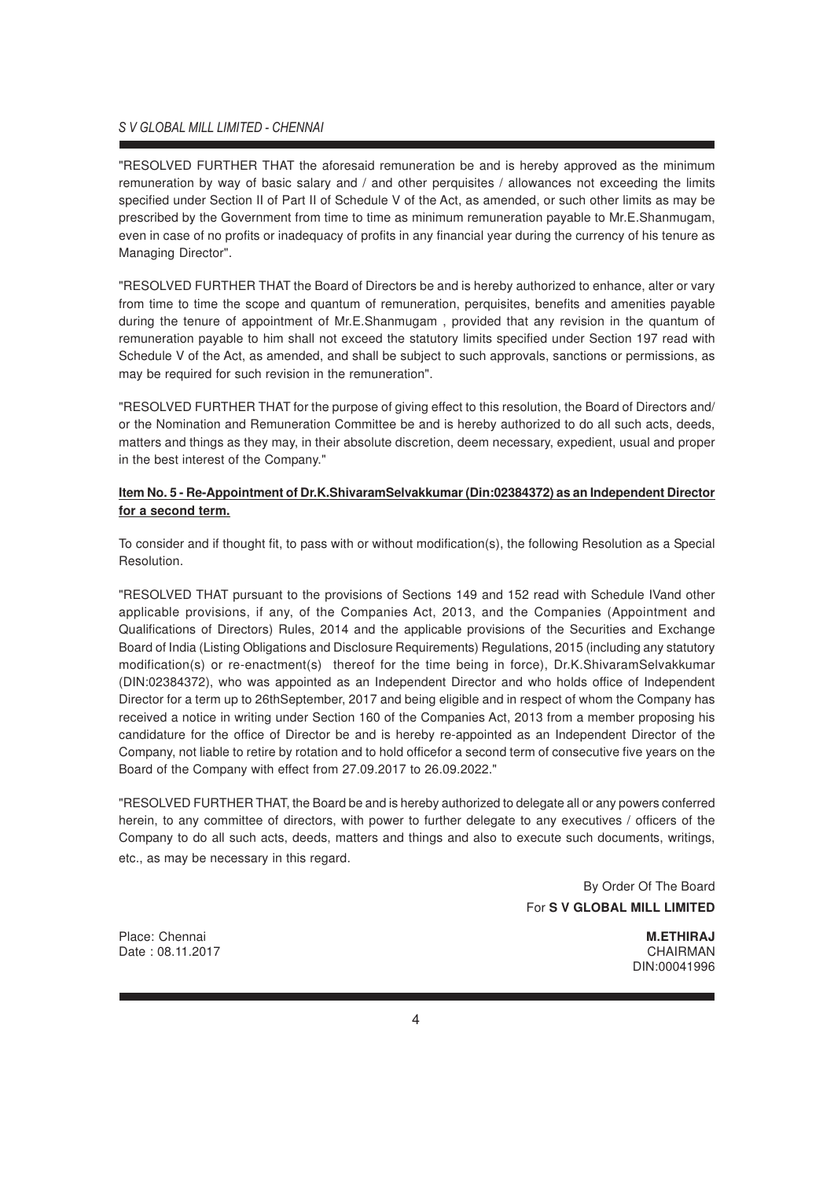"RESOLVED FURTHER THAT the aforesaid remuneration be and is hereby approved as the minimum remuneration by way of basic salary and / and other perquisites / allowances not exceeding the limits specified under Section II of Part II of Schedule V of the Act, as amended, or such other limits as may be prescribed by the Government from time to time as minimum remuneration payable to Mr.E.Shanmugam, even in case of no profits or inadequacy of profits in any financial year during the currency of his tenure as Managing Director".

"RESOLVED FURTHER THAT the Board of Directors be and is hereby authorized to enhance, alter or vary from time to time the scope and quantum of remuneration, perquisites, benefits and amenities payable during the tenure of appointment of Mr.E.Shanmugam , provided that any revision in the quantum of remuneration payable to him shall not exceed the statutory limits specified under Section 197 read with Schedule V of the Act, as amended, and shall be subject to such approvals, sanctions or permissions, as may be required for such revision in the remuneration".

"RESOLVED FURTHER THAT for the purpose of giving effect to this resolution, the Board of Directors and/ or the Nomination and Remuneration Committee be and is hereby authorized to do all such acts, deeds, matters and things as they may, in their absolute discretion, deem necessary, expedient, usual and proper in the best interest of the Company."

**Item No. 5 - Re-Appointment of Dr.K.ShivaramSelvakkumar (Din:02384372) as an Independent Director for a second term.**

To consider and if thought fit, to pass with or without modification(s), the following Resolution as a Special Resolution.

"RESOLVED THAT pursuant to the provisions of Sections 149 and 152 read with Schedule IVand other applicable provisions, if any, of the Companies Act, 2013, and the Companies (Appointment and Qualifications of Directors) Rules, 2014 and the applicable provisions of the Securities and Exchange Board of India (Listing Obligations and Disclosure Requirements) Regulations, 2015 (including any statutory modification(s) or re-enactment(s) thereof for the time being in force), Dr.K.ShivaramSelvakkumar (DIN:02384372), who was appointed as an Independent Director and who holds office of Independent Director for a term up to 26thSeptember, 2017 and being eligible and in respect of whom the Company has received a notice in writing under Section 160 of the Companies Act, 2013 from a member proposing his candidature for the office of Director be and is hereby re-appointed as an Independent Director of the Company, not liable to retire by rotation and to hold officefor a second term of consecutive five years on the Board of the Company with effect from 27.09.2017 to 26.09.2022."

"RESOLVED FURTHER THAT, the Board be and is hereby authorized to delegate all or any powers conferred herein, to any committee of directors, with power to further delegate to any executives / officers of the Company to do all such acts, deeds, matters and things and also to execute such documents, writings, etc., as may be necessary in this regard.

By Order Of The Board
For **S V GLOBAL MILL LIMITED**

Place: Chennai
Date : 08.11.2017

**M.ETHIRAJ**
CHAIRMAN
DIN:00041996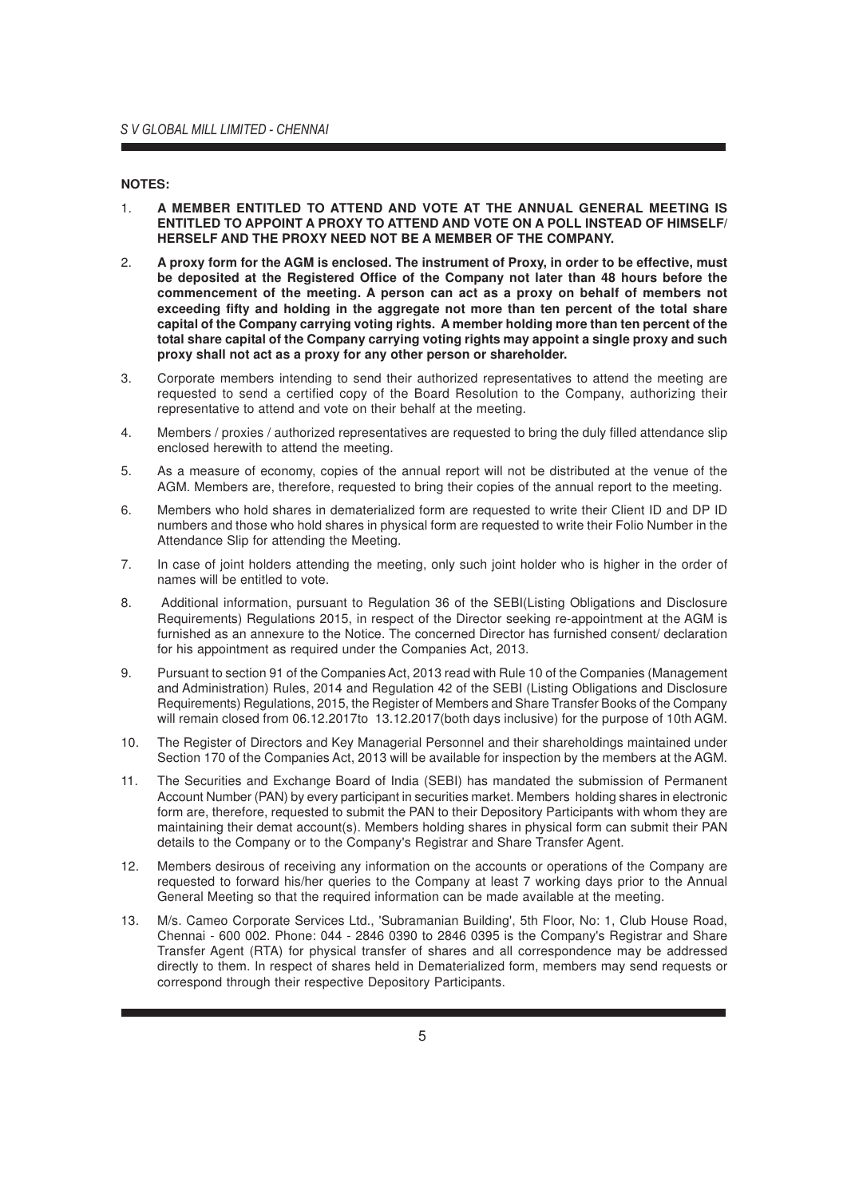**NOTES:**

1. **A MEMBER ENTITLED TO ATTEND AND VOTE AT THE ANNUAL GENERAL MEETING IS ENTITLED TO APPOINT A PROXY TO ATTEND AND VOTE ON A POLL INSTEAD OF HIMSELF/ HERSELF AND THE PROXY NEED NOT BE A MEMBER OF THE COMPANY.**

2. **A proxy form for the AGM is enclosed. The instrument of Proxy, in order to be effective, must be deposited at the Registered Office of the Company not later than 48 hours before the commencement of the meeting. A person can act as a proxy on behalf of members not exceeding fifty and holding in the aggregate not more than ten percent of the total share capital of the Company carrying voting rights. A member holding more than ten percent of the total share capital of the Company carrying voting rights may appoint a single proxy and such proxy shall not act as a proxy for any other person or shareholder.**

3. Corporate members intending to send their authorized representatives to attend the meeting are requested to send a certified copy of the Board Resolution to the Company, authorizing their representative to attend and vote on their behalf at the meeting.

4. Members / proxies / authorized representatives are requested to bring the duly filled attendance slip enclosed herewith to attend the meeting.

5. As a measure of economy, copies of the annual report will not be distributed at the venue of the AGM. Members are, therefore, requested to bring their copies of the annual report to the meeting.

6. Members who hold shares in dematerialized form are requested to write their Client ID and DP ID numbers and those who hold shares in physical form are requested to write their Folio Number in the Attendance Slip for attending the Meeting.

7. In case of joint holders attending the meeting, only such joint holder who is higher in the order of names will be entitled to vote.

8. Additional information, pursuant to Regulation 36 of the SEBI(Listing Obligations and Disclosure Requirements) Regulations 2015, in respect of the Director seeking re-appointment at the AGM is furnished as an annexure to the Notice. The concerned Director has furnished consent/ declaration for his appointment as required under the Companies Act, 2013.

9. Pursuant to section 91 of the Companies Act, 2013 read with Rule 10 of the Companies (Management and Administration) Rules, 2014 and Regulation 42 of the SEBI (Listing Obligations and Disclosure Requirements) Regulations, 2015, the Register of Members and Share Transfer Books of the Company will remain closed from 06.12.2017to 13.12.2017(both days inclusive) for the purpose of 10th AGM.

10. The Register of Directors and Key Managerial Personnel and their shareholdings maintained under Section 170 of the Companies Act, 2013 will be available for inspection by the members at the AGM.

11. The Securities and Exchange Board of India (SEBI) has mandated the submission of Permanent Account Number (PAN) by every participant in securities market. Members holding shares in electronic form are, therefore, requested to submit the PAN to their Depository Participants with whom they are maintaining their demat account(s). Members holding shares in physical form can submit their PAN details to the Company or to the Company's Registrar and Share Transfer Agent.

12. Members desirous of receiving any information on the accounts or operations of the Company are requested to forward his/her queries to the Company at least 7 working days prior to the Annual General Meeting so that the required information can be made available at the meeting.

13. M/s. Cameo Corporate Services Ltd., 'Subramanian Building', 5th Floor, No: 1, Club House Road, Chennai - 600 002. Phone: 044 - 2846 0390 to 2846 0395 is the Company's Registrar and Share Transfer Agent (RTA) for physical transfer of shares and all correspondence may be addressed directly to them. In respect of shares held in Dematerialized form, members may send requests or correspond through their respective Depository Participants.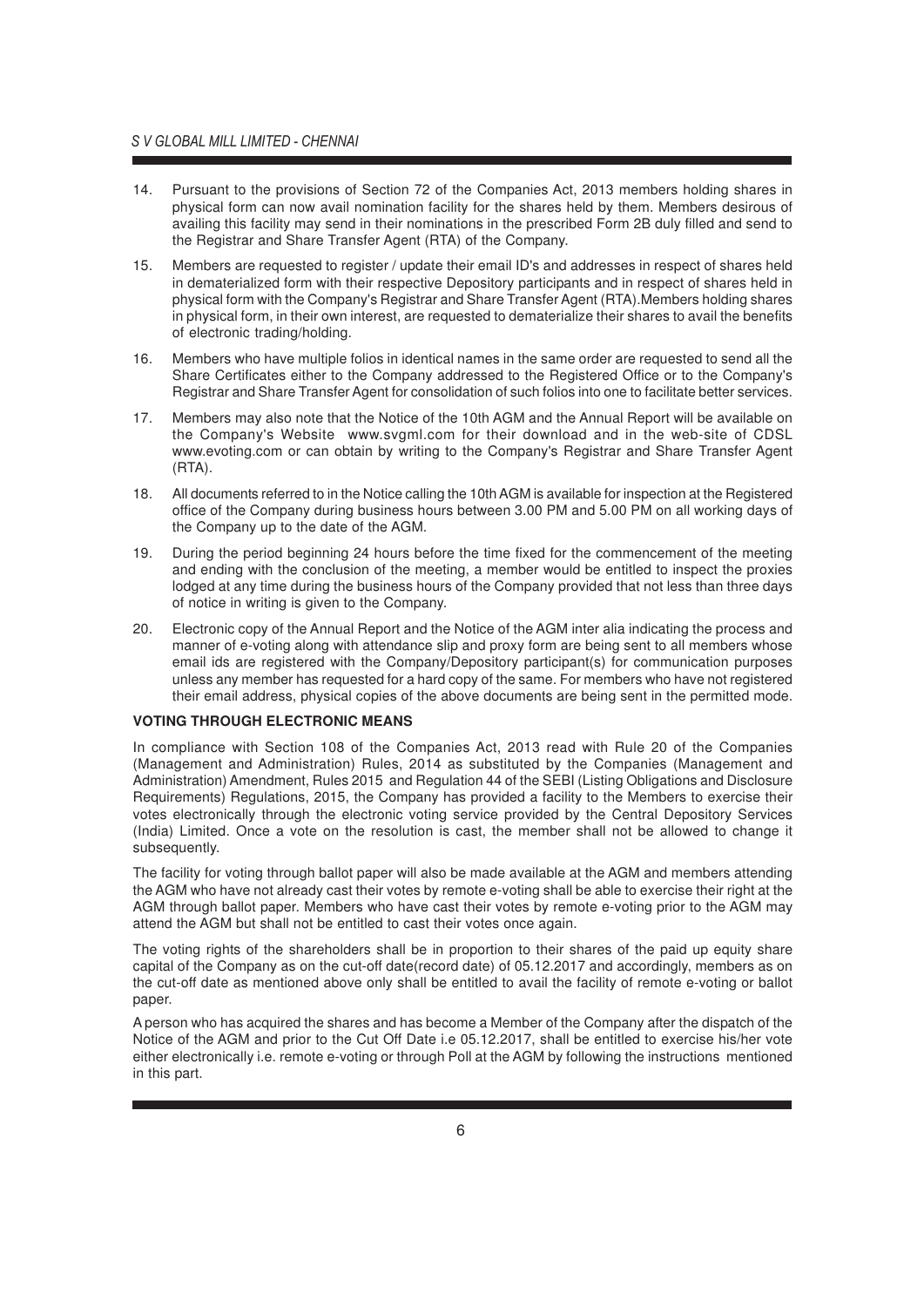14. Pursuant to the provisions of Section 72 of the Companies Act, 2013 members holding shares in physical form can now avail nomination facility for the shares held by them. Members desirous of availing this facility may send in their nominations in the prescribed Form 2B duly filled and send to the Registrar and Share Transfer Agent (RTA) of the Company.

15. Members are requested to register / update their email ID's and addresses in respect of shares held in dematerialized form with their respective Depository participants and in respect of shares held in physical form with the Company's Registrar and Share Transfer Agent (RTA).Members holding shares in physical form, in their own interest, are requested to dematerialize their shares to avail the benefits of electronic trading/holding.

16. Members who have multiple folios in identical names in the same order are requested to send all the Share Certificates either to the Company addressed to the Registered Office or to the Company's Registrar and Share Transfer Agent for consolidation of such folios into one to facilitate better services.

17. Members may also note that the Notice of the 10th AGM and the Annual Report will be available on the Company's Website www.svgml.com for their download and in the web-site of CDSL www.evoting.com or can obtain by writing to the Company's Registrar and Share Transfer Agent (RTA).

18. All documents referred to in the Notice calling the 10th AGM is available for inspection at the Registered office of the Company during business hours between 3.00 PM and 5.00 PM on all working days of the Company up to the date of the AGM.

19. During the period beginning 24 hours before the time fixed for the commencement of the meeting and ending with the conclusion of the meeting, a member would be entitled to inspect the proxies lodged at any time during the business hours of the Company provided that not less than three days of notice in writing is given to the Company.

20. Electronic copy of the Annual Report and the Notice of the AGM inter alia indicating the process and manner of e-voting along with attendance slip and proxy form are being sent to all members whose email ids are registered with the Company/Depository participant(s) for communication purposes unless any member has requested for a hard copy of the same. For members who have not registered their email address, physical copies of the above documents are being sent in the permitted mode.

**VOTING THROUGH ELECTRONIC MEANS**

In compliance with Section 108 of the Companies Act, 2013 read with Rule 20 of the Companies (Management and Administration) Rules, 2014 as substituted by the Companies (Management and Administration) Amendment, Rules 2015 and Regulation 44 of the SEBI (Listing Obligations and Disclosure Requirements) Regulations, 2015, the Company has provided a facility to the Members to exercise their votes electronically through the electronic voting service provided by the Central Depository Services (India) Limited. Once a vote on the resolution is cast, the member shall not be allowed to change it subsequently.

The facility for voting through ballot paper will also be made available at the AGM and members attending the AGM who have not already cast their votes by remote e-voting shall be able to exercise their right at the AGM through ballot paper. Members who have cast their votes by remote e-voting prior to the AGM may attend the AGM but shall not be entitled to cast their votes once again.

The voting rights of the shareholders shall be in proportion to their shares of the paid up equity share capital of the Company as on the cut-off date(record date) of 05.12.2017 and accordingly, members as on the cut-off date as mentioned above only shall be entitled to avail the facility of remote e-voting or ballot paper.

A person who has acquired the shares and has become a Member of the Company after the dispatch of the Notice of the AGM and prior to the Cut Off Date i.e 05.12.2017, shall be entitled to exercise his/her vote either electronically i.e. remote e-voting or through Poll at the AGM by following the instructions mentioned in this part.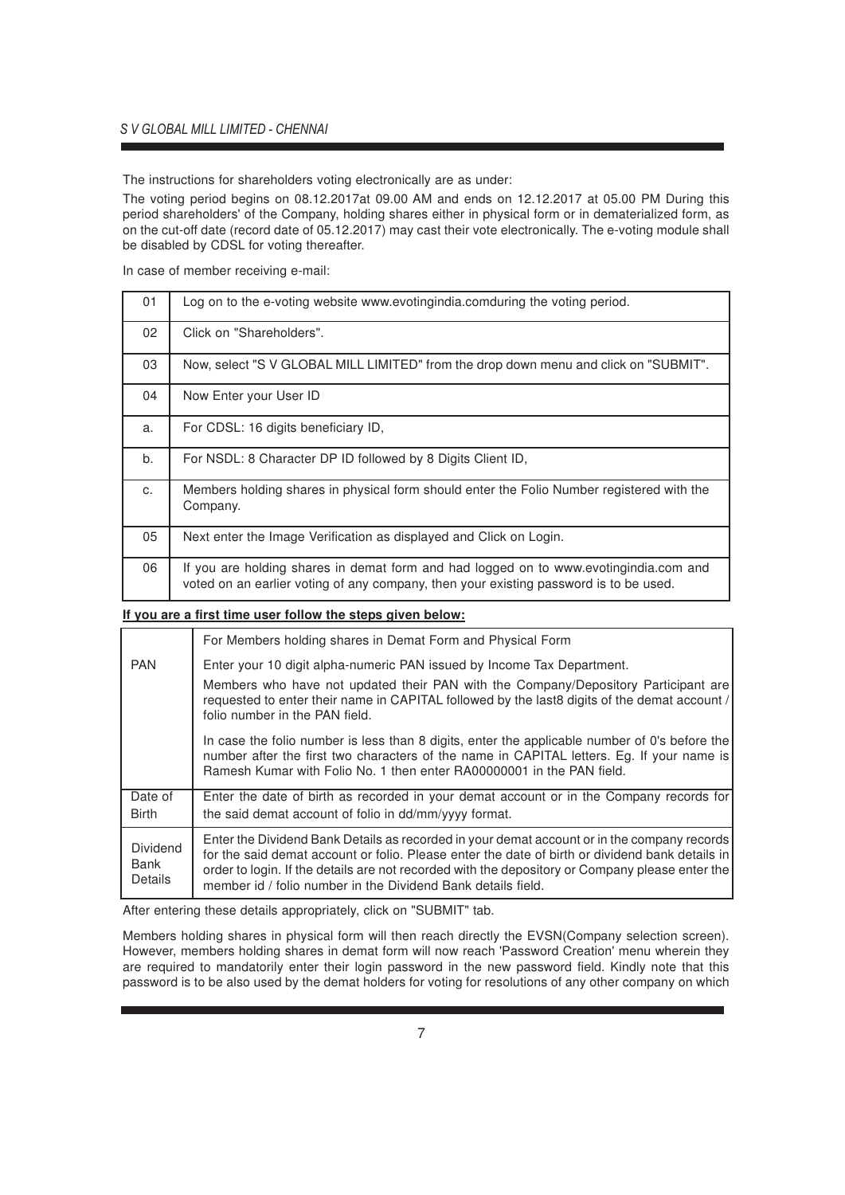The instructions for shareholders voting electronically are as under:

The voting period begins on 08.12.2017at 09.00 AM and ends on 12.12.2017 at 05.00 PM During this period shareholders' of the Company, holding shares either in physical form or in dematerialized form, as on the cut-off date (record date of 05.12.2017) may cast their vote electronically. The e-voting module shall be disabled by CDSL for voting thereafter.

In case of member receiving e-mail:

| | |
|---|---|
| 01 | Log on to the e-voting website www.evotingindia.comduring the voting period. |
| 02 | Click on "Shareholders". |
| 03 | Now, select "S V GLOBAL MILL LIMITED" from the drop down menu and click on "SUBMIT". |
| 04 | Now Enter your User ID |
| a. | For CDSL: 16 digits beneficiary ID, |
| b. | For NSDL: 8 Character DP ID followed by 8 Digits Client ID, |
| c. | Members holding shares in physical form should enter the Folio Number registered with the Company. |
| 05 | Next enter the Image Verification as displayed and Click on Login. |
| 06 | If you are holding shares in demat form and had logged on to www.evotingindia.com and voted on an earlier voting of any company, then your existing password is to be used. |

**If you are a first time user follow the steps given below:**

| | For Members holding shares in Demat Form and Physical Form |
|---|---|
| PAN | Enter your 10 digit alpha-numeric PAN issued by Income Tax Department.<br>Members who have not updated their PAN with the Company/Depository Participant are requested to enter their name in CAPITAL followed by the last8 digits of the demat account / folio number in the PAN field.<br>In case the folio number is less than 8 digits, enter the applicable number of 0's before the number after the first two characters of the name in CAPITAL letters. Eg. If your name is Ramesh Kumar with Folio No. 1 then enter RA00000001 in the PAN field. |
| Date of Birth | Enter the date of birth as recorded in your demat account or in the Company records for the said demat account of folio in dd/mm/yyyy format. |
| Dividend Bank Details | Enter the Dividend Bank Details as recorded in your demat account or in the company records for the said demat account or folio. Please enter the date of birth or dividend bank details in order to login. If the details are not recorded with the depository or Company please enter the member id / folio number in the Dividend Bank details field. |

After entering these details appropriately, click on "SUBMIT" tab.

Members holding shares in physical form will then reach directly the EVSN(Company selection screen). However, members holding shares in demat form will now reach 'Password Creation' menu wherein they are required to mandatorily enter their login password in the new password field. Kindly note that this password is to be also used by the demat holders for voting for resolutions of any other company on which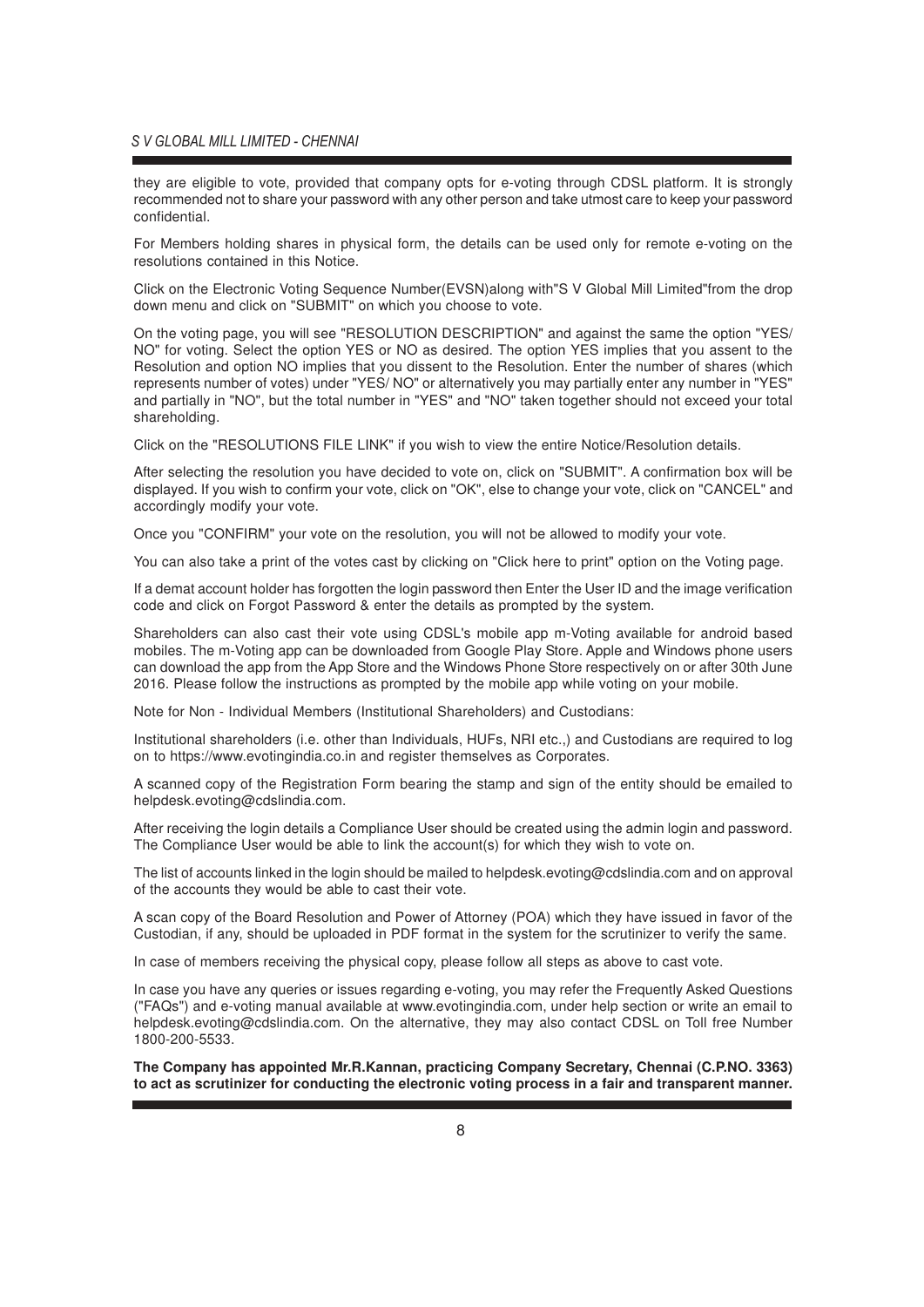they are eligible to vote, provided that company opts for e-voting through CDSL platform. It is strongly recommended not to share your password with any other person and take utmost care to keep your password confidential.

For Members holding shares in physical form, the details can be used only for remote e-voting on the resolutions contained in this Notice.

Click on the Electronic Voting Sequence Number(EVSN)along with"S V Global Mill Limited"from the drop down menu and click on "SUBMIT" on which you choose to vote.

On the voting page, you will see "RESOLUTION DESCRIPTION" and against the same the option "YES/ NO" for voting. Select the option YES or NO as desired. The option YES implies that you assent to the Resolution and option NO implies that you dissent to the Resolution. Enter the number of shares (which represents number of votes) under "YES/ NO" or alternatively you may partially enter any number in "YES" and partially in "NO", but the total number in "YES" and "NO" taken together should not exceed your total shareholding.

Click on the "RESOLUTIONS FILE LINK" if you wish to view the entire Notice/Resolution details.

After selecting the resolution you have decided to vote on, click on "SUBMIT". A confirmation box will be displayed. If you wish to confirm your vote, click on "OK", else to change your vote, click on "CANCEL" and accordingly modify your vote.

Once you "CONFIRM" your vote on the resolution, you will not be allowed to modify your vote.

You can also take a print of the votes cast by clicking on "Click here to print" option on the Voting page.

If a demat account holder has forgotten the login password then Enter the User ID and the image verification code and click on Forgot Password & enter the details as prompted by the system.

Shareholders can also cast their vote using CDSL's mobile app m-Voting available for android based mobiles. The m-Voting app can be downloaded from Google Play Store. Apple and Windows phone users can download the app from the App Store and the Windows Phone Store respectively on or after 30th June 2016. Please follow the instructions as prompted by the mobile app while voting on your mobile.

Note for Non - Individual Members (Institutional Shareholders) and Custodians:

Institutional shareholders (i.e. other than Individuals, HUFs, NRI etc.,) and Custodians are required to log on to https://www.evotingindia.co.in and register themselves as Corporates.

A scanned copy of the Registration Form bearing the stamp and sign of the entity should be emailed to helpdesk.evoting@cdslindia.com.

After receiving the login details a Compliance User should be created using the admin login and password. The Compliance User would be able to link the account(s) for which they wish to vote on.

The list of accounts linked in the login should be mailed to helpdesk.evoting@cdslindia.com and on approval of the accounts they would be able to cast their vote.

A scan copy of the Board Resolution and Power of Attorney (POA) which they have issued in favor of the Custodian, if any, should be uploaded in PDF format in the system for the scrutinizer to verify the same.

In case of members receiving the physical copy, please follow all steps as above to cast vote.

In case you have any queries or issues regarding e-voting, you may refer the Frequently Asked Questions ("FAQs") and e-voting manual available at www.evotingindia.com, under help section or write an email to helpdesk.evoting@cdslindia.com. On the alternative, they may also contact CDSL on Toll free Number 1800-200-5533.

**The Company has appointed Mr.R.Kannan, practicing Company Secretary, Chennai (C.P.NO. 3363) to act as scrutinizer for conducting the electronic voting process in a fair and transparent manner.**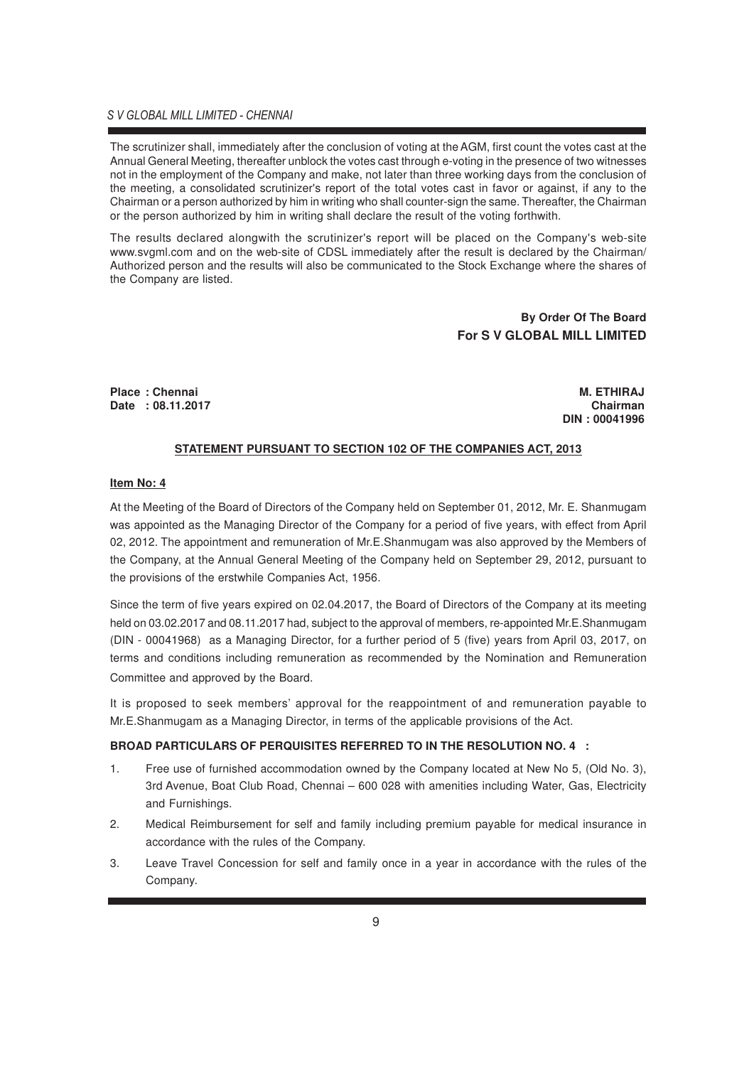The scrutinizer shall, immediately after the conclusion of voting at the AGM, first count the votes cast at the Annual General Meeting, thereafter unblock the votes cast through e-voting in the presence of two witnesses not in the employment of the Company and make, not later than three working days from the conclusion of the meeting, a consolidated scrutinizer's report of the total votes cast in favor or against, if any to the Chairman or a person authorized by him in writing who shall counter-sign the same. Thereafter, the Chairman or the person authorized by him in writing shall declare the result of the voting forthwith.

The results declared alongwith the scrutinizer's report will be placed on the Company's web-site www.svgml.com and on the web-site of CDSL immediately after the result is declared by the Chairman/ Authorized person and the results will also be communicated to the Stock Exchange where the shares of the Company are listed.

**By Order Of The Board**
**For S V GLOBAL MILL LIMITED**

**Place : Chennai**
**Date : 08.11.2017**

**M. ETHIRAJ**
**Chairman**
**DIN : 00041996**

## STATEMENT PURSUANT TO SECTION 102 OF THE COMPANIES ACT, 2013

**Item No: 4**

At the Meeting of the Board of Directors of the Company held on September 01, 2012, Mr. E. Shanmugam was appointed as the Managing Director of the Company for a period of five years, with effect from April 02, 2012. The appointment and remuneration of Mr.E.Shanmugam was also approved by the Members of the Company, at the Annual General Meeting of the Company held on September 29, 2012, pursuant to the provisions of the erstwhile Companies Act, 1956.

Since the term of five years expired on 02.04.2017, the Board of Directors of the Company at its meeting held on 03.02.2017 and 08.11.2017 had, subject to the approval of members, re-appointed Mr.E.Shanmugam (DIN - 00041968) as a Managing Director, for a further period of 5 (five) years from April 03, 2017, on terms and conditions including remuneration as recommended by the Nomination and Remuneration Committee and approved by the Board.

It is proposed to seek members' approval for the reappointment of and remuneration payable to Mr.E.Shanmugam as a Managing Director, in terms of the applicable provisions of the Act.

**BROAD PARTICULARS OF PERQUISITES REFERRED TO IN THE RESOLUTION NO. 4 :**

1. Free use of furnished accommodation owned by the Company located at New No 5, (Old No. 3), 3rd Avenue, Boat Club Road, Chennai – 600 028 with amenities including Water, Gas, Electricity and Furnishings.
2. Medical Reimbursement for self and family including premium payable for medical insurance in accordance with the rules of the Company.
3. Leave Travel Concession for self and family once in a year in accordance with the rules of the Company.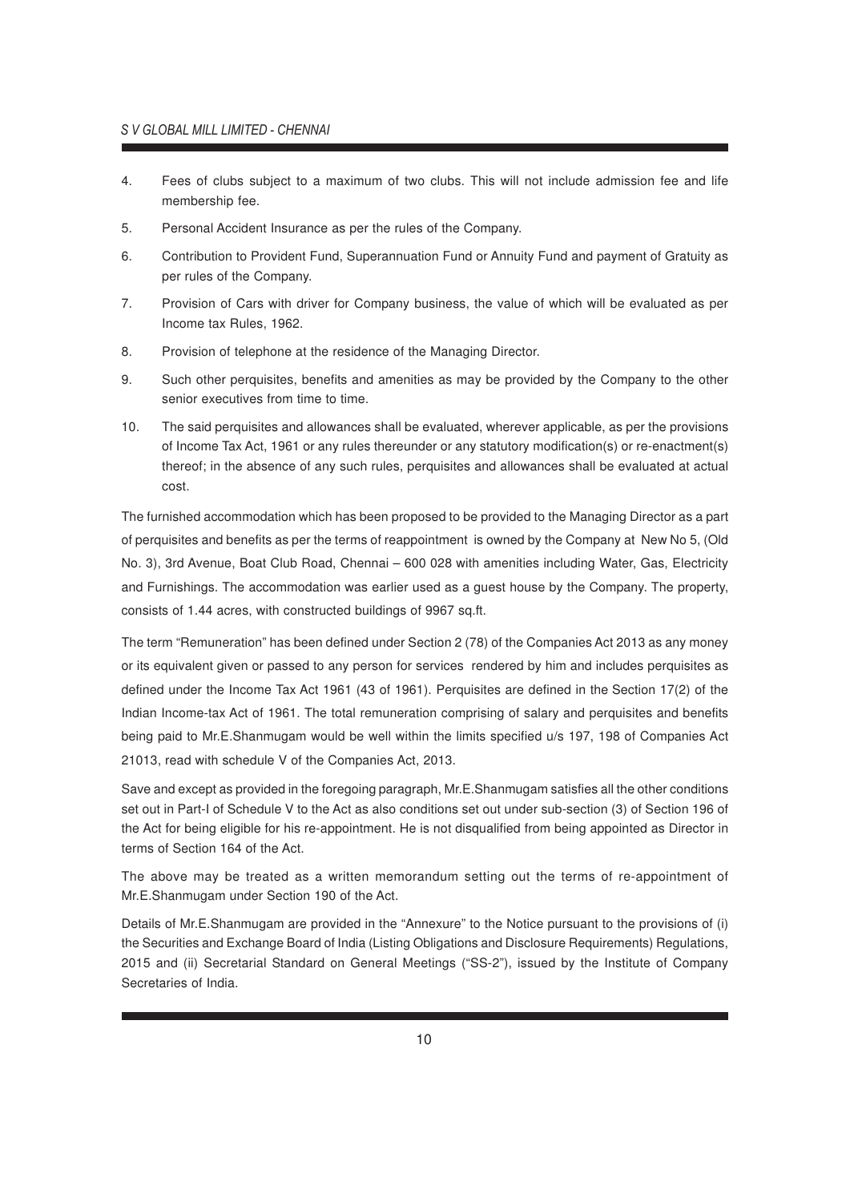4. Fees of clubs subject to a maximum of two clubs. This will not include admission fee and life membership fee.

5. Personal Accident Insurance as per the rules of the Company.

6. Contribution to Provident Fund, Superannuation Fund or Annuity Fund and payment of Gratuity as per rules of the Company.

7. Provision of Cars with driver for Company business, the value of which will be evaluated as per Income tax Rules, 1962.

8. Provision of telephone at the residence of the Managing Director.

9. Such other perquisites, benefits and amenities as may be provided by the Company to the other senior executives from time to time.

10. The said perquisites and allowances shall be evaluated, wherever applicable, as per the provisions of Income Tax Act, 1961 or any rules thereunder or any statutory modification(s) or re-enactment(s) thereof; in the absence of any such rules, perquisites and allowances shall be evaluated at actual cost.

The furnished accommodation which has been proposed to be provided to the Managing Director as a part of perquisites and benefits as per the terms of reappointment is owned by the Company at New No 5, (Old No. 3), 3rd Avenue, Boat Club Road, Chennai – 600 028 with amenities including Water, Gas, Electricity and Furnishings. The accommodation was earlier used as a guest house by the Company. The property, consists of 1.44 acres, with constructed buildings of 9967 sq.ft.

The term "Remuneration" has been defined under Section 2 (78) of the Companies Act 2013 as any money or its equivalent given or passed to any person for services rendered by him and includes perquisites as defined under the Income Tax Act 1961 (43 of 1961). Perquisites are defined in the Section 17(2) of the Indian Income-tax Act of 1961. The total remuneration comprising of salary and perquisites and benefits being paid to Mr.E.Shanmugam would be well within the limits specified u/s 197, 198 of Companies Act 21013, read with schedule V of the Companies Act, 2013.

Save and except as provided in the foregoing paragraph, Mr.E.Shanmugam satisfies all the other conditions set out in Part-I of Schedule V to the Act as also conditions set out under sub-section (3) of Section 196 of the Act for being eligible for his re-appointment. He is not disqualified from being appointed as Director in terms of Section 164 of the Act.

The above may be treated as a written memorandum setting out the terms of re-appointment of Mr.E.Shanmugam under Section 190 of the Act.

Details of Mr.E.Shanmugam are provided in the "Annexure" to the Notice pursuant to the provisions of (i) the Securities and Exchange Board of India (Listing Obligations and Disclosure Requirements) Regulations, 2015 and (ii) Secretarial Standard on General Meetings ("SS-2"), issued by the Institute of Company Secretaries of India.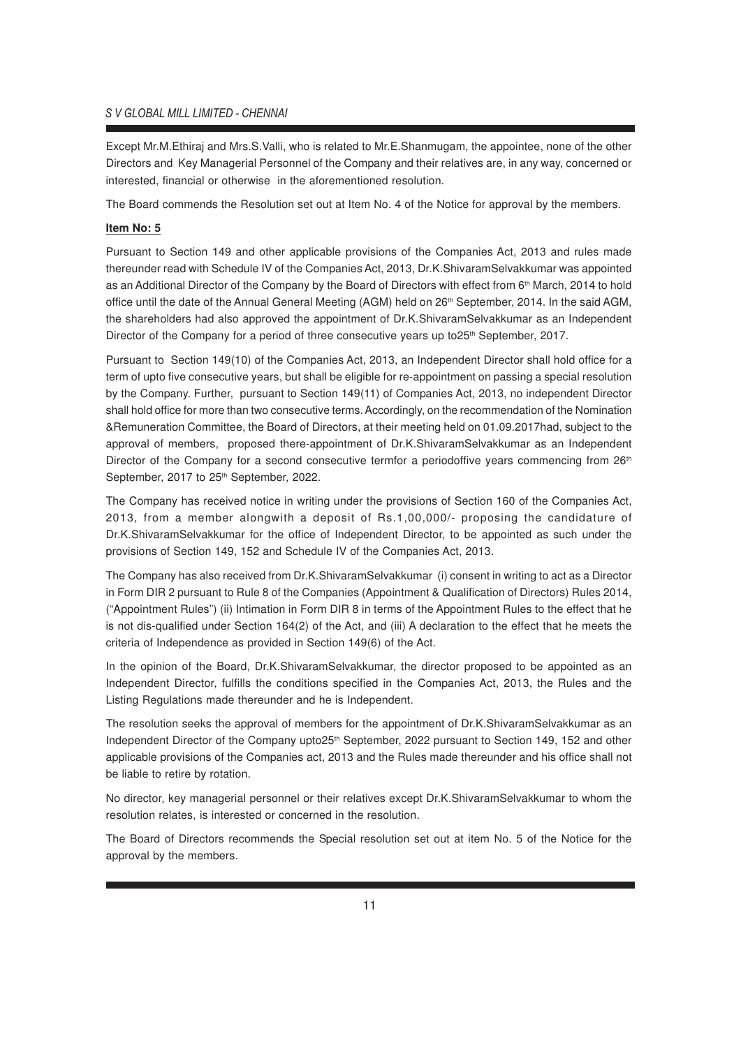Except Mr.M.Ethiraj and Mrs.S.Valli, who is related to Mr.E.Shanmugam, the appointee, none of the other Directors and Key Managerial Personnel of the Company and their relatives are, in any way, concerned or interested, financial or otherwise in the aforementioned resolution.

The Board commends the Resolution set out at Item No. 4 of the Notice for approval by the members.

**Item No: 5**

Pursuant to Section 149 and other applicable provisions of the Companies Act, 2013 and rules made thereunder read with Schedule IV of the Companies Act, 2013, Dr.K.ShivaramSelvakkumar was appointed as an Additional Director of the Company by the Board of Directors with effect from 6th March, 2014 to hold office until the date of the Annual General Meeting (AGM) held on 26th September, 2014. In the said AGM, the shareholders had also approved the appointment of Dr.K.ShivaramSelvakkumar as an Independent Director of the Company for a period of three consecutive years up to25th September, 2017.

Pursuant to Section 149(10) of the Companies Act, 2013, an Independent Director shall hold office for a term of upto five consecutive years, but shall be eligible for re-appointment on passing a special resolution by the Company. Further, pursuant to Section 149(11) of Companies Act, 2013, no independent Director shall hold office for more than two consecutive terms. Accordingly, on the recommendation of the Nomination &Remuneration Committee, the Board of Directors, at their meeting held on 01.09.2017had, subject to the approval of members, proposed there-appointment of Dr.K.ShivaramSelvakkumar as an Independent Director of the Company for a second consecutive termfor a periodoffive years commencing from 26th September, 2017 to 25th September, 2022.

The Company has received notice in writing under the provisions of Section 160 of the Companies Act, 2013, from a member alongwith a deposit of Rs.1,00,000/- proposing the candidature of Dr.K.ShivaramSelvakkumar for the office of Independent Director, to be appointed as such under the provisions of Section 149, 152 and Schedule IV of the Companies Act, 2013.

The Company has also received from Dr.K.ShivaramSelvakkumar (i) consent in writing to act as a Director in Form DIR 2 pursuant to Rule 8 of the Companies (Appointment & Qualification of Directors) Rules 2014, ("Appointment Rules") (ii) Intimation in Form DIR 8 in terms of the Appointment Rules to the effect that he is not dis-qualified under Section 164(2) of the Act, and (iii) A declaration to the effect that he meets the criteria of Independence as provided in Section 149(6) of the Act.

In the opinion of the Board, Dr.K.ShivaramSelvakkumar, the director proposed to be appointed as an Independent Director, fulfills the conditions specified in the Companies Act, 2013, the Rules and the Listing Regulations made thereunder and he is Independent.

The resolution seeks the approval of members for the appointment of Dr.K.ShivaramSelvakkumar as an Independent Director of the Company upto25th September, 2022 pursuant to Section 149, 152 and other applicable provisions of the Companies act, 2013 and the Rules made thereunder and his office shall not be liable to retire by rotation.

No director, key managerial personnel or their relatives except Dr.K.ShivaramSelvakkumar to whom the resolution relates, is interested or concerned in the resolution.

The Board of Directors recommends the Special resolution set out at item No. 5 of the Notice for the approval by the members.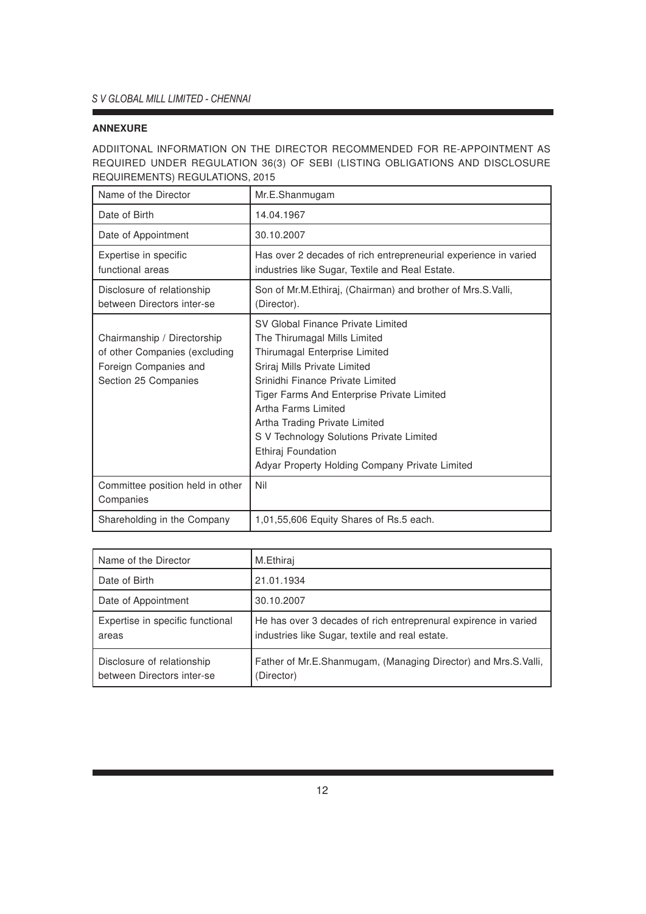## ANNEXURE

ADDIITONAL INFORMATION ON THE DIRECTOR RECOMMENDED FOR RE-APPOINTMENT AS REQUIRED UNDER REGULATION 36(3) OF SEBI (LISTING OBLIGATIONS AND DISCLOSURE REQUIREMENTS) REGULATIONS, 2015

| Name of the Director | Mr.E.Shanmugam |
|---|---|
| Date of Birth | 14.04.1967 |
| Date of Appointment | 30.10.2007 |
| Expertise in specific functional areas | Has over 2 decades of rich entrepreneurial experience in varied industries like Sugar, Textile and Real Estate. |
| Disclosure of relationship between Directors inter-se | Son of Mr.M.Ethiraj, (Chairman) and brother of Mrs.S.Valli, (Director). |
| Chairmanship / Directorship of other Companies (excluding Foreign Companies and Section 25 Companies | SV Global Finance Private Limited<br>The Thirumagal Mills Limited<br>Thirumagal Enterprise Limited<br>Sriraj Mills Private Limited<br>Srinidhi Finance Private Limited<br>Tiger Farms And Enterprise Private Limited<br>Artha Farms Limited<br>Artha Trading Private Limited<br>S V Technology Solutions Private Limited<br>Ethiraj Foundation<br>Adyar Property Holding Company Private Limited |
| Committee position held in other Companies | Nil |
| Shareholding in the Company | 1,01,55,606 Equity Shares of Rs.5 each. |

| Name of the Director | M.Ethiraj |
|---|---|
| Date of Birth | 21.01.1934 |
| Date of Appointment | 30.10.2007 |
| Expertise in specific functional areas | He has over 3 decades of rich entreprenural expirence in varied industries like Sugar, textile and real estate. |
| Disclosure of relationship between Directors inter-se | Father of Mr.E.Shanmugam, (Managing Director) and Mrs.S.Valli, (Director) |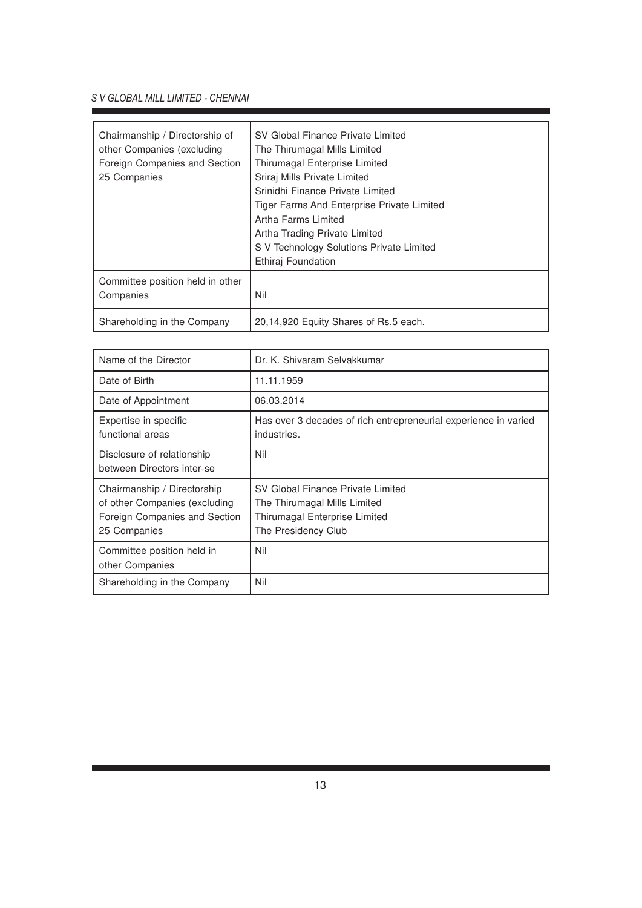| Chairmanship / Directorship of other Companies (excluding Foreign Companies and Section 25 Companies | SV Global Finance Private Limited<br>The Thirumagal Mills Limited<br>Thirumagal Enterprise Limited<br>Sriraj Mills Private Limited<br>Srinidhi Finance Private Limited<br>Tiger Farms And Enterprise Private Limited<br>Artha Farms Limited<br>Artha Trading Private Limited<br>S V Technology Solutions Private Limited<br>Ethiraj Foundation |
|---|---|
| Committee position held in other Companies | Nil |
| Shareholding in the Company | 20,14,920 Equity Shares of Rs.5 each. |

| Name of the Director | Dr. K. Shivaram Selvakkumar |
|---|---|
| Date of Birth | 11.11.1959 |
| Date of Appointment | 06.03.2014 |
| Expertise in specific functional areas | Has over 3 decades of rich entrepreneurial experience in varied industries. |
| Disclosure of relationship between Directors inter-se | Nil |
| Chairmanship / Directorship of other Companies (excluding Foreign Companies and Section 25 Companies | SV Global Finance Private Limited<br>The Thirumagal Mills Limited<br>Thirumagal Enterprise Limited<br>The Presidency Club |
| Committee position held in other Companies | Nil |
| Shareholding in the Company | Nil |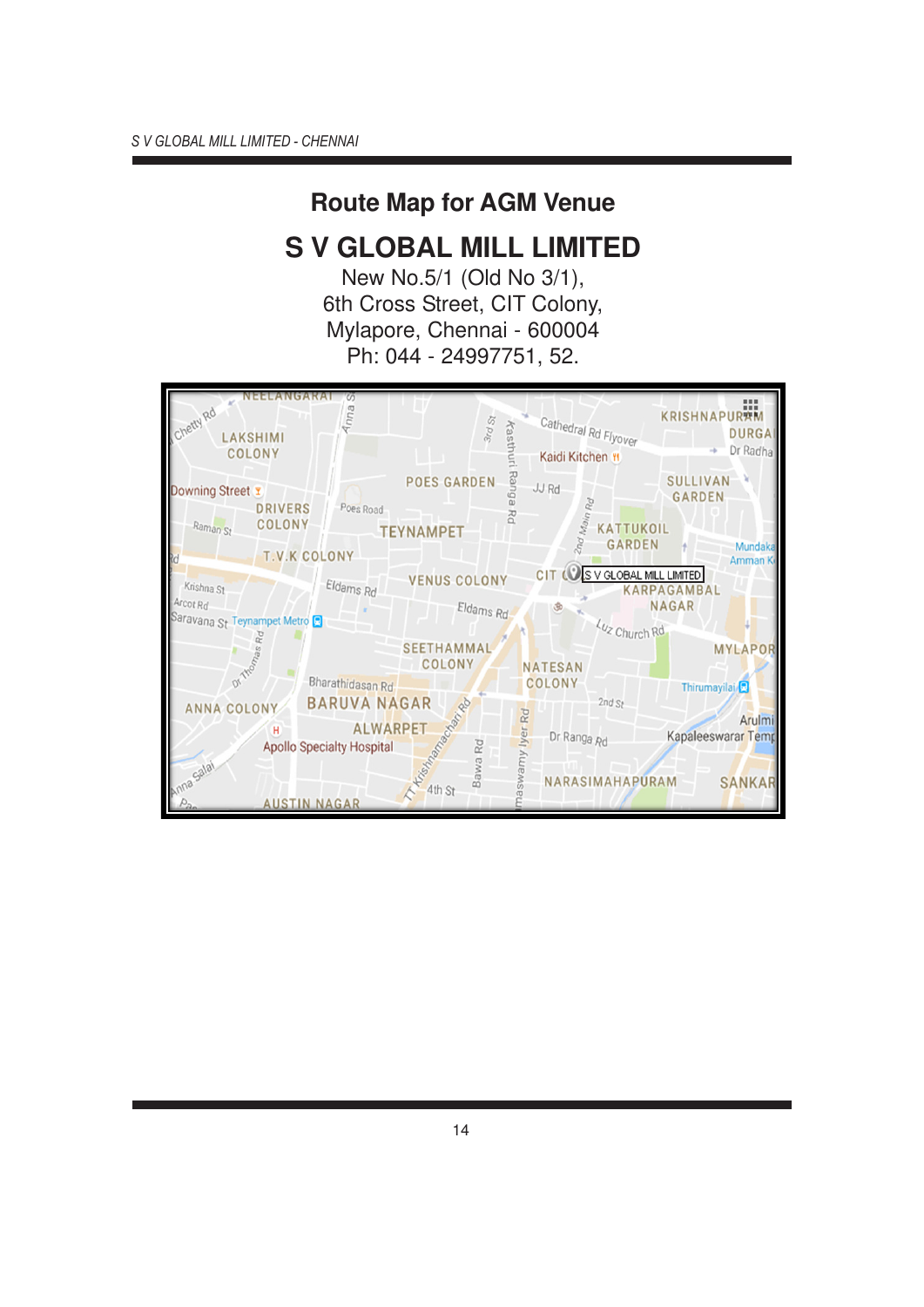## Route Map for AGM Venue

# S V GLOBAL MILL LIMITED

New No.5/1 (Old No 3/1),
6th Cross Street, CIT Colony,
Mylapore, Chennai - 600004
Ph: 044 - 24997751, 52.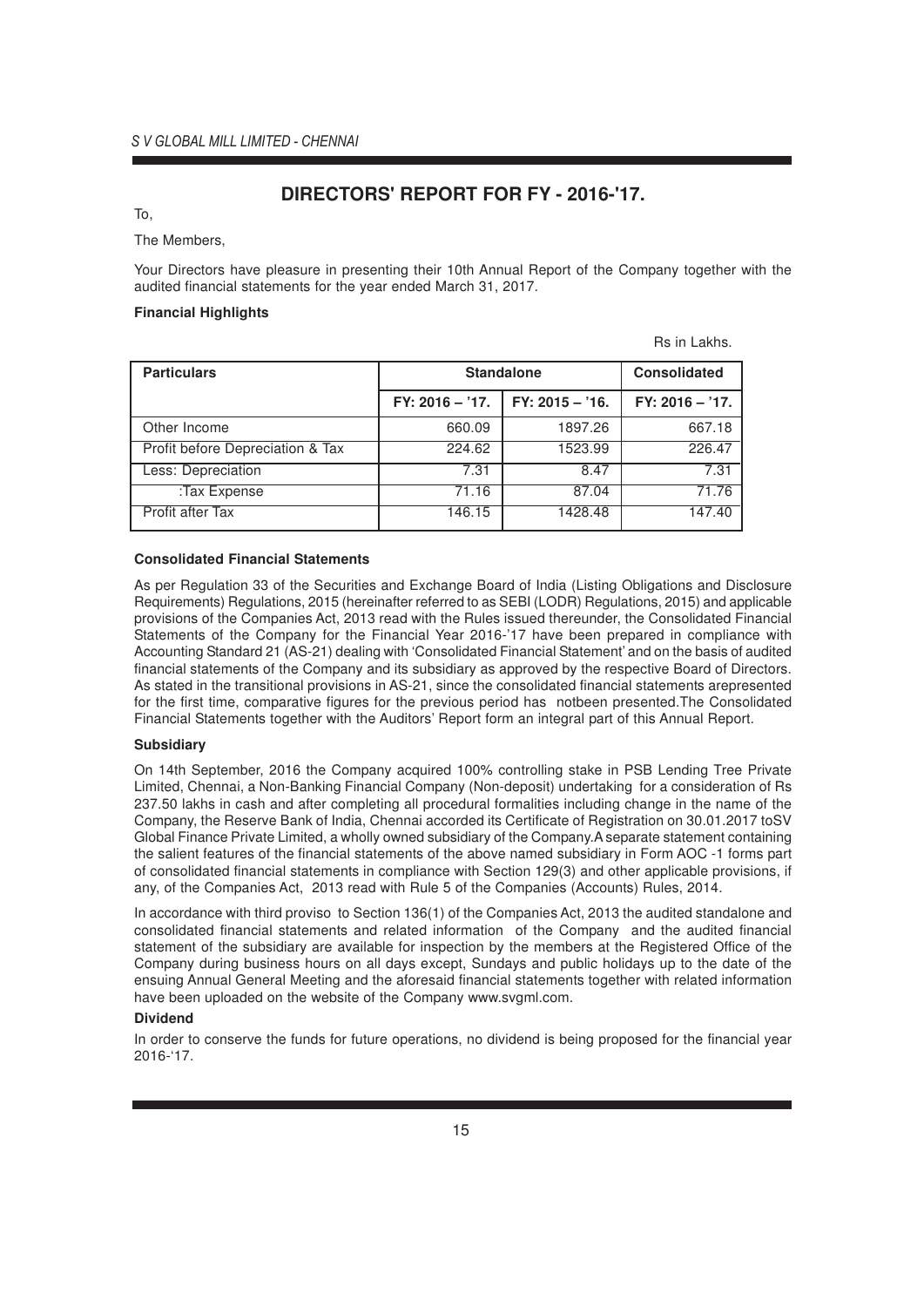# DIRECTORS' REPORT FOR FY - 2016-'17.

To,

The Members,

Your Directors have pleasure in presenting their 10th Annual Report of the Company together with the audited financial statements for the year ended March 31, 2017.

**Financial Highlights**

Rs in Lakhs.

| Particulars | Standalone | | Consolidated |
|---|---|---|---|
| | FY: 2016 – '17. | FY: 2015 – '16. | FY: 2016 – '17. |
| Other Income | 660.09 | 1897.26 | 667.18 |
| Profit before Depreciation & Tax | 224.62 | 1523.99 | 226.47 |
| Less: Depreciation | 7.31 | 8.47 | 7.31 |
| :Tax Expense | 71.16 | 87.04 | 71.76 |
| Profit after Tax | 146.15 | 1428.48 | 147.40 |

**Consolidated Financial Statements**

As per Regulation 33 of the Securities and Exchange Board of India (Listing Obligations and Disclosure Requirements) Regulations, 2015 (hereinafter referred to as SEBI (LODR) Regulations, 2015) and applicable provisions of the Companies Act, 2013 read with the Rules issued thereunder, the Consolidated Financial Statements of the Company for the Financial Year 2016-'17 have been prepared in compliance with Accounting Standard 21 (AS-21) dealing with 'Consolidated Financial Statement' and on the basis of audited financial statements of the Company and its subsidiary as approved by the respective Board of Directors. As stated in the transitional provisions in AS-21, since the consolidated financial statements arepresented for the first time, comparative figures for the previous period has notbeen presented.The Consolidated Financial Statements together with the Auditors' Report form an integral part of this Annual Report.

**Subsidiary**

On 14th September, 2016 the Company acquired 100% controlling stake in PSB Lending Tree Private Limited, Chennai, a Non-Banking Financial Company (Non-deposit) undertaking for a consideration of Rs 237.50 lakhs in cash and after completing all procedural formalities including change in the name of the Company, the Reserve Bank of India, Chennai accorded its Certificate of Registration on 30.01.2017 toSV Global Finance Private Limited, a wholly owned subsidiary of the Company.A separate statement containing the salient features of the financial statements of the above named subsidiary in Form AOC -1 forms part of consolidated financial statements in compliance with Section 129(3) and other applicable provisions, if any, of the Companies Act, 2013 read with Rule 5 of the Companies (Accounts) Rules, 2014.

In accordance with third proviso to Section 136(1) of the Companies Act, 2013 the audited standalone and consolidated financial statements and related information of the Company and the audited financial statement of the subsidiary are available for inspection by the members at the Registered Office of the Company during business hours on all days except, Sundays and public holidays up to the date of the ensuing Annual General Meeting and the aforesaid financial statements together with related information have been uploaded on the website of the Company www.svgml.com.

**Dividend**

In order to conserve the funds for future operations, no dividend is being proposed for the financial year 2016-'17.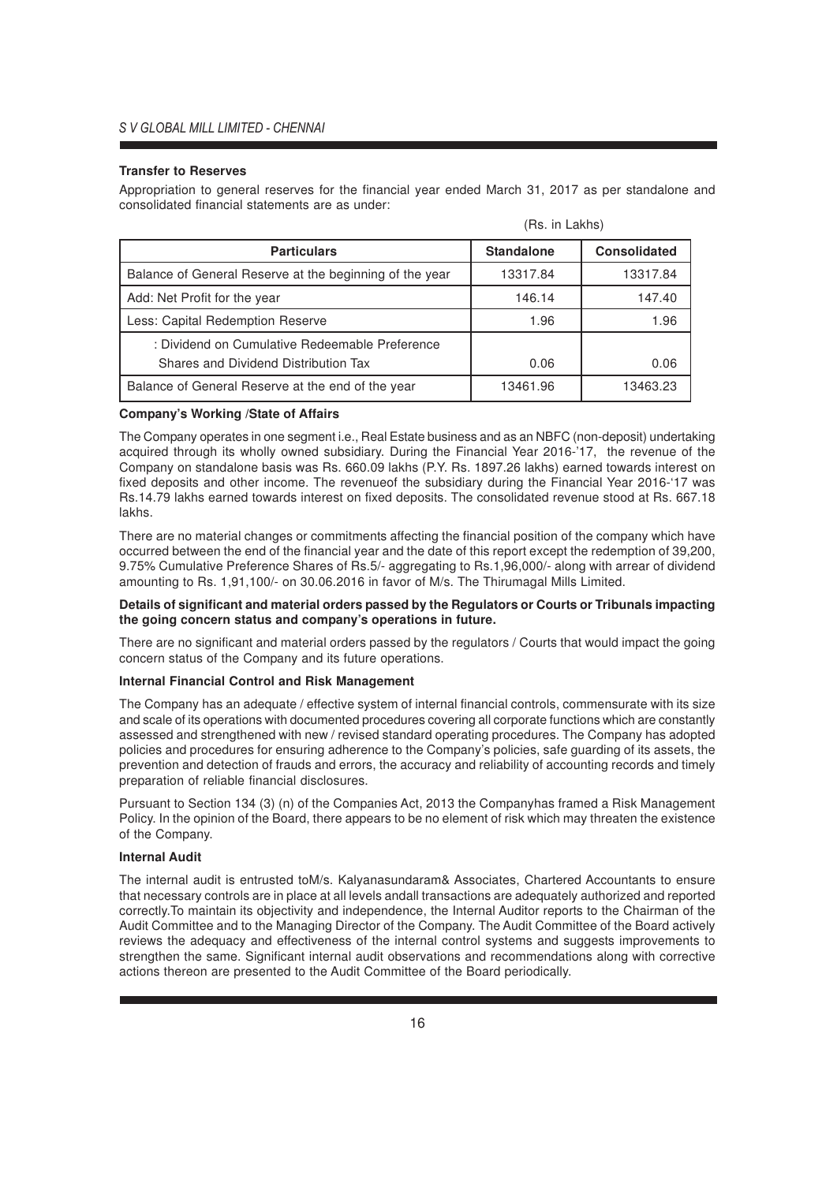### Transfer to Reserves

Appropriation to general reserves for the financial year ended March 31, 2017 as per standalone and consolidated financial statements are as under:

(Rs. in Lakhs)

| Particulars | Standalone | Consolidated |
|---|---|---|
| Balance of General Reserve at the beginning of the year | 13317.84 | 13317.84 |
| Add: Net Profit for the year | 146.14 | 147.40 |
| Less: Capital Redemption Reserve | 1.96 | 1.96 |
| : Dividend on Cumulative Redeemable Preference Shares and Dividend Distribution Tax | 0.06 | 0.06 |
| Balance of General Reserve at the end of the year | 13461.96 | 13463.23 |

### Company's Working /State of Affairs

The Company operates in one segment i.e., Real Estate business and as an NBFC (non-deposit) undertaking acquired through its wholly owned subsidiary. During the Financial Year 2016-'17, the revenue of the Company on standalone basis was Rs. 660.09 lakhs (P.Y. Rs. 1897.26 lakhs) earned towards interest on fixed deposits and other income. The revenueof the subsidiary during the Financial Year 2016-'17 was Rs.14.79 lakhs earned towards interest on fixed deposits. The consolidated revenue stood at Rs. 667.18 lakhs.

There are no material changes or commitments affecting the financial position of the company which have occurred between the end of the financial year and the date of this report except the redemption of 39,200, 9.75% Cumulative Preference Shares of Rs.5/- aggregating to Rs.1,96,000/- along with arrear of dividend amounting to Rs. 1,91,100/- on 30.06.2016 in favor of M/s. The Thirumagal Mills Limited.

### Details of significant and material orders passed by the Regulators or Courts or Tribunals impacting the going concern status and company's operations in future.

There are no significant and material orders passed by the regulators / Courts that would impact the going concern status of the Company and its future operations.

### Internal Financial Control and Risk Management

The Company has an adequate / effective system of internal financial controls, commensurate with its size and scale of its operations with documented procedures covering all corporate functions which are constantly assessed and strengthened with new / revised standard operating procedures. The Company has adopted policies and procedures for ensuring adherence to the Company's policies, safe guarding of its assets, the prevention and detection of frauds and errors, the accuracy and reliability of accounting records and timely preparation of reliable financial disclosures.

Pursuant to Section 134 (3) (n) of the Companies Act, 2013 the Companyhas framed a Risk Management Policy. In the opinion of the Board, there appears to be no element of risk which may threaten the existence of the Company.

### Internal Audit

The internal audit is entrusted toM/s. Kalyanasundaram& Associates, Chartered Accountants to ensure that necessary controls are in place at all levels andall transactions are adequately authorized and reported correctly.To maintain its objectivity and independence, the Internal Auditor reports to the Chairman of the Audit Committee and to the Managing Director of the Company. The Audit Committee of the Board actively reviews the adequacy and effectiveness of the internal control systems and suggests improvements to strengthen the same. Significant internal audit observations and recommendations along with corrective actions thereon are presented to the Audit Committee of the Board periodically.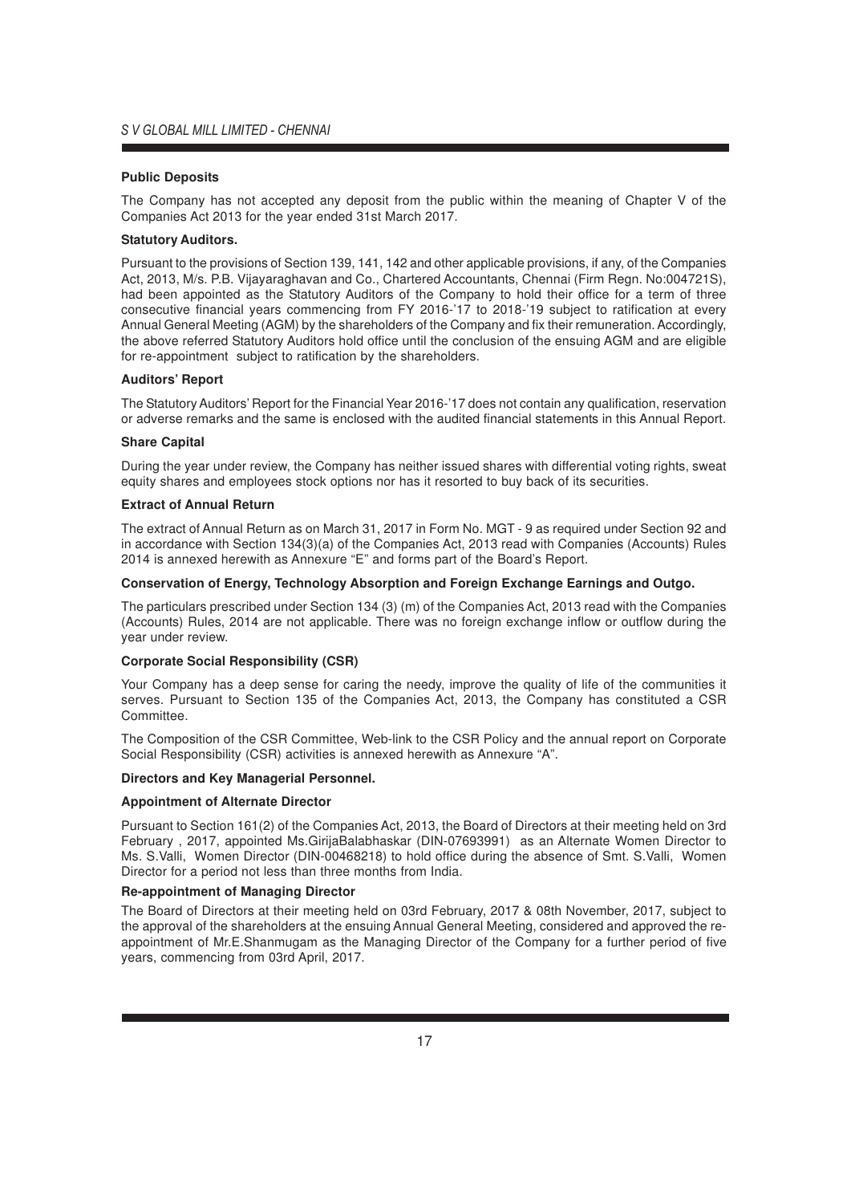**Public Deposits**

The Company has not accepted any deposit from the public within the meaning of Chapter V of the Companies Act 2013 for the year ended 31st March 2017.

**Statutory Auditors.**

Pursuant to the provisions of Section 139, 141, 142 and other applicable provisions, if any, of the Companies Act, 2013, M/s. P.B. Vijayaraghavan and Co., Chartered Accountants, Chennai (Firm Regn. No:004721S), had been appointed as the Statutory Auditors of the Company to hold their office for a term of three consecutive financial years commencing from FY 2016-'17 to 2018-'19 subject to ratification at every Annual General Meeting (AGM) by the shareholders of the Company and fix their remuneration. Accordingly, the above referred Statutory Auditors hold office until the conclusion of the ensuing AGM and are eligible for re-appointment subject to ratification by the shareholders.

**Auditors' Report**

The Statutory Auditors' Report for the Financial Year 2016-'17 does not contain any qualification, reservation or adverse remarks and the same is enclosed with the audited financial statements in this Annual Report.

**Share Capital**

During the year under review, the Company has neither issued shares with differential voting rights, sweat equity shares and employees stock options nor has it resorted to buy back of its securities.

**Extract of Annual Return**

The extract of Annual Return as on March 31, 2017 in Form No. MGT - 9 as required under Section 92 and in accordance with Section 134(3)(a) of the Companies Act, 2013 read with Companies (Accounts) Rules 2014 is annexed herewith as Annexure "E" and forms part of the Board's Report.

**Conservation of Energy, Technology Absorption and Foreign Exchange Earnings and Outgo.**

The particulars prescribed under Section 134 (3) (m) of the Companies Act, 2013 read with the Companies (Accounts) Rules, 2014 are not applicable. There was no foreign exchange inflow or outflow during the year under review.

**Corporate Social Responsibility (CSR)**

Your Company has a deep sense for caring the needy, improve the quality of life of the communities it serves. Pursuant to Section 135 of the Companies Act, 2013, the Company has constituted a CSR Committee.

The Composition of the CSR Committee, Web-link to the CSR Policy and the annual report on Corporate Social Responsibility (CSR) activities is annexed herewith as Annexure "A".

**Directors and Key Managerial Personnel.**

**Appointment of Alternate Director**

Pursuant to Section 161(2) of the Companies Act, 2013, the Board of Directors at their meeting held on 3rd February , 2017, appointed Ms.GirijaBalabhaskar (DIN-07693991) as an Alternate Women Director to Ms. S.Valli, Women Director (DIN-00468218) to hold office during the absence of Smt. S.Valli, Women Director for a period not less than three months from India.

**Re-appointment of Managing Director**

The Board of Directors at their meeting held on 03rd February, 2017 & 08th November, 2017, subject to the approval of the shareholders at the ensuing Annual General Meeting, considered and approved the re-appointment of Mr.E.Shanmugam as the Managing Director of the Company for a further period of five years, commencing from 03rd April, 2017.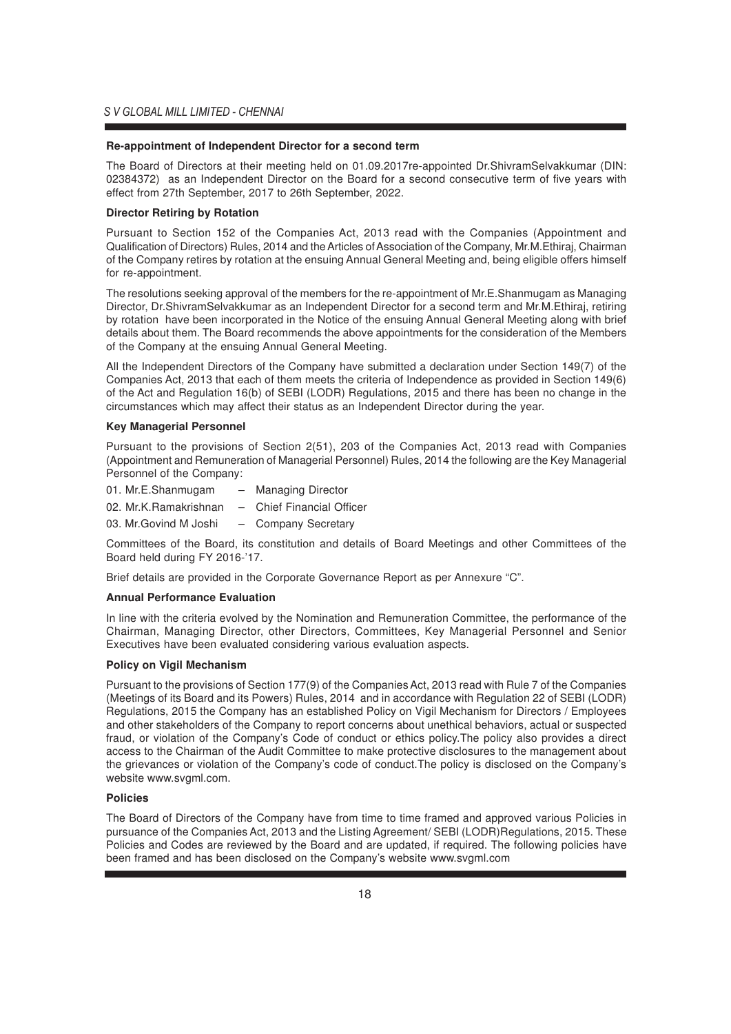**Re-appointment of Independent Director for a second term**

The Board of Directors at their meeting held on 01.09.2017re-appointed Dr.ShivramSelvakkumar (DIN: 02384372) as an Independent Director on the Board for a second consecutive term of five years with effect from 27th September, 2017 to 26th September, 2022.

**Director Retiring by Rotation**

Pursuant to Section 152 of the Companies Act, 2013 read with the Companies (Appointment and Qualification of Directors) Rules, 2014 and the Articles of Association of the Company, Mr.M.Ethiraj, Chairman of the Company retires by rotation at the ensuing Annual General Meeting and, being eligible offers himself for re-appointment.

The resolutions seeking approval of the members for the re-appointment of Mr.E.Shanmugam as Managing Director, Dr.ShivramSelvakkumar as an Independent Director for a second term and Mr.M.Ethiraj, retiring by rotation have been incorporated in the Notice of the ensuing Annual General Meeting along with brief details about them. The Board recommends the above appointments for the consideration of the Members of the Company at the ensuing Annual General Meeting.

All the Independent Directors of the Company have submitted a declaration under Section 149(7) of the Companies Act, 2013 that each of them meets the criteria of Independence as provided in Section 149(6) of the Act and Regulation 16(b) of SEBI (LODR) Regulations, 2015 and there has been no change in the circumstances which may affect their status as an Independent Director during the year.

**Key Managerial Personnel**

Pursuant to the provisions of Section 2(51), 203 of the Companies Act, 2013 read with Companies (Appointment and Remuneration of Managerial Personnel) Rules, 2014 the following are the Key Managerial Personnel of the Company:

01. Mr.E.Shanmugam – Managing Director
02. Mr.K.Ramakrishnan – Chief Financial Officer
03. Mr.Govind M Joshi – Company Secretary

Committees of the Board, its constitution and details of Board Meetings and other Committees of the Board held during FY 2016-'17.

Brief details are provided in the Corporate Governance Report as per Annexure "C".

**Annual Performance Evaluation**

In line with the criteria evolved by the Nomination and Remuneration Committee, the performance of the Chairman, Managing Director, other Directors, Committees, Key Managerial Personnel and Senior Executives have been evaluated considering various evaluation aspects.

**Policy on Vigil Mechanism**

Pursuant to the provisions of Section 177(9) of the Companies Act, 2013 read with Rule 7 of the Companies (Meetings of its Board and its Powers) Rules, 2014 and in accordance with Regulation 22 of SEBI (LODR) Regulations, 2015 the Company has an established Policy on Vigil Mechanism for Directors / Employees and other stakeholders of the Company to report concerns about unethical behaviors, actual or suspected fraud, or violation of the Company's Code of conduct or ethics policy.The policy also provides a direct access to the Chairman of the Audit Committee to make protective disclosures to the management about the grievances or violation of the Company's code of conduct.The policy is disclosed on the Company's website www.svgml.com.

**Policies**

The Board of Directors of the Company have from time to time framed and approved various Policies in pursuance of the Companies Act, 2013 and the Listing Agreement/ SEBI (LODR)Regulations, 2015. These Policies and Codes are reviewed by the Board and are updated, if required. The following policies have been framed and has been disclosed on the Company's website www.svgml.com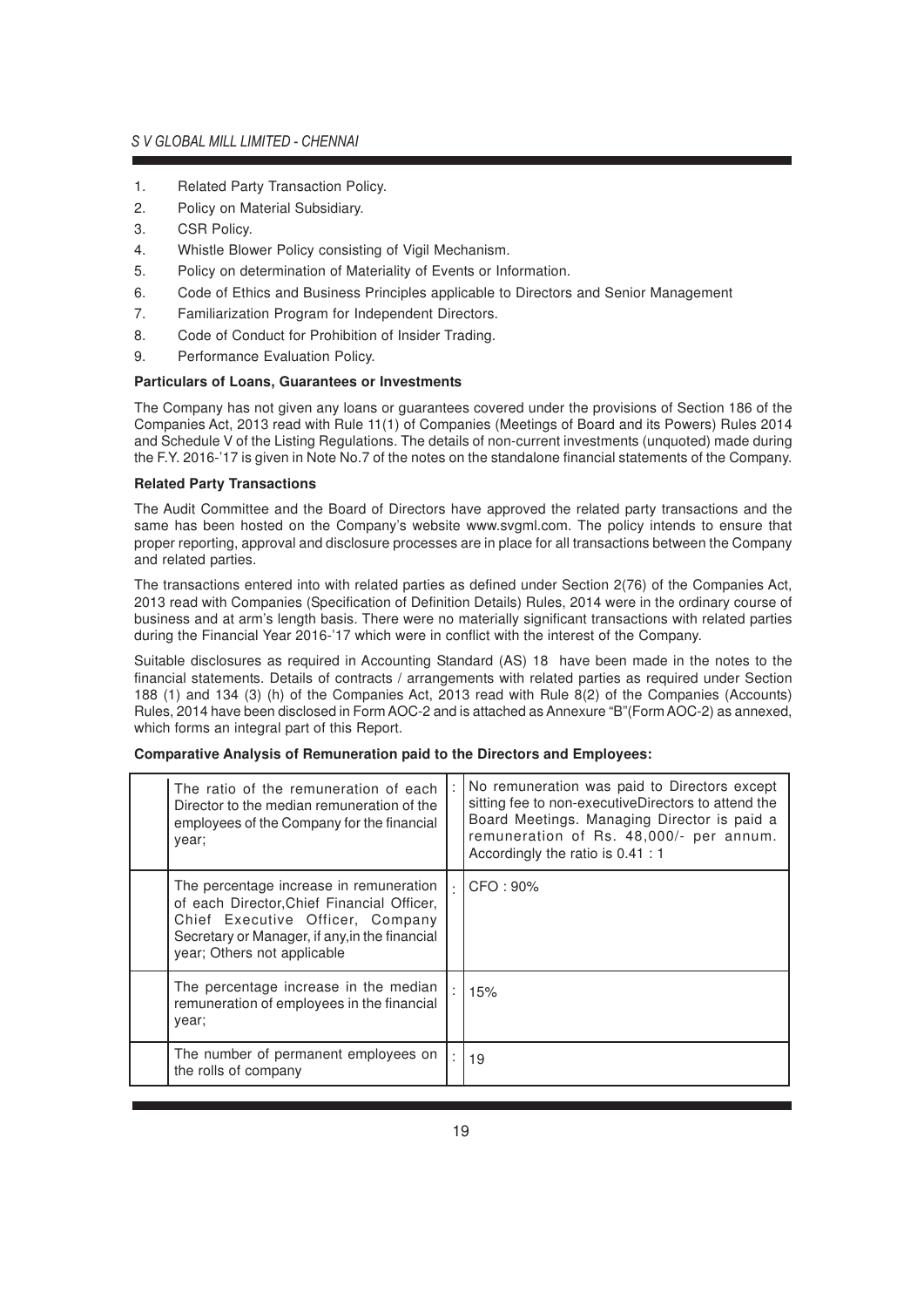1. Related Party Transaction Policy.
2. Policy on Material Subsidiary.
3. CSR Policy.
4. Whistle Blower Policy consisting of Vigil Mechanism.
5. Policy on determination of Materiality of Events or Information.
6. Code of Ethics and Business Principles applicable to Directors and Senior Management
7. Familiarization Program for Independent Directors.
8. Code of Conduct for Prohibition of Insider Trading.
9. Performance Evaluation Policy.

**Particulars of Loans, Guarantees or Investments**

The Company has not given any loans or guarantees covered under the provisions of Section 186 of the Companies Act, 2013 read with Rule 11(1) of Companies (Meetings of Board and its Powers) Rules 2014 and Schedule V of the Listing Regulations. The details of non-current investments (unquoted) made during the F.Y. 2016-'17 is given in Note No.7 of the notes on the standalone financial statements of the Company.

**Related Party Transactions**

The Audit Committee and the Board of Directors have approved the related party transactions and the same has been hosted on the Company's website www.svgml.com. The policy intends to ensure that proper reporting, approval and disclosure processes are in place for all transactions between the Company and related parties.

The transactions entered into with related parties as defined under Section 2(76) of the Companies Act, 2013 read with Companies (Specification of Definition Details) Rules, 2014 were in the ordinary course of business and at arm's length basis. There were no materially significant transactions with related parties during the Financial Year 2016-'17 which were in conflict with the interest of the Company.

Suitable disclosures as required in Accounting Standard (AS) 18 have been made in the notes to the financial statements. Details of contracts / arrangements with related parties as required under Section 188 (1) and 134 (3) (h) of the Companies Act, 2013 read with Rule 8(2) of the Companies (Accounts) Rules, 2014 have been disclosed in Form AOC-2 and is attached as Annexure "B"(Form AOC-2) as annexed, which forms an integral part of this Report.

**Comparative Analysis of Remuneration paid to the Directors and Employees:**

| | | | |
|---|---|---|---|
| | The ratio of the remuneration of each Director to the median remuneration of the employees of the Company for the financial year; | : | No remuneration was paid to Directors except sitting fee to non-executiveDirectors to attend the Board Meetings. Managing Director is paid a remuneration of Rs. 48,000/- per annum. Accordingly the ratio is 0.41 : 1 |
| | The percentage increase in remuneration of each Director,Chief Financial Officer, Chief Executive Officer, Company Secretary or Manager, if any,in the financial year; Others not applicable | : | CFO : 90% |
| | The percentage increase in the median remuneration of employees in the financial year; | : | 15% |
| | The number of permanent employees on the rolls of company | : | 19 |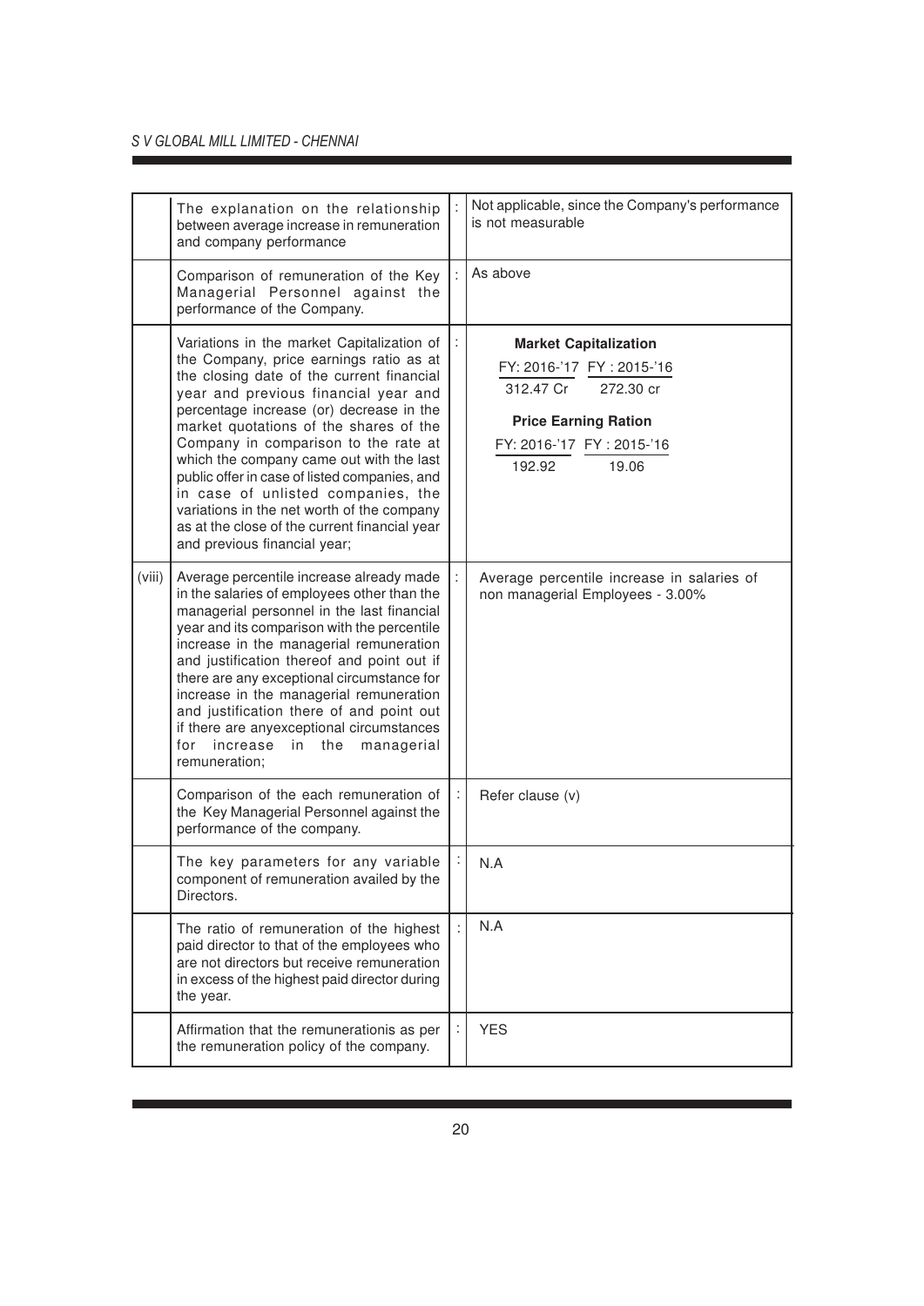|  |  |  |  |
|---|---|---|---|
|  | The explanation on the relationship between average increase in remuneration and company performance | : | Not applicable, since the Company's performance is not measurable |
|  | Comparison of remuneration of the Key Managerial Personnel against the performance of the Company. | : | As above |
|  | Variations in the market Capitalization of the Company, price earnings ratio as at the closing date of the current financial year and previous financial year and percentage increase (or) decrease in the market quotations of the shares of the Company in comparison to the rate at which the company came out with the last public offer in case of listed companies, and in case of unlisted companies, the variations in the net worth of the company as at the close of the current financial year and previous financial year; | : | **Market Capitalization**<br>FY: 2016-'17 FY : 2015-'16<br>312.47 Cr 272.30 cr<br>**Price Earning Ration**<br>FY: 2016-'17 FY : 2015-'16<br>192.92 19.06 |
| (viii) | Average percentile increase already made in the salaries of employees other than the managerial personnel in the last financial year and its comparison with the percentile increase in the managerial remuneration and justification thereof and point out if there are any exceptional circumstance for increase in the managerial remuneration and justification there of and point out if there are anyexceptional circumstances for increase in the managerial remuneration; | : | Average percentile increase in salaries of non managerial Employees - 3.00% |
|  | Comparison of the each remuneration of the Key Managerial Personnel against the performance of the company. | : | Refer clause (v) |
|  | The key parameters for any variable component of remuneration availed by the Directors. | : | N.A |
|  | The ratio of remuneration of the highest paid director to that of the employees who are not directors but receive remuneration in excess of the highest paid director during the year. | : | N.A |
|  | Affirmation that the remunerationis as per the remuneration policy of the company. | : | YES |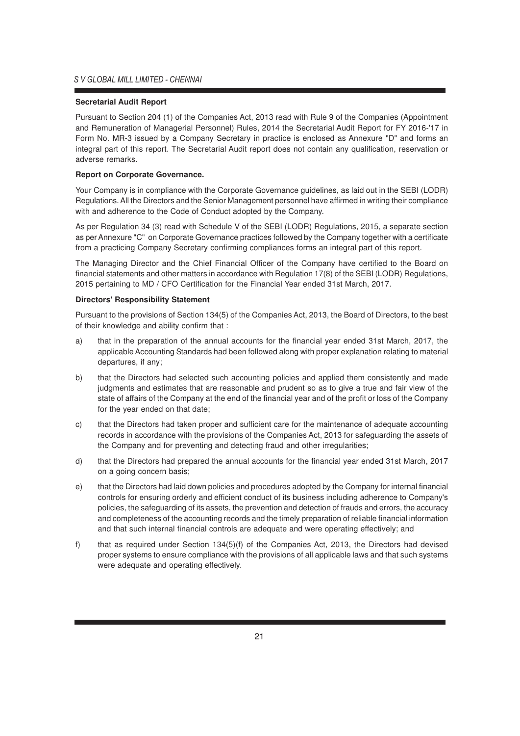### Secretarial Audit Report

Pursuant to Section 204 (1) of the Companies Act, 2013 read with Rule 9 of the Companies (Appointment and Remuneration of Managerial Personnel) Rules, 2014 the Secretarial Audit Report for FY 2016-'17 in Form No. MR-3 issued by a Company Secretary in practice is enclosed as Annexure "D" and forms an integral part of this report. The Secretarial Audit report does not contain any qualification, reservation or adverse remarks.

### Report on Corporate Governance.

Your Company is in compliance with the Corporate Governance guidelines, as laid out in the SEBI (LODR) Regulations. All the Directors and the Senior Management personnel have affirmed in writing their compliance with and adherence to the Code of Conduct adopted by the Company.

As per Regulation 34 (3) read with Schedule V of the SEBI (LODR) Regulations, 2015, a separate section as per Annexure "C" on Corporate Governance practices followed by the Company together with a certificate from a practicing Company Secretary confirming compliances forms an integral part of this report.

The Managing Director and the Chief Financial Officer of the Company have certified to the Board on financial statements and other matters in accordance with Regulation 17(8) of the SEBI (LODR) Regulations, 2015 pertaining to MD / CFO Certification for the Financial Year ended 31st March, 2017.

### Directors' Responsibility Statement

Pursuant to the provisions of Section 134(5) of the Companies Act, 2013, the Board of Directors, to the best of their knowledge and ability confirm that :

a) that in the preparation of the annual accounts for the financial year ended 31st March, 2017, the applicable Accounting Standards had been followed along with proper explanation relating to material departures, if any;

b) that the Directors had selected such accounting policies and applied them consistently and made judgments and estimates that are reasonable and prudent so as to give a true and fair view of the state of affairs of the Company at the end of the financial year and of the profit or loss of the Company for the year ended on that date;

c) that the Directors had taken proper and sufficient care for the maintenance of adequate accounting records in accordance with the provisions of the Companies Act, 2013 for safeguarding the assets of the Company and for preventing and detecting fraud and other irregularities;

d) that the Directors had prepared the annual accounts for the financial year ended 31st March, 2017 on a going concern basis;

e) that the Directors had laid down policies and procedures adopted by the Company for internal financial controls for ensuring orderly and efficient conduct of its business including adherence to Company's policies, the safeguarding of its assets, the prevention and detection of frauds and errors, the accuracy and completeness of the accounting records and the timely preparation of reliable financial information and that such internal financial controls are adequate and were operating effectively; and

f) that as required under Section 134(5)(f) of the Companies Act, 2013, the Directors had devised proper systems to ensure compliance with the provisions of all applicable laws and that such systems were adequate and operating effectively.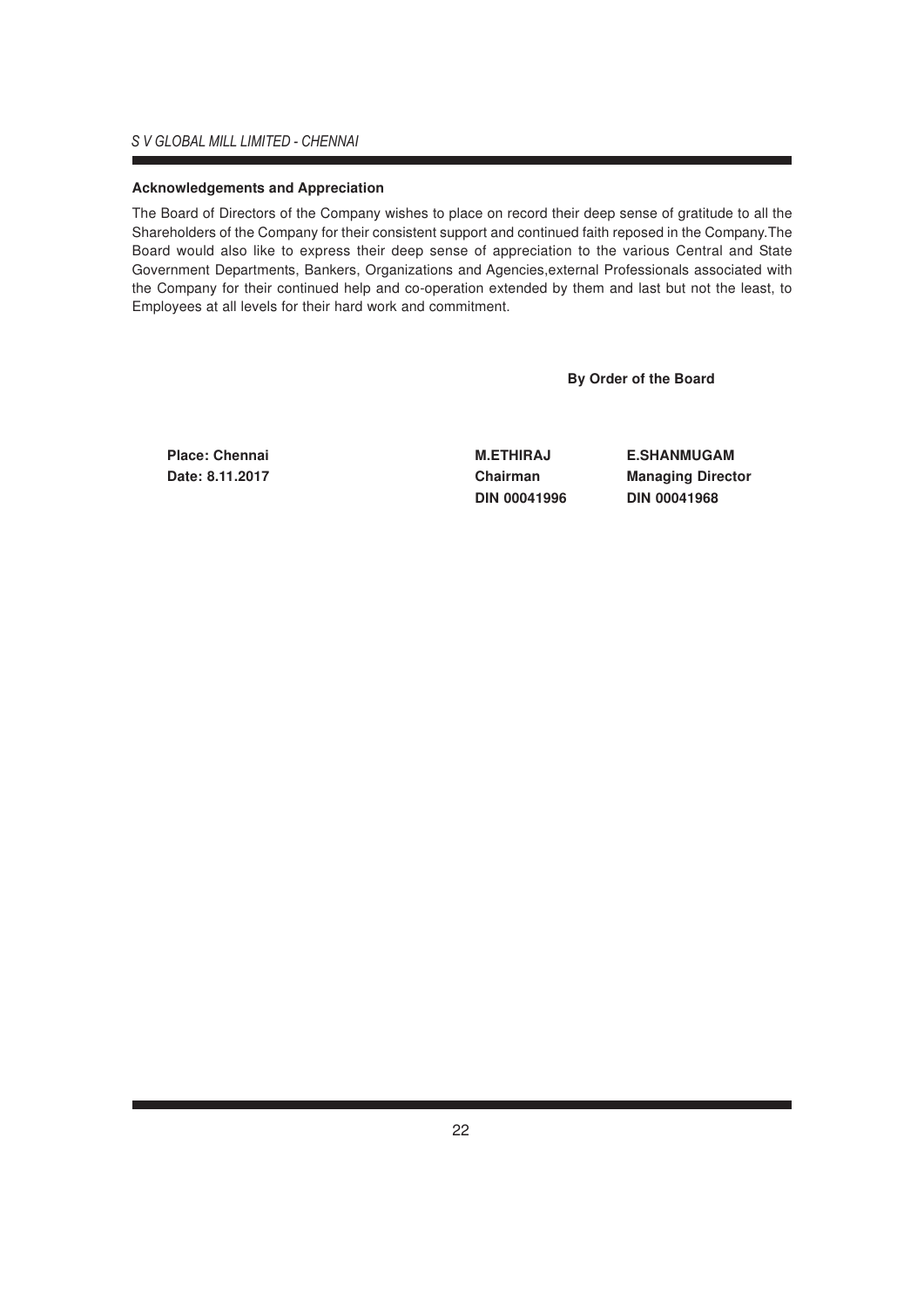**Acknowledgements and Appreciation**

The Board of Directors of the Company wishes to place on record their deep sense of gratitude to all the Shareholders of the Company for their consistent support and continued faith reposed in the Company.The Board would also like to express their deep sense of appreciation to the various Central and State Government Departments, Bankers, Organizations and Agencies,external Professionals associated with the Company for their continued help and co-operation extended by them and last but not the least, to Employees at all levels for their hard work and commitment.

**By Order of the Board**

| | | |
|---|---|---|
| **Place: Chennai** | **M.ETHIRAJ** | **E.SHANMUGAM** |
| **Date: 8.11.2017** | **Chairman** | **Managing Director** |
| | **DIN 00041996** | **DIN 00041968** |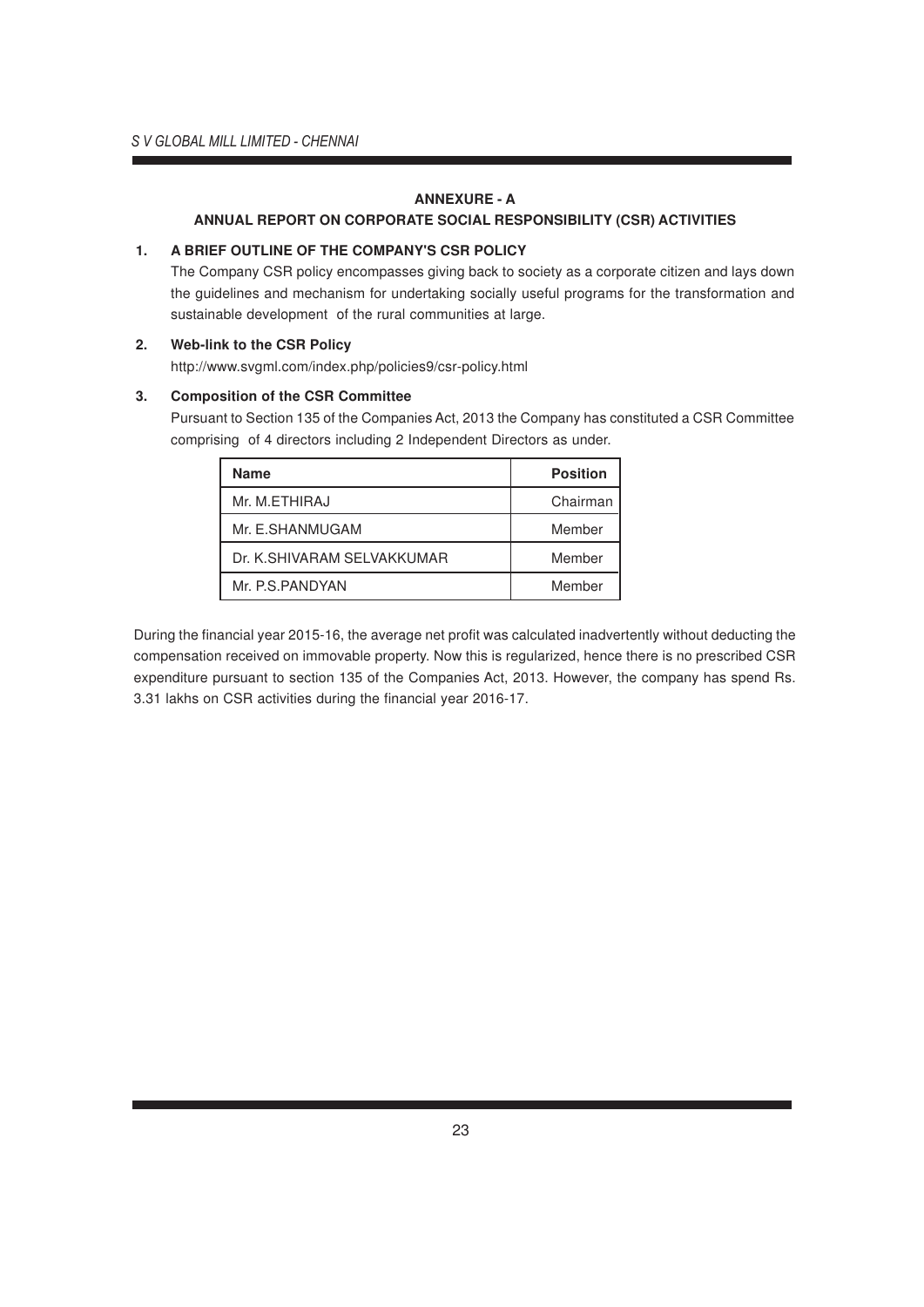## ANNEXURE - A

## ANNUAL REPORT ON CORPORATE SOCIAL RESPONSIBILITY (CSR) ACTIVITIES

**1. A BRIEF OUTLINE OF THE COMPANY'S CSR POLICY**

The Company CSR policy encompasses giving back to society as a corporate citizen and lays down the guidelines and mechanism for undertaking socially useful programs for the transformation and sustainable development of the rural communities at large.

**2. Web-link to the CSR Policy**

http://www.svgml.com/index.php/policies9/csr-policy.html

**3. Composition of the CSR Committee**

Pursuant to Section 135 of the Companies Act, 2013 the Company has constituted a CSR Committee comprising of 4 directors including 2 Independent Directors as under.

| Name | Position |
|---|---|
| Mr. M.ETHIRAJ | Chairman |
| Mr. E.SHANMUGAM | Member |
| Dr. K.SHIVARAM SELVAKKUMAR | Member |
| Mr. P.S.PANDYAN | Member |

During the financial year 2015-16, the average net profit was calculated inadvertently without deducting the compensation received on immovable property. Now this is regularized, hence there is no prescribed CSR expenditure pursuant to section 135 of the Companies Act, 2013. However, the company has spend Rs. 3.31 lakhs on CSR activities during the financial year 2016-17.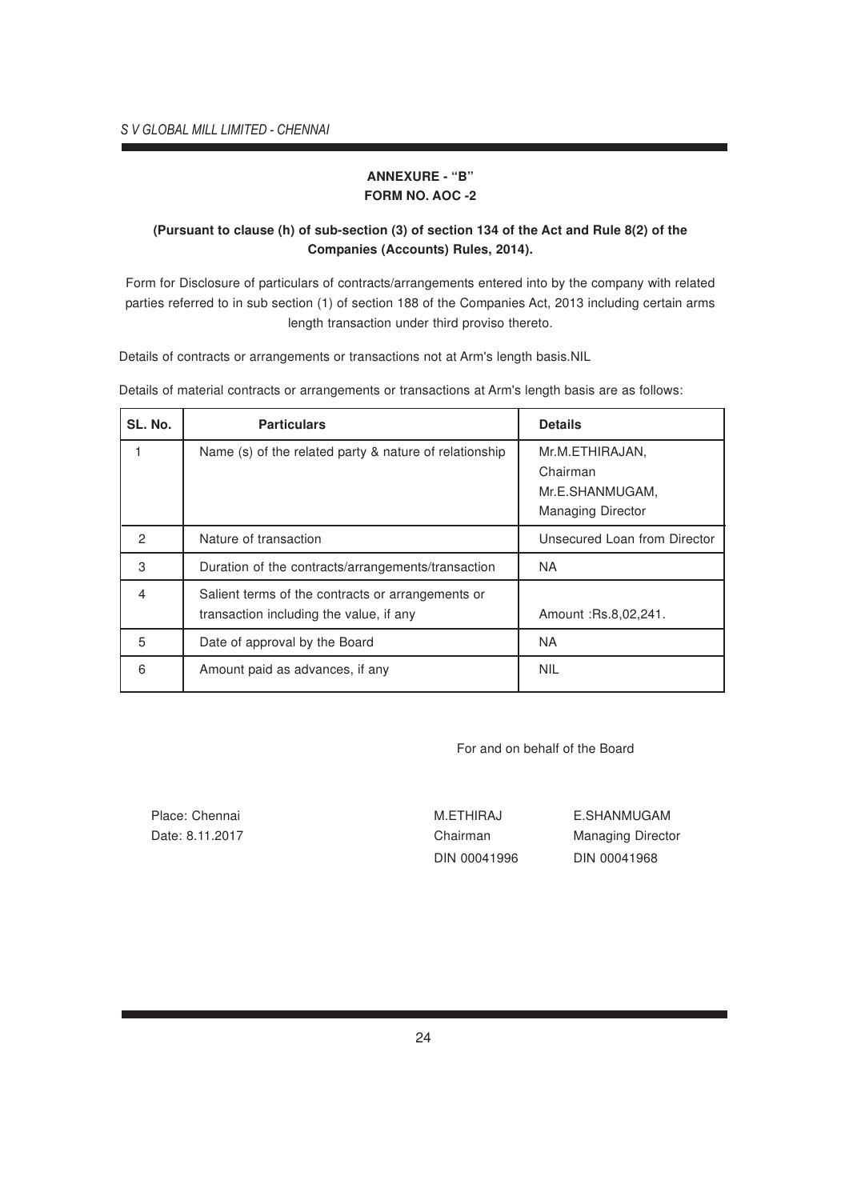## ANNEXURE - "B"
## FORM NO. AOC -2

**(Pursuant to clause (h) of sub-section (3) of section 134 of the Act and Rule 8(2) of the Companies (Accounts) Rules, 2014).**

Form for Disclosure of particulars of contracts/arrangements entered into by the company with related parties referred to in sub section (1) of section 188 of the Companies Act, 2013 including certain arms length transaction under third proviso thereto.

Details of contracts or arrangements or transactions not at Arm's length basis.NIL

Details of material contracts or arrangements or transactions at Arm's length basis are as follows:

| SL. No. | Particulars | Details |
|---|---|---|
| 1 | Name (s) of the related party & nature of relationship | Mr.M.ETHIRAJAN, Chairman Mr.E.SHANMUGAM, Managing Director |
| 2 | Nature of transaction | Unsecured Loan from Director |
| 3 | Duration of the contracts/arrangements/transaction | NA |
| 4 | Salient terms of the contracts or arrangements or transaction including the value, if any | Amount :Rs.8,02,241. |
| 5 | Date of approval by the Board | NA |
| 6 | Amount paid as advances, if any | NIL |

For and on behalf of the Board

Place: Chennai
Date: 8.11.2017

M.ETHIRAJ
Chairman
DIN 00041996

E.SHANMUGAM
Managing Director
DIN 00041968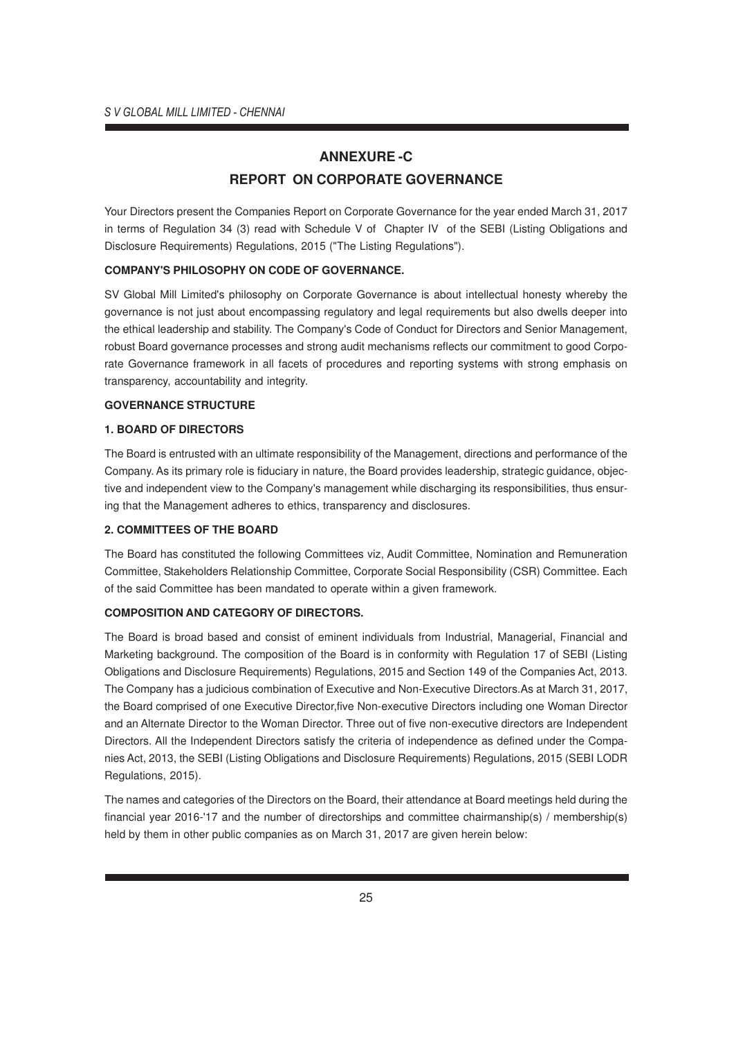# ANNEXURE -C

## REPORT ON CORPORATE GOVERNANCE

Your Directors present the Companies Report on Corporate Governance for the year ended March 31, 2017 in terms of Regulation 34 (3) read with Schedule V of Chapter IV of the SEBI (Listing Obligations and Disclosure Requirements) Regulations, 2015 ("The Listing Regulations").

**COMPANY'S PHILOSOPHY ON CODE OF GOVERNANCE.**

SV Global Mill Limited's philosophy on Corporate Governance is about intellectual honesty whereby the governance is not just about encompassing regulatory and legal requirements but also dwells deeper into the ethical leadership and stability. The Company's Code of Conduct for Directors and Senior Management, robust Board governance processes and strong audit mechanisms reflects our commitment to good Corporate Governance framework in all facets of procedures and reporting systems with strong emphasis on transparency, accountability and integrity.

**GOVERNANCE STRUCTURE**

**1. BOARD OF DIRECTORS**

The Board is entrusted with an ultimate responsibility of the Management, directions and performance of the Company. As its primary role is fiduciary in nature, the Board provides leadership, strategic guidance, objective and independent view to the Company's management while discharging its responsibilities, thus ensuring that the Management adheres to ethics, transparency and disclosures.

**2. COMMITTEES OF THE BOARD**

The Board has constituted the following Committees viz, Audit Committee, Nomination and Remuneration Committee, Stakeholders Relationship Committee, Corporate Social Responsibility (CSR) Committee. Each of the said Committee has been mandated to operate within a given framework.

**COMPOSITION AND CATEGORY OF DIRECTORS.**

The Board is broad based and consist of eminent individuals from Industrial, Managerial, Financial and Marketing background. The composition of the Board is in conformity with Regulation 17 of SEBI (Listing Obligations and Disclosure Requirements) Regulations, 2015 and Section 149 of the Companies Act, 2013. The Company has a judicious combination of Executive and Non-Executive Directors.As at March 31, 2017, the Board comprised of one Executive Director,five Non-executive Directors including one Woman Director and an Alternate Director to the Woman Director. Three out of five non-executive directors are Independent Directors. All the Independent Directors satisfy the criteria of independence as defined under the Companies Act, 2013, the SEBI (Listing Obligations and Disclosure Requirements) Regulations, 2015 (SEBI LODR Regulations, 2015).

The names and categories of the Directors on the Board, their attendance at Board meetings held during the financial year 2016-'17 and the number of directorships and committee chairmanship(s) / membership(s) held by them in other public companies as on March 31, 2017 are given herein below: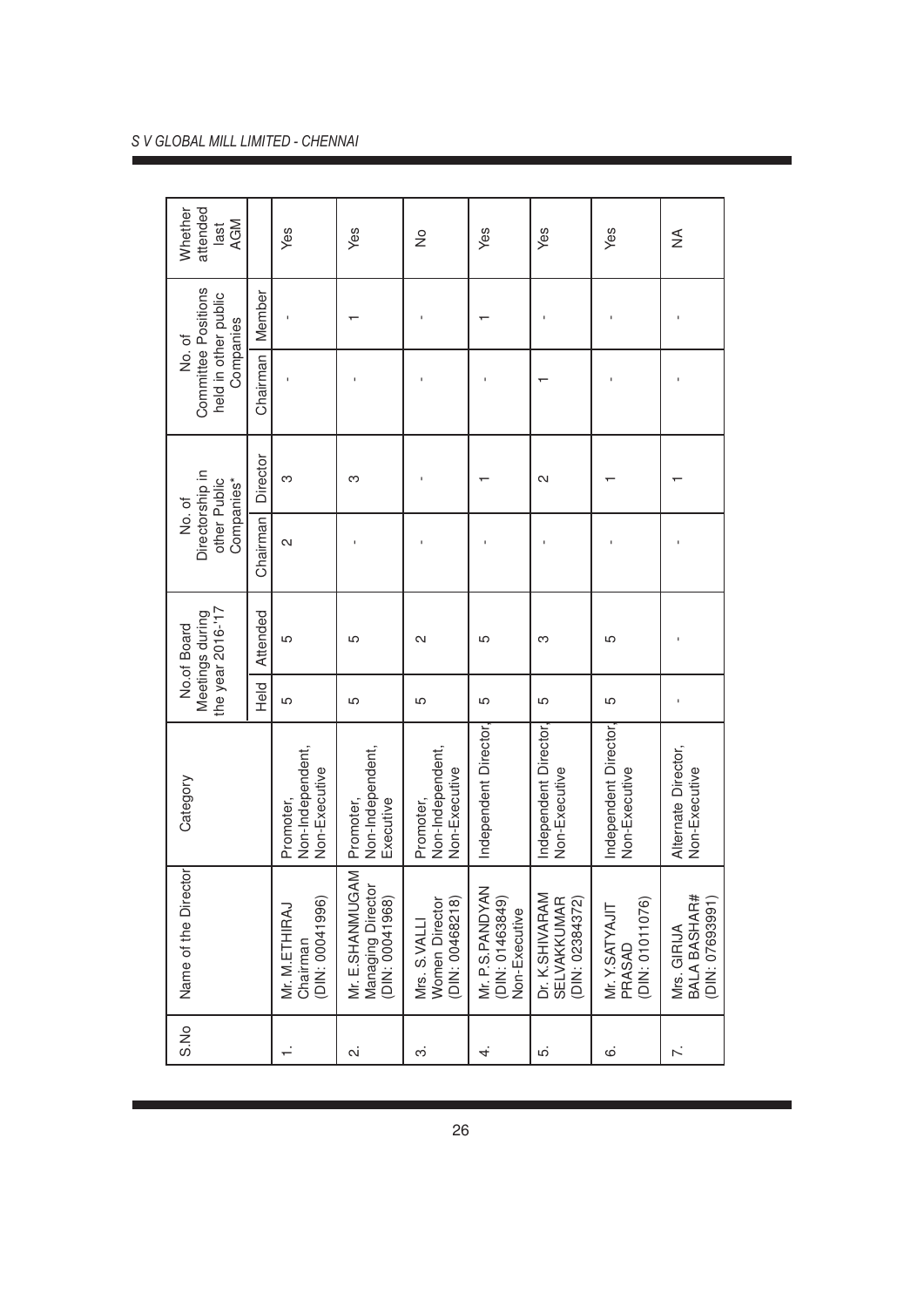| S.No | Name of the Director | Category | No.of Board Meetings during the year 2016-'17 | | No. of Directorship in other Public Companies* | | No. of Committee Positions held in other public Companies | | Whether attended last AGM |
|---|---|---|---|---|---|---|---|---|---|
| | | | Held | Attended | Chairman | Director | Chairman | Member | |
| 1. | Mr. M.ETHIRAJ Chairman (DIN: 00041996) | Promoter, Non-Independent, Non-Executive | 5 | 5 | 2 | 3 | - | - | Yes |
| 2. | Mr. E.SHANMUGAM Managing Director (DIN: 00041968) | Promoter, Non-Independent, Executive | 5 | 5 | - | 3 | - | 1 | Yes |
| 3. | Mrs. S.VALLI Women Director (DIN: 00468218) | Promoter, Non-Independent, Non-Executive | 5 | 2 | - | - | - | - | No |
| 4. | Mr. P.S.PANDYAN (DIN: 01463849) Non-Executive | Independent Director, | 5 | 5 | - | 1 | - | 1 | Yes |
| 5. | Dr. K.SHIVARAM SELVAKKUMAR (DIN: 02384372) | Independent Director, Non-Executive | 5 | 3 | - | 2 | 1 | - | Yes |
| 6. | Mr. Y.SATYAJIT PRASAD (DIN: 01011076) | Independent Director, Non-Executive | 5 | 5 | - | 1 | - | - | Yes |
| 7. | Mrs. GIRIJA BALA BASHAR# (DIN: 07693991) | Alternate Director, Non-Executive | - | - | - | 1 | - | - | NA |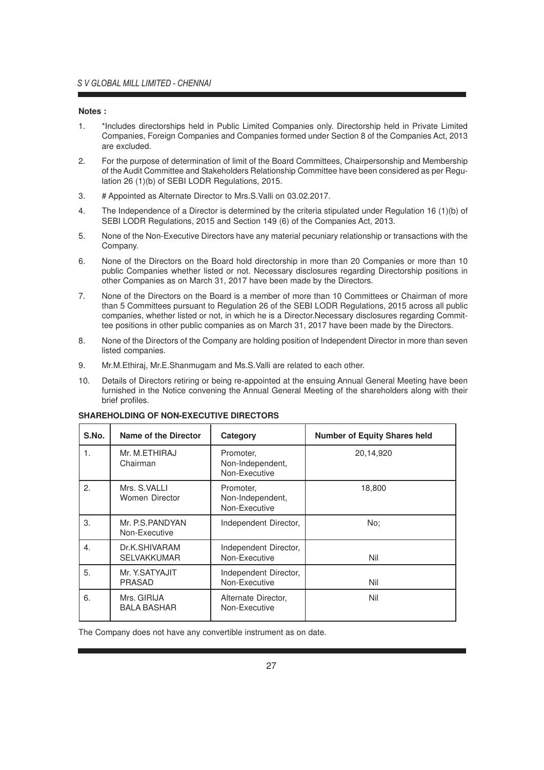**Notes :**

1. *Includes directorships held in Public Limited Companies only. Directorship held in Private Limited Companies, Foreign Companies and Companies formed under Section 8 of the Companies Act, 2013 are excluded.
2. For the purpose of determination of limit of the Board Committees, Chairpersonship and Membership of the Audit Committee and Stakeholders Relationship Committee have been considered as per Regulation 26 (1)(b) of SEBI LODR Regulations, 2015.
3. # Appointed as Alternate Director to Mrs.S.Valli on 03.02.2017.
4. The Independence of a Director is determined by the criteria stipulated under Regulation 16 (1)(b) of SEBI LODR Regulations, 2015 and Section 149 (6) of the Companies Act, 2013.
5. None of the Non-Executive Directors have any material pecuniary relationship or transactions with the Company.
6. None of the Directors on the Board hold directorship in more than 20 Companies or more than 10 public Companies whether listed or not. Necessary disclosures regarding Directorship positions in other Companies as on March 31, 2017 have been made by the Directors.
7. None of the Directors on the Board is a member of more than 10 Committees or Chairman of more than 5 Committees pursuant to Regulation 26 of the SEBI LODR Regulations, 2015 across all public companies, whether listed or not, in which he is a Director.Necessary disclosures regarding Committee positions in other public companies as on March 31, 2017 have been made by the Directors.
8. None of the Directors of the Company are holding position of Independent Director in more than seven listed companies.
9. Mr.M.Ethiraj, Mr.E.Shanmugam and Ms.S.Valli are related to each other.
10. Details of Directors retiring or being re-appointed at the ensuing Annual General Meeting have been furnished in the Notice convening the Annual General Meeting of the shareholders along with their brief profiles.

**SHAREHOLDING OF NON-EXECUTIVE DIRECTORS**

| S.No. | Name of the Director | Category | Number of Equity Shares held |
|---|---|---|---|
| 1. | Mr. M.ETHIRAJ Chairman | Promoter, Non-Independent, Non-Executive | 20,14,920 |
| 2. | Mrs. S.VALLI Women Director | Promoter, Non-Independent, Non-Executive | 18,800 |
| 3. | Mr. P.S.PANDYAN Non-Executive | Independent Director, | No; |
| 4. | Dr.K.SHIVARAM SELVAKKUMAR | Independent Director, Non-Executive | Nil |
| 5. | Mr. Y.SATYAJIT PRASAD | Independent Director, Non-Executive | Nil |
| 6. | Mrs. GIRIJA BALA BASHAR | Alternate Director, Non-Executive | Nil |

The Company does not have any convertible instrument as on date.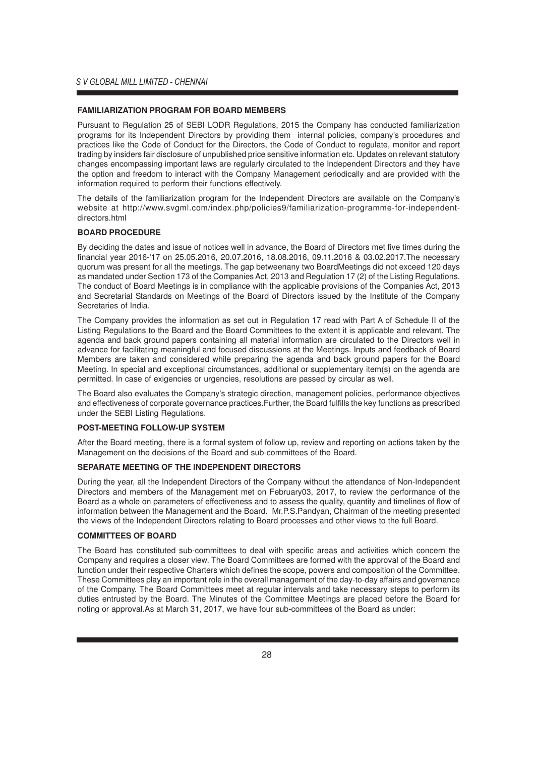**FAMILIARIZATION PROGRAM FOR BOARD MEMBERS**

Pursuant to Regulation 25 of SEBI LODR Regulations, 2015 the Company has conducted familiarization programs for its Independent Directors by providing them internal policies, company's procedures and practices like the Code of Conduct for the Directors, the Code of Conduct to regulate, monitor and report trading by insiders fair disclosure of unpublished price sensitive information etc. Updates on relevant statutory changes encompassing important laws are regularly circulated to the Independent Directors and they have the option and freedom to interact with the Company Management periodically and are provided with the information required to perform their functions effectively.

The details of the familiarization program for the Independent Directors are available on the Company's website at http://www.svgml.com/index.php/policies9/familiarization-programme-for-independent-directors.html

**BOARD PROCEDURE**

By deciding the dates and issue of notices well in advance, the Board of Directors met five times during the financial year 2016-'17 on 25.05.2016, 20.07.2016, 18.08.2016, 09.11.2016 & 03.02.2017.The necessary quorum was present for all the meetings. The gap betweenany two BoardMeetings did not exceed 120 days as mandated under Section 173 of the Companies Act, 2013 and Regulation 17 (2) of the Listing Regulations. The conduct of Board Meetings is in compliance with the applicable provisions of the Companies Act, 2013 and Secretarial Standards on Meetings of the Board of Directors issued by the Institute of the Company Secretaries of India.

The Company provides the information as set out in Regulation 17 read with Part A of Schedule II of the Listing Regulations to the Board and the Board Committees to the extent it is applicable and relevant. The agenda and back ground papers containing all material information are circulated to the Directors well in advance for facilitating meaningful and focused discussions at the Meetings. Inputs and feedback of Board Members are taken and considered while preparing the agenda and back ground papers for the Board Meeting. In special and exceptional circumstances, additional or supplementary item(s) on the agenda are permitted. In case of exigencies or urgencies, resolutions are passed by circular as well.

The Board also evaluates the Company's strategic direction, management policies, performance objectives and effectiveness of corporate governance practices.Further, the Board fulfills the key functions as prescribed under the SEBI Listing Regulations.

**POST-MEETING FOLLOW-UP SYSTEM**

After the Board meeting, there is a formal system of follow up, review and reporting on actions taken by the Management on the decisions of the Board and sub-committees of the Board.

**SEPARATE MEETING OF THE INDEPENDENT DIRECTORS**

During the year, all the Independent Directors of the Company without the attendance of Non-Independent Directors and members of the Management met on February03, 2017, to review the performance of the Board as a whole on parameters of effectiveness and to assess the quality, quantity and timelines of flow of information between the Management and the Board. Mr.P.S.Pandyan, Chairman of the meeting presented the views of the Independent Directors relating to Board processes and other views to the full Board.

**COMMITTEES OF BOARD**

The Board has constituted sub-committees to deal with specific areas and activities which concern the Company and requires a closer view. The Board Committees are formed with the approval of the Board and function under their respective Charters which defines the scope, powers and composition of the Committee. These Committees play an important role in the overall management of the day-to-day affairs and governance of the Company. The Board Committees meet at regular intervals and take necessary steps to perform its duties entrusted by the Board. The Minutes of the Committee Meetings are placed before the Board for noting or approval.As at March 31, 2017, we have four sub-committees of the Board as under: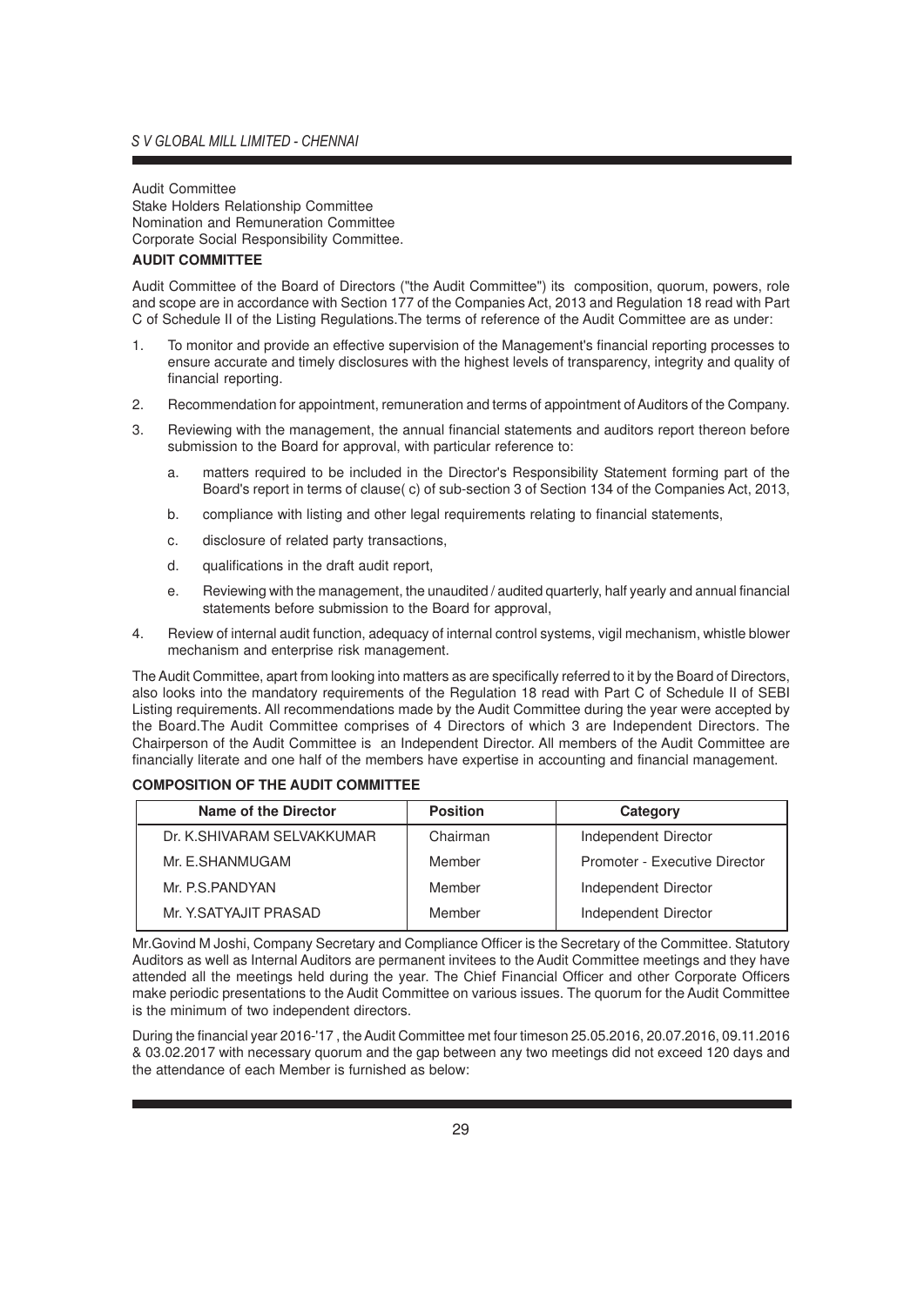Audit Committee
Stake Holders Relationship Committee
Nomination and Remuneration Committee
Corporate Social Responsibility Committee.

**AUDIT COMMITTEE**

Audit Committee of the Board of Directors ("the Audit Committee") its composition, quorum, powers, role and scope are in accordance with Section 177 of the Companies Act, 2013 and Regulation 18 read with Part C of Schedule II of the Listing Regulations.The terms of reference of the Audit Committee are as under:

1. To monitor and provide an effective supervision of the Management's financial reporting processes to ensure accurate and timely disclosures with the highest levels of transparency, integrity and quality of financial reporting.
2. Recommendation for appointment, remuneration and terms of appointment of Auditors of the Company.
3. Reviewing with the management, the annual financial statements and auditors report thereon before submission to the Board for approval, with particular reference to:
   a. matters required to be included in the Director's Responsibility Statement forming part of the Board's report in terms of clause( c) of sub-section 3 of Section 134 of the Companies Act, 2013,
   b. compliance with listing and other legal requirements relating to financial statements,
   c. disclosure of related party transactions,
   d. qualifications in the draft audit report,
   e. Reviewing with the management, the unaudited / audited quarterly, half yearly and annual financial statements before submission to the Board for approval,
4. Review of internal audit function, adequacy of internal control systems, vigil mechanism, whistle blower mechanism and enterprise risk management.

The Audit Committee, apart from looking into matters as are specifically referred to it by the Board of Directors, also looks into the mandatory requirements of the Regulation 18 read with Part C of Schedule II of SEBI Listing requirements. All recommendations made by the Audit Committee during the year were accepted by the Board.The Audit Committee comprises of 4 Directors of which 3 are Independent Directors. The Chairperson of the Audit Committee is an Independent Director. All members of the Audit Committee are financially literate and one half of the members have expertise in accounting and financial management.

**COMPOSITION OF THE AUDIT COMMITTEE**

| Name of the Director | Position | Category |
|---|---|---|
| Dr. K.SHIVARAM SELVAKKUMAR | Chairman | Independent Director |
| Mr. E.SHANMUGAM | Member | Promoter - Executive Director |
| Mr. P.S.PANDYAN | Member | Independent Director |
| Mr. Y.SATYAJIT PRASAD | Member | Independent Director |

Mr.Govind M Joshi, Company Secretary and Compliance Officer is the Secretary of the Committee. Statutory Auditors as well as Internal Auditors are permanent invitees to the Audit Committee meetings and they have attended all the meetings held during the year. The Chief Financial Officer and other Corporate Officers make periodic presentations to the Audit Committee on various issues. The quorum for the Audit Committee is the minimum of two independent directors.

During the financial year 2016-'17 , the Audit Committee met four timeson 25.05.2016, 20.07.2016, 09.11.2016 & 03.02.2017 with necessary quorum and the gap between any two meetings did not exceed 120 days and the attendance of each Member is furnished as below: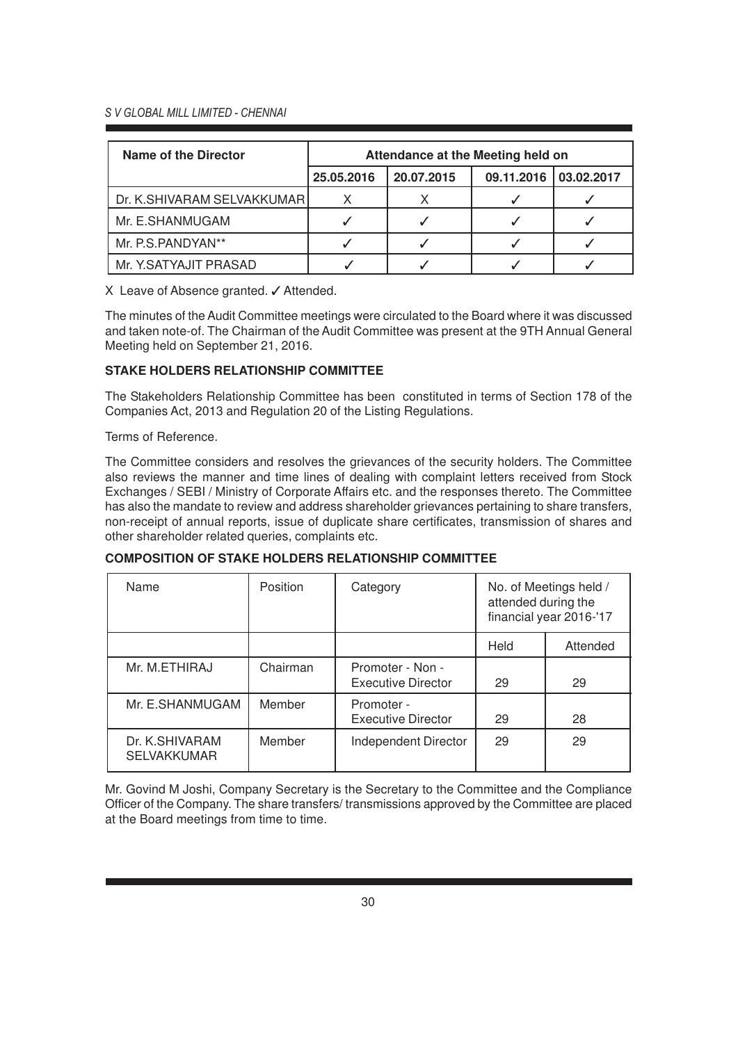| Name of the Director | Attendance at the Meeting held on | | | |
|---|---|---|---|---|
| | 25.05.2016 | 20.07.2015 | 09.11.2016 | 03.02.2017 |
| Dr. K.SHIVARAM SELVAKKUMAR | X | X | ✓ | ✓ |
| Mr. E.SHANMUGAM | ✓ | ✓ | ✓ | ✓ |
| Mr. P.S.PANDYAN** | ✓ | ✓ | ✓ | ✓ |
| Mr. Y.SATYAJIT PRASAD | ✓ | ✓ | ✓ | ✓ |

X Leave of Absence granted. ✓ Attended.

The minutes of the Audit Committee meetings were circulated to the Board where it was discussed and taken note-of. The Chairman of the Audit Committee was present at the 9TH Annual General Meeting held on September 21, 2016.

**STAKE HOLDERS RELATIONSHIP COMMITTEE**

The Stakeholders Relationship Committee has been constituted in terms of Section 178 of the Companies Act, 2013 and Regulation 20 of the Listing Regulations.

Terms of Reference.

The Committee considers and resolves the grievances of the security holders. The Committee also reviews the manner and time lines of dealing with complaint letters received from Stock Exchanges / SEBI / Ministry of Corporate Affairs etc. and the responses thereto. The Committee has also the mandate to review and address shareholder grievances pertaining to share transfers, non-receipt of annual reports, issue of duplicate share certificates, transmission of shares and other shareholder related queries, complaints etc.

**COMPOSITION OF STAKE HOLDERS RELATIONSHIP COMMITTEE**

| Name | Position | Category | No. of Meetings held / attended during the financial year 2016-'17 | |
|---|---|---|---|---|
| | | | Held | Attended |
| Mr. M.ETHIRAJ | Chairman | Promoter - Non - Executive Director | 29 | 29 |
| Mr. E.SHANMUGAM | Member | Promoter - Executive Director | 29 | 28 |
| Dr. K.SHIVARAM SELVAKKUMAR | Member | Independent Director | 29 | 29 |

Mr. Govind M Joshi, Company Secretary is the Secretary to the Committee and the Compliance Officer of the Company. The share transfers/ transmissions approved by the Committee are placed at the Board meetings from time to time.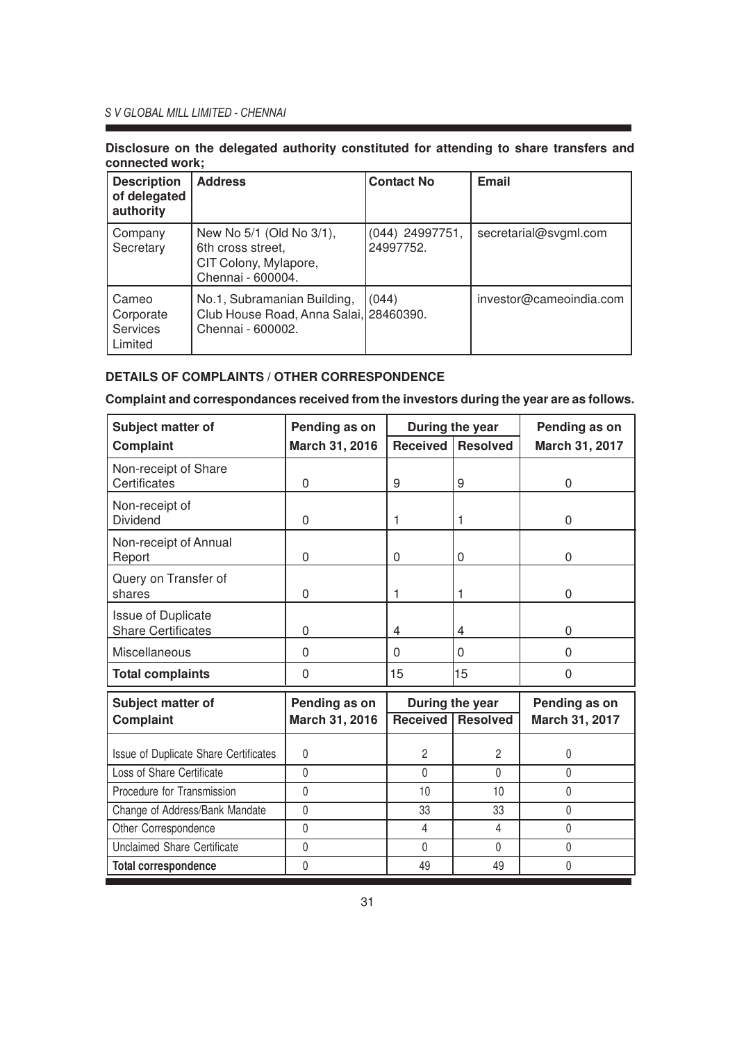**Disclosure on the delegated authority constituted for attending to share transfers and connected work;**

| Description of delegated authority | Address | Contact No | Email |
|---|---|---|---|
| Company Secretary | New No 5/1 (Old No 3/1), 6th cross street, CIT Colony, Mylapore, Chennai - 600004. | (044) 24997751, 24997752. | secretarial@svgml.com |
| Cameo Corporate Services Limited | No.1, Subramanian Building, Club House Road, Anna Salai, Chennai - 600002. | (044) 28460390. | investor@cameoindia.com |

**DETAILS OF COMPLAINTS / OTHER CORRESPONDENCE**

**Complaint and correspondances received from the investors during the year are as follows.**

| Subject matter of Complaint | Pending as on March 31, 2016 | During the year | | Pending as on March 31, 2017 |
|---|---|---|---|---|
| | | Received | Resolved | |
| Non-receipt of Share Certificates | 0 | 9 | 9 | 0 |
| Non-receipt of Dividend | 0 | 1 | 1 | 0 |
| Non-receipt of Annual Report | 0 | 0 | 0 | 0 |
| Query on Transfer of shares | 0 | 1 | 1 | 0 |
| Issue of Duplicate Share Certificates | 0 | 4 | 4 | 0 |
| Miscellaneous | 0 | 0 | 0 | 0 |
| **Total complaints** | 0 | 15 | 15 | 0 |

| Subject matter of Complaint | Pending as on March 31, 2016 | During the year | | Pending as on March 31, 2017 |
|---|---|---|---|---|
| | | Received | Resolved | |
| Issue of Duplicate Share Certificates | 0 | 2 | 2 | 0 |
| Loss of Share Certificate | 0 | 0 | 0 | 0 |
| Procedure for Transmission | 0 | 10 | 10 | 0 |
| Change of Address/Bank Mandate | 0 | 33 | 33 | 0 |
| Other Correspondence | 0 | 4 | 4 | 0 |
| Unclaimed Share Certificate | 0 | 0 | 0 | 0 |
| **Total correspondence** | 0 | 49 | 49 | 0 |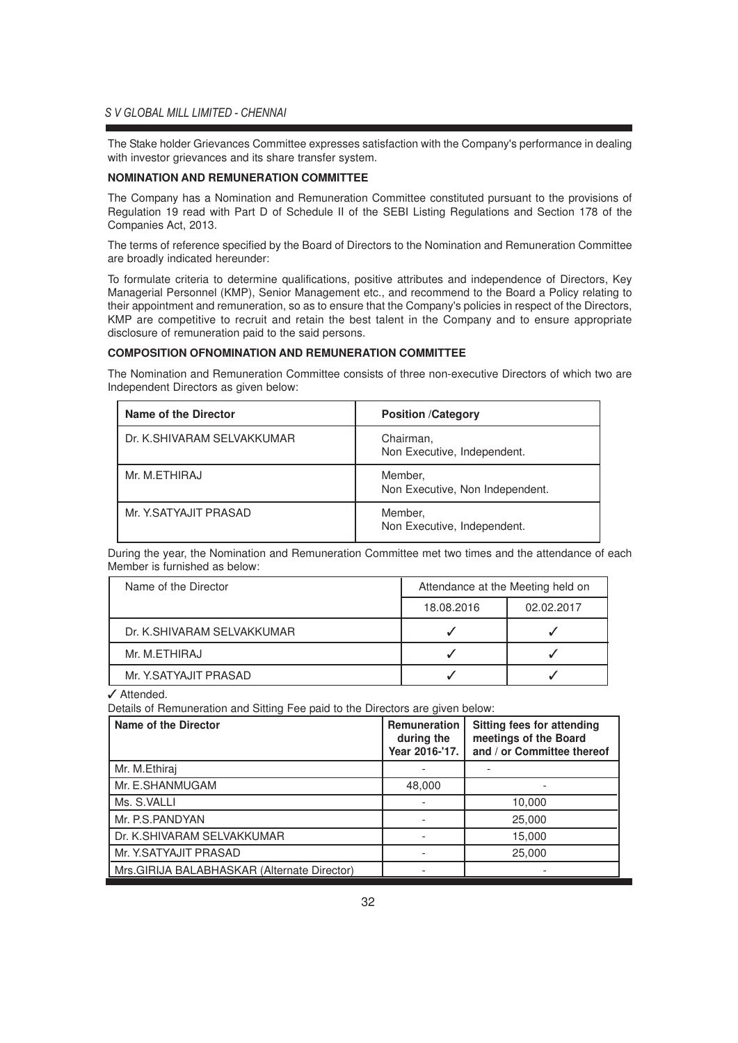The Stake holder Grievances Committee expresses satisfaction with the Company's performance in dealing with investor grievances and its share transfer system.

**NOMINATION AND REMUNERATION COMMITTEE**

The Company has a Nomination and Remuneration Committee constituted pursuant to the provisions of Regulation 19 read with Part D of Schedule II of the SEBI Listing Regulations and Section 178 of the Companies Act, 2013.

The terms of reference specified by the Board of Directors to the Nomination and Remuneration Committee are broadly indicated hereunder:

To formulate criteria to determine qualifications, positive attributes and independence of Directors, Key Managerial Personnel (KMP), Senior Management etc., and recommend to the Board a Policy relating to their appointment and remuneration, so as to ensure that the Company's policies in respect of the Directors, KMP are competitive to recruit and retain the best talent in the Company and to ensure appropriate disclosure of remuneration paid to the said persons.

**COMPOSITION OFNOMINATION AND REMUNERATION COMMITTEE**

The Nomination and Remuneration Committee consists of three non-executive Directors of which two are Independent Directors as given below:

| Name of the Director | Position /Category |
|---|---|
| Dr. K.SHIVARAM SELVAKKUMAR | Chairman, Non Executive, Independent. |
| Mr. M.ETHIRAJ | Member, Non Executive, Non Independent. |
| Mr. Y.SATYAJIT PRASAD | Member, Non Executive, Independent. |

During the year, the Nomination and Remuneration Committee met two times and the attendance of each Member is furnished as below:

| Name of the Director | Attendance at the Meeting held on | |
|---|---|---|
| | 18.08.2016 | 02.02.2017 |
| Dr. K.SHIVARAM SELVAKKUMAR | ✓ | ✓ |
| Mr. M.ETHIRAJ | ✓ | ✓ |
| Mr. Y.SATYAJIT PRASAD | ✓ | ✓ |

✓ Attended.

Details of Remuneration and Sitting Fee paid to the Directors are given below:

| Name of the Director | Remuneration during the Year 2016-'17. | Sitting fees for attending meetings of the Board and / or Committee thereof |
|---|---|---|
| Mr. M.Ethiraj | - | - |
| Mr. E.SHANMUGAM | 48,000 | - |
| Ms. S.VALLI | - | 10,000 |
| Mr. P.S.PANDYAN | - | 25,000 |
| Dr. K.SHIVARAM SELVAKKUMAR | - | 15,000 |
| Mr. Y.SATYAJIT PRASAD | - | 25,000 |
| Mrs.GIRIJA BALABHASKAR (Alternate Director) | - | - |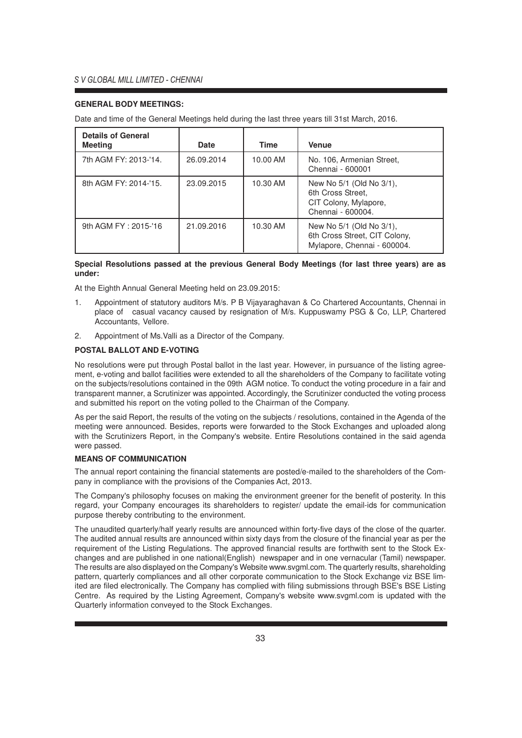**GENERAL BODY MEETINGS:**

Date and time of the General Meetings held during the last three years till 31st March, 2016.

| Details of General Meeting | Date | Time | Venue |
|---|---|---|---|
| 7th AGM FY: 2013-'14. | 26.09.2014 | 10.00 AM | No. 106, Armenian Street, Chennai - 600001 |
| 8th AGM FY: 2014-'15. | 23.09.2015 | 10.30 AM | New No 5/1 (Old No 3/1), 6th Cross Street, CIT Colony, Mylapore, Chennai - 600004. |
| 9th AGM FY : 2015-'16 | 21.09.2016 | 10.30 AM | New No 5/1 (Old No 3/1), 6th Cross Street, CIT Colony, Mylapore, Chennai - 600004. |

**Special Resolutions passed at the previous General Body Meetings (for last three years) are as under:**

At the Eighth Annual General Meeting held on 23.09.2015:

1. Appointment of statutory auditors M/s. P B Vijayaraghavan & Co Chartered Accountants, Chennai in place of casual vacancy caused by resignation of M/s. Kuppuswamy PSG & Co, LLP, Chartered Accountants, Vellore.
2. Appointment of Ms.Valli as a Director of the Company.

**POSTAL BALLOT AND E-VOTING**

No resolutions were put through Postal ballot in the last year. However, in pursuance of the listing agreement, e-voting and ballot facilities were extended to all the shareholders of the Company to facilitate voting on the subjects/resolutions contained in the 09th AGM notice. To conduct the voting procedure in a fair and transparent manner, a Scrutinizer was appointed. Accordingly, the Scrutinizer conducted the voting process and submitted his report on the voting polled to the Chairman of the Company.

As per the said Report, the results of the voting on the subjects / resolutions, contained in the Agenda of the meeting were announced. Besides, reports were forwarded to the Stock Exchanges and uploaded along with the Scrutinizers Report, in the Company's website. Entire Resolutions contained in the said agenda were passed.

**MEANS OF COMMUNICATION**

The annual report containing the financial statements are posted/e-mailed to the shareholders of the Company in compliance with the provisions of the Companies Act, 2013.

The Company's philosophy focuses on making the environment greener for the benefit of posterity. In this regard, your Company encourages its shareholders to register/ update the email-ids for communication purpose thereby contributing to the environment.

The unaudited quarterly/half yearly results are announced within forty-five days of the close of the quarter. The audited annual results are announced within sixty days from the closure of the financial year as per the requirement of the Listing Regulations. The approved financial results are forthwith sent to the Stock Exchanges and are published in one national(English) newspaper and in one vernacular (Tamil) newspaper. The results are also displayed on the Company's Website www.svgml.com. The quarterly results, shareholding pattern, quarterly compliances and all other corporate communication to the Stock Exchange viz BSE limited are filed electronically. The Company has complied with filing submissions through BSE's BSE Listing Centre. As required by the Listing Agreement, Company's website www.svgml.com is updated with the Quarterly information conveyed to the Stock Exchanges.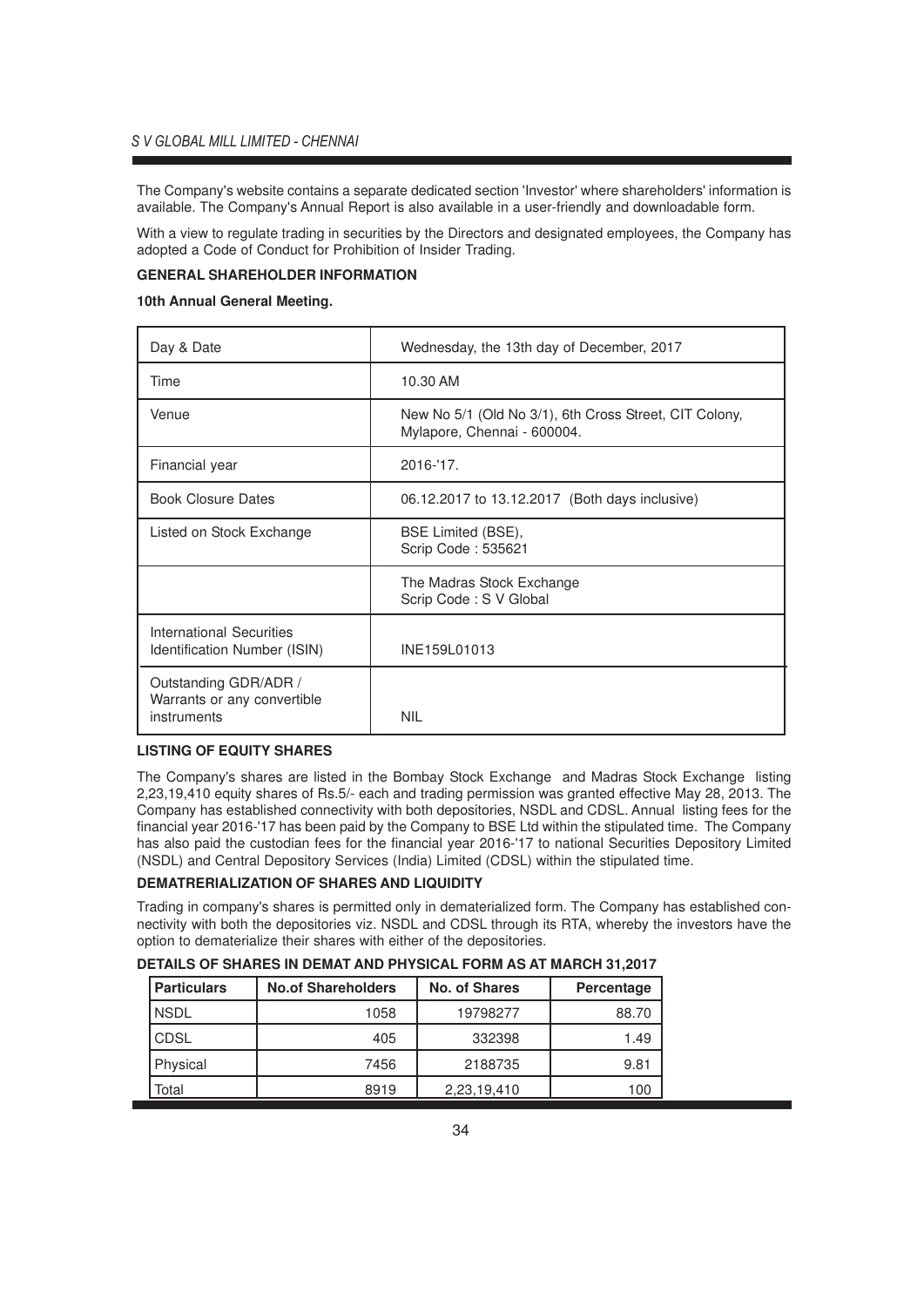The Company's website contains a separate dedicated section 'Investor' where shareholders' information is available. The Company's Annual Report is also available in a user-friendly and downloadable form.

With a view to regulate trading in securities by the Directors and designated employees, the Company has adopted a Code of Conduct for Prohibition of Insider Trading.

**GENERAL SHAREHOLDER INFORMATION**

**10th Annual General Meeting.**

| | |
|---|---|
| Day & Date | Wednesday, the 13th day of December, 2017 |
| Time | 10.30 AM |
| Venue | New No 5/1 (Old No 3/1), 6th Cross Street, CIT Colony, Mylapore, Chennai - 600004. |
| Financial year | 2016-'17. |
| Book Closure Dates | 06.12.2017 to 13.12.2017 (Both days inclusive) |
| Listed on Stock Exchange | BSE Limited (BSE), Scrip Code : 535621 |
| | The Madras Stock Exchange Scrip Code : S V Global |
| International Securities Identification Number (ISIN) | INE159L01013 |
| Outstanding GDR/ADR / Warrants or any convertible instruments | NIL |

**LISTING OF EQUITY SHARES**

The Company's shares are listed in the Bombay Stock Exchange and Madras Stock Exchange listing 2,23,19,410 equity shares of Rs.5/- each and trading permission was granted effective May 28, 2013. The Company has established connectivity with both depositories, NSDL and CDSL. Annual listing fees for the financial year 2016-'17 has been paid by the Company to BSE Ltd within the stipulated time. The Company has also paid the custodian fees for the financial year 2016-'17 to national Securities Depository Limited (NSDL) and Central Depository Services (India) Limited (CDSL) within the stipulated time.

**DEMATRERIALIZATION OF SHARES AND LIQUIDITY**

Trading in company's shares is permitted only in dematerialized form. The Company has established connectivity with both the depositories viz. NSDL and CDSL through its RTA, whereby the investors have the option to dematerialize their shares with either of the depositories.

**DETAILS OF SHARES IN DEMAT AND PHYSICAL FORM AS AT MARCH 31,2017**

| Particulars | No.of Shareholders | No. of Shares | Percentage |
|---|---|---|---|
| NSDL | 1058 | 19798277 | 88.70 |
| CDSL | 405 | 332398 | 1.49 |
| Physical | 7456 | 2188735 | 9.81 |
| Total | 8919 | 2,23,19,410 | 100 |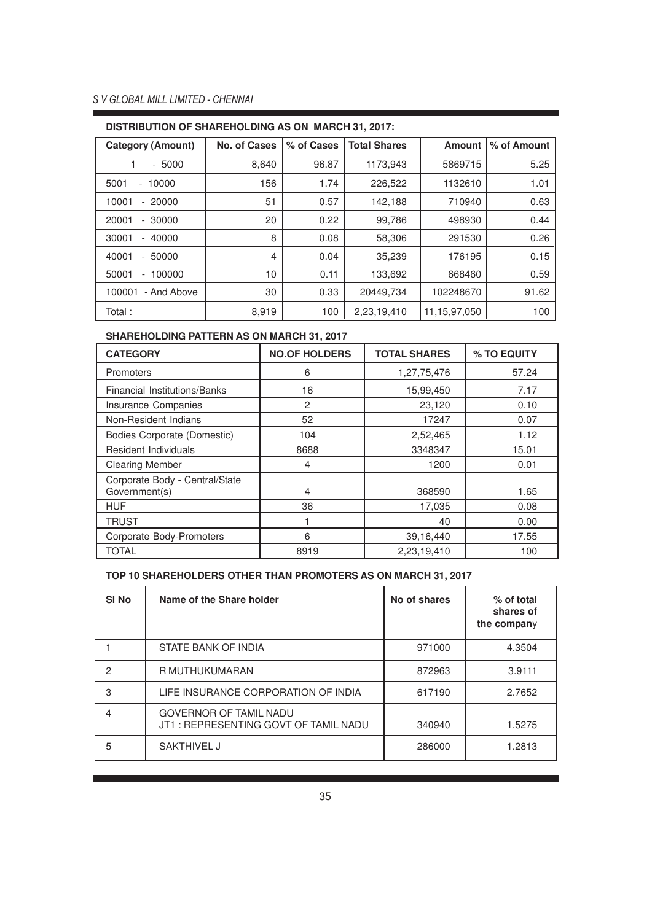## DISTRIBUTION OF SHAREHOLDING AS ON MARCH 31, 2017:

| Category (Amount) | No. of Cases | % of Cases | Total Shares | Amount | % of Amount |
|---|---|---|---|---|---|
| 1 - 5000 | 8,640 | 96.87 | 1173,943 | 5869715 | 5.25 |
| 5001 - 10000 | 156 | 1.74 | 226,522 | 1132610 | 1.01 |
| 10001 - 20000 | 51 | 0.57 | 142,188 | 710940 | 0.63 |
| 20001 - 30000 | 20 | 0.22 | 99,786 | 498930 | 0.44 |
| 30001 - 40000 | 8 | 0.08 | 58,306 | 291530 | 0.26 |
| 40001 - 50000 | 4 | 0.04 | 35,239 | 176195 | 0.15 |
| 50001 - 100000 | 10 | 0.11 | 133,692 | 668460 | 0.59 |
| 100001 - And Above | 30 | 0.33 | 20449,734 | 102248670 | 91.62 |
| Total : | 8,919 | 100 | 2,23,19,410 | 11,15,97,050 | 100 |

## SHAREHOLDING PATTERN AS ON MARCH 31, 2017

| CATEGORY | NO.OF HOLDERS | TOTAL SHARES | % TO EQUITY |
|---|---|---|---|
| Promoters | 6 | 1,27,75,476 | 57.24 |
| Financial Institutions/Banks | 16 | 15,99,450 | 7.17 |
| Insurance Companies | 2 | 23,120 | 0.10 |
| Non-Resident Indians | 52 | 17247 | 0.07 |
| Bodies Corporate (Domestic) | 104 | 2,52,465 | 1.12 |
| Resident Individuals | 8688 | 3348347 | 15.01 |
| Clearing Member | 4 | 1200 | 0.01 |
| Corporate Body - Central/State Government(s) | 4 | 368590 | 1.65 |
| HUF | 36 | 17,035 | 0.08 |
| TRUST | 1 | 40 | 0.00 |
| Corporate Body-Promoters | 6 | 39,16,440 | 17.55 |
| TOTAL | 8919 | 2,23,19,410 | 100 |

## TOP 10 SHAREHOLDERS OTHER THAN PROMOTERS AS ON MARCH 31, 2017

| Sl No | Name of the Share holder | No of shares | % of total shares of the company |
|---|---|---|---|
| 1 | STATE BANK OF INDIA | 971000 | 4.3504 |
| 2 | R MUTHUKUMARAN | 872963 | 3.9111 |
| 3 | LIFE INSURANCE CORPORATION OF INDIA | 617190 | 2.7652 |
| 4 | GOVERNOR OF TAMIL NADU JT1 : REPRESENTING GOVT OF TAMIL NADU | 340940 | 1.5275 |
| 5 | SAKTHIVEL J | 286000 | 1.2813 |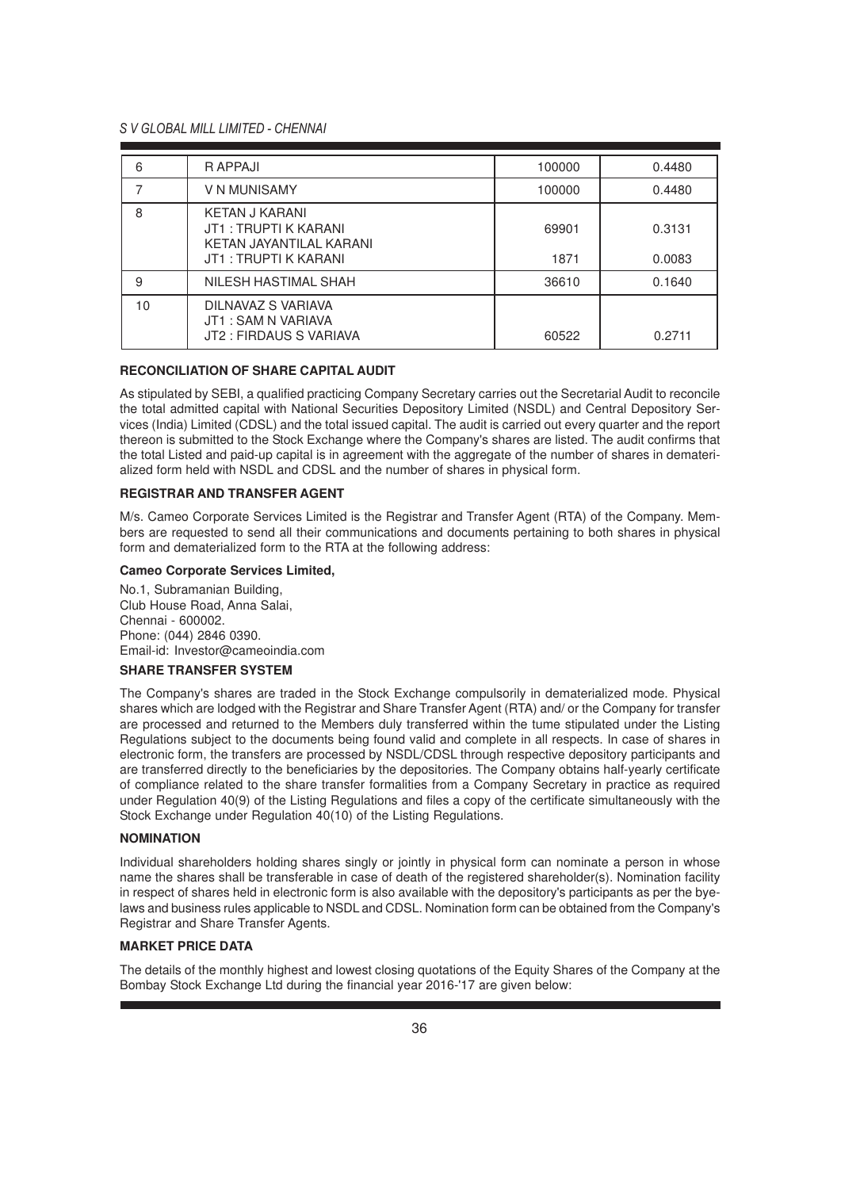| 6 | R APPAJI | 100000 | 0.4480 |
|---|---|---|---|
| 7 | V N MUNISAMY | 100000 | 0.4480 |
| 8 | KETAN J KARANI<br>JT1 : TRUPTI K KARANI<br>KETAN JAYANTILAL KARANI<br>JT1 : TRUPTI K KARANI | 69901<br><br>1871 | 0.3131<br><br>0.0083 |
| 9 | NILESH HASTIMAL SHAH | 36610 | 0.1640 |
| 10 | DILNAVAZ S VARIAVA<br>JT1 : SAM N VARIAVA<br>JT2 : FIRDAUS S VARIAVA | 60522 | 0.2711 |

**RECONCILIATION OF SHARE CAPITAL AUDIT**

As stipulated by SEBI, a qualified practicing Company Secretary carries out the Secretarial Audit to reconcile the total admitted capital with National Securities Depository Limited (NSDL) and Central Depository Services (India) Limited (CDSL) and the total issued capital. The audit is carried out every quarter and the report thereon is submitted to the Stock Exchange where the Company's shares are listed. The audit confirms that the total Listed and paid-up capital is in agreement with the aggregate of the number of shares in dematerialized form held with NSDL and CDSL and the number of shares in physical form.

**REGISTRAR AND TRANSFER AGENT**

M/s. Cameo Corporate Services Limited is the Registrar and Transfer Agent (RTA) of the Company. Members are requested to send all their communications and documents pertaining to both shares in physical form and dematerialized form to the RTA at the following address:

**Cameo Corporate Services Limited,**

No.1, Subramanian Building,
Club House Road, Anna Salai,
Chennai - 600002.
Phone: (044) 2846 0390.
Email-id: Investor@cameoindia.com

**SHARE TRANSFER SYSTEM**

The Company's shares are traded in the Stock Exchange compulsorily in dematerialized mode. Physical shares which are lodged with the Registrar and Share Transfer Agent (RTA) and/ or the Company for transfer are processed and returned to the Members duly transferred within the tume stipulated under the Listing Regulations subject to the documents being found valid and complete in all respects. In case of shares in electronic form, the transfers are processed by NSDL/CDSL through respective depository participants and are transferred directly to the beneficiaries by the depositories. The Company obtains half-yearly certificate of compliance related to the share transfer formalities from a Company Secretary in practice as required under Regulation 40(9) of the Listing Regulations and files a copy of the certificate simultaneously with the Stock Exchange under Regulation 40(10) of the Listing Regulations.

**NOMINATION**

Individual shareholders holding shares singly or jointly in physical form can nominate a person in whose name the shares shall be transferable in case of death of the registered shareholder(s). Nomination facility in respect of shares held in electronic form is also available with the depository's participants as per the byelaws and business rules applicable to NSDL and CDSL. Nomination form can be obtained from the Company's Registrar and Share Transfer Agents.

**MARKET PRICE DATA**

The details of the monthly highest and lowest closing quotations of the Equity Shares of the Company at the Bombay Stock Exchange Ltd during the financial year 2016-'17 are given below: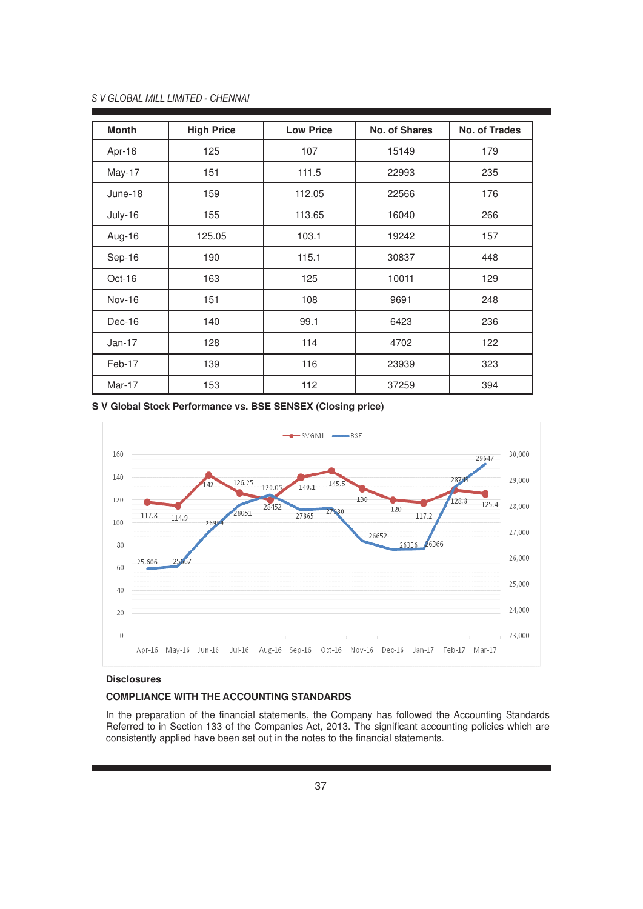| Month | High Price | Low Price | No. of Shares | No. of Trades |
|---|---|---|---|---|
| Apr-16 | 125 | 107 | 15149 | 179 |
| May-17 | 151 | 111.5 | 22993 | 235 |
| June-18 | 159 | 112.05 | 22566 | 176 |
| July-16 | 155 | 113.65 | 16040 | 266 |
| Aug-16 | 125.05 | 103.1 | 19242 | 157 |
| Sep-16 | 190 | 115.1 | 30837 | 448 |
| Oct-16 | 163 | 125 | 10011 | 129 |
| Nov-16 | 151 | 108 | 9691 | 248 |
| Dec-16 | 140 | 99.1 | 6423 | 236 |
| Jan-17 | 128 | 114 | 4702 | 122 |
| Feb-17 | 139 | 116 | 23939 | 323 |
| Mar-17 | 153 | 112 | 37259 | 394 |

**S V Global Stock Performance vs. BSE SENSEX (Closing price)**

| Month | SVGML | BSE |
|---|---|---|
| Apr-16 | 117.8 | 25,606 |
| May-16 | 114.9 | 25667 |
| Jun-16 | 142 | 26999 |
| Jul-16 | 126.25 | 28051 |
| Aug-16 | 120.05 | 28452 |
| Sep-16 | 140.1 | 27865 |
| Oct-16 | 145.5 | 27930 |
| Nov-16 | 130 | 26652 |
| Dec-16 | 120 | 26336 |
| Jan-17 | 117.2 | 26366 |
| Feb-17 | 128.8 | 28743 |
| Mar-17 | 125.4 | 29647 |

### Disclosures

### COMPLIANCE WITH THE ACCOUNTING STANDARDS

In the preparation of the financial statements, the Company has followed the Accounting Standards Referred to in Section 133 of the Companies Act, 2013. The significant accounting policies which are consistently applied have been set out in the notes to the financial statements.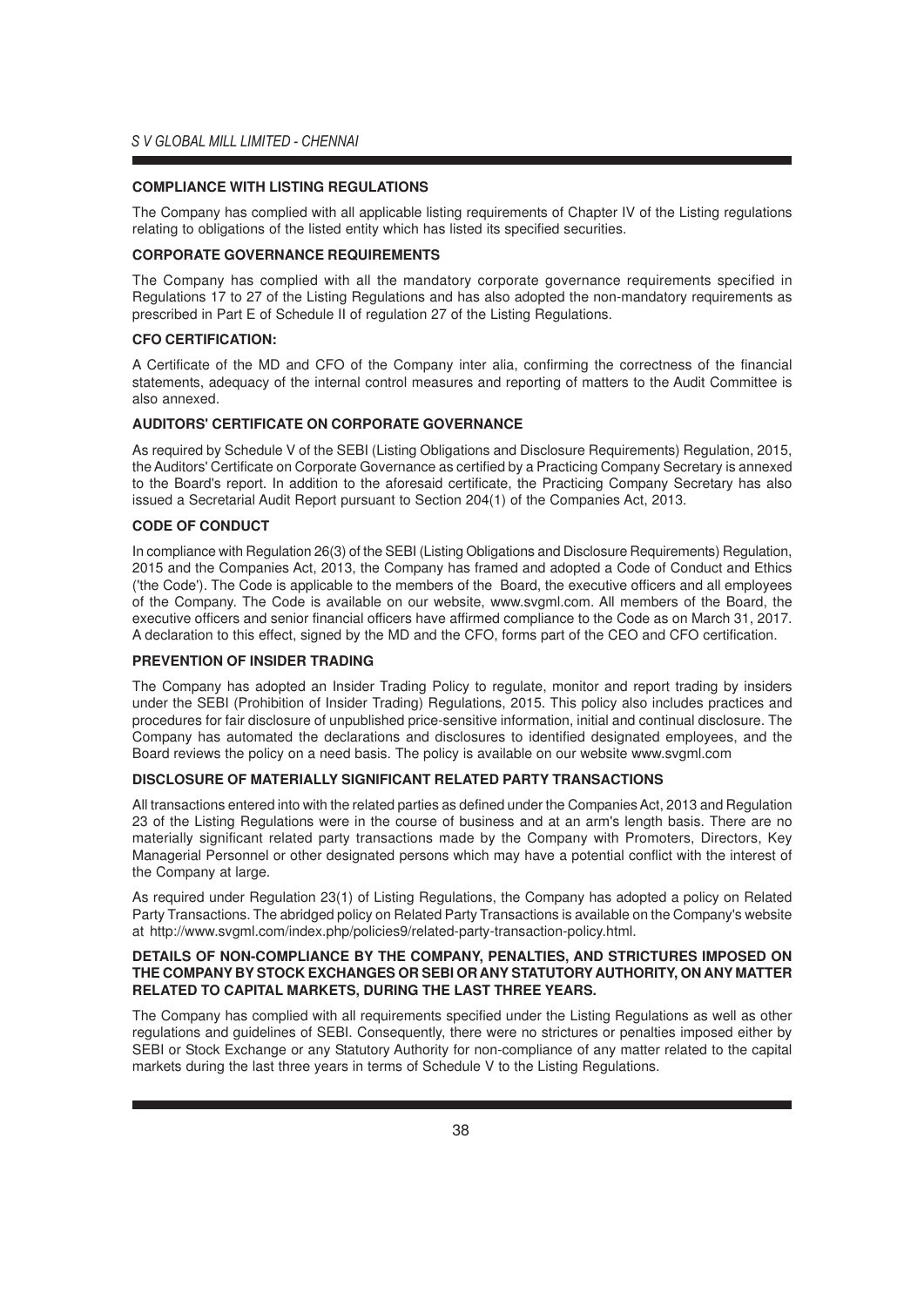## COMPLIANCE WITH LISTING REGULATIONS

The Company has complied with all applicable listing requirements of Chapter IV of the Listing regulations relating to obligations of the listed entity which has listed its specified securities.

## CORPORATE GOVERNANCE REQUIREMENTS

The Company has complied with all the mandatory corporate governance requirements specified in Regulations 17 to 27 of the Listing Regulations and has also adopted the non-mandatory requirements as prescribed in Part E of Schedule II of regulation 27 of the Listing Regulations.

## CFO CERTIFICATION:

A Certificate of the MD and CFO of the Company inter alia, confirming the correctness of the financial statements, adequacy of the internal control measures and reporting of matters to the Audit Committee is also annexed.

## AUDITORS' CERTIFICATE ON CORPORATE GOVERNANCE

As required by Schedule V of the SEBI (Listing Obligations and Disclosure Requirements) Regulation, 2015, the Auditors' Certificate on Corporate Governance as certified by a Practicing Company Secretary is annexed to the Board's report. In addition to the aforesaid certificate, the Practicing Company Secretary has also issued a Secretarial Audit Report pursuant to Section 204(1) of the Companies Act, 2013.

## CODE OF CONDUCT

In compliance with Regulation 26(3) of the SEBI (Listing Obligations and Disclosure Requirements) Regulation, 2015 and the Companies Act, 2013, the Company has framed and adopted a Code of Conduct and Ethics ('the Code'). The Code is applicable to the members of the Board, the executive officers and all employees of the Company. The Code is available on our website, www.svgml.com. All members of the Board, the executive officers and senior financial officers have affirmed compliance to the Code as on March 31, 2017. A declaration to this effect, signed by the MD and the CFO, forms part of the CEO and CFO certification.

## PREVENTION OF INSIDER TRADING

The Company has adopted an Insider Trading Policy to regulate, monitor and report trading by insiders under the SEBI (Prohibition of Insider Trading) Regulations, 2015. This policy also includes practices and procedures for fair disclosure of unpublished price-sensitive information, initial and continual disclosure. The Company has automated the declarations and disclosures to identified designated employees, and the Board reviews the policy on a need basis. The policy is available on our website www.svgml.com

## DISCLOSURE OF MATERIALLY SIGNIFICANT RELATED PARTY TRANSACTIONS

All transactions entered into with the related parties as defined under the Companies Act, 2013 and Regulation 23 of the Listing Regulations were in the course of business and at an arm's length basis. There are no materially significant related party transactions made by the Company with Promoters, Directors, Key Managerial Personnel or other designated persons which may have a potential conflict with the interest of the Company at large.

As required under Regulation 23(1) of Listing Regulations, the Company has adopted a policy on Related Party Transactions. The abridged policy on Related Party Transactions is available on the Company's website at http://www.svgml.com/index.php/policies9/related-party-transaction-policy.html.

## DETAILS OF NON-COMPLIANCE BY THE COMPANY, PENALTIES, AND STRICTURES IMPOSED ON THE COMPANY BY STOCK EXCHANGES OR SEBI OR ANY STATUTORY AUTHORITY, ON ANY MATTER RELATED TO CAPITAL MARKETS, DURING THE LAST THREE YEARS.

The Company has complied with all requirements specified under the Listing Regulations as well as other regulations and guidelines of SEBI. Consequently, there were no strictures or penalties imposed either by SEBI or Stock Exchange or any Statutory Authority for non-compliance of any matter related to the capital markets during the last three years in terms of Schedule V to the Listing Regulations.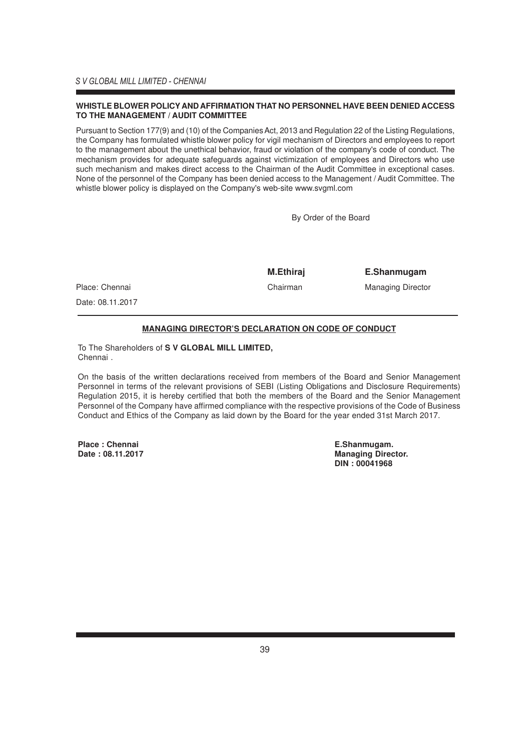#### WHISTLE BLOWER POLICY AND AFFIRMATION THAT NO PERSONNEL HAVE BEEN DENIED ACCESS TO THE MANAGEMENT / AUDIT COMMITTEE

Pursuant to Section 177(9) and (10) of the Companies Act, 2013 and Regulation 22 of the Listing Regulations, the Company has formulated whistle blower policy for vigil mechanism of Directors and employees to report to the management about the unethical behavior, fraud or violation of the company's code of conduct. The mechanism provides for adequate safeguards against victimization of employees and Directors who use such mechanism and makes direct access to the Chairman of the Audit Committee in exceptional cases. None of the personnel of the Company has been denied access to the Management / Audit Committee. The whistle blower policy is displayed on the Company's web-site www.svgml.com

By Order of the Board

| | **M.Ethiraj** | **E.Shanmugam** |
|---|---|---|
| Place: Chennai | Chairman | Managing Director |
| Date: 08.11.2017 | | |

#### MANAGING DIRECTOR'S DECLARATION ON CODE OF CONDUCT

To The Shareholders of **S V GLOBAL MILL LIMITED,**
Chennai .

On the basis of the written declarations received from members of the Board and Senior Management Personnel in terms of the relevant provisions of SEBI (Listing Obligations and Disclosure Requirements) Regulation 2015, it is hereby certified that both the members of the Board and the Senior Management Personnel of the Company have affirmed compliance with the respective provisions of the Code of Business Conduct and Ethics of the Company as laid down by the Board for the year ended 31st March 2017.

**Place : Chennai**
**Date : 08.11.2017**

**E.Shanmugam.**
**Managing Director.**
**DIN : 00041968**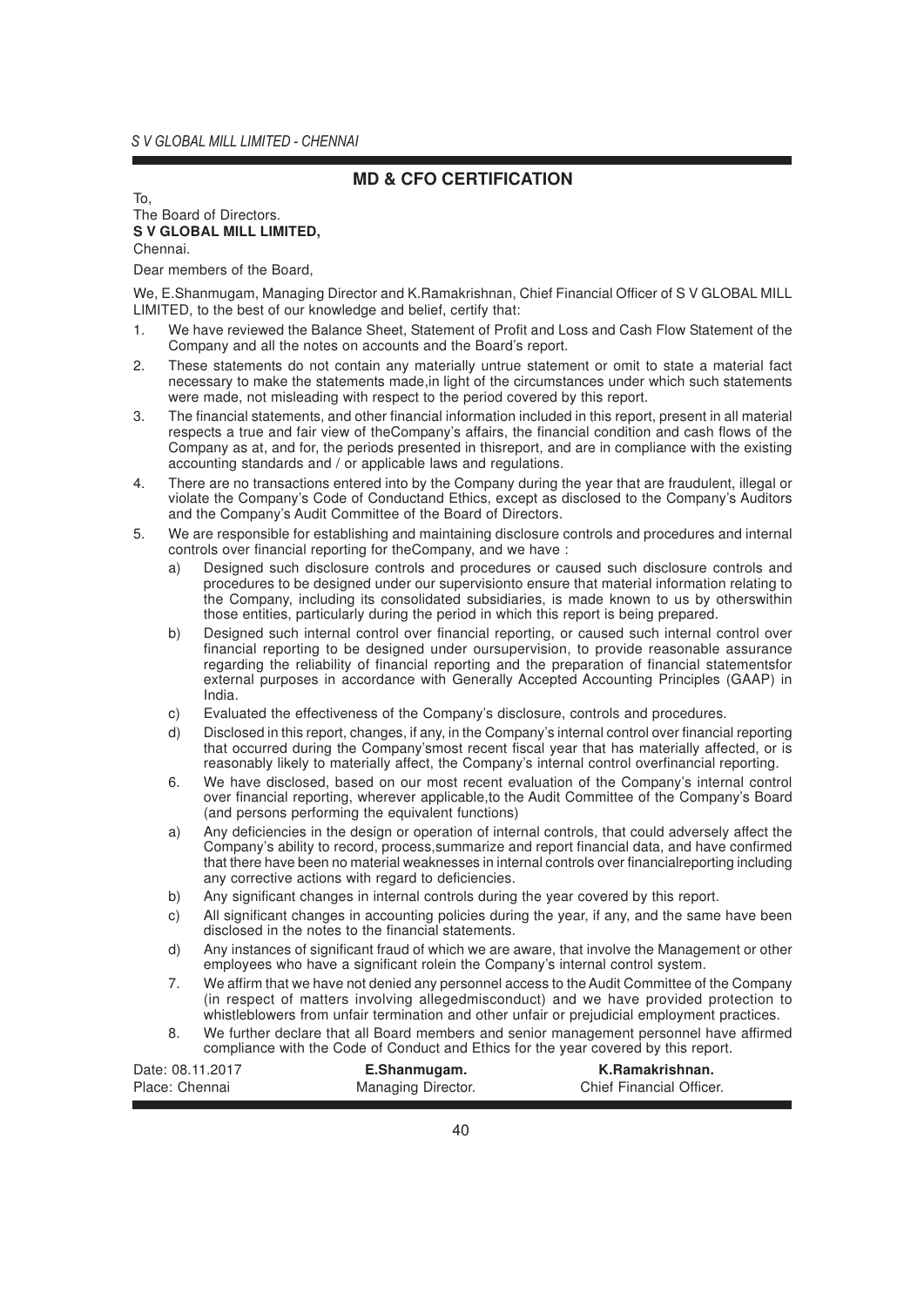## MD & CFO CERTIFICATION

To,
The Board of Directors.
**S V GLOBAL MILL LIMITED,**
Chennai.

Dear members of the Board,

We, E.Shanmugam, Managing Director and K.Ramakrishnan, Chief Financial Officer of S V GLOBAL MILL LIMITED, to the best of our knowledge and belief, certify that:

1. We have reviewed the Balance Sheet, Statement of Profit and Loss and Cash Flow Statement of the Company and all the notes on accounts and the Board's report.
2. These statements do not contain any materially untrue statement or omit to state a material fact necessary to make the statements made,in light of the circumstances under which such statements were made, not misleading with respect to the period covered by this report.
3. The financial statements, and other financial information included in this report, present in all material respects a true and fair view of theCompany's affairs, the financial condition and cash flows of the Company as at, and for, the periods presented in thisreport, and are in compliance with the existing accounting standards and / or applicable laws and regulations.
4. There are no transactions entered into by the Company during the year that are fraudulent, illegal or violate the Company's Code of Conductand Ethics, except as disclosed to the Company's Auditors and the Company's Audit Committee of the Board of Directors.
5. We are responsible for establishing and maintaining disclosure controls and procedures and internal controls over financial reporting for theCompany, and we have :
   a) Designed such disclosure controls and procedures or caused such disclosure controls and procedures to be designed under our supervisionto ensure that material information relating to the Company, including its consolidated subsidiaries, is made known to us by otherswithin those entities, particularly during the period in which this report is being prepared.
   b) Designed such internal control over financial reporting, or caused such internal control over financial reporting to be designed under oursupervision, to provide reasonable assurance regarding the reliability of financial reporting and the preparation of financial statementsfor external purposes in accordance with Generally Accepted Accounting Principles (GAAP) in India.
   c) Evaluated the effectiveness of the Company's disclosure, controls and procedures.
   d) Disclosed in this report, changes, if any, in the Company's internal control over financial reporting that occurred during the Company'smost recent fiscal year that has materially affected, or is reasonably likely to materially affect, the Company's internal control overfinancial reporting.
   6. We have disclosed, based on our most recent evaluation of the Company's internal control over financial reporting, wherever applicable,to the Audit Committee of the Company's Board (and persons performing the equivalent functions)
   a) Any deficiencies in the design or operation of internal controls, that could adversely affect the Company's ability to record, process,summarize and report financial data, and have confirmed that there have been no material weaknesses in internal controls over financialreporting including any corrective actions with regard to deficiencies.
   b) Any significant changes in internal controls during the year covered by this report.
   c) All significant changes in accounting policies during the year, if any, and the same have been disclosed in the notes to the financial statements.
   d) Any instances of significant fraud of which we are aware, that involve the Management or other employees who have a significant rolein the Company's internal control system.
   7. We affirm that we have not denied any personnel access to the Audit Committee of the Company (in respect of matters involving allegedmisconduct) and we have provided protection to whistleblowers from unfair termination and other unfair or prejudicial employment practices.
   8. We further declare that all Board members and senior management personnel have affirmed compliance with the Code of Conduct and Ethics for the year covered by this report.

| Date: 08.11.2017 | **E.Shanmugam.** | **K.Ramakrishnan.** |
|---|---|---|
| Place: Chennai | Managing Director. | Chief Financial Officer. |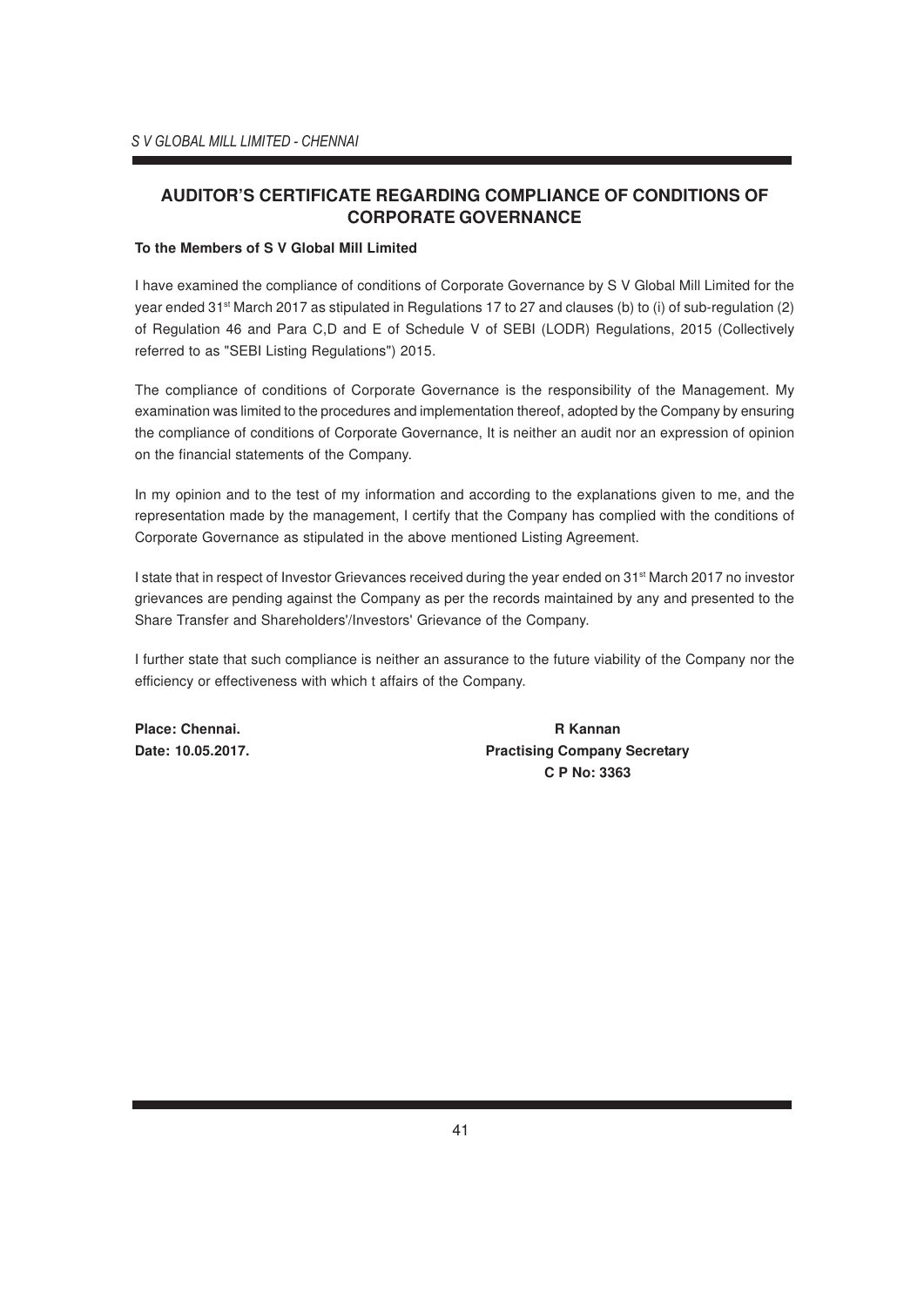# AUDITOR'S CERTIFICATE REGARDING COMPLIANCE OF CONDITIONS OF CORPORATE GOVERNANCE

**To the Members of S V Global Mill Limited**

I have examined the compliance of conditions of Corporate Governance by S V Global Mill Limited for the year ended 31st March 2017 as stipulated in Regulations 17 to 27 and clauses (b) to (i) of sub-regulation (2) of Regulation 46 and Para C,D and E of Schedule V of SEBI (LODR) Regulations, 2015 (Collectively referred to as "SEBI Listing Regulations") 2015.

The compliance of conditions of Corporate Governance is the responsibility of the Management. My examination was limited to the procedures and implementation thereof, adopted by the Company by ensuring the compliance of conditions of Corporate Governance, It is neither an audit nor an expression of opinion on the financial statements of the Company.

In my opinion and to the test of my information and according to the explanations given to me, and the representation made by the management, I certify that the Company has complied with the conditions of Corporate Governance as stipulated in the above mentioned Listing Agreement.

I state that in respect of Investor Grievances received during the year ended on 31st March 2017 no investor grievances are pending against the Company as per the records maintained by any and presented to the Share Transfer and Shareholders'/Investors' Grievance of the Company.

I further state that such compliance is neither an assurance to the future viability of the Company nor the efficiency or effectiveness with which t affairs of the Company.

**Place: Chennai.**
**Date: 10.05.2017.**

**R Kannan**
**Practising Company Secretary**
**C P No: 3363**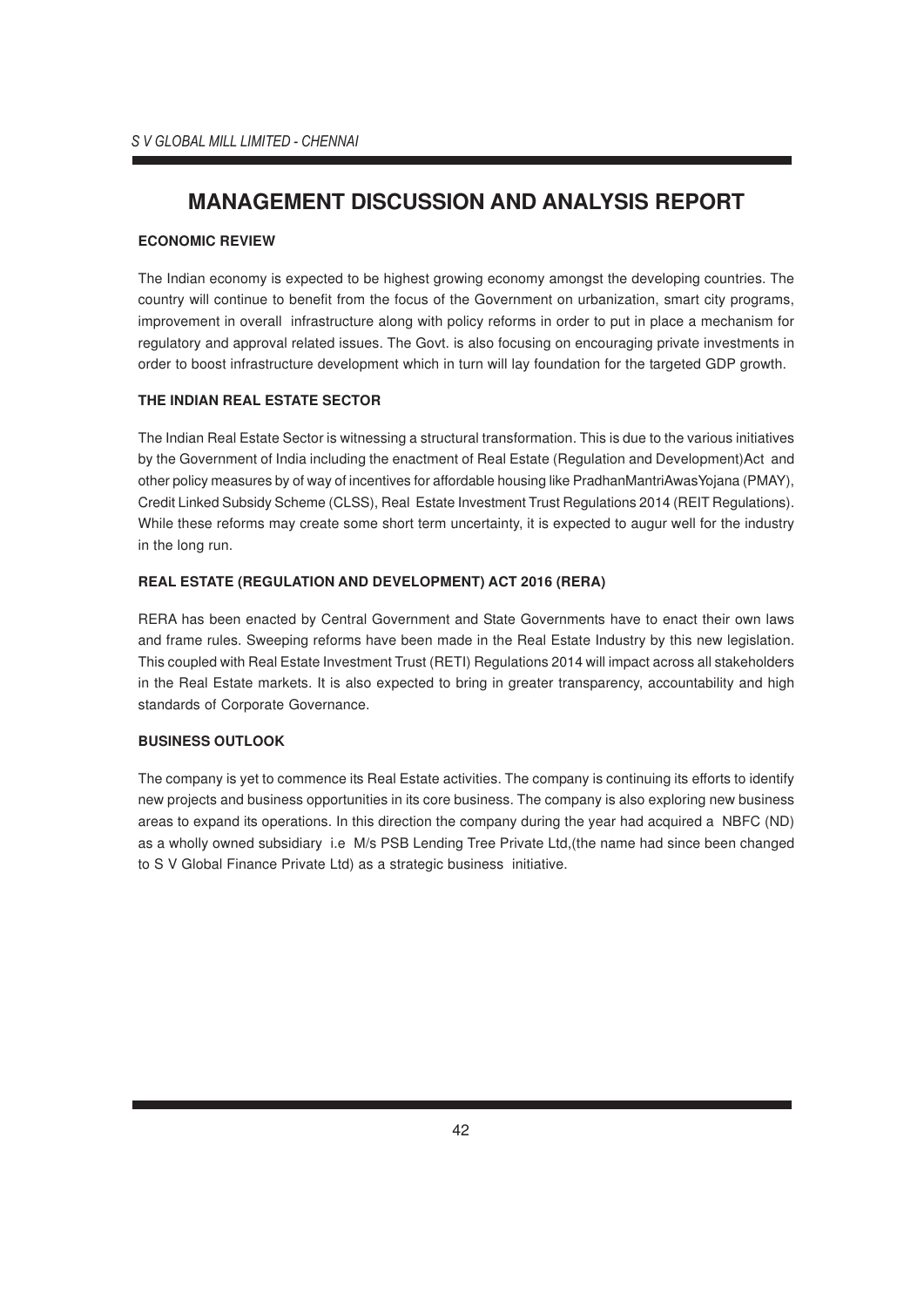# MANAGEMENT DISCUSSION AND ANALYSIS REPORT

**ECONOMIC REVIEW**

The Indian economy is expected to be highest growing economy amongst the developing countries. The country will continue to benefit from the focus of the Government on urbanization, smart city programs, improvement in overall infrastructure along with policy reforms in order to put in place a mechanism for regulatory and approval related issues. The Govt. is also focusing on encouraging private investments in order to boost infrastructure development which in turn will lay foundation for the targeted GDP growth.

**THE INDIAN REAL ESTATE SECTOR**

The Indian Real Estate Sector is witnessing a structural transformation. This is due to the various initiatives by the Government of India including the enactment of Real Estate (Regulation and Development)Act and other policy measures by of way of incentives for affordable housing like PradhanMantriAwasYojana (PMAY), Credit Linked Subsidy Scheme (CLSS), Real Estate Investment Trust Regulations 2014 (REIT Regulations). While these reforms may create some short term uncertainty, it is expected to augur well for the industry in the long run.

**REAL ESTATE (REGULATION AND DEVELOPMENT) ACT 2016 (RERA)**

RERA has been enacted by Central Government and State Governments have to enact their own laws and frame rules. Sweeping reforms have been made in the Real Estate Industry by this new legislation. This coupled with Real Estate Investment Trust (RETI) Regulations 2014 will impact across all stakeholders in the Real Estate markets. It is also expected to bring in greater transparency, accountability and high standards of Corporate Governance.

**BUSINESS OUTLOOK**

The company is yet to commence its Real Estate activities. The company is continuing its efforts to identify new projects and business opportunities in its core business. The company is also exploring new business areas to expand its operations. In this direction the company during the year had acquired a NBFC (ND) as a wholly owned subsidiary i.e M/s PSB Lending Tree Private Ltd,(the name had since been changed to S V Global Finance Private Ltd) as a strategic business initiative.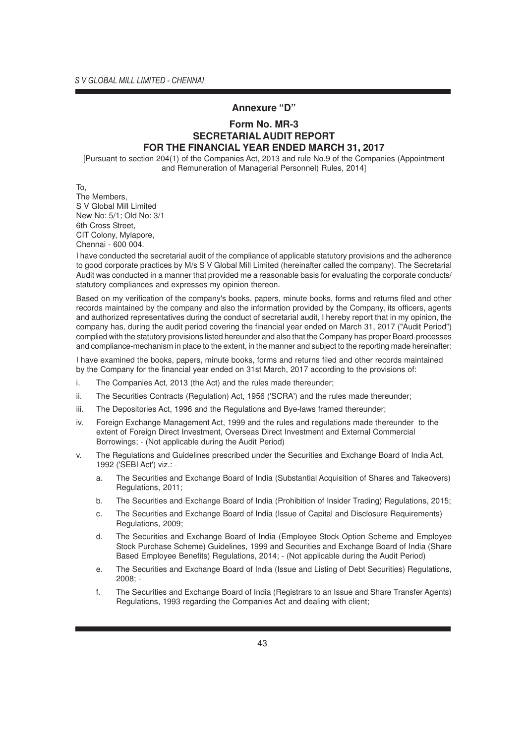## Annexure "D"

### Form No. MR-3
### SECRETARIAL AUDIT REPORT
### FOR THE FINANCIAL YEAR ENDED MARCH 31, 2017

[Pursuant to section 204(1) of the Companies Act, 2013 and rule No.9 of the Companies (Appointment and Remuneration of Managerial Personnel) Rules, 2014]

To,
The Members,
S V Global Mill Limited
New No: 5/1; Old No: 3/1
6th Cross Street,
CIT Colony, Mylapore,
Chennai - 600 004.

I have conducted the secretarial audit of the compliance of applicable statutory provisions and the adherence to good corporate practices by M/s S V Global Mill Limited (hereinafter called the company). The Secretarial Audit was conducted in a manner that provided me a reasonable basis for evaluating the corporate conducts/ statutory compliances and expresses my opinion thereon.

Based on my verification of the company's books, papers, minute books, forms and returns filed and other records maintained by the company and also the information provided by the Company, its officers, agents and authorized representatives during the conduct of secretarial audit, I hereby report that in my opinion, the company has, during the audit period covering the financial year ended on March 31, 2017 ("Audit Period") complied with the statutory provisions listed hereunder and also that the Company has proper Board-processes and compliance-mechanism in place to the extent, in the manner and subject to the reporting made hereinafter:

I have examined the books, papers, minute books, forms and returns filed and other records maintained by the Company for the financial year ended on 31st March, 2017 according to the provisions of:

i. The Companies Act, 2013 (the Act) and the rules made thereunder;

ii. The Securities Contracts (Regulation) Act, 1956 ('SCRA') and the rules made thereunder;

iii. The Depositories Act, 1996 and the Regulations and Bye-laws framed thereunder;

iv. Foreign Exchange Management Act, 1999 and the rules and regulations made thereunder to the extent of Foreign Direct Investment, Overseas Direct Investment and External Commercial Borrowings; - (Not applicable during the Audit Period)

v. The Regulations and Guidelines prescribed under the Securities and Exchange Board of India Act, 1992 ('SEBI Act') viz.: -

   a. The Securities and Exchange Board of India (Substantial Acquisition of Shares and Takeovers) Regulations, 2011;

   b. The Securities and Exchange Board of India (Prohibition of Insider Trading) Regulations, 2015;

   c. The Securities and Exchange Board of India (Issue of Capital and Disclosure Requirements) Regulations, 2009;

   d. The Securities and Exchange Board of India (Employee Stock Option Scheme and Employee Stock Purchase Scheme) Guidelines, 1999 and Securities and Exchange Board of India (Share Based Employee Benefits) Regulations, 2014; - (Not applicable during the Audit Period)

   e. The Securities and Exchange Board of India (Issue and Listing of Debt Securities) Regulations, 2008; -

   f. The Securities and Exchange Board of India (Registrars to an Issue and Share Transfer Agents) Regulations, 1993 regarding the Companies Act and dealing with client;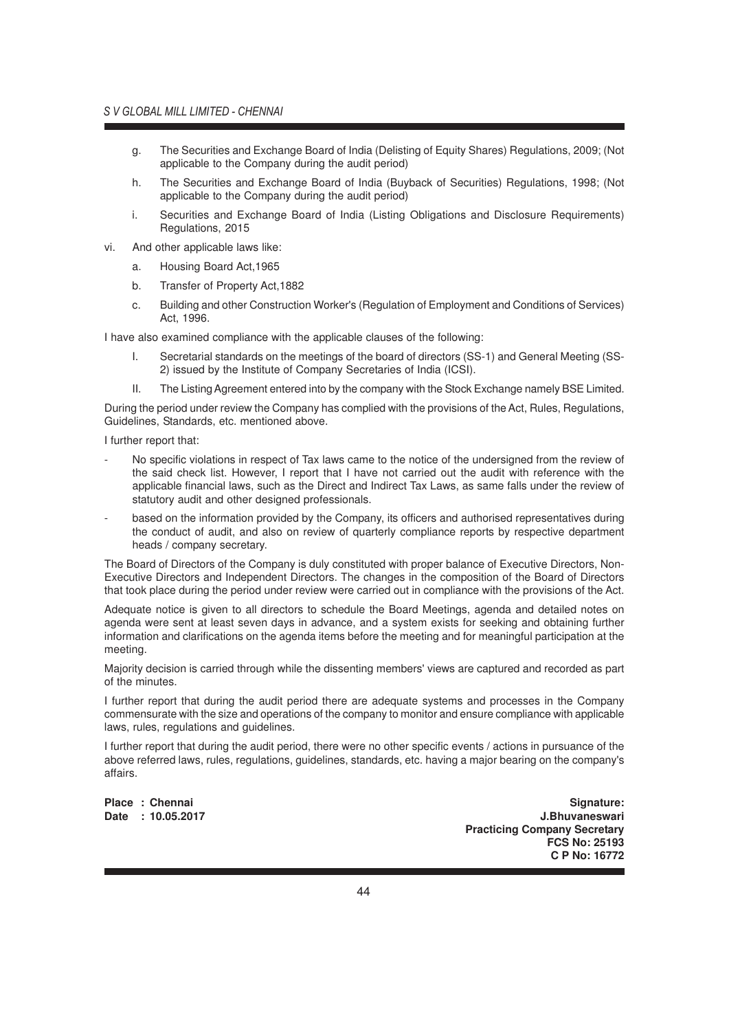g. The Securities and Exchange Board of India (Delisting of Equity Shares) Regulations, 2009; (Not applicable to the Company during the audit period)

h. The Securities and Exchange Board of India (Buyback of Securities) Regulations, 1998; (Not applicable to the Company during the audit period)

i. Securities and Exchange Board of India (Listing Obligations and Disclosure Requirements) Regulations, 2015

vi. And other applicable laws like:

a. Housing Board Act,1965

b. Transfer of Property Act,1882

c. Building and other Construction Worker's (Regulation of Employment and Conditions of Services) Act, 1996.

I have also examined compliance with the applicable clauses of the following:

I. Secretarial standards on the meetings of the board of directors (SS-1) and General Meeting (SS-2) issued by the Institute of Company Secretaries of India (ICSI).

II. The Listing Agreement entered into by the company with the Stock Exchange namely BSE Limited.

During the period under review the Company has complied with the provisions of the Act, Rules, Regulations, Guidelines, Standards, etc. mentioned above.

I further report that:

- No specific violations in respect of Tax laws came to the notice of the undersigned from the review of the said check list. However, I report that I have not carried out the audit with reference with the applicable financial laws, such as the Direct and Indirect Tax Laws, as same falls under the review of statutory audit and other designed professionals.
- based on the information provided by the Company, its officers and authorised representatives during the conduct of audit, and also on review of quarterly compliance reports by respective department heads / company secretary.

The Board of Directors of the Company is duly constituted with proper balance of Executive Directors, Non-Executive Directors and Independent Directors. The changes in the composition of the Board of Directors that took place during the period under review were carried out in compliance with the provisions of the Act.

Adequate notice is given to all directors to schedule the Board Meetings, agenda and detailed notes on agenda were sent at least seven days in advance, and a system exists for seeking and obtaining further information and clarifications on the agenda items before the meeting and for meaningful participation at the meeting.

Majority decision is carried through while the dissenting members' views are captured and recorded as part of the minutes.

I further report that during the audit period there are adequate systems and processes in the Company commensurate with the size and operations of the company to monitor and ensure compliance with applicable laws, rules, regulations and guidelines.

I further report that during the audit period, there were no other specific events / actions in pursuance of the above referred laws, rules, regulations, guidelines, standards, etc. having a major bearing on the company's affairs.

**Place : Chennai**
**Date : 10.05.2017**

**Signature:**
**J.Bhuvaneswari**
**Practicing Company Secretary**
**FCS No: 25193**
**C P No: 16772**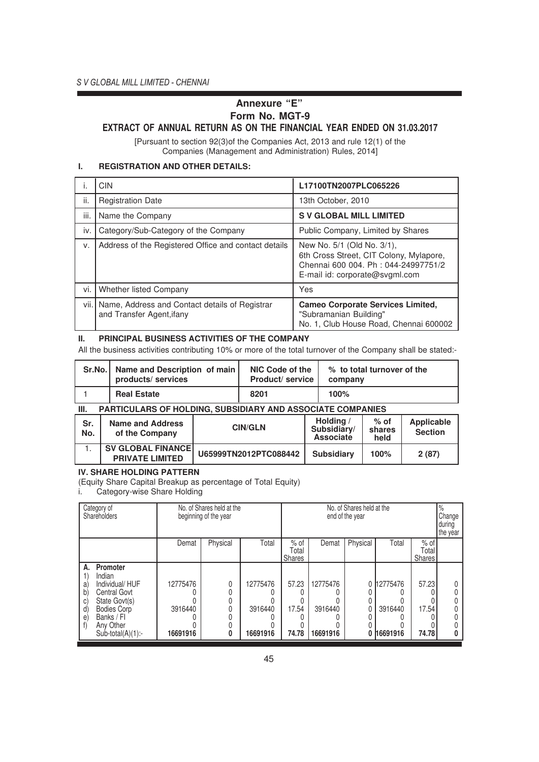# Annexure "E"

## Form No. MGT-9

## EXTRACT OF ANNUAL RETURN AS ON THE FINANCIAL YEAR ENDED ON 31.03.2017

[Pursuant to section 92(3)of the Companies Act, 2013 and rule 12(1) of the Companies (Management and Administration) Rules, 2014]

### I. REGISTRATION AND OTHER DETAILS:

| | | |
|---|---|---|
| i. | CIN | **L17100TN2007PLC065226** |
| ii. | Registration Date | 13th October, 2010 |
| iii. | Name the Company | **S V GLOBAL MILL LIMITED** |
| iv. | Category/Sub-Category of the Company | Public Company, Limited by Shares |
| v. | Address of the Registered Office and contact details | New No. 5/1 (Old No. 3/1), 6th Cross Street, CIT Colony, Mylapore, Chennai 600 004. Ph : 044-24997751/2 E-mail id: corporate@svgml.com |
| vi. | Whether listed Company | Yes |
| vii. | Name, Address and Contact details of Registrar and Transfer Agent,ifany | **Cameo Corporate Services Limited,** "Subramanian Building" No. 1, Club House Road, Chennai 600002 |

### II. PRINCIPAL BUSINESS ACTIVITIES OF THE COMPANY

All the business activities contributing 10% or more of the total turnover of the Company shall be stated:-

| Sr.No. | Name and Description of main products/ services | NIC Code of the Product/ service | % to total turnover of the company |
|---|---|---|---|
| 1 | **Real Estate** | **8201** | **100%** |

### III. PARTICULARS OF HOLDING, SUBSIDIARY AND ASSOCIATE COMPANIES

| Sr. No. | Name and Address of the Company | CIN/GLN | Holding / Subsidiary/ Associate | % of shares held | Applicable Section |
|---|---|---|---|---|---|
| 1. | **SV GLOBAL FINANCE PRIVATE LIMITED** | **U65999TN2012PTC088442** | **Subsidiary** | **100%** | **2 (87)** |

### IV. SHARE HOLDING PATTERN

(Equity Share Capital Breakup as percentage of Total Equity)

i. Category-wise Share Holding

| Category of Shareholders | No. of Shares held at the beginning of the year | | | | No. of Shares held at the end of the year | | | | % Change during the year |
|---|---|---|---|---|---|---|---|---|---|
| | Demat | Physical | Total | % of Total Shares | Demat | Physical | Total | % of Total Shares | |
| **A. Promoter** | | | | | | | | | |
| 1) Indian | | | | | | | | | |
| a) Individual/ HUF | 12775476 | 0 | 12775476 | 57.23 | 12775476 | 0 | 12775476 | 57.23 | 0 |
| b) Central Govt | 0 | 0 | 0 | 0 | 0 | 0 | 0 | 0 | 0 |
| c) State Govt(s) | 0 | 0 | 0 | 0 | 0 | 0 | 0 | 0 | 0 |
| d) Bodies Corp | 3916440 | 0 | 3916440 | 17.54 | 3916440 | 0 | 3916440 | 17.54 | 0 |
| e) Banks / FI | 0 | 0 | 0 | 0 | 0 | 0 | 0 | 0 | 0 |
| f) Any Other | 0 | 0 | 0 | 0 | 0 | 0 | 0 | 0 | 0 |
| Sub-total(A)(1):- | **16691916** | **0** | **16691916** | **74.78** | **16691916** | **0** | **16691916** | **74.78** | **0** |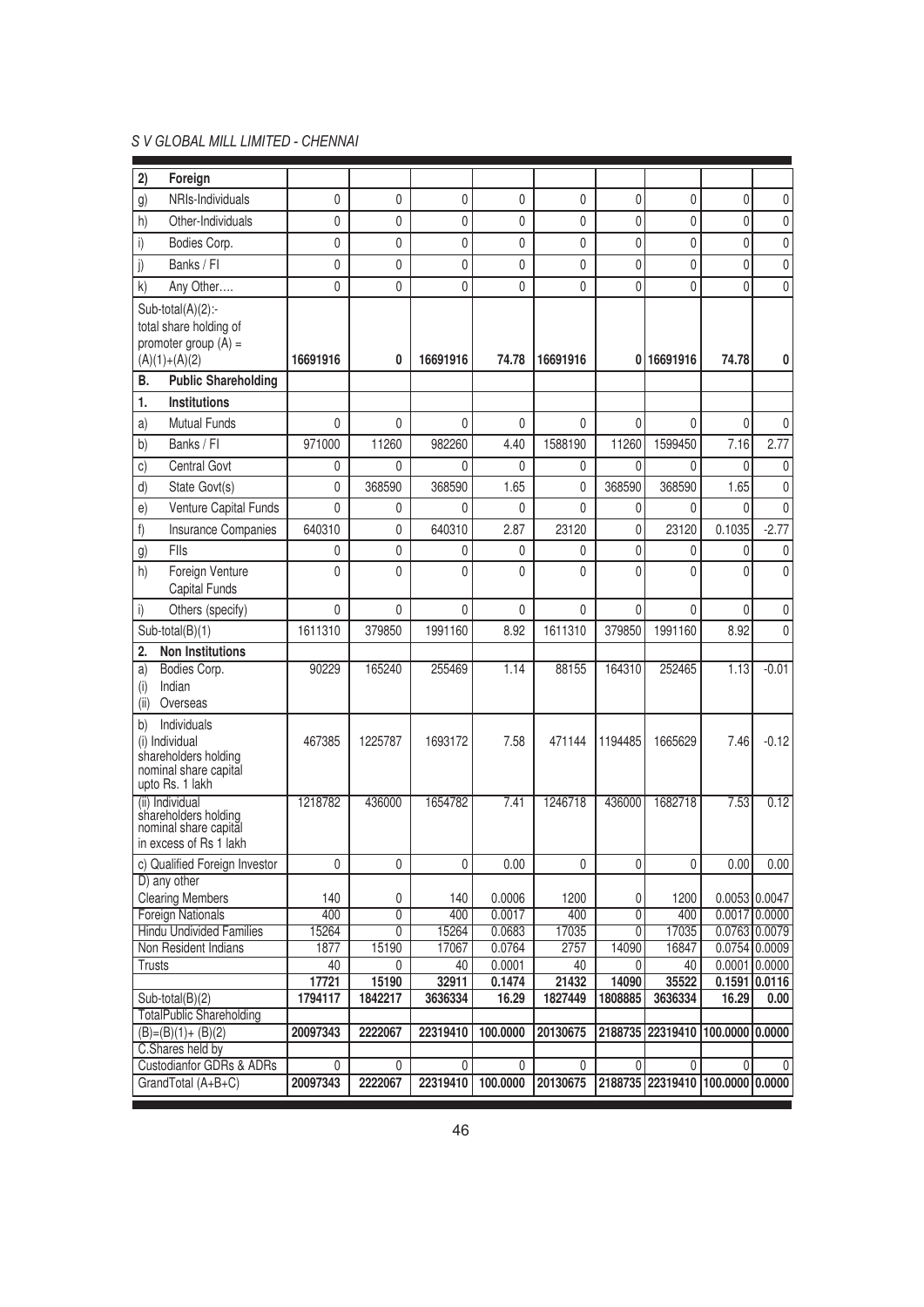| 2) Foreign | | | | | | | | | |
|---|---|---|---|---|---|---|---|---|---|
| g) NRIs-Individuals | 0 | 0 | 0 | 0 | 0 | 0 | 0 | 0 | 0 |
| h) Other-Individuals | 0 | 0 | 0 | 0 | 0 | 0 | 0 | 0 | 0 |
| i) Bodies Corp. | 0 | 0 | 0 | 0 | 0 | 0 | 0 | 0 | 0 |
| j) Banks / FI | 0 | 0 | 0 | 0 | 0 | 0 | 0 | 0 | 0 |
| k) Any Other…. | 0 | 0 | 0 | 0 | 0 | 0 | 0 | 0 | 0 |
| Sub-total(A)(2):- total share holding of promoter group (A) = (A)(1)+(A)(2) | **16691916** | **0** | **16691916** | **74.78** | **16691916** | **0** | **16691916** | **74.78** | **0** |
| **B. Public Shareholding** | | | | | | | | | |
| **1. Institutions** | | | | | | | | | |
| a) Mutual Funds | 0 | 0 | 0 | 0 | 0 | 0 | 0 | 0 | 0 |
| b) Banks / FI | 971000 | 11260 | 982260 | 4.40 | 1588190 | 11260 | 1599450 | 7.16 | 2.77 |
| c) Central Govt | 0 | 0 | 0 | 0 | 0 | 0 | 0 | 0 | 0 |
| d) State Govt(s) | 0 | 368590 | 368590 | 1.65 | 0 | 368590 | 368590 | 1.65 | 0 |
| e) Venture Capital Funds | 0 | 0 | 0 | 0 | 0 | 0 | 0 | 0 | 0 |
| f) Insurance Companies | 640310 | 0 | 640310 | 2.87 | 23120 | 0 | 23120 | 0.1035 | -2.77 |
| g) FIIs | 0 | 0 | 0 | 0 | 0 | 0 | 0 | 0 | 0 |
| h) Foreign Venture Capital Funds | 0 | 0 | 0 | 0 | 0 | 0 | 0 | 0 | 0 |
| i) Others (specify) | 0 | 0 | 0 | 0 | 0 | 0 | 0 | 0 | 0 |
| Sub-total(B)(1) | 1611310 | 379850 | 1991160 | 8.92 | 1611310 | 379850 | 1991160 | 8.92 | 0 |
| **2. Non Institutions** | | | | | | | | | |
| a) Bodies Corp. (i) Indian (ii) Overseas | 90229 | 165240 | 255469 | 1.14 | 88155 | 164310 | 252465 | 1.13 | -0.01 |
| b) Individuals (i) Individual shareholders holding nominal share capital upto Rs. 1 lakh | 467385 | 1225787 | 1693172 | 7.58 | 471144 | 1194485 | 1665629 | 7.46 | -0.12 |
| (ii) Individual shareholders holding nominal share capital in excess of Rs 1 lakh | 1218782 | 436000 | 1654782 | 7.41 | 1246718 | 436000 | 1682718 | 7.53 | 0.12 |
| c) Qualified Foreign Investor | 0 | 0 | 0 | 0.00 | 0 | 0 | 0 | 0.00 | 0.00 |
| D) any other | | | | | | | | | |
| Clearing Members | 140 | 0 | 140 | 0.0006 | 1200 | 0 | 1200 | 0.0053 | 0.0047 |
| Foreign Nationals | 400 | 0 | 400 | 0.0017 | 400 | 0 | 400 | 0.0017 | 0.0000 |
| Hindu Undivided Families | 15264 | 0 | 15264 | 0.0683 | 17035 | 0 | 17035 | 0.0763 | 0.0079 |
| Non Resident Indians | 1877 | 15190 | 17067 | 0.0764 | 2757 | 14090 | 16847 | 0.0754 | 0.0009 |
| Trusts | 40 | 0 | 40 | 0.0001 | 40 | 0 | 40 | 0.0001 | 0.0000 |
| | **17721** | **15190** | **32911** | **0.1474** | **21432** | **14090** | **35522** | **0.1591** | **0.0116** |
| Sub-total(B)(2) | **1794117** | **1842217** | **3636334** | **16.29** | **1827449** | **1808885** | **3636334** | **16.29** | **0.00** |
| TotalPublic Shareholding (B)=(B)(1)+ (B)(2) | **20097343** | **2222067** | **22319410** | **100.0000** | **20130675** | **2188735** | **22319410** | **100.0000** | **0.0000** |
| C.Shares held by Custodianfor GDRs & ADRs | 0 | 0 | 0 | 0 | 0 | 0 | 0 | 0 | 0 |
| GrandTotal (A+B+C) | **20097343** | **2222067** | **22319410** | **100.0000** | **20130675** | **2188735** | **22319410** | **100.0000** | **0.0000** |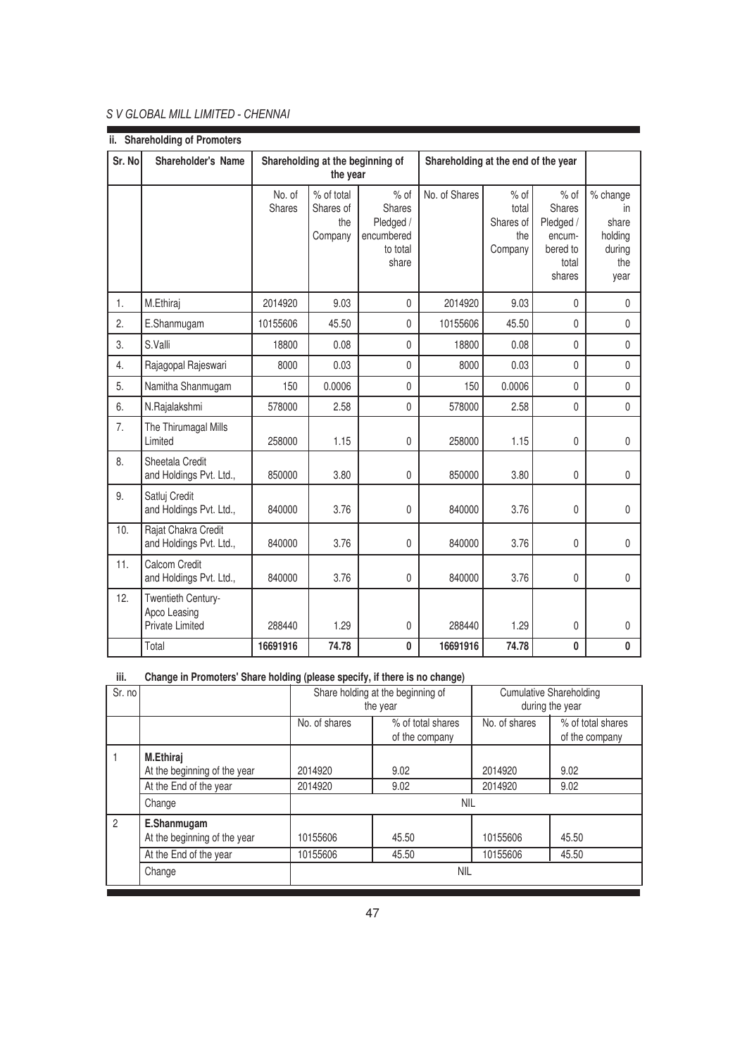### ii. Shareholding of Promoters

| Sr. No | Shareholder's Name | Shareholding at the beginning of the year | | | Shareholding at the end of the year | | | |
|---|---|---|---|---|---|---|---|---|
| | | No. of Shares | % of total Shares of the Company | % of Shares Pledged / encumbered to total share | No. of Shares | % of total Shares of the Company | % of Shares Pledged / encum-bered to total shares | % change in share holding during the year |
| 1. | M.Ethiraj | 2014920 | 9.03 | 0 | 2014920 | 9.03 | 0 | 0 |
| 2. | E.Shanmugam | 10155606 | 45.50 | 0 | 10155606 | 45.50 | 0 | 0 |
| 3. | S.Valli | 18800 | 0.08 | 0 | 18800 | 0.08 | 0 | 0 |
| 4. | Rajagopal Rajeswari | 8000 | 0.03 | 0 | 8000 | 0.03 | 0 | 0 |
| 5. | Namitha Shanmugam | 150 | 0.0006 | 0 | 150 | 0.0006 | 0 | 0 |
| 6. | N.Rajalakshmi | 578000 | 2.58 | 0 | 578000 | 2.58 | 0 | 0 |
| 7. | The Thirumagal Mills Limited | 258000 | 1.15 | 0 | 258000 | 1.15 | 0 | 0 |
| 8. | Sheetala Credit and Holdings Pvt. Ltd., | 850000 | 3.80 | 0 | 850000 | 3.80 | 0 | 0 |
| 9. | Satluj Credit and Holdings Pvt. Ltd., | 840000 | 3.76 | 0 | 840000 | 3.76 | 0 | 0 |
| 10. | Rajat Chakra Credit and Holdings Pvt. Ltd., | 840000 | 3.76 | 0 | 840000 | 3.76 | 0 | 0 |
| 11. | Calcom Credit and Holdings Pvt. Ltd., | 840000 | 3.76 | 0 | 840000 | 3.76 | 0 | 0 |
| 12. | Twentieth Century-Apco Leasing Private Limited | 288440 | 1.29 | 0 | 288440 | 1.29 | 0 | 0 |
| | Total | **16691916** | **74.78** | **0** | **16691916** | **74.78** | **0** | **0** |

### iii. Change in Promoters' Share holding (please specify, if there is no change)

| Sr. no | | Share holding at the beginning of the year | | Cumulative Shareholding during the year | |
|---|---|---|---|---|---|
| | | No. of shares | % of total shares of the company | No. of shares | % of total shares of the company |
| 1 | **M.Ethiraj** At the beginning of the year | 2014920 | 9.02 | 2014920 | 9.02 |
| | At the End of the year | 2014920 | 9.02 | 2014920 | 9.02 |
| | Change | NIL | | | |
| 2 | **E.Shanmugam** At the beginning of the year | 10155606 | 45.50 | 10155606 | 45.50 |
| | At the End of the year | 10155606 | 45.50 | 10155606 | 45.50 |
| | Change | NIL | | | |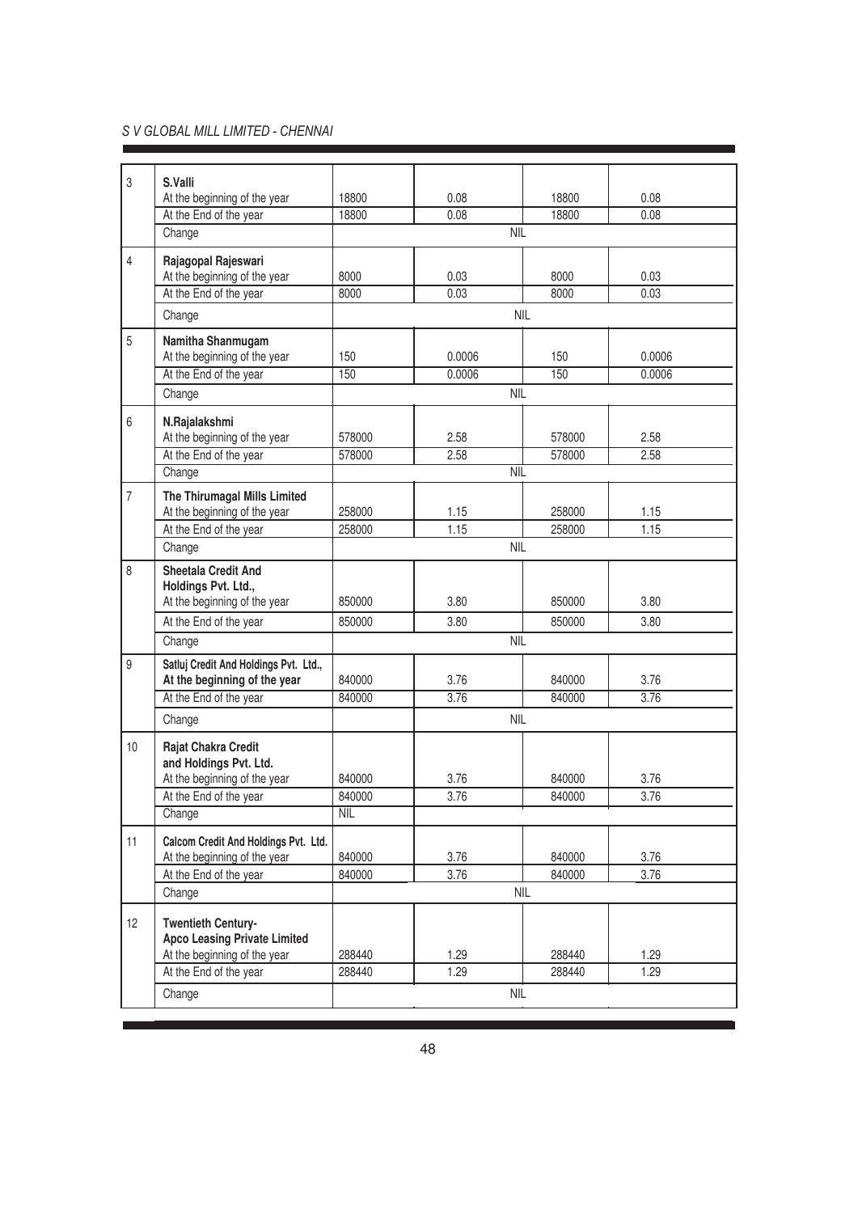| 3 | S.Valli | | | | |
|---|---|---|---|---|---|
| | At the beginning of the year | 18800 | 0.08 | 18800 | 0.08 |
| | At the End of the year | 18800 | 0.08 | 18800 | 0.08 |
| | Change | | NIL | | |
| 4 | Rajagopal Rajeswari | | | | |
| | At the beginning of the year | 8000 | 0.03 | 8000 | 0.03 |
| | At the End of the year | 8000 | 0.03 | 8000 | 0.03 |
| | Change | | NIL | | |
| 5 | Namitha Shanmugam | | | | |
| | At the beginning of the year | 150 | 0.0006 | 150 | 0.0006 |
| | At the End of the year | 150 | 0.0006 | 150 | 0.0006 |
| | Change | | NIL | | |
| 6 | N.Rajalakshmi | | | | |
| | At the beginning of the year | 578000 | 2.58 | 578000 | 2.58 |
| | At the End of the year | 578000 | 2.58 | 578000 | 2.58 |
| | Change | | NIL | | |
| 7 | The Thirumagal Mills Limited | | | | |
| | At the beginning of the year | 258000 | 1.15 | 258000 | 1.15 |
| | At the End of the year | 258000 | 1.15 | 258000 | 1.15 |
| | Change | | NIL | | |
| 8 | Sheetala Credit And Holdings Pvt. Ltd., | | | | |
| | At the beginning of the year | 850000 | 3.80 | 850000 | 3.80 |
| | At the End of the year | 850000 | 3.80 | 850000 | 3.80 |
| | Change | | NIL | | |
| 9 | Satluj Credit And Holdings Pvt. Ltd., | | | | |
| | At the beginning of the year | 840000 | 3.76 | 840000 | 3.76 |
| | At the End of the year | 840000 | 3.76 | 840000 | 3.76 |
| | Change | | NIL | | |
| 10 | Rajat Chakra Credit and Holdings Pvt. Ltd. | | | | |
| | At the beginning of the year | 840000 | 3.76 | 840000 | 3.76 |
| | At the End of the year | 840000 | 3.76 | 840000 | 3.76 |
| | Change | NIL | | | |
| 11 | Calcom Credit And Holdings Pvt. Ltd. | | | | |
| | At the beginning of the year | 840000 | 3.76 | 840000 | 3.76 |
| | At the End of the year | 840000 | 3.76 | 840000 | 3.76 |
| | Change | | NIL | | |
| 12 | Twentieth Century-Apco Leasing Private Limited | | | | |
| | At the beginning of the year | 288440 | 1.29 | 288440 | 1.29 |
| | At the End of the year | 288440 | 1.29 | 288440 | 1.29 |
| | Change | | NIL | | |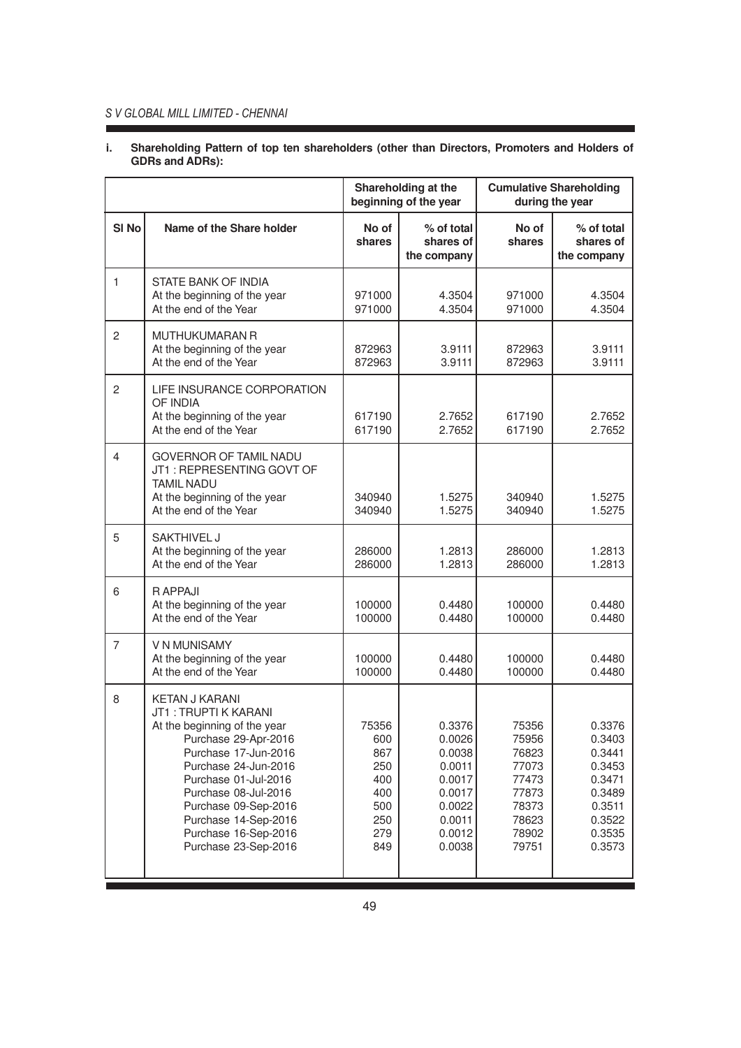i. **Shareholding Pattern of top ten shareholders (other than Directors, Promoters and Holders of GDRs and ADRs):**

| | | Shareholding at the beginning of the year | | Cumulative Shareholding during the year | |
|---|---|---|---|---|---|
| Sl No | Name of the Share holder | No of shares | % of total shares of the company | No of shares | % of total shares of the company |
| 1 | STATE BANK OF INDIA | | | | |
| | At the beginning of the year | 971000 | 4.3504 | 971000 | 4.3504 |
| | At the end of the Year | 971000 | 4.3504 | 971000 | 4.3504 |
| 2 | MUTHUKUMARAN R | | | | |
| | At the beginning of the year | 872963 | 3.9111 | 872963 | 3.9111 |
| | At the end of the Year | 872963 | 3.9111 | 872963 | 3.9111 |
| 2 | LIFE INSURANCE CORPORATION OF INDIA | | | | |
| | At the beginning of the year | 617190 | 2.7652 | 617190 | 2.7652 |
| | At the end of the Year | 617190 | 2.7652 | 617190 | 2.7652 |
| 4 | GOVERNOR OF TAMIL NADU JT1 : REPRESENTING GOVT OF TAMIL NADU | | | | |
| | At the beginning of the year | 340940 | 1.5275 | 340940 | 1.5275 |
| | At the end of the Year | 340940 | 1.5275 | 340940 | 1.5275 |
| 5 | SAKTHIVEL J | | | | |
| | At the beginning of the year | 286000 | 1.2813 | 286000 | 1.2813 |
| | At the end of the Year | 286000 | 1.2813 | 286000 | 1.2813 |
| 6 | R APPAJI | | | | |
| | At the beginning of the year | 100000 | 0.4480 | 100000 | 0.4480 |
| | At the end of the Year | 100000 | 0.4480 | 100000 | 0.4480 |
| 7 | V N MUNISAMY | | | | |
| | At the beginning of the year | 100000 | 0.4480 | 100000 | 0.4480 |
| | At the end of the Year | 100000 | 0.4480 | 100000 | 0.4480 |
| 8 | KETAN J KARANI JT1 : TRUPTI K KARANI | | | | |
| | At the beginning of the year | 75356 | 0.3376 | 75356 | 0.3376 |
| | Purchase 29-Apr-2016 | 600 | 0.0026 | 75956 | 0.3403 |
| | Purchase 17-Jun-2016 | 867 | 0.0038 | 76823 | 0.3441 |
| | Purchase 24-Jun-2016 | 250 | 0.0011 | 77073 | 0.3453 |
| | Purchase 01-Jul-2016 | 400 | 0.0017 | 77473 | 0.3471 |
| | Purchase 08-Jul-2016 | 400 | 0.0017 | 77873 | 0.3489 |
| | Purchase 09-Sep-2016 | 500 | 0.0022 | 78373 | 0.3511 |
| | Purchase 14-Sep-2016 | 250 | 0.0011 | 78623 | 0.3522 |
| | Purchase 16-Sep-2016 | 279 | 0.0012 | 78902 | 0.3535 |
| | Purchase 23-Sep-2016 | 849 | 0.0038 | 79751 | 0.3573 |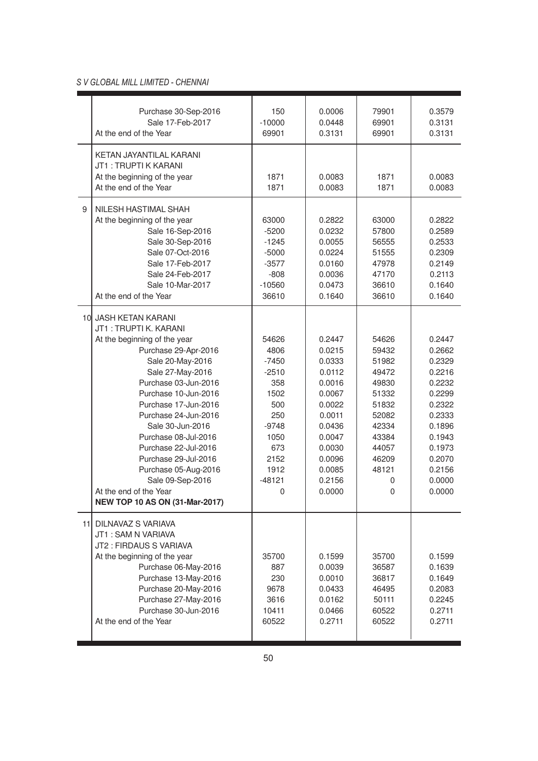|  |  |  |  |  |  |
|---|---|---|---|---|---|
|  | Purchase 30-Sep-2016 | 150 | 0.0006 | 79901 | 0.3579 |
|  | Sale 17-Feb-2017 | -10000 | 0.0448 | 69901 | 0.3131 |
|  | At the end of the Year | 69901 | 0.3131 | 69901 | 0.3131 |
|  | KETAN JAYANTILAL KARANI<br>JT1 : TRUPTI K KARANI |  |  |  |  |
|  | At the beginning of the year | 1871 | 0.0083 | 1871 | 0.0083 |
|  | At the end of the Year | 1871 | 0.0083 | 1871 | 0.0083 |
| 9 | NILESH HASTIMAL SHAH |  |  |  |  |
|  | At the beginning of the year | 63000 | 0.2822 | 63000 | 0.2822 |
|  | Sale 16-Sep-2016 | -5200 | 0.0232 | 57800 | 0.2589 |
|  | Sale 30-Sep-2016 | -1245 | 0.0055 | 56555 | 0.2533 |
|  | Sale 07-Oct-2016 | -5000 | 0.0224 | 51555 | 0.2309 |
|  | Sale 17-Feb-2017 | -3577 | 0.0160 | 47978 | 0.2149 |
|  | Sale 24-Feb-2017 | -808 | 0.0036 | 47170 | 0.2113 |
|  | Sale 10-Mar-2017 | -10560 | 0.0473 | 36610 | 0.1640 |
|  | At the end of the Year | 36610 | 0.1640 | 36610 | 0.1640 |
| 10 | JASH KETAN KARANI<br>JT1 : TRUPTI K. KARANI |  |  |  |  |
|  | At the beginning of the year | 54626 | 0.2447 | 54626 | 0.2447 |
|  | Purchase 29-Apr-2016 | 4806 | 0.0215 | 59432 | 0.2662 |
|  | Sale 20-May-2016 | -7450 | 0.0333 | 51982 | 0.2329 |
|  | Sale 27-May-2016 | -2510 | 0.0112 | 49472 | 0.2216 |
|  | Purchase 03-Jun-2016 | 358 | 0.0016 | 49830 | 0.2232 |
|  | Purchase 10-Jun-2016 | 1502 | 0.0067 | 51332 | 0.2299 |
|  | Purchase 17-Jun-2016 | 500 | 0.0022 | 51832 | 0.2322 |
|  | Purchase 24-Jun-2016 | 250 | 0.0011 | 52082 | 0.2333 |
|  | Sale 30-Jun-2016 | -9748 | 0.0436 | 42334 | 0.1896 |
|  | Purchase 08-Jul-2016 | 1050 | 0.0047 | 43384 | 0.1943 |
|  | Purchase 22-Jul-2016 | 673 | 0.0030 | 44057 | 0.1973 |
|  | Purchase 29-Jul-2016 | 2152 | 0.0096 | 46209 | 0.2070 |
|  | Purchase 05-Aug-2016 | 1912 | 0.0085 | 48121 | 0.2156 |
|  | Sale 09-Sep-2016 | -48121 | 0.2156 | 0 | 0.0000 |
|  | At the end of the Year | 0 | 0.0000 | 0 | 0.0000 |
|  | **NEW TOP 10 AS ON (31-Mar-2017)** |  |  |  |  |
| 11 | DILNAVAZ S VARIAVA<br>JT1 : SAM N VARIAVA<br>JT2 : FIRDAUS S VARIAVA |  |  |  |  |
|  | At the beginning of the year | 35700 | 0.1599 | 35700 | 0.1599 |
|  | Purchase 06-May-2016 | 887 | 0.0039 | 36587 | 0.1639 |
|  | Purchase 13-May-2016 | 230 | 0.0010 | 36817 | 0.1649 |
|  | Purchase 20-May-2016 | 9678 | 0.0433 | 46495 | 0.2083 |
|  | Purchase 27-May-2016 | 3616 | 0.0162 | 50111 | 0.2245 |
|  | Purchase 30-Jun-2016 | 10411 | 0.0466 | 60522 | 0.2711 |
|  | At the end of the Year | 60522 | 0.2711 | 60522 | 0.2711 |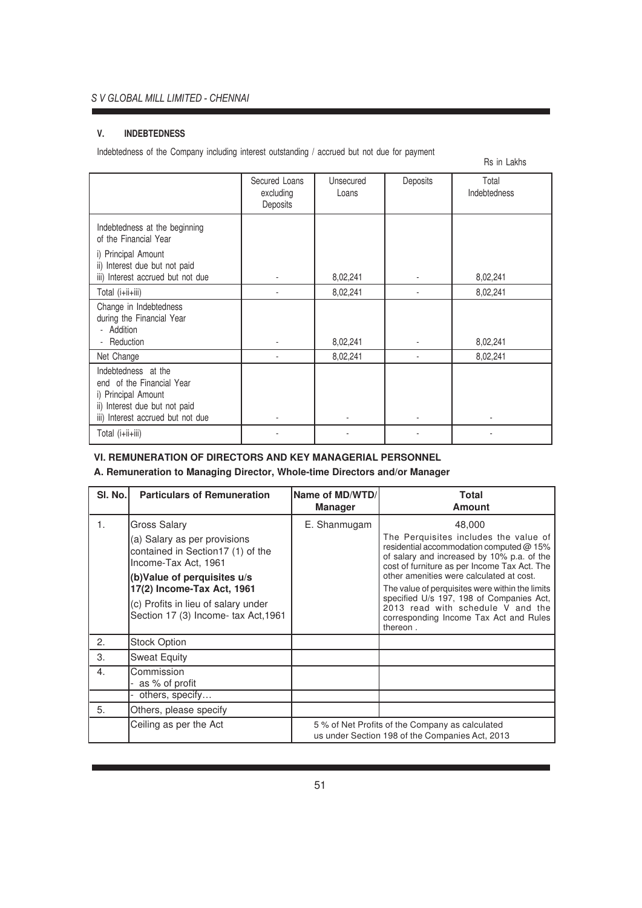## V. INDEBTEDNESS

Indebtedness of the Company including interest outstanding / accrued but not due for payment

Rs in Lakhs

| | Secured Loans excluding Deposits | Unsecured Loans | Deposits | Total Indebtedness |
|---|---|---|---|---|
| Indebtedness at the beginning of the Financial Year<br>i) Principal Amount<br>ii) Interest due but not paid<br>iii) Interest accrued but not due | - | 8,02,241 | - | 8,02,241 |
| Total (i+ii+iii) | - | 8,02,241 | - | 8,02,241 |
| Change in Indebtedness during the Financial Year<br>- Addition<br>- Reduction | - | 8,02,241 | - | 8,02,241 |
| Net Change | - | 8,02,241 | - | 8,02,241 |
| Indebtedness at the end of the Financial Year<br>i) Principal Amount<br>ii) Interest due but not paid<br>iii) Interest accrued but not due | - | - | - | - |
| Total (i+ii+iii) | - | - | - | - |

## VI. REMUNERATION OF DIRECTORS AND KEY MANAGERIAL PERSONNEL

### A. Remuneration to Managing Director, Whole-time Directors and/or Manager

| Sl. No. | Particulars of Remuneration | Name of MD/WTD/ Manager | Total Amount |
|---|---|---|---|
| 1. | Gross Salary<br>(a) Salary as per provisions contained in Section17 (1) of the Income-Tax Act, 1961<br>**(b)Value of perquisites u/s 17(2) Income-Tax Act, 1961**<br>(c) Profits in lieu of salary under Section 17 (3) Income- tax Act,1961 | E. Shanmugam | 48,000<br>The Perquisites includes the value of residential accommodation computed @ 15% of salary and increased by 10% p.a. of the cost of furniture as per Income Tax Act. The other amenities were calculated at cost.<br>The value of perquisites were within the limits specified U/s 197, 198 of Companies Act, 2013 read with schedule V and the corresponding Income Tax Act and Rules thereon . |
| 2. | Stock Option | | |
| 3. | Sweat Equity | | |
| 4. | Commission<br>- as % of profit | | |
| | - others, specify… | | |
| 5. | Others, please specify | | |
| | Ceiling as per the Act | 5 % of Net Profits of the Company as calculated us under Section 198 of the Companies Act, 2013 | |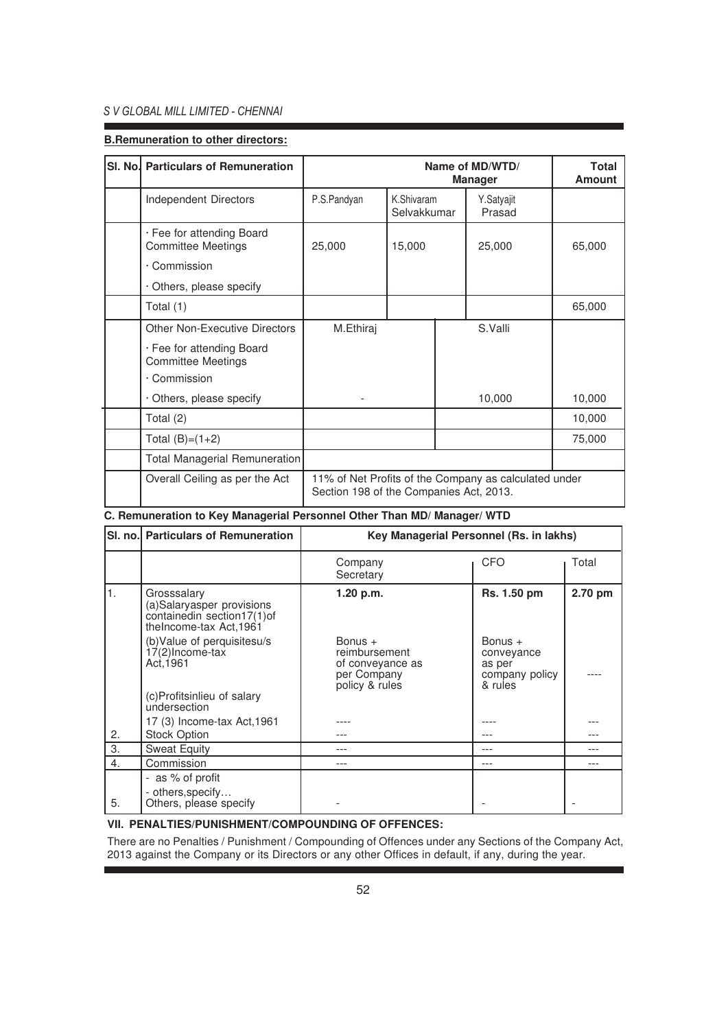**B.Remuneration to other directors:**

| Sl. No. | Particulars of Remuneration | Name of MD/WTD/ Manager | | | Total Amount |
|---|---|---|---|---|---|
| | Independent Directors | P.S.Pandyan | K.Shivaram Selvakkumar | Y.Satyajit Prasad | |
| | · Fee for attending Board Committee Meetings<br>· Commission<br>· Others, please specify | 25,000 | 15,000 | 25,000 | 65,000 |
| | Total (1) | | | | 65,000 |
| | Other Non-Executive Directors<br>· Fee for attending Board Committee Meetings<br>· Commission<br>· Others, please specify | M.Ethiraj<br>-| | S.Valli<br>10,000 | 10,000 |
| | Total (2) | | | | 10,000 |
| | Total (B)=(1+2) | | | | 75,000 |
| | Total Managerial Remuneration | | | | |
| | Overall Ceiling as per the Act | 11% of Net Profits of the Company as calculated under Section 198 of the Companies Act, 2013. | | | |

**C. Remuneration to Key Managerial Personnel Other Than MD/ Manager/ WTD**

| Sl. no. | Particulars of Remuneration | Key Managerial Personnel (Rs. in lakhs) | | |
|---|---|---|---|---|
| | | Company Secretary | CFO | Total |
| 1. | Grosssalary<br>(a)Salaryasper provisions containedin section17(1)of theIncome-tax Act,1961 | **1.20 p.m.** | **Rs. 1.50 pm** | **2.70 pm** |
| | (b)Value of perquisitesu/s 17(2)Income-tax Act,1961 | Bonus + reimbursement of conveyance as per Company policy & rules | Bonus + conveyance as per company policy & rules | ---- |
| | (c)Profitsinlieu of salary undersection<br>17 (3) Income-tax Act,1961 | ---- | ---- | --- |
| 2. | Stock Option | --- | --- | --- |
| 3. | Sweat Equity | --- | --- | --- |
| 4. | Commission | --- | --- | --- |
| | - as % of profit<br>- others,specify… | | | |
| 5. | Others, please specify | - | - | - |

**VII. PENALTIES/PUNISHMENT/COMPOUNDING OF OFFENCES:**

There are no Penalties / Punishment / Compounding of Offences under any Sections of the Company Act, 2013 against the Company or its Directors or any other Offices in default, if any, during the year.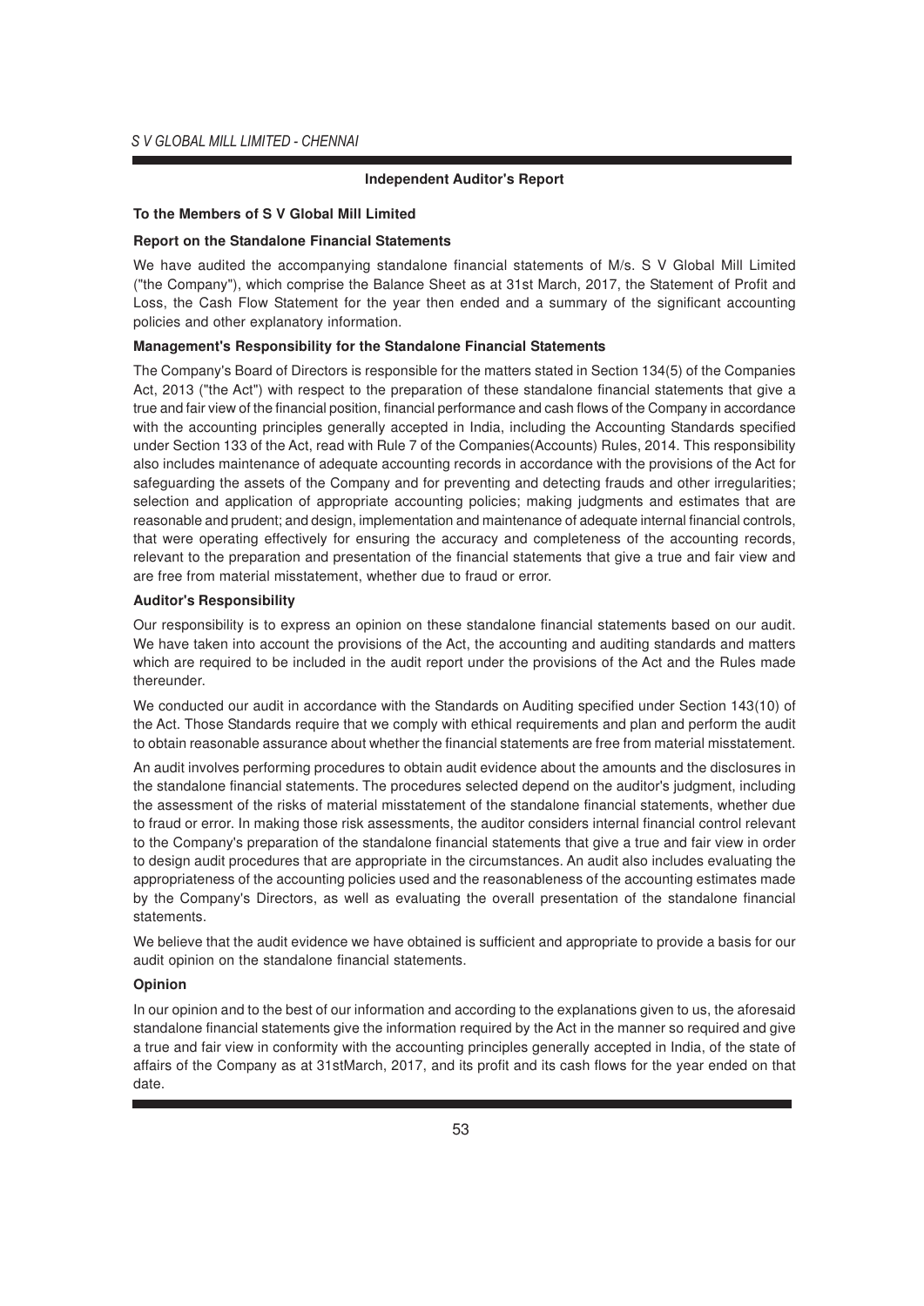## Independent Auditor's Report

**To the Members of S V Global Mill Limited**

**Report on the Standalone Financial Statements**

We have audited the accompanying standalone financial statements of M/s. S V Global Mill Limited ("the Company"), which comprise the Balance Sheet as at 31st March, 2017, the Statement of Profit and Loss, the Cash Flow Statement for the year then ended and a summary of the significant accounting policies and other explanatory information.

**Management's Responsibility for the Standalone Financial Statements**

The Company's Board of Directors is responsible for the matters stated in Section 134(5) of the Companies Act, 2013 ("the Act") with respect to the preparation of these standalone financial statements that give a true and fair view of the financial position, financial performance and cash flows of the Company in accordance with the accounting principles generally accepted in India, including the Accounting Standards specified under Section 133 of the Act, read with Rule 7 of the Companies(Accounts) Rules, 2014. This responsibility also includes maintenance of adequate accounting records in accordance with the provisions of the Act for safeguarding the assets of the Company and for preventing and detecting frauds and other irregularities; selection and application of appropriate accounting policies; making judgments and estimates that are reasonable and prudent; and design, implementation and maintenance of adequate internal financial controls, that were operating effectively for ensuring the accuracy and completeness of the accounting records, relevant to the preparation and presentation of the financial statements that give a true and fair view and are free from material misstatement, whether due to fraud or error.

**Auditor's Responsibility**

Our responsibility is to express an opinion on these standalone financial statements based on our audit. We have taken into account the provisions of the Act, the accounting and auditing standards and matters which are required to be included in the audit report under the provisions of the Act and the Rules made thereunder.

We conducted our audit in accordance with the Standards on Auditing specified under Section 143(10) of the Act. Those Standards require that we comply with ethical requirements and plan and perform the audit to obtain reasonable assurance about whether the financial statements are free from material misstatement.

An audit involves performing procedures to obtain audit evidence about the amounts and the disclosures in the standalone financial statements. The procedures selected depend on the auditor's judgment, including the assessment of the risks of material misstatement of the standalone financial statements, whether due to fraud or error. In making those risk assessments, the auditor considers internal financial control relevant to the Company's preparation of the standalone financial statements that give a true and fair view in order to design audit procedures that are appropriate in the circumstances. An audit also includes evaluating the appropriateness of the accounting policies used and the reasonableness of the accounting estimates made by the Company's Directors, as well as evaluating the overall presentation of the standalone financial statements.

We believe that the audit evidence we have obtained is sufficient and appropriate to provide a basis for our audit opinion on the standalone financial statements.

**Opinion**

In our opinion and to the best of our information and according to the explanations given to us, the aforesaid standalone financial statements give the information required by the Act in the manner so required and give a true and fair view in conformity with the accounting principles generally accepted in India, of the state of affairs of the Company as at 31stMarch, 2017, and its profit and its cash flows for the year ended on that date.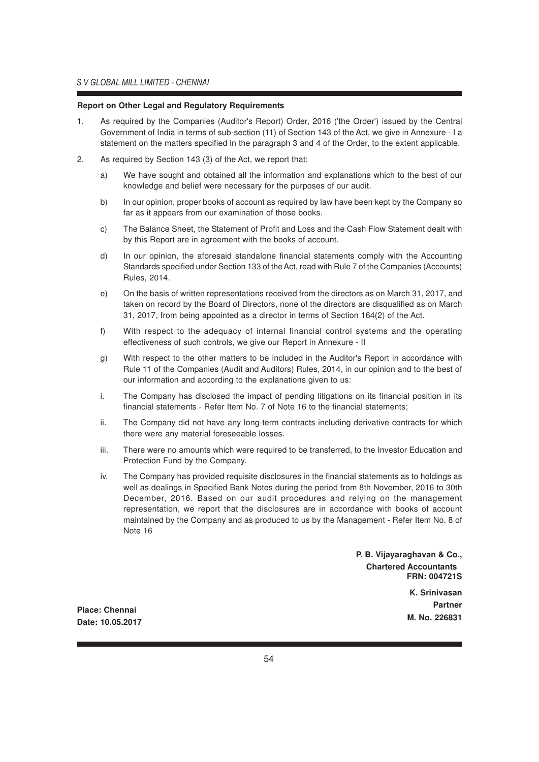**Report on Other Legal and Regulatory Requirements**

1. As required by the Companies (Auditor's Report) Order, 2016 ('the Order') issued by the Central Government of India in terms of sub-section (11) of Section 143 of the Act, we give in Annexure - I a statement on the matters specified in the paragraph 3 and 4 of the Order, to the extent applicable.

2. As required by Section 143 (3) of the Act, we report that:

   a) We have sought and obtained all the information and explanations which to the best of our knowledge and belief were necessary for the purposes of our audit.

   b) In our opinion, proper books of account as required by law have been kept by the Company so far as it appears from our examination of those books.

   c) The Balance Sheet, the Statement of Profit and Loss and the Cash Flow Statement dealt with by this Report are in agreement with the books of account.

   d) In our opinion, the aforesaid standalone financial statements comply with the Accounting Standards specified under Section 133 of the Act, read with Rule 7 of the Companies (Accounts) Rules, 2014.

   e) On the basis of written representations received from the directors as on March 31, 2017, and taken on record by the Board of Directors, none of the directors are disqualified as on March 31, 2017, from being appointed as a director in terms of Section 164(2) of the Act.

   f) With respect to the adequacy of internal financial control systems and the operating effectiveness of such controls, we give our Report in Annexure - II

   g) With respect to the other matters to be included in the Auditor's Report in accordance with Rule 11 of the Companies (Audit and Auditors) Rules, 2014, in our opinion and to the best of our information and according to the explanations given to us:

   i. The Company has disclosed the impact of pending litigations on its financial position in its financial statements - Refer Item No. 7 of Note 16 to the financial statements;

   ii. The Company did not have any long-term contracts including derivative contracts for which there were any material foreseeable losses.

   iii. There were no amounts which were required to be transferred, to the Investor Education and Protection Fund by the Company.

   iv. The Company has provided requisite disclosures in the financial statements as to holdings as well as dealings in Specified Bank Notes during the period from 8th November, 2016 to 30th December, 2016. Based on our audit procedures and relying on the management representation, we report that the disclosures are in accordance with books of account maintained by the Company and as produced to us by the Management - Refer Item No. 8 of Note 16

**P. B. Vijayaraghavan & Co.,**
**Chartered Accountants**
**FRN: 004721S**

**K. Srinivasan**
**Partner**
**M. No. 226831**

**Place: Chennai**
**Date: 10.05.2017**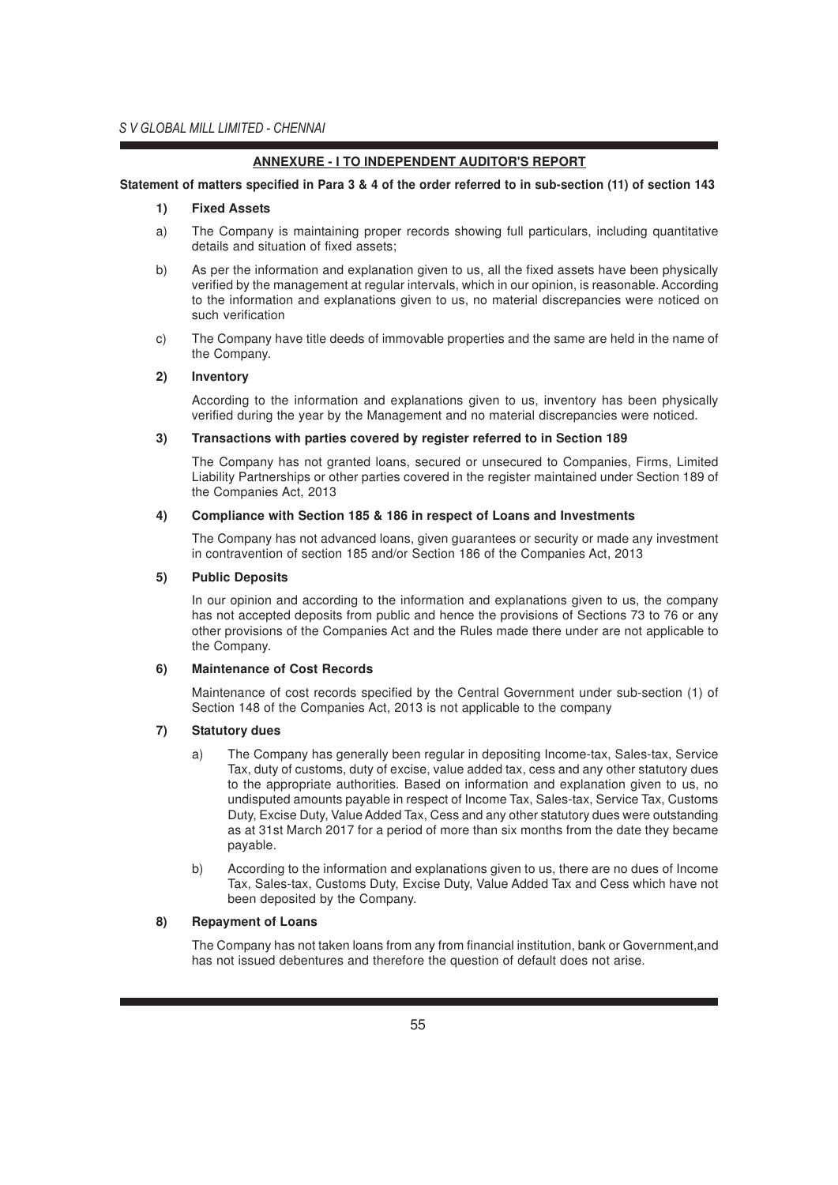## ANNEXURE - I TO INDEPENDENT AUDITOR'S REPORT

**Statement of matters specified in Para 3 & 4 of the order referred to in sub-section (11) of section 143**

**1) Fixed Assets**

a) The Company is maintaining proper records showing full particulars, including quantitative details and situation of fixed assets;

b) As per the information and explanation given to us, all the fixed assets have been physically verified by the management at regular intervals, which in our opinion, is reasonable. According to the information and explanations given to us, no material discrepancies were noticed on such verification

c) The Company have title deeds of immovable properties and the same are held in the name of the Company.

**2) Inventory**

According to the information and explanations given to us, inventory has been physically verified during the year by the Management and no material discrepancies were noticed.

**3) Transactions with parties covered by register referred to in Section 189**

The Company has not granted loans, secured or unsecured to Companies, Firms, Limited Liability Partnerships or other parties covered in the register maintained under Section 189 of the Companies Act, 2013

**4) Compliance with Section 185 & 186 in respect of Loans and Investments**

The Company has not advanced loans, given guarantees or security or made any investment in contravention of section 185 and/or Section 186 of the Companies Act, 2013

**5) Public Deposits**

In our opinion and according to the information and explanations given to us, the company has not accepted deposits from public and hence the provisions of Sections 73 to 76 or any other provisions of the Companies Act and the Rules made there under are not applicable to the Company.

**6) Maintenance of Cost Records**

Maintenance of cost records specified by the Central Government under sub-section (1) of Section 148 of the Companies Act, 2013 is not applicable to the company

**7) Statutory dues**

a) The Company has generally been regular in depositing Income-tax, Sales-tax, Service Tax, duty of customs, duty of excise, value added tax, cess and any other statutory dues to the appropriate authorities. Based on information and explanation given to us, no undisputed amounts payable in respect of Income Tax, Sales-tax, Service Tax, Customs Duty, Excise Duty, Value Added Tax, Cess and any other statutory dues were outstanding as at 31st March 2017 for a period of more than six months from the date they became payable.

b) According to the information and explanations given to us, there are no dues of Income Tax, Sales-tax, Customs Duty, Excise Duty, Value Added Tax and Cess which have not been deposited by the Company.

**8) Repayment of Loans**

The Company has not taken loans from any from financial institution, bank or Government,and has not issued debentures and therefore the question of default does not arise.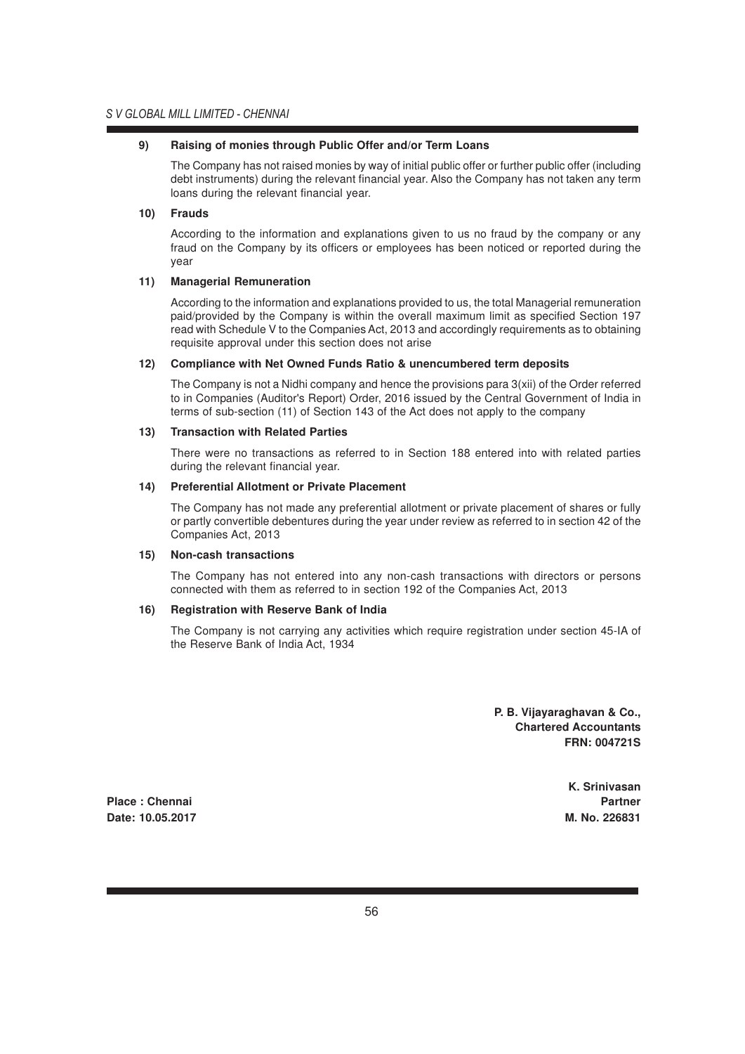**9) Raising of monies through Public Offer and/or Term Loans**

The Company has not raised monies by way of initial public offer or further public offer (including debt instruments) during the relevant financial year. Also the Company has not taken any term loans during the relevant financial year.

**10) Frauds**

According to the information and explanations given to us no fraud by the company or any fraud on the Company by its officers or employees has been noticed or reported during the year

**11) Managerial Remuneration**

According to the information and explanations provided to us, the total Managerial remuneration paid/provided by the Company is within the overall maximum limit as specified Section 197 read with Schedule V to the Companies Act, 2013 and accordingly requirements as to obtaining requisite approval under this section does not arise

**12) Compliance with Net Owned Funds Ratio & unencumbered term deposits**

The Company is not a Nidhi company and hence the provisions para 3(xii) of the Order referred to in Companies (Auditor's Report) Order, 2016 issued by the Central Government of India in terms of sub-section (11) of Section 143 of the Act does not apply to the company

**13) Transaction with Related Parties**

There were no transactions as referred to in Section 188 entered into with related parties during the relevant financial year.

**14) Preferential Allotment or Private Placement**

The Company has not made any preferential allotment or private placement of shares or fully or partly convertible debentures during the year under review as referred to in section 42 of the Companies Act, 2013

**15) Non-cash transactions**

The Company has not entered into any non-cash transactions with directors or persons connected with them as referred to in section 192 of the Companies Act, 2013

**16) Registration with Reserve Bank of India**

The Company is not carrying any activities which require registration under section 45-IA of the Reserve Bank of India Act, 1934

**P. B. Vijayaraghavan & Co.,**
**Chartered Accountants**
**FRN: 004721S**

**K. Srinivasan**
**Partner**
**M. No. 226831**

**Place : Chennai**
**Date: 10.05.2017**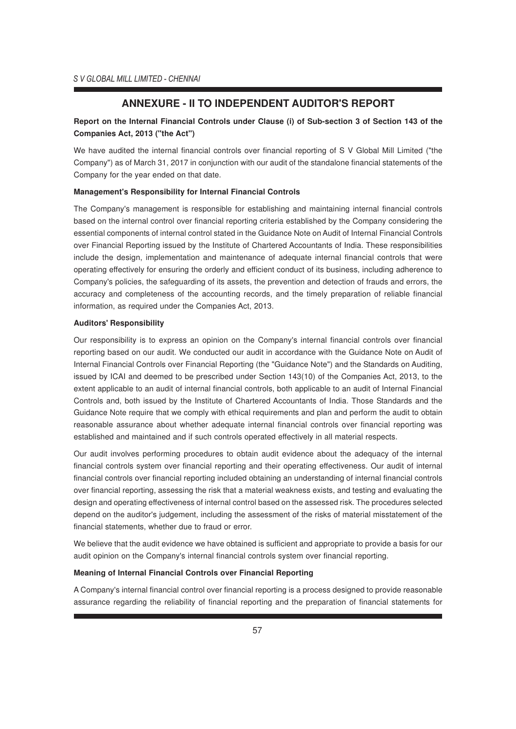# ANNEXURE - II TO INDEPENDENT AUDITOR'S REPORT

**Report on the Internal Financial Controls under Clause (i) of Sub-section 3 of Section 143 of the Companies Act, 2013 ("the Act")**

We have audited the internal financial controls over financial reporting of S V Global Mill Limited ("the Company") as of March 31, 2017 in conjunction with our audit of the standalone financial statements of the Company for the year ended on that date.

**Management's Responsibility for Internal Financial Controls**

The Company's management is responsible for establishing and maintaining internal financial controls based on the internal control over financial reporting criteria established by the Company considering the essential components of internal control stated in the Guidance Note on Audit of Internal Financial Controls over Financial Reporting issued by the Institute of Chartered Accountants of India. These responsibilities include the design, implementation and maintenance of adequate internal financial controls that were operating effectively for ensuring the orderly and efficient conduct of its business, including adherence to Company's policies, the safeguarding of its assets, the prevention and detection of frauds and errors, the accuracy and completeness of the accounting records, and the timely preparation of reliable financial information, as required under the Companies Act, 2013.

**Auditors' Responsibility**

Our responsibility is to express an opinion on the Company's internal financial controls over financial reporting based on our audit. We conducted our audit in accordance with the Guidance Note on Audit of Internal Financial Controls over Financial Reporting (the "Guidance Note") and the Standards on Auditing, issued by ICAI and deemed to be prescribed under Section 143(10) of the Companies Act, 2013, to the extent applicable to an audit of internal financial controls, both applicable to an audit of Internal Financial Controls and, both issued by the Institute of Chartered Accountants of India. Those Standards and the Guidance Note require that we comply with ethical requirements and plan and perform the audit to obtain reasonable assurance about whether adequate internal financial controls over financial reporting was established and maintained and if such controls operated effectively in all material respects.

Our audit involves performing procedures to obtain audit evidence about the adequacy of the internal financial controls system over financial reporting and their operating effectiveness. Our audit of internal financial controls over financial reporting included obtaining an understanding of internal financial controls over financial reporting, assessing the risk that a material weakness exists, and testing and evaluating the design and operating effectiveness of internal control based on the assessed risk. The procedures selected depend on the auditor's judgement, including the assessment of the risks of material misstatement of the financial statements, whether due to fraud or error.

We believe that the audit evidence we have obtained is sufficient and appropriate to provide a basis for our audit opinion on the Company's internal financial controls system over financial reporting.

**Meaning of Internal Financial Controls over Financial Reporting**

A Company's internal financial control over financial reporting is a process designed to provide reasonable assurance regarding the reliability of financial reporting and the preparation of financial statements for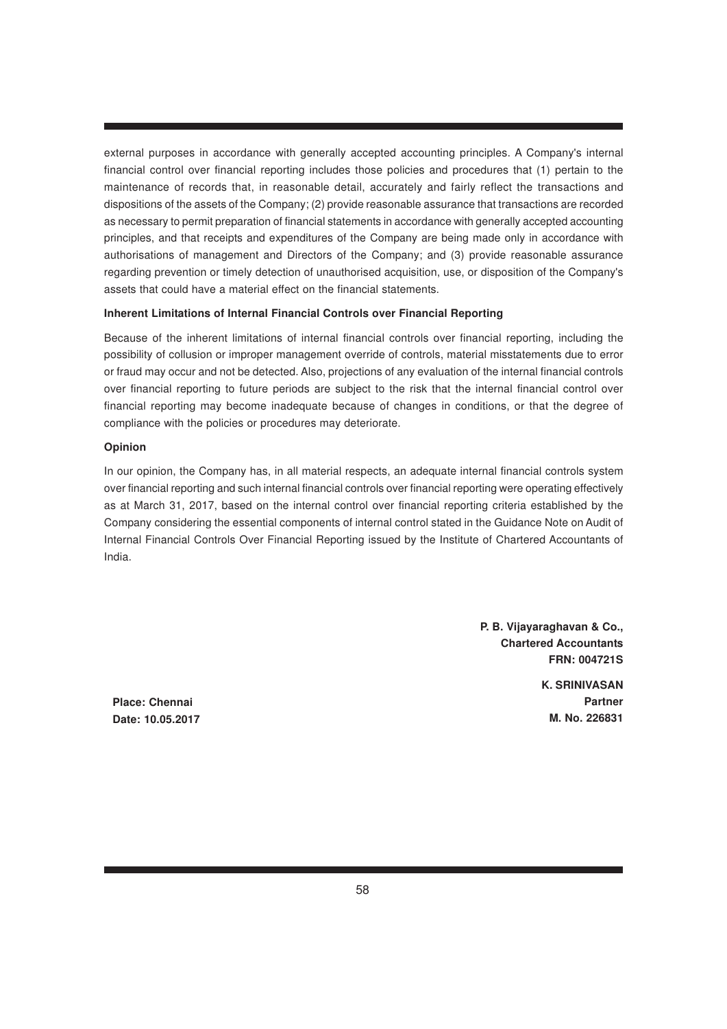external purposes in accordance with generally accepted accounting principles. A Company's internal financial control over financial reporting includes those policies and procedures that (1) pertain to the maintenance of records that, in reasonable detail, accurately and fairly reflect the transactions and dispositions of the assets of the Company; (2) provide reasonable assurance that transactions are recorded as necessary to permit preparation of financial statements in accordance with generally accepted accounting principles, and that receipts and expenditures of the Company are being made only in accordance with authorisations of management and Directors of the Company; and (3) provide reasonable assurance regarding prevention or timely detection of unauthorised acquisition, use, or disposition of the Company's assets that could have a material effect on the financial statements.

**Inherent Limitations of Internal Financial Controls over Financial Reporting**

Because of the inherent limitations of internal financial controls over financial reporting, including the possibility of collusion or improper management override of controls, material misstatements due to error or fraud may occur and not be detected. Also, projections of any evaluation of the internal financial controls over financial reporting to future periods are subject to the risk that the internal financial control over financial reporting may become inadequate because of changes in conditions, or that the degree of compliance with the policies or procedures may deteriorate.

**Opinion**

In our opinion, the Company has, in all material respects, an adequate internal financial controls system over financial reporting and such internal financial controls over financial reporting were operating effectively as at March 31, 2017, based on the internal control over financial reporting criteria established by the Company considering the essential components of internal control stated in the Guidance Note on Audit of Internal Financial Controls Over Financial Reporting issued by the Institute of Chartered Accountants of India.

**P. B. Vijayaraghavan & Co.,**
**Chartered Accountants**
**FRN: 004721S**

**K. SRINIVASAN**
**Partner**
**M. No. 226831**

**Place: Chennai**
**Date: 10.05.2017**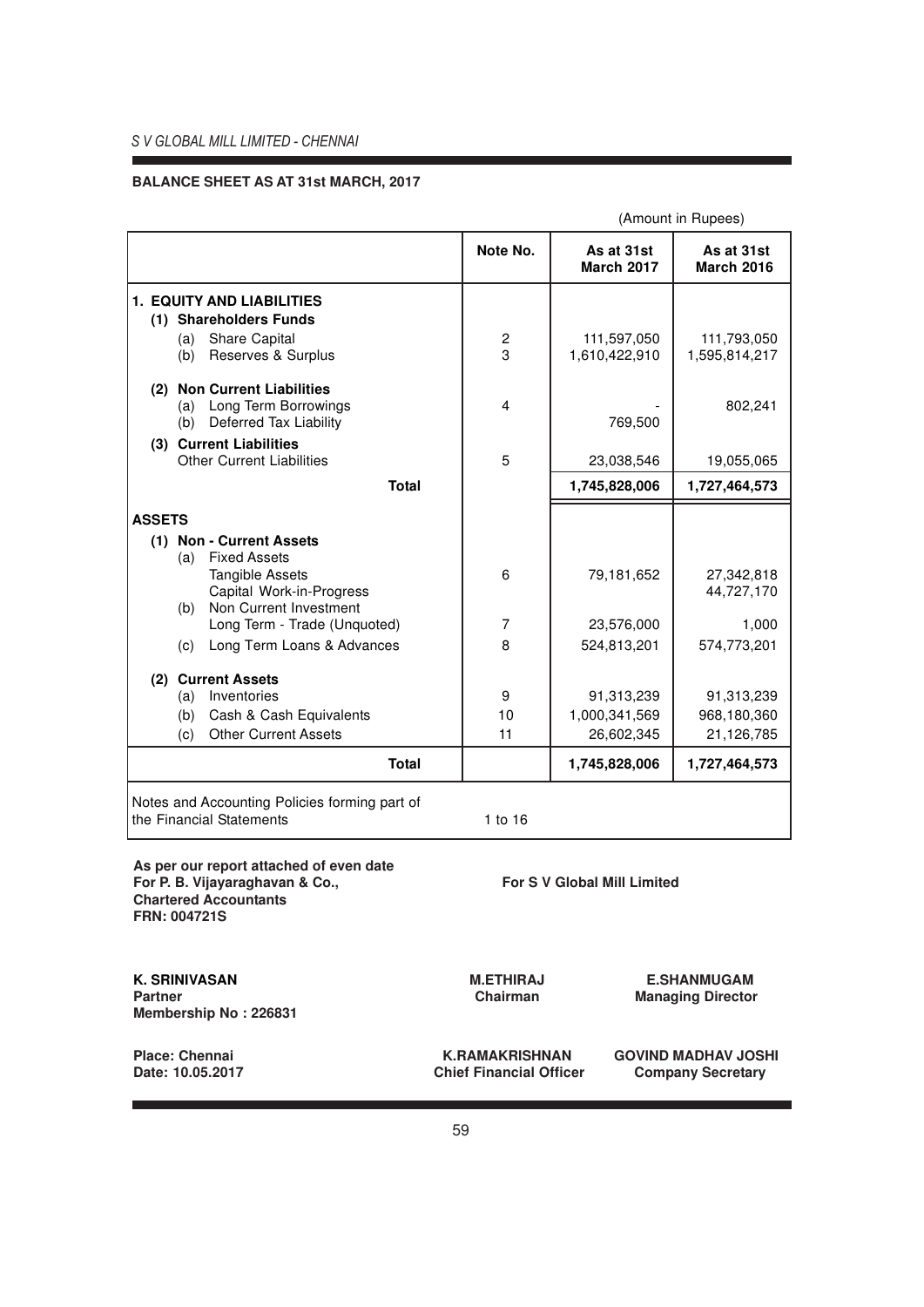## BALANCE SHEET AS AT 31st MARCH, 2017

(Amount in Rupees)

| | Note No. | As at 31st March 2017 | As at 31st March 2016 |
|---|---|---|---|
| **1. EQUITY AND LIABILITIES** | | | |
| **(1) Shareholders Funds** | | | |
| (a) Share Capital | 2 | 111,597,050 | 111,793,050 |
| (b) Reserves & Surplus | 3 | 1,610,422,910 | 1,595,814,217 |
| **(2) Non Current Liabilities** | | | |
| (a) Long Term Borrowings | 4 | - | 802,241 |
| (b) Deferred Tax Liability | | 769,500 | |
| **(3) Current Liabilities** | | | |
| Other Current Liabilities | 5 | 23,038,546 | 19,055,065 |
| **Total** | | **1,745,828,006** | **1,727,464,573** |
| **ASSETS** | | | |
| **(1) Non - Current Assets** | | | |
| (a) Fixed Assets | | | |
| Tangible Assets | 6 | 79,181,652 | 27,342,818 |
| Capital Work-in-Progress | | | 44,727,170 |
| (b) Non Current Investment | | | |
| Long Term - Trade (Unquoted) | 7 | 23,576,000 | 1,000 |
| (c) Long Term Loans & Advances | 8 | 524,813,201 | 574,773,201 |
| **(2) Current Assets** | | | |
| (a) Inventories | 9 | 91,313,239 | 91,313,239 |
| (b) Cash & Cash Equivalents | 10 | 1,000,341,569 | 968,180,360 |
| (c) Other Current Assets | 11 | 26,602,345 | 21,126,785 |
| **Total** | | **1,745,828,006** | **1,727,464,573** |
| Notes and Accounting Policies forming part of the Financial Statements | 1 to 16 | | |

**As per our report attached of even date**
**For P. B. Vijayaraghavan & Co.,**
**Chartered Accountants**
**FRN: 004721S**

**For S V Global Mill Limited**

**K. SRINIVASAN**
**Partner**
**Membership No : 226831**

**M.ETHIRAJ**
**Chairman**

**E.SHANMUGAM**
**Managing Director**

**Place: Chennai**
**Date: 10.05.2017**

**K.RAMAKRISHNAN**
**Chief Financial Officer**

**GOVIND MADHAV JOSHI**
**Company Secretary**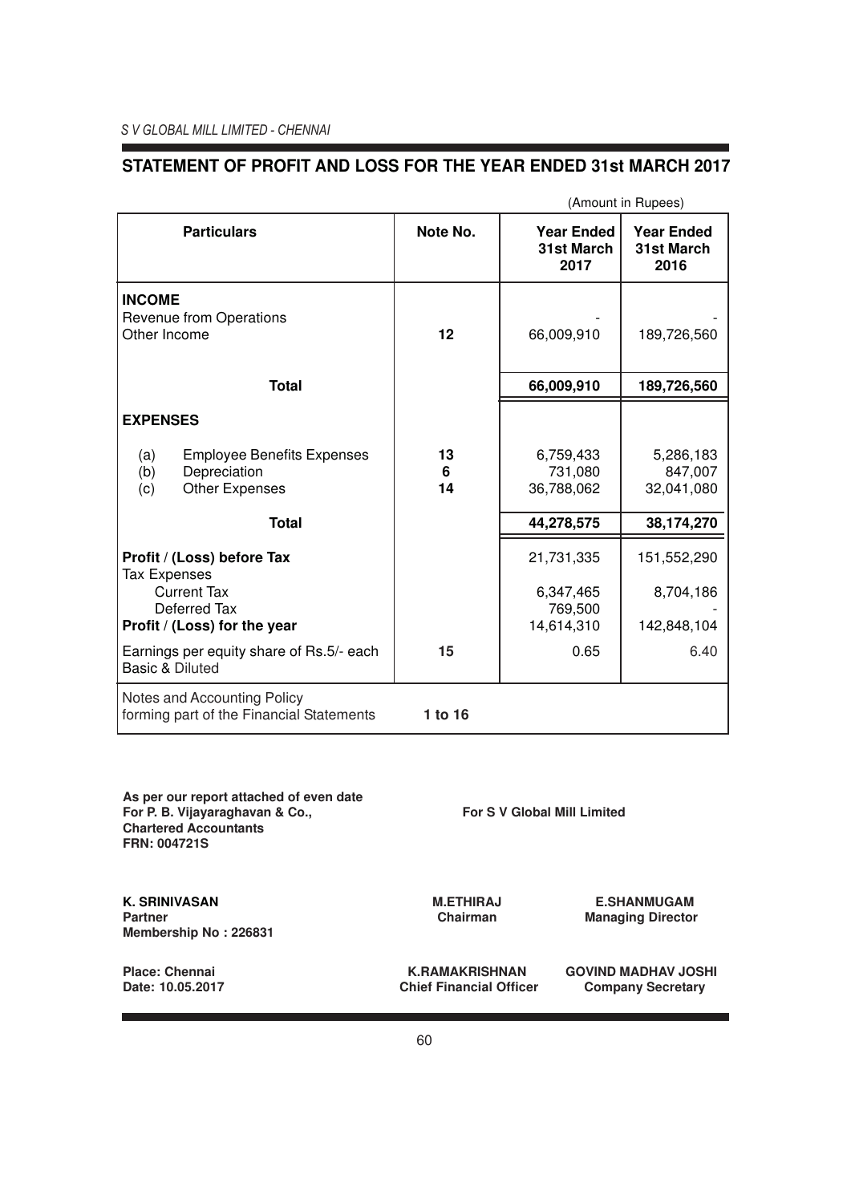## STATEMENT OF PROFIT AND LOSS FOR THE YEAR ENDED 31st MARCH 2017

(Amount in Rupees)

| Particulars | Note No. | Year Ended 31st March 2017 | Year Ended 31st March 2016 |
|---|---|---|---|
| **INCOME** | | | |
| Revenue from Operations | | - | - |
| Other Income | 12 | 66,009,910 | 189,726,560 |
| **Total** | | **66,009,910** | **189,726,560** |
| **EXPENSES** | | | |
| (a) Employee Benefits Expenses | 13 | 6,759,433 | 5,286,183 |
| (b) Depreciation | 6 | 731,080 | 847,007 |
| (c) Other Expenses | 14 | 36,788,062 | 32,041,080 |
| **Total** | | **44,278,575** | **38,174,270** |
| **Profit / (Loss) before Tax** | | 21,731,335 | 151,552,290 |
| Tax Expenses | | | |
| Current Tax | | 6,347,465 | 8,704,186 |
| Deferred Tax | | 769,500 | - |
| **Profit / (Loss) for the year** | | 14,614,310 | 142,848,104 |
| Earnings per equity share of Rs.5/- each Basic & Diluted | 15 | 0.65 | 6.40 |
| Notes and Accounting Policy forming part of the Financial Statements | 1 to 16 | | |

**As per our report attached of even date**
**For P. B. Vijayaraghavan & Co.,**
**Chartered Accountants**
**FRN: 004721S**

**For S V Global Mill Limited**

**K. SRINIVASAN**
**Partner**
**Membership No : 226831**

**M.ETHIRAJ**
**Chairman**

**E.SHANMUGAM**
**Managing Director**

**Place: Chennai**
**Date: 10.05.2017**

**K.RAMAKRISHNAN**
**Chief Financial Officer**

**GOVIND MADHAV JOSHI**
**Company Secretary**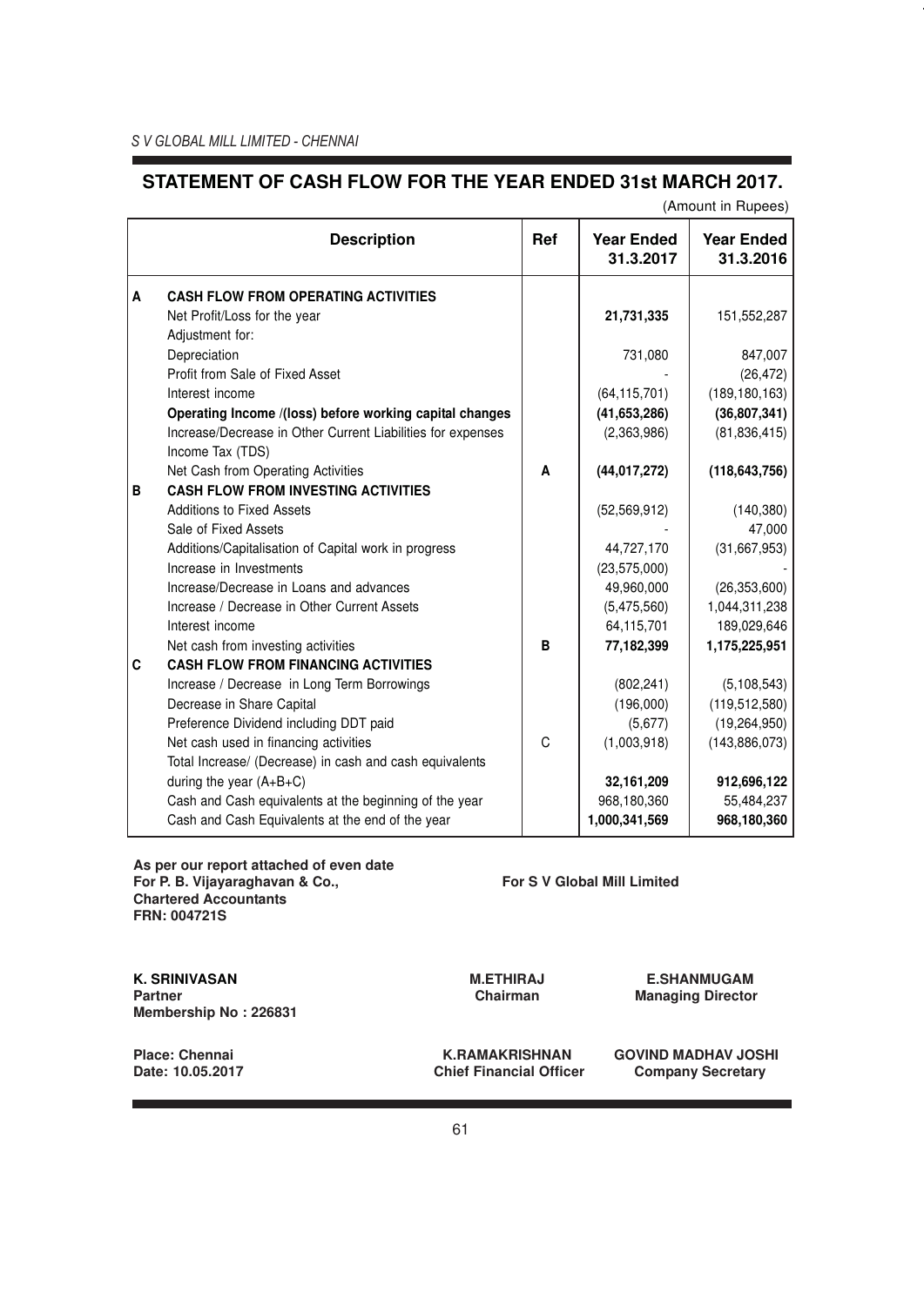# STATEMENT OF CASH FLOW FOR THE YEAR ENDED 31st MARCH 2017.

(Amount in Rupees)

| | Description | Ref | Year Ended 31.3.2017 | Year Ended 31.3.2016 |
|---|---|---|---|---|
| **A** | **CASH FLOW FROM OPERATING ACTIVITIES** | | | |
| | Net Profit/Loss for the year | | **21,731,335** | 151,552,287 |
| | Adjustment for: | | | |
| | Depreciation | | 731,080 | 847,007 |
| | Profit from Sale of Fixed Asset | | - | (26,472) |
| | Interest income | | (64,115,701) | (189,180,163) |
| | **Operating Income /(loss) before working capital changes** | | **(41,653,286)** | **(36,807,341)** |
| | Increase/Decrease in Other Current Liabilities for expenses | | (2,363,986) | (81,836,415) |
| | Income Tax (TDS) | | | |
| | Net Cash from Operating Activities | **A** | **(44,017,272)** | **(118,643,756)** |
| **B** | **CASH FLOW FROM INVESTING ACTIVITIES** | | | |
| | Additions to Fixed Assets | | (52,569,912) | (140,380) |
| | Sale of Fixed Assets | | - | 47,000 |
| | Additions/Capitalisation of Capital work in progress | | 44,727,170 | (31,667,953) |
| | Increase in Investments | | (23,575,000) | - |
| | Increase/Decrease in Loans and advances | | 49,960,000 | (26,353,600) |
| | Increase / Decrease in Other Current Assets | | (5,475,560) | 1,044,311,238 |
| | Interest income | | 64,115,701 | 189,029,646 |
| | Net cash from investing activities | **B** | **77,182,399** | **1,175,225,951** |
| **C** | **CASH FLOW FROM FINANCING ACTIVITIES** | | | |
| | Increase / Decrease in Long Term Borrowings | | (802,241) | (5,108,543) |
| | Decrease in Share Capital | | (196,000) | (119,512,580) |
| | Preference Dividend including DDT paid | | (5,677) | (19,264,950) |
| | Net cash used in financing activities | C | (1,003,918) | (143,886,073) |
| | Total Increase/ (Decrease) in cash and cash equivalents during the year (A+B+C) | | **32,161,209** | **912,696,122** |
| | Cash and Cash equivalents at the beginning of the year | | 968,180,360 | 55,484,237 |
| | Cash and Cash Equivalents at the end of the year | | **1,000,341,569** | **968,180,360** |

**As per our report attached of even date**
**For P. B. Vijayaraghavan & Co.,**
**Chartered Accountants**
**FRN: 004721S**

**For S V Global Mill Limited**

**K. SRINIVASAN**
**Partner**
**Membership No : 226831**

**M.ETHIRAJ**
**Chairman**

**E.SHANMUGAM**
**Managing Director**

**Place: Chennai**
**Date: 10.05.2017**

**K.RAMAKRISHNAN**
**Chief Financial Officer**

**GOVIND MADHAV JOSHI**
**Company Secretary**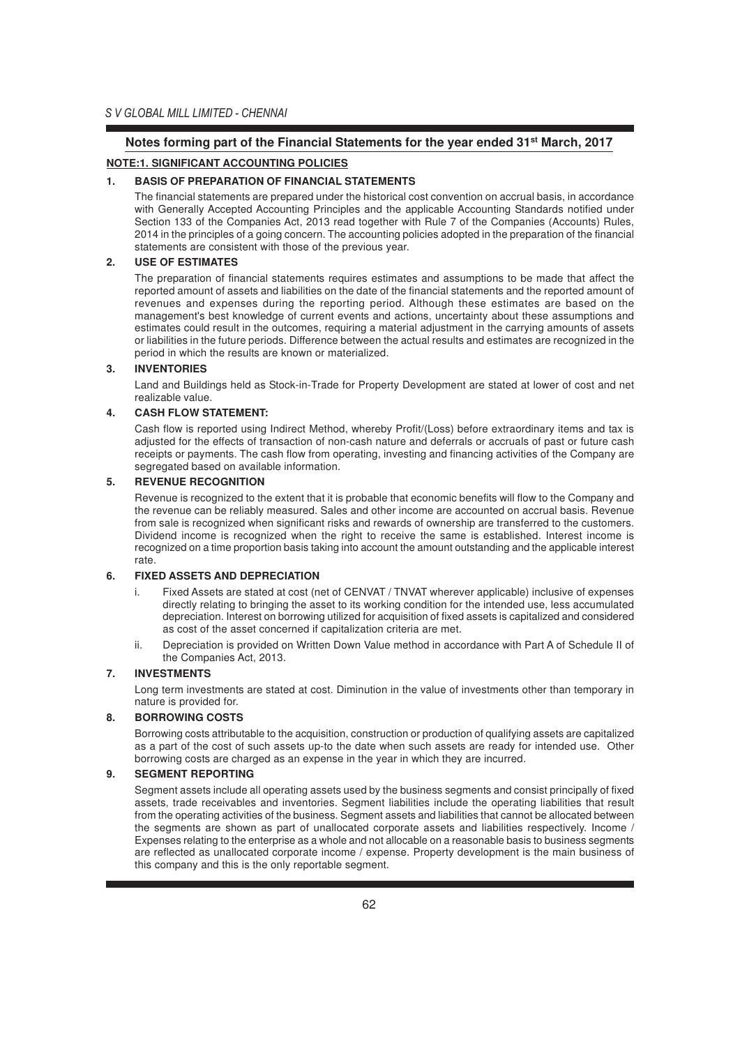## Notes forming part of the Financial Statements for the year ended 31st March, 2017

### NOTE:1. SIGNIFICANT ACCOUNTING POLICIES

**1. BASIS OF PREPARATION OF FINANCIAL STATEMENTS**

The financial statements are prepared under the historical cost convention on accrual basis, in accordance with Generally Accepted Accounting Principles and the applicable Accounting Standards notified under Section 133 of the Companies Act, 2013 read together with Rule 7 of the Companies (Accounts) Rules, 2014 in the principles of a going concern. The accounting policies adopted in the preparation of the financial statements are consistent with those of the previous year.

**2. USE OF ESTIMATES**

The preparation of financial statements requires estimates and assumptions to be made that affect the reported amount of assets and liabilities on the date of the financial statements and the reported amount of revenues and expenses during the reporting period. Although these estimates are based on the management's best knowledge of current events and actions, uncertainty about these assumptions and estimates could result in the outcomes, requiring a material adjustment in the carrying amounts of assets or liabilities in the future periods. Difference between the actual results and estimates are recognized in the period in which the results are known or materialized.

**3. INVENTORIES**

Land and Buildings held as Stock-in-Trade for Property Development are stated at lower of cost and net realizable value.

**4. CASH FLOW STATEMENT:**

Cash flow is reported using Indirect Method, whereby Profit/(Loss) before extraordinary items and tax is adjusted for the effects of transaction of non-cash nature and deferrals or accruals of past or future cash receipts or payments. The cash flow from operating, investing and financing activities of the Company are segregated based on available information.

**5. REVENUE RECOGNITION**

Revenue is recognized to the extent that it is probable that economic benefits will flow to the Company and the revenue can be reliably measured. Sales and other income are accounted on accrual basis. Revenue from sale is recognized when significant risks and rewards of ownership are transferred to the customers. Dividend income is recognized when the right to receive the same is established. Interest income is recognized on a time proportion basis taking into account the amount outstanding and the applicable interest rate.

**6. FIXED ASSETS AND DEPRECIATION**

i. Fixed Assets are stated at cost (net of CENVAT / TNVAT wherever applicable) inclusive of expenses directly relating to bringing the asset to its working condition for the intended use, less accumulated depreciation. Interest on borrowing utilized for acquisition of fixed assets is capitalized and considered as cost of the asset concerned if capitalization criteria are met.

ii. Depreciation is provided on Written Down Value method in accordance with Part A of Schedule II of the Companies Act, 2013.

**7. INVESTMENTS**

Long term investments are stated at cost. Diminution in the value of investments other than temporary in nature is provided for.

**8. BORROWING COSTS**

Borrowing costs attributable to the acquisition, construction or production of qualifying assets are capitalized as a part of the cost of such assets up-to the date when such assets are ready for intended use. Other borrowing costs are charged as an expense in the year in which they are incurred.

**9. SEGMENT REPORTING**

Segment assets include all operating assets used by the business segments and consist principally of fixed assets, trade receivables and inventories. Segment liabilities include the operating liabilities that result from the operating activities of the business. Segment assets and liabilities that cannot be allocated between the segments are shown as part of unallocated corporate assets and liabilities respectively. Income / Expenses relating to the enterprise as a whole and not allocable on a reasonable basis to business segments are reflected as unallocated corporate income / expense. Property development is the main business of this company and this is the only reportable segment.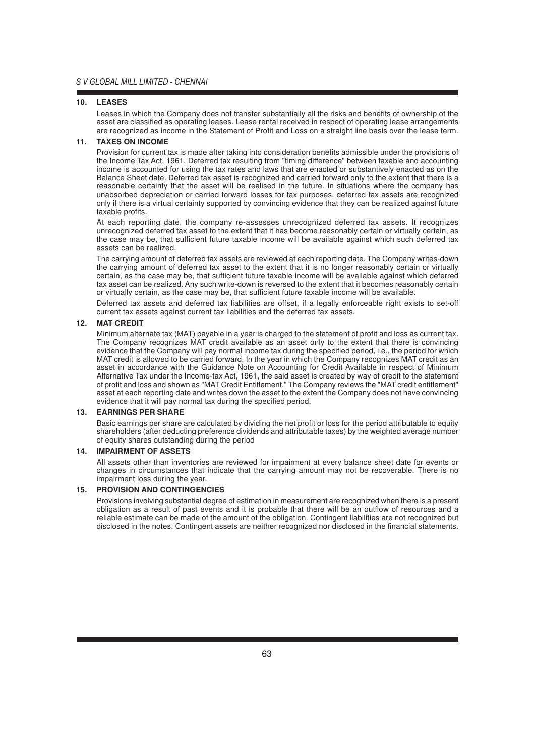### 10. LEASES

Leases in which the Company does not transfer substantially all the risks and benefits of ownership of the asset are classified as operating leases. Lease rental received in respect of operating lease arrangements are recognized as income in the Statement of Profit and Loss on a straight line basis over the lease term.

### 11. TAXES ON INCOME

Provision for current tax is made after taking into consideration benefits admissible under the provisions of the Income Tax Act, 1961. Deferred tax resulting from "timing difference" between taxable and accounting income is accounted for using the tax rates and laws that are enacted or substantively enacted as on the Balance Sheet date. Deferred tax asset is recognized and carried forward only to the extent that there is a reasonable certainty that the asset will be realised in the future. In situations where the company has unabsorbed depreciation or carried forward losses for tax purposes, deferred tax assets are recognized only if there is a virtual certainty supported by convincing evidence that they can be realized against future taxable profits.

At each reporting date, the company re-assesses unrecognized deferred tax assets. It recognizes unrecognized deferred tax asset to the extent that it has become reasonably certain or virtually certain, as the case may be, that sufficient future taxable income will be available against which such deferred tax assets can be realized.

The carrying amount of deferred tax assets are reviewed at each reporting date. The Company writes-down the carrying amount of deferred tax asset to the extent that it is no longer reasonably certain or virtually certain, as the case may be, that sufficient future taxable income will be available against which deferred tax asset can be realized. Any such write-down is reversed to the extent that it becomes reasonably certain or virtually certain, as the case may be, that sufficient future taxable income will be available.

Deferred tax assets and deferred tax liabilities are offset, if a legally enforceable right exists to set-off current tax assets against current tax liabilities and the deferred tax assets.

### 12. MAT CREDIT

Minimum alternate tax (MAT) payable in a year is charged to the statement of profit and loss as current tax. The Company recognizes MAT credit available as an asset only to the extent that there is convincing evidence that the Company will pay normal income tax during the specified period, i.e., the period for which MAT credit is allowed to be carried forward. In the year in which the Company recognizes MAT credit as an asset in accordance with the Guidance Note on Accounting for Credit Available in respect of Minimum Alternative Tax under the Income-tax Act, 1961, the said asset is created by way of credit to the statement of profit and loss and shown as "MAT Credit Entitlement." The Company reviews the "MAT credit entitlement" asset at each reporting date and writes down the asset to the extent the Company does not have convincing evidence that it will pay normal tax during the specified period.

### 13. EARNINGS PER SHARE

Basic earnings per share are calculated by dividing the net profit or loss for the period attributable to equity shareholders (after deducting preference dividends and attributable taxes) by the weighted average number of equity shares outstanding during the period

### 14. IMPAIRMENT OF ASSETS

All assets other than inventories are reviewed for impairment at every balance sheet date for events or changes in circumstances that indicate that the carrying amount may not be recoverable. There is no impairment loss during the year.

### 15. PROVISION AND CONTINGENCIES

Provisions involving substantial degree of estimation in measurement are recognized when there is a present obligation as a result of past events and it is probable that there will be an outflow of resources and a reliable estimate can be made of the amount of the obligation. Contingent liabilities are not recognized but disclosed in the notes. Contingent assets are neither recognized nor disclosed in the financial statements.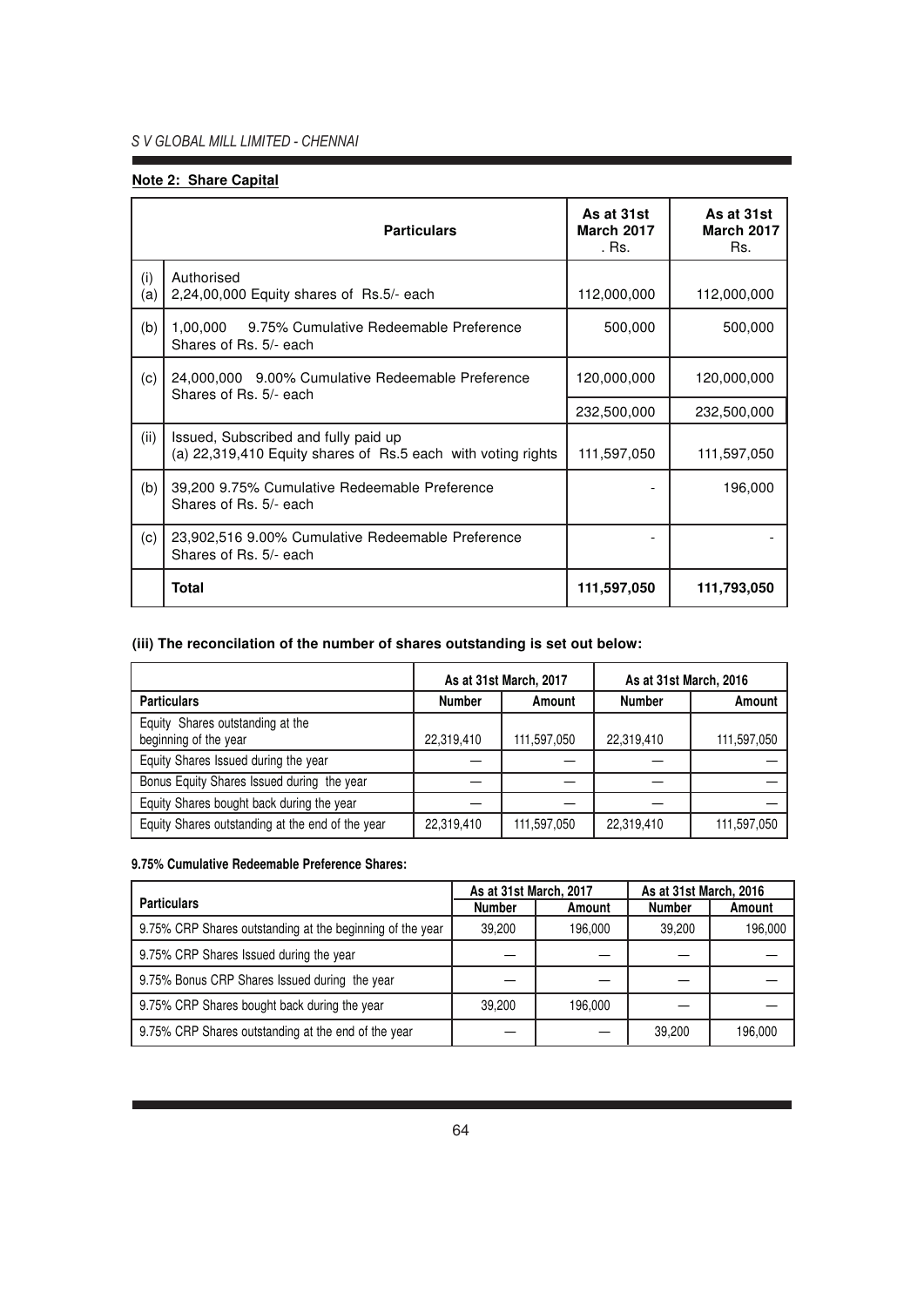## Note 2: Share Capital

| | Particulars | As at 31st March 2017 . Rs. | As at 31st March 2017 Rs. |
|---|---|---|---|
| (i) (a) | Authorised<br>2,24,00,000 Equity shares of Rs.5/- each | 112,000,000 | 112,000,000 |
| (b) | 1,00,000 9.75% Cumulative Redeemable Preference Shares of Rs. 5/- each | 500,000 | 500,000 |
| (c) | 24,000,000 9.00% Cumulative Redeemable Preference Shares of Rs. 5/- each | 120,000,000 | 120,000,000 |
| | | 232,500,000 | 232,500,000 |
| (ii) | Issued, Subscribed and fully paid up<br>(a) 22,319,410 Equity shares of Rs.5 each with voting rights | 111,597,050 | 111,597,050 |
| (b) | 39,200 9.75% Cumulative Redeemable Preference Shares of Rs. 5/- each | - | 196,000 |
| (c) | 23,902,516 9.00% Cumulative Redeemable Preference Shares of Rs. 5/- each | - | - |
| | **Total** | **111,597,050** | **111,793,050** |

### (iii) The reconcilation of the number of shares outstanding is set out below:

| | As at 31st March, 2017 | | As at 31st March, 2016 | |
|---|---|---|---|---|
| **Particulars** | **Number** | **Amount** | **Number** | **Amount** |
| Equity Shares outstanding at the beginning of the year | 22,319,410 | 111,597,050 | 22,319,410 | 111,597,050 |
| Equity Shares Issued during the year | — | — | — | — |
| Bonus Equity Shares Issued during the year | — | — | — | — |
| Equity Shares bought back during the year | — | — | — | — |
| Equity Shares outstanding at the end of the year | 22,319,410 | 111,597,050 | 22,319,410 | 111,597,050 |

**9.75% Cumulative Redeemable Preference Shares:**

| Particulars | As at 31st March, 2017 | | As at 31st March, 2016 | |
|---|---|---|---|---|
| | **Number** | **Amount** | **Number** | **Amount** |
| 9.75% CRP Shares outstanding at the beginning of the year | 39,200 | 196,000 | 39,200 | 196,000 |
| 9.75% CRP Shares Issued during the year | — | — | — | — |
| 9.75% Bonus CRP Shares Issued during the year | — | — | — | — |
| 9.75% CRP Shares bought back during the year | 39,200 | 196,000 | — | — |
| 9.75% CRP Shares outstanding at the end of the year | — | — | 39,200 | 196,000 |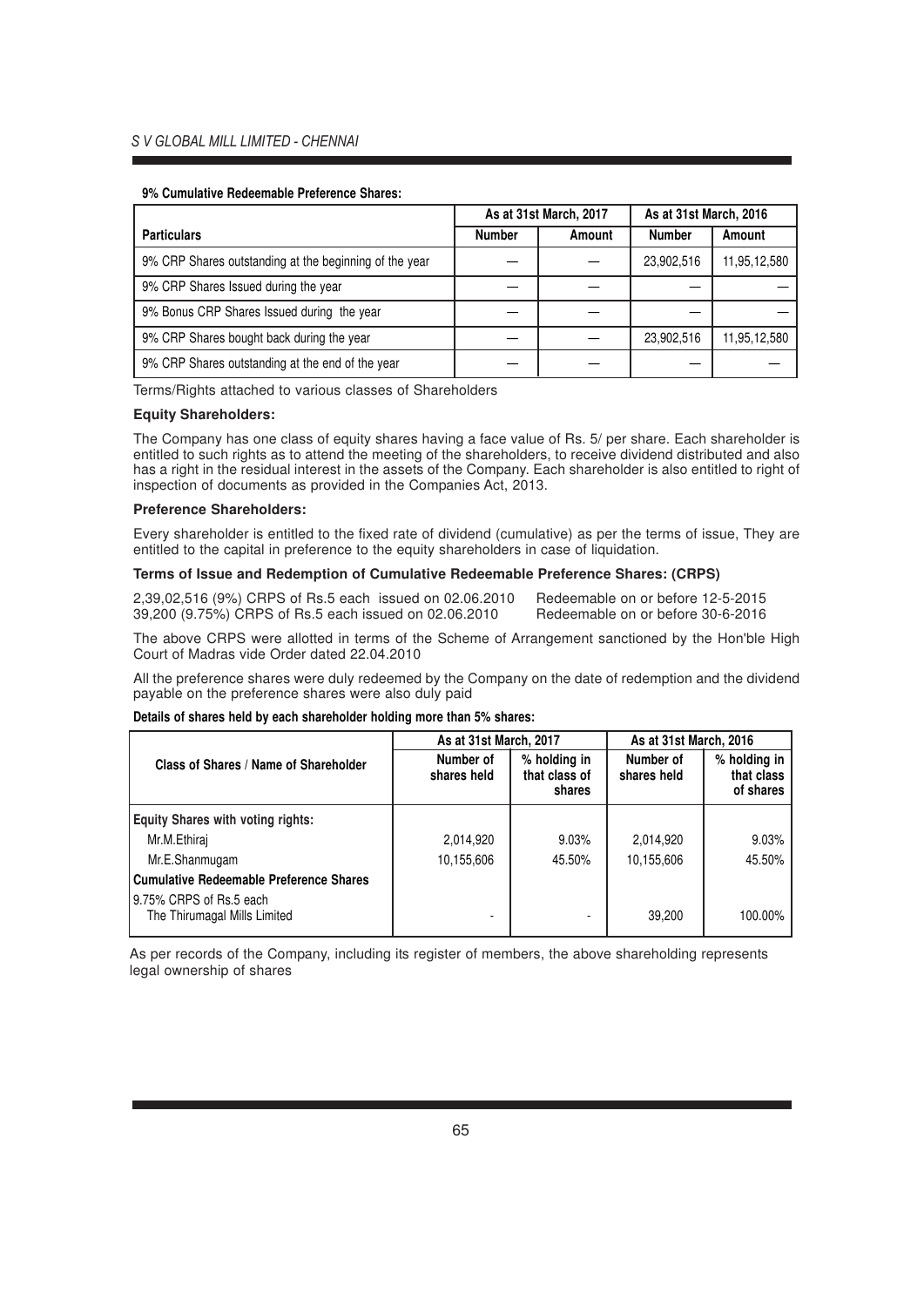**9% Cumulative Redeemable Preference Shares:**

| Particulars | As at 31st March, 2017 | | As at 31st March, 2016 | |
|---|---|---|---|---|
| | Number | Amount | Number | Amount |
| 9% CRP Shares outstanding at the beginning of the year | — | — | 23,902,516 | 11,95,12,580 |
| 9% CRP Shares Issued during the year | — | — | — | — |
| 9% Bonus CRP Shares Issued during the year | — | — | — | — |
| 9% CRP Shares bought back during the year | — | — | 23,902,516 | 11,95,12,580 |
| 9% CRP Shares outstanding at the end of the year | — | — | — | — |

Terms/Rights attached to various classes of Shareholders

**Equity Shareholders:**

The Company has one class of equity shares having a face value of Rs. 5/ per share. Each shareholder is entitled to such rights as to attend the meeting of the shareholders, to receive dividend distributed and also has a right in the residual interest in the assets of the Company. Each shareholder is also entitled to right of inspection of documents as provided in the Companies Act, 2013.

**Preference Shareholders:**

Every shareholder is entitled to the fixed rate of dividend (cumulative) as per the terms of issue, They are entitled to the capital in preference to the equity shareholders in case of liquidation.

**Terms of Issue and Redemption of Cumulative Redeemable Preference Shares: (CRPS)**

2,39,02,516 (9%) CRPS of Rs.5 each issued on 02.06.2010 Redeemable on or before 12-5-2015
39,200 (9.75%) CRPS of Rs.5 each issued on 02.06.2010 Redeemable on or before 30-6-2016

The above CRPS were allotted in terms of the Scheme of Arrangement sanctioned by the Hon'ble High Court of Madras vide Order dated 22.04.2010

All the preference shares were duly redeemed by the Company on the date of redemption and the dividend payable on the preference shares were also duly paid

**Details of shares held by each shareholder holding more than 5% shares:**

| Class of Shares / Name of Shareholder | As at 31st March, 2017 | | As at 31st March, 2016 | |
|---|---|---|---|---|
| | Number of shares held | % holding in that class of shares | Number of shares held | % holding in that class of shares |
| **Equity Shares with voting rights:** | | | | |
| Mr.M.Ethiraj | 2,014,920 | 9.03% | 2,014,920 | 9.03% |
| Mr.E.Shanmugam | 10,155,606 | 45.50% | 10,155,606 | 45.50% |
| **Cumulative Redeemable Preference Shares** | | | | |
| 9.75% CRPS of Rs.5 each The Thirumagal Mills Limited | - | - | 39,200 | 100.00% |

As per records of the Company, including its register of members, the above shareholding represents legal ownership of shares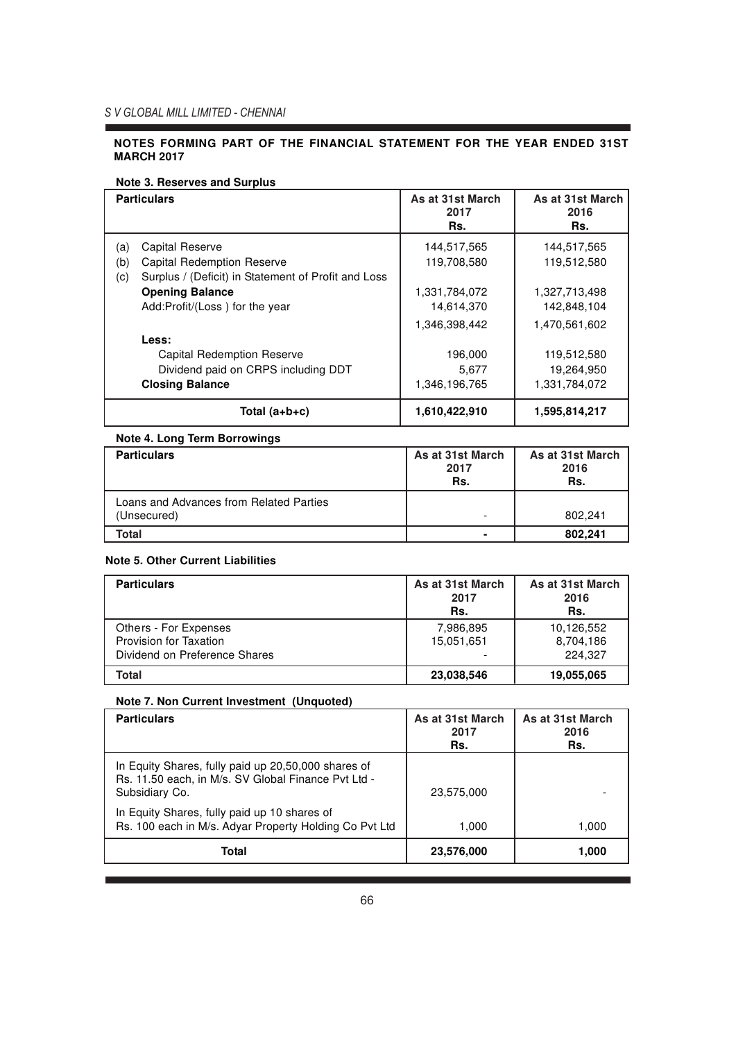## NOTES FORMING PART OF THE FINANCIAL STATEMENT FOR THE YEAR ENDED 31ST MARCH 2017

### Note 3. Reserves and Surplus

| Particulars | As at 31st March 2017 Rs. | As at 31st March 2016 Rs. |
|---|---|---|
| (a) Capital Reserve | 144,517,565 | 144,517,565 |
| (b) Capital Redemption Reserve | 119,708,580 | 119,512,580 |
| (c) Surplus / (Deficit) in Statement of Profit and Loss | | |
| **Opening Balance** | 1,331,784,072 | 1,327,713,498 |
| Add:Profit/(Loss ) for the year | 14,614,370 | 142,848,104 |
| | 1,346,398,442 | 1,470,561,602 |
| **Less:** | | |
| Capital Redemption Reserve | 196,000 | 119,512,580 |
| Dividend paid on CRPS including DDT | 5,677 | 19,264,950 |
| **Closing Balance** | 1,346,196,765 | 1,331,784,072 |
| **Total (a+b+c)** | **1,610,422,910** | **1,595,814,217** |

### Note 4. Long Term Borrowings

| Particulars | As at 31st March 2017 Rs. | As at 31st March 2016 Rs. |
|---|---|---|
| Loans and Advances from Related Parties (Unsecured) | - | 802,241 |
| **Total** | **-** | **802,241** |

### Note 5. Other Current Liabilities

| Particulars | As at 31st March 2017 Rs. | As at 31st March 2016 Rs. |
|---|---|---|
| Others - For Expenses | 7,986,895 | 10,126,552 |
| Provision for Taxation | 15,051,651 | 8,704,186 |
| Dividend on Preference Shares | - | 224,327 |
| **Total** | **23,038,546** | **19,055,065** |

### Note 7. Non Current Investment (Unquoted)

| Particulars | As at 31st March 2017 Rs. | As at 31st March 2016 Rs. |
|---|---|---|
| In Equity Shares, fully paid up 20,50,000 shares of Rs. 11.50 each, in M/s. SV Global Finance Pvt Ltd - Subsidiary Co. | 23,575,000 | - |
| In Equity Shares, fully paid up 10 shares of Rs. 100 each in M/s. Adyar Property Holding Co Pvt Ltd | 1,000 | 1,000 |
| **Total** | **23,576,000** | **1,000** |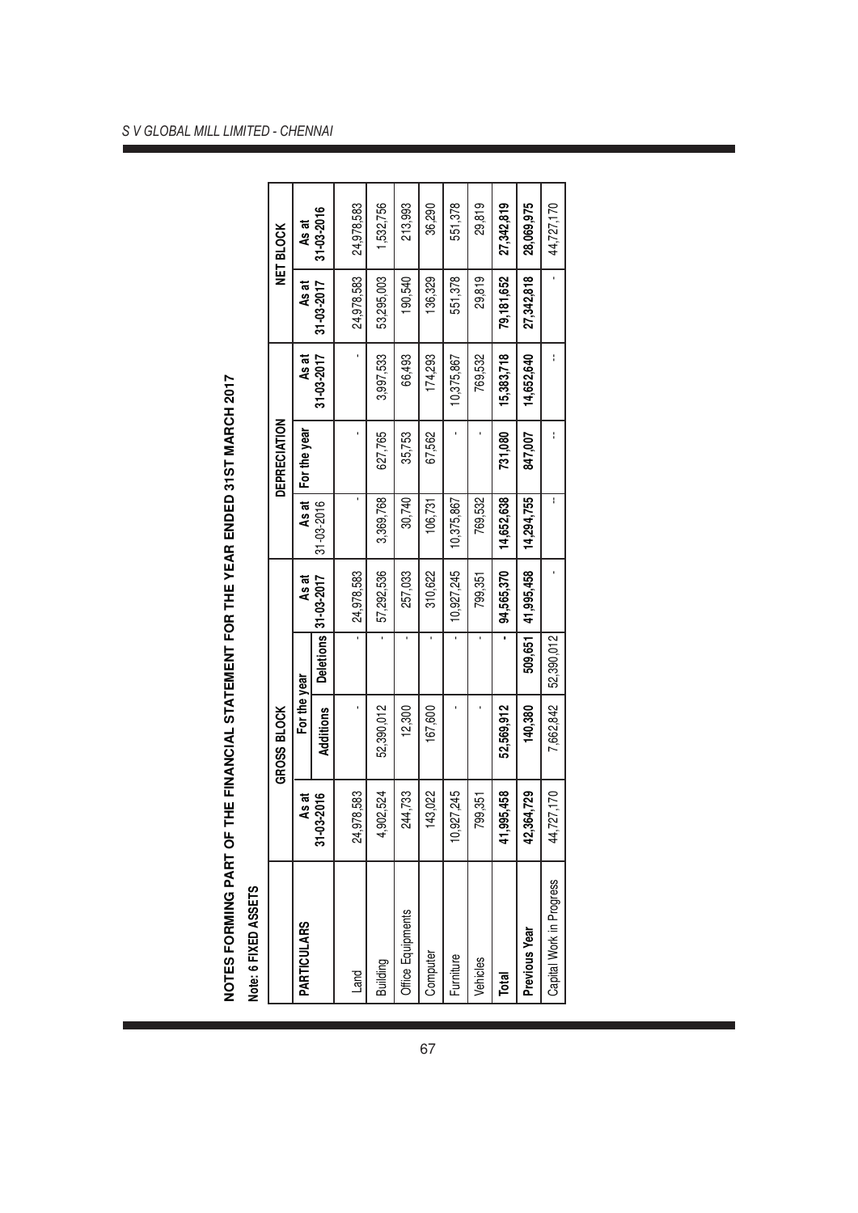## NOTES FORMING PART OF THE FINANCIAL STATEMENT FOR THE YEAR ENDED 31ST MARCH 2017

**Note: 6 FIXED ASSETS**

| PARTICULARS | GROSS BLOCK | | | | DEPRECIATION | | | NET BLOCK | |
|---|---|---|---|---|---|---|---|---|---|
| | As at 31-03-2016 | For the year | | As at 31-03-2017 | As at 31-03-2016 | For the year | As at 31-03-2017 | As at 31-03-2017 | As at 31-03-2016 |
| | | Additions | Deletions | | | | | | |
| Land | 24,978,583 | - | - | 24,978,583 | - | - | - | 24,978,583 | 24,978,583 |
| Building | 4,902,524 | 52,390,012 | - | 57,292,536 | 3,369,768 | 627,765 | 3,997,533 | 53,295,003 | 1,532,756 |
| Office Equipments | 244,733 | 12,300 | - | 257,033 | 30,740 | 35,753 | 66,493 | 190,540 | 213,993 |
| Computer | 143,022 | 167,600 | - | 310,622 | 106,731 | 67,562 | 174,293 | 136,329 | 36,290 |
| Furniture | 10,927,245 | - | - | 10,927,245 | 10,375,867 | - | 10,375,867 | 551,378 | 551,378 |
| Vehicles | 799,351 | - | - | 799,351 | 769,532 | - | 769,532 | 29,819 | 29,819 |
| **Total** | **41,995,458** | **52,569,912** | **-** | **94,565,370** | **14,652,638** | **731,080** | **15,383,718** | **79,181,652** | **27,342,819** |
| **Previous Year** | **42,364,729** | **140,380** | **509,651** | **41,995,458** | **14,294,755** | **847,007** | **14,652,640** | **27,342,818** | **28,069,975** |
| Capital Work in Progress | 44,727,170 | 7,662,842 | 52,390,012 | - | -- | -- | -- | - | 44,727,170 |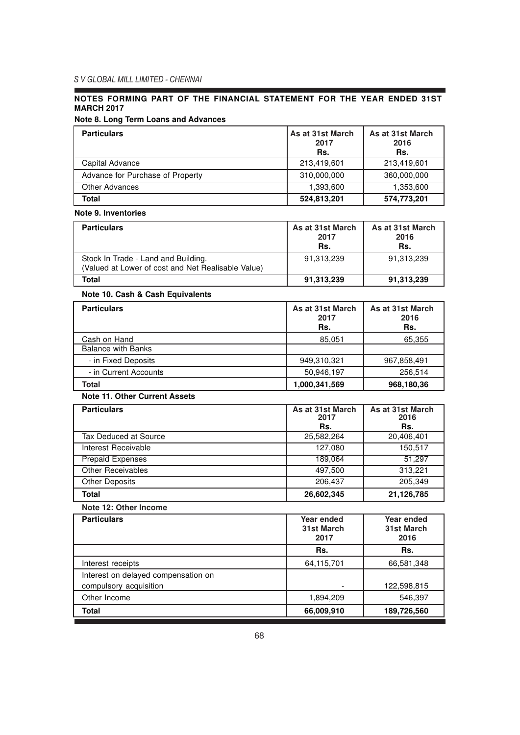## NOTES FORMING PART OF THE FINANCIAL STATEMENT FOR THE YEAR ENDED 31ST MARCH 2017

### Note 8. Long Term Loans and Advances

| Particulars | As at 31st March 2017 Rs. | As at 31st March 2016 Rs. |
|---|---|---|
| Capital Advance | 213,419,601 | 213,419,601 |
| Advance for Purchase of Property | 310,000,000 | 360,000,000 |
| Other Advances | 1,393,600 | 1,353,600 |
| **Total** | **524,813,201** | **574,773,201** |

### Note 9. Inventories

| Particulars | As at 31st March 2017 Rs. | As at 31st March 2016 Rs. |
|---|---|---|
| Stock In Trade - Land and Building. (Valued at Lower of cost and Net Realisable Value) | 91,313,239 | 91,313,239 |
| **Total** | **91,313,239** | **91,313,239** |

### Note 10. Cash & Cash Equivalents

| Particulars | As at 31st March 2017 Rs. | As at 31st March 2016 Rs. |
|---|---|---|
| Cash on Hand | 85,051 | 65,355 |
| Balance with Banks | | |
| - in Fixed Deposits | 949,310,321 | 967,858,491 |
| - in Current Accounts | 50,946,197 | 256,514 |
| **Total** | **1,000,341,569** | **968,180,36** |

### Note 11. Other Current Assets

| Particulars | As at 31st March 2017 Rs. | As at 31st March 2016 Rs. |
|---|---|---|
| Tax Deduced at Source | 25,582,264 | 20,406,401 |
| Interest Receivable | 127,080 | 150,517 |
| Prepaid Expenses | 189,064 | 51,297 |
| Other Receivables | 497,500 | 313,221 |
| Other Deposits | 206,437 | 205,349 |
| **Total** | **26,602,345** | **21,126,785** |

### Note 12: Other Income

| Particulars | Year ended 31st March 2017 | Year ended 31st March 2016 |
|---|---|---|
| | Rs. | Rs. |
| Interest receipts | 64,115,701 | 66,581,348 |
| Interest on delayed compensation on compulsory acquisition | - | 122,598,815 |
| Other Income | 1,894,209 | 546,397 |
| **Total** | **66,009,910** | **189,726,560** |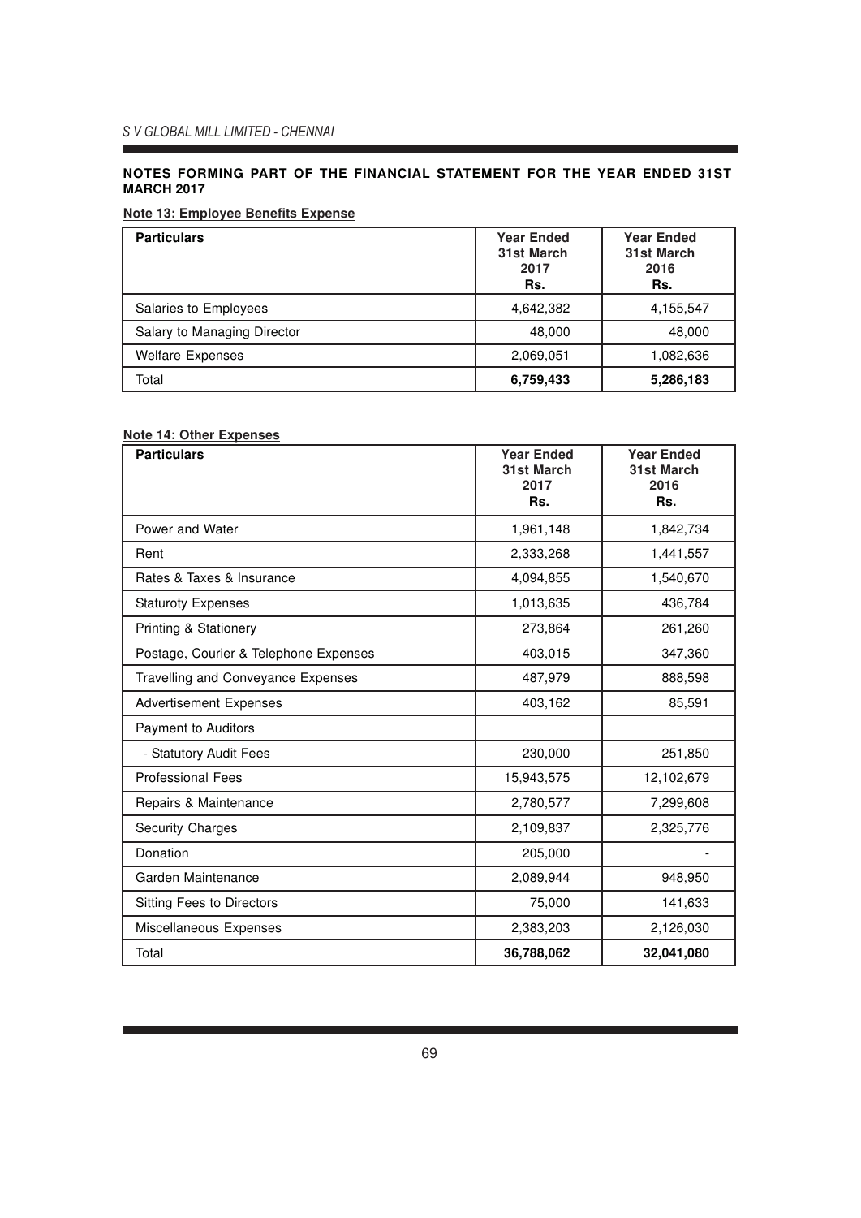## NOTES FORMING PART OF THE FINANCIAL STATEMENT FOR THE YEAR ENDED 31ST MARCH 2017

**Note 13: Employee Benefits Expense**

| Particulars | Year Ended 31st March 2017 Rs. | Year Ended 31st March 2016 Rs. |
|---|---|---|
| Salaries to Employees | 4,642,382 | 4,155,547 |
| Salary to Managing Director | 48,000 | 48,000 |
| Welfare Expenses | 2,069,051 | 1,082,636 |
| Total | **6,759,433** | **5,286,183** |

**Note 14: Other Expenses**

| Particulars | Year Ended 31st March 2017 Rs. | Year Ended 31st March 2016 Rs. |
|---|---|---|
| Power and Water | 1,961,148 | 1,842,734 |
| Rent | 2,333,268 | 1,441,557 |
| Rates & Taxes & Insurance | 4,094,855 | 1,540,670 |
| Staturoty Expenses | 1,013,635 | 436,784 |
| Printing & Stationery | 273,864 | 261,260 |
| Postage, Courier & Telephone Expenses | 403,015 | 347,360 |
| Travelling and Conveyance Expenses | 487,979 | 888,598 |
| Advertisement Expenses | 403,162 | 85,591 |
| Payment to Auditors | | |
| - Statutory Audit Fees | 230,000 | 251,850 |
| Professional Fees | 15,943,575 | 12,102,679 |
| Repairs & Maintenance | 2,780,577 | 7,299,608 |
| Security Charges | 2,109,837 | 2,325,776 |
| Donation | 205,000 | - |
| Garden Maintenance | 2,089,944 | 948,950 |
| Sitting Fees to Directors | 75,000 | 141,633 |
| Miscellaneous Expenses | 2,383,203 | 2,126,030 |
| Total | **36,788,062** | **32,041,080** |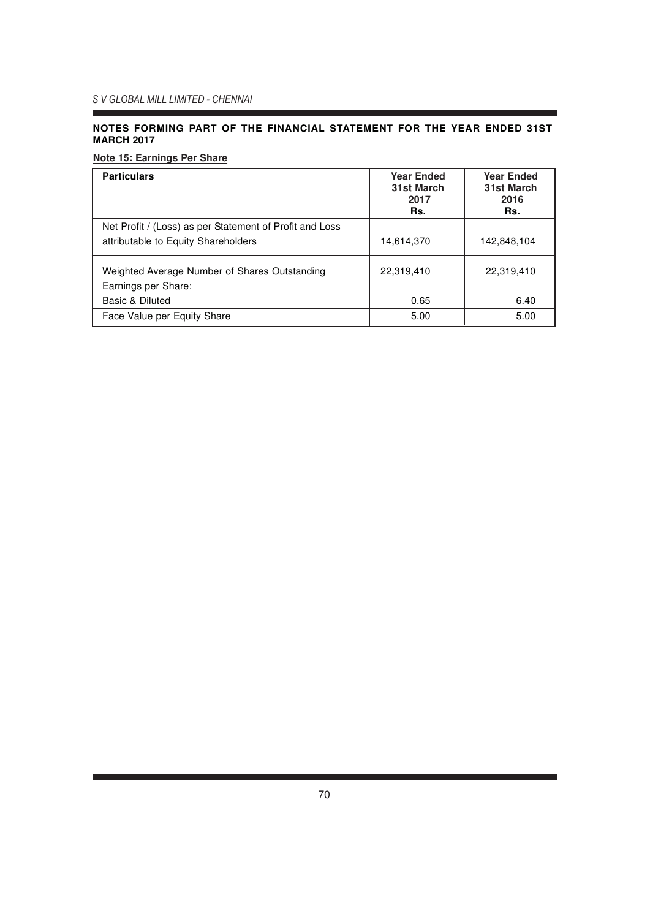**NOTES FORMING PART OF THE FINANCIAL STATEMENT FOR THE YEAR ENDED 31ST MARCH 2017**

**Note 15: Earnings Per Share**

| Particulars | Year Ended 31st March 2017 Rs. | Year Ended 31st March 2016 Rs. |
|---|---|---|
| Net Profit / (Loss) as per Statement of Profit and Loss attributable to Equity Shareholders | 14,614,370 | 142,848,104 |
| Weighted Average Number of Shares Outstanding | 22,319,410 | 22,319,410 |
| Earnings per Share: | | |
| Basic & Diluted | 0.65 | 6.40 |
| Face Value per Equity Share | 5.00 | 5.00 |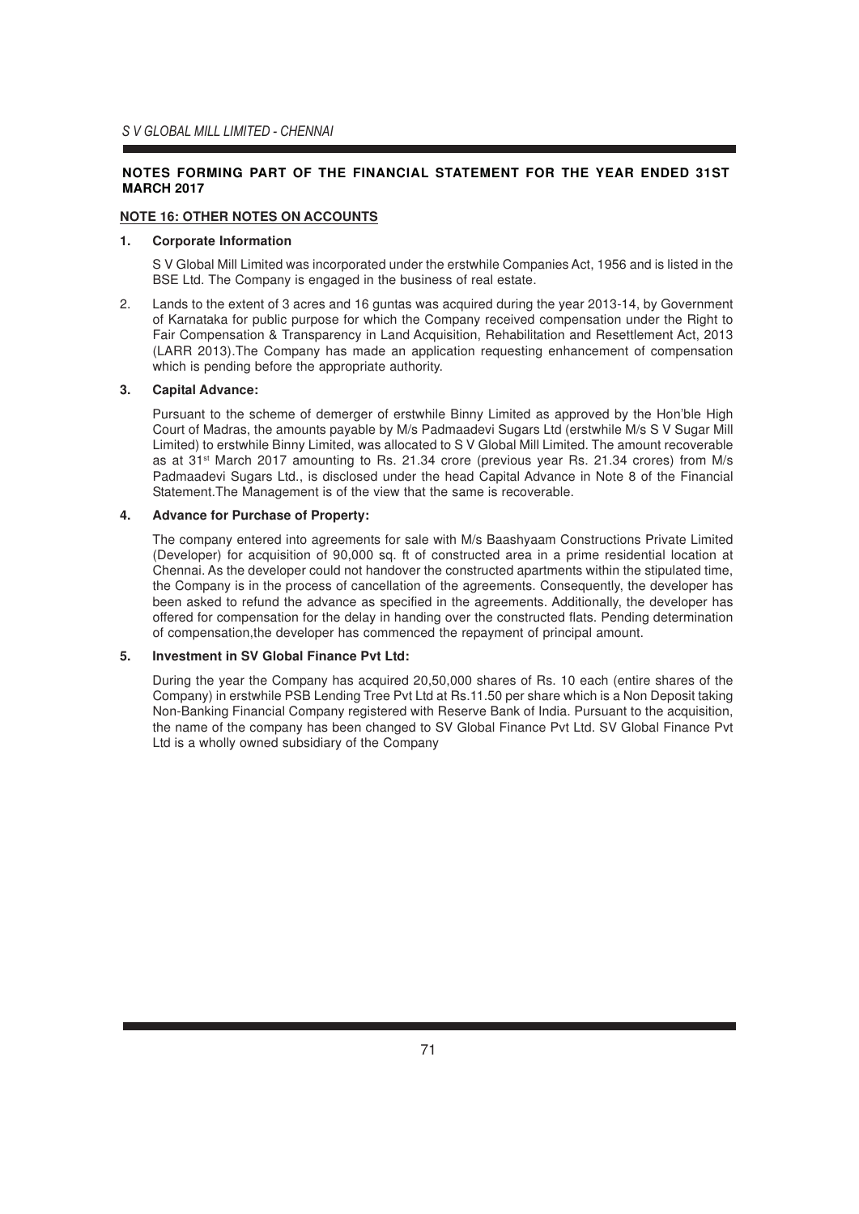## NOTES FORMING PART OF THE FINANCIAL STATEMENT FOR THE YEAR ENDED 31ST MARCH 2017

### NOTE 16: OTHER NOTES ON ACCOUNTS

1. **Corporate Information**

   S V Global Mill Limited was incorporated under the erstwhile Companies Act, 1956 and is listed in the BSE Ltd. The Company is engaged in the business of real estate.

2. Lands to the extent of 3 acres and 16 guntas was acquired during the year 2013-14, by Government of Karnataka for public purpose for which the Company received compensation under the Right to Fair Compensation & Transparency in Land Acquisition, Rehabilitation and Resettlement Act, 2013 (LARR 2013).The Company has made an application requesting enhancement of compensation which is pending before the appropriate authority.

3. **Capital Advance:**

   Pursuant to the scheme of demerger of erstwhile Binny Limited as approved by the Hon'ble High Court of Madras, the amounts payable by M/s Padmaadevi Sugars Ltd (erstwhile M/s S V Sugar Mill Limited) to erstwhile Binny Limited, was allocated to S V Global Mill Limited. The amount recoverable as at 31st March 2017 amounting to Rs. 21.34 crore (previous year Rs. 21.34 crores) from M/s Padmaadevi Sugars Ltd., is disclosed under the head Capital Advance in Note 8 of the Financial Statement.The Management is of the view that the same is recoverable.

4. **Advance for Purchase of Property:**

   The company entered into agreements for sale with M/s Baashyaam Constructions Private Limited (Developer) for acquisition of 90,000 sq. ft of constructed area in a prime residential location at Chennai. As the developer could not handover the constructed apartments within the stipulated time, the Company is in the process of cancellation of the agreements. Consequently, the developer has been asked to refund the advance as specified in the agreements. Additionally, the developer has offered for compensation for the delay in handing over the constructed flats. Pending determination of compensation,the developer has commenced the repayment of principal amount.

5. **Investment in SV Global Finance Pvt Ltd:**

   During the year the Company has acquired 20,50,000 shares of Rs. 10 each (entire shares of the Company) in erstwhile PSB Lending Tree Pvt Ltd at Rs.11.50 per share which is a Non Deposit taking Non-Banking Financial Company registered with Reserve Bank of India. Pursuant to the acquisition, the name of the company has been changed to SV Global Finance Pvt Ltd. SV Global Finance Pvt Ltd is a wholly owned subsidiary of the Company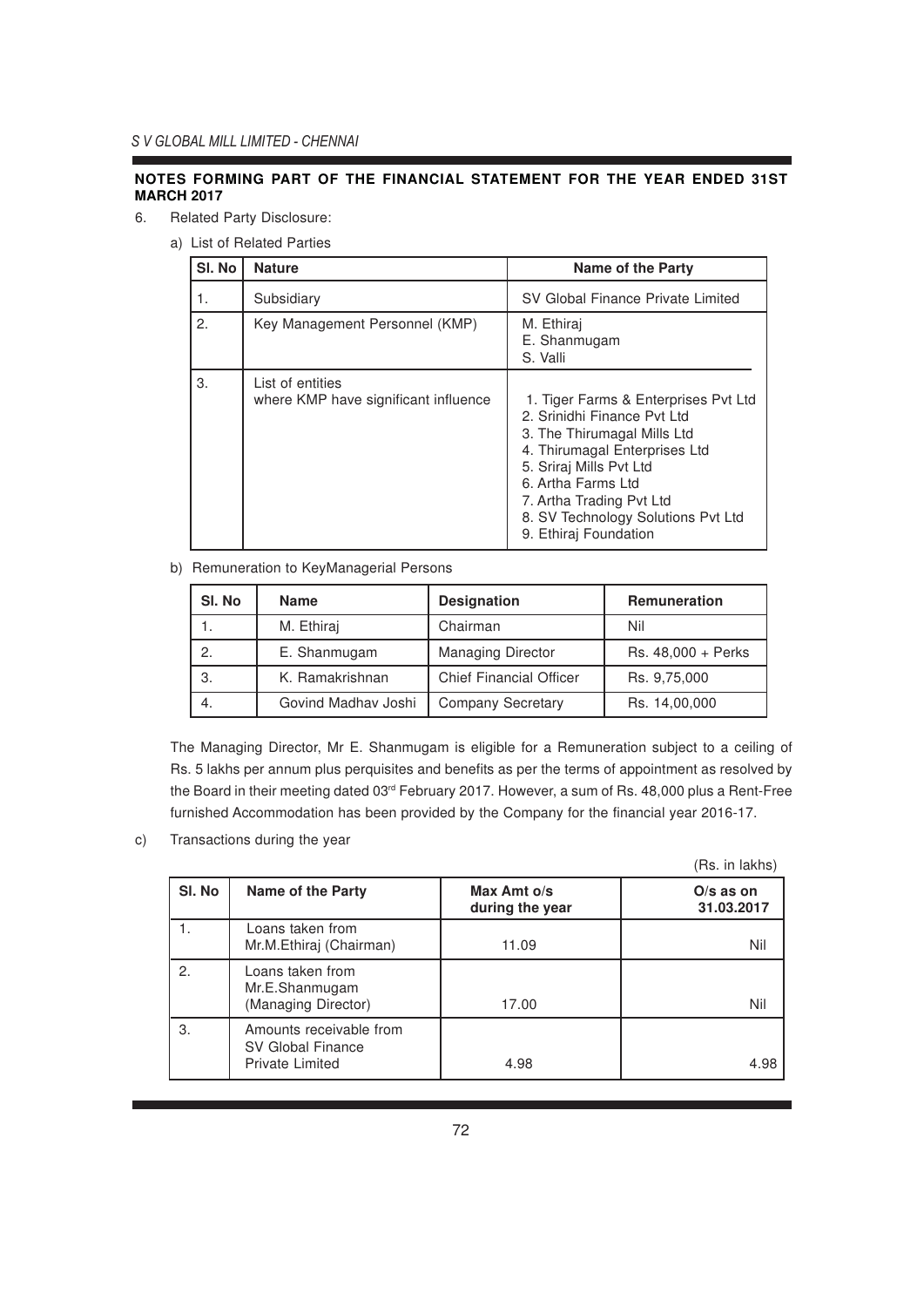**NOTES FORMING PART OF THE FINANCIAL STATEMENT FOR THE YEAR ENDED 31ST MARCH 2017**

6. Related Party Disclosure:

a) List of Related Parties

| Sl. No | Nature | Name of the Party |
|---|---|---|
| 1. | Subsidiary | SV Global Finance Private Limited |
| 2. | Key Management Personnel (KMP) | M. Ethiraj<br>E. Shanmugam<br>S. Valli |
| 3. | List of entities where KMP have significant influence | 1. Tiger Farms & Enterprises Pvt Ltd<br>2. Srinidhi Finance Pvt Ltd<br>3. The Thirumagal Mills Ltd<br>4. Thirumagal Enterprises Ltd<br>5. Sriraj Mills Pvt Ltd<br>6. Artha Farms Ltd<br>7. Artha Trading Pvt Ltd<br>8. SV Technology Solutions Pvt Ltd<br>9. Ethiraj Foundation |

b) Remuneration to KeyManagerial Persons

| Sl. No | Name | Designation | Remuneration |
|---|---|---|---|
| 1. | M. Ethiraj | Chairman | Nil |
| 2. | E. Shanmugam | Managing Director | Rs. 48,000 + Perks |
| 3. | K. Ramakrishnan | Chief Financial Officer | Rs. 9,75,000 |
| 4. | Govind Madhav Joshi | Company Secretary | Rs. 14,00,000 |

The Managing Director, Mr E. Shanmugam is eligible for a Remuneration subject to a ceiling of Rs. 5 lakhs per annum plus perquisites and benefits as per the terms of appointment as resolved by the Board in their meeting dated 03rd February 2017. However, a sum of Rs. 48,000 plus a Rent-Free furnished Accommodation has been provided by the Company for the financial year 2016-17.

c) Transactions during the year

(Rs. in lakhs)

| Sl. No | Name of the Party | Max Amt o/s during the year | O/s as on 31.03.2017 |
|---|---|---|---|
| 1. | Loans taken from Mr.M.Ethiraj (Chairman) | 11.09 | Nil |
| 2. | Loans taken from Mr.E.Shanmugam (Managing Director) | 17.00 | Nil |
| 3. | Amounts receivable from SV Global Finance Private Limited | 4.98 | 4.98 |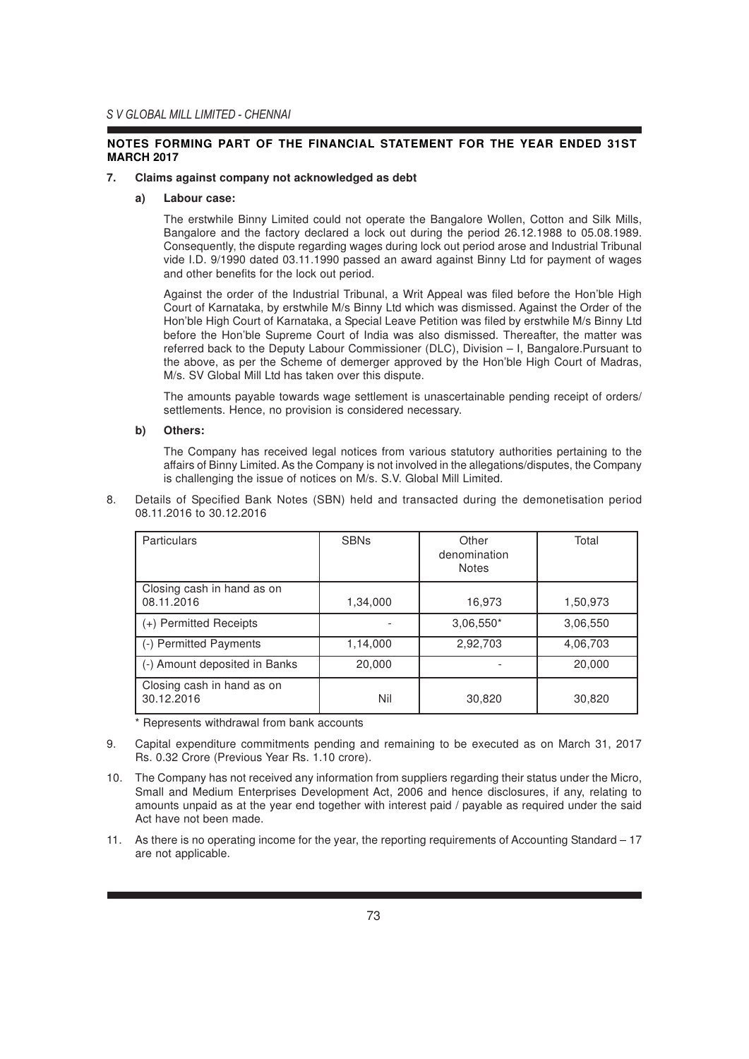**NOTES FORMING PART OF THE FINANCIAL STATEMENT FOR THE YEAR ENDED 31ST MARCH 2017**

**7. Claims against company not acknowledged as debt**

**a) Labour case:**

The erstwhile Binny Limited could not operate the Bangalore Wollen, Cotton and Silk Mills, Bangalore and the factory declared a lock out during the period 26.12.1988 to 05.08.1989. Consequently, the dispute regarding wages during lock out period arose and Industrial Tribunal vide I.D. 9/1990 dated 03.11.1990 passed an award against Binny Ltd for payment of wages and other benefits for the lock out period.

Against the order of the Industrial Tribunal, a Writ Appeal was filed before the Hon'ble High Court of Karnataka, by erstwhile M/s Binny Ltd which was dismissed. Against the Order of the Hon'ble High Court of Karnataka, a Special Leave Petition was filed by erstwhile M/s Binny Ltd before the Hon'ble Supreme Court of India was also dismissed. Thereafter, the matter was referred back to the Deputy Labour Commissioner (DLC), Division – I, Bangalore.Pursuant to the above, as per the Scheme of demerger approved by the Hon'ble High Court of Madras, M/s. SV Global Mill Ltd has taken over this dispute.

The amounts payable towards wage settlement is unascertainable pending receipt of orders/ settlements. Hence, no provision is considered necessary.

**b) Others:**

The Company has received legal notices from various statutory authorities pertaining to the affairs of Binny Limited. As the Company is not involved in the allegations/disputes, the Company is challenging the issue of notices on M/s. S.V. Global Mill Limited.

8. Details of Specified Bank Notes (SBN) held and transacted during the demonetisation period 08.11.2016 to 30.12.2016

| Particulars | SBNs | Other denomination Notes | Total |
|---|---|---|---|
| Closing cash in hand as on 08.11.2016 | 1,34,000 | 16,973 | 1,50,973 |
| (+) Permitted Receipts | - | 3,06,550* | 3,06,550 |
| (-) Permitted Payments | 1,14,000 | 2,92,703 | 4,06,703 |
| (-) Amount deposited in Banks | 20,000 | - | 20,000 |
| Closing cash in hand as on 30.12.2016 | Nil | 30,820 | 30,820 |

\* Represents withdrawal from bank accounts

9. Capital expenditure commitments pending and remaining to be executed as on March 31, 2017 Rs. 0.32 Crore (Previous Year Rs. 1.10 crore).

10. The Company has not received any information from suppliers regarding their status under the Micro, Small and Medium Enterprises Development Act, 2006 and hence disclosures, if any, relating to amounts unpaid as at the year end together with interest paid / payable as required under the said Act have not been made.

11. As there is no operating income for the year, the reporting requirements of Accounting Standard – 17 are not applicable.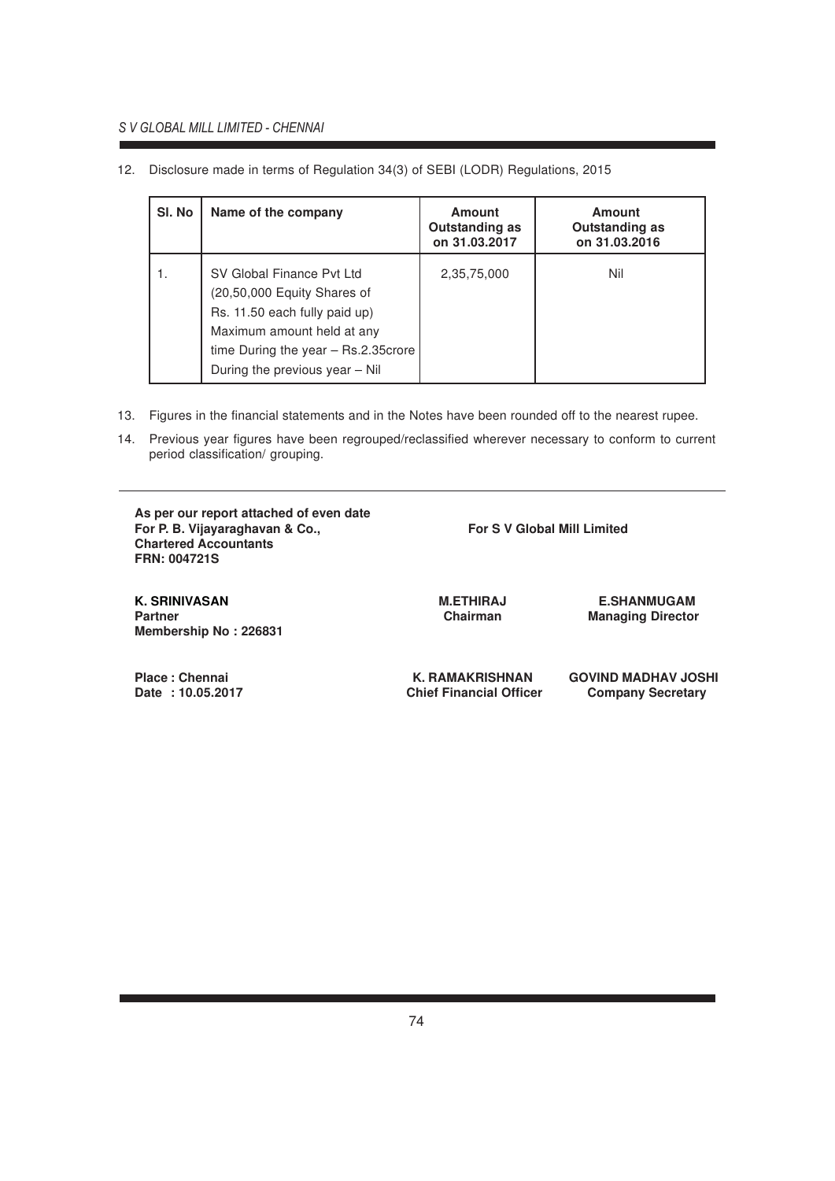12. Disclosure made in terms of Regulation 34(3) of SEBI (LODR) Regulations, 2015

| Sl. No | Name of the company | Amount Outstanding as on 31.03.2017 | Amount Outstanding as on 31.03.2016 |
|---|---|---|---|
| 1. | SV Global Finance Pvt Ltd (20,50,000 Equity Shares of Rs. 11.50 each fully paid up) Maximum amount held at any time During the year – Rs.2.35crore During the previous year – Nil | 2,35,75,000 | Nil |

13. Figures in the financial statements and in the Notes have been rounded off to the nearest rupee.

14. Previous year figures have been regrouped/reclassified wherever necessary to conform to current period classification/ grouping.

---

**As per our report attached of even date**
**For P. B. Vijayaraghavan & Co.,**
**Chartered Accountants**
**FRN: 004721S**

**For S V Global Mill Limited**

**K. SRINIVASAN**
**Partner**
**Membership No : 226831**

**M.ETHIRAJ**
**Chairman**

**E.SHANMUGAM**
**Managing Director**

**Place : Chennai**
**Date : 10.05.2017**

**K. RAMAKRISHNAN**
**Chief Financial Officer**

**GOVIND MADHAV JOSHI**
**Company Secretary**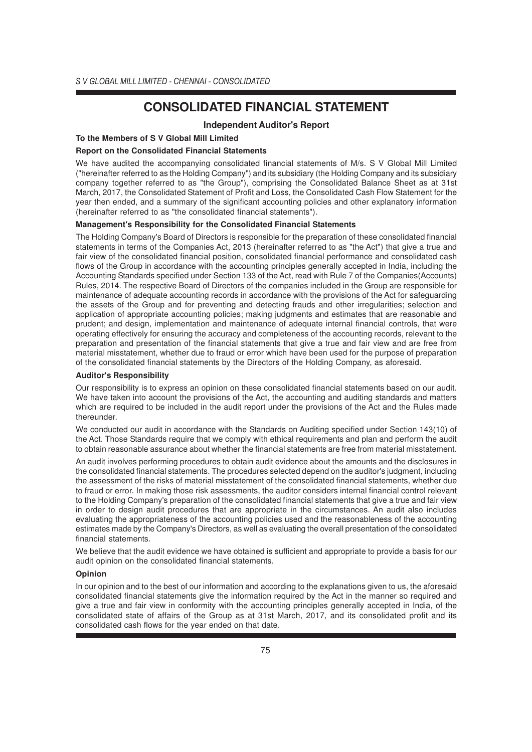# CONSOLIDATED FINANCIAL STATEMENT

## Independent Auditor's Report

**To the Members of S V Global Mill Limited**

**Report on the Consolidated Financial Statements**

We have audited the accompanying consolidated financial statements of M/s. S V Global Mill Limited ("hereinafter referred to as the Holding Company") and its subsidiary (the Holding Company and its subsidiary company together referred to as "the Group"), comprising the Consolidated Balance Sheet as at 31st March, 2017, the Consolidated Statement of Profit and Loss, the Consolidated Cash Flow Statement for the year then ended, and a summary of the significant accounting policies and other explanatory information (hereinafter referred to as "the consolidated financial statements").

**Management's Responsibility for the Consolidated Financial Statements**

The Holding Company's Board of Directors is responsible for the preparation of these consolidated financial statements in terms of the Companies Act, 2013 (hereinafter referred to as "the Act") that give a true and fair view of the consolidated financial position, consolidated financial performance and consolidated cash flows of the Group in accordance with the accounting principles generally accepted in India, including the Accounting Standards specified under Section 133 of the Act, read with Rule 7 of the Companies(Accounts) Rules, 2014. The respective Board of Directors of the companies included in the Group are responsible for maintenance of adequate accounting records in accordance with the provisions of the Act for safeguarding the assets of the Group and for preventing and detecting frauds and other irregularities; selection and application of appropriate accounting policies; making judgments and estimates that are reasonable and prudent; and design, implementation and maintenance of adequate internal financial controls, that were operating effectively for ensuring the accuracy and completeness of the accounting records, relevant to the preparation and presentation of the financial statements that give a true and fair view and are free from material misstatement, whether due to fraud or error which have been used for the purpose of preparation of the consolidated financial statements by the Directors of the Holding Company, as aforesaid.

**Auditor's Responsibility**

Our responsibility is to express an opinion on these consolidated financial statements based on our audit. We have taken into account the provisions of the Act, the accounting and auditing standards and matters which are required to be included in the audit report under the provisions of the Act and the Rules made thereunder.

We conducted our audit in accordance with the Standards on Auditing specified under Section 143(10) of the Act. Those Standards require that we comply with ethical requirements and plan and perform the audit to obtain reasonable assurance about whether the financial statements are free from material misstatement.

An audit involves performing procedures to obtain audit evidence about the amounts and the disclosures in the consolidated financial statements. The procedures selected depend on the auditor's judgment, including the assessment of the risks of material misstatement of the consolidated financial statements, whether due to fraud or error. In making those risk assessments, the auditor considers internal financial control relevant to the Holding Company's preparation of the consolidated financial statements that give a true and fair view in order to design audit procedures that are appropriate in the circumstances. An audit also includes evaluating the appropriateness of the accounting policies used and the reasonableness of the accounting estimates made by the Company's Directors, as well as evaluating the overall presentation of the consolidated financial statements.

We believe that the audit evidence we have obtained is sufficient and appropriate to provide a basis for our audit opinion on the consolidated financial statements.

**Opinion**

In our opinion and to the best of our information and according to the explanations given to us, the aforesaid consolidated financial statements give the information required by the Act in the manner so required and give a true and fair view in conformity with the accounting principles generally accepted in India, of the consolidated state of affairs of the Group as at 31st March, 2017, and its consolidated profit and its consolidated cash flows for the year ended on that date.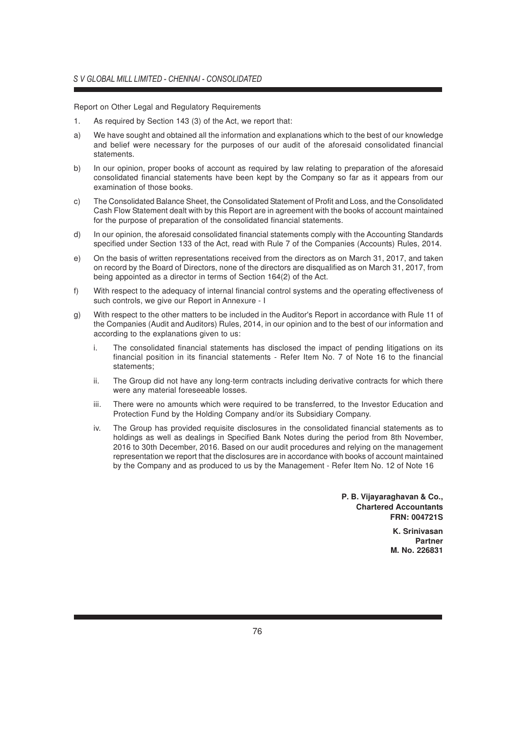Report on Other Legal and Regulatory Requirements

1. As required by Section 143 (3) of the Act, we report that:

a) We have sought and obtained all the information and explanations which to the best of our knowledge and belief were necessary for the purposes of our audit of the aforesaid consolidated financial statements.

b) In our opinion, proper books of account as required by law relating to preparation of the aforesaid consolidated financial statements have been kept by the Company so far as it appears from our examination of those books.

c) The Consolidated Balance Sheet, the Consolidated Statement of Profit and Loss, and the Consolidated Cash Flow Statement dealt with by this Report are in agreement with the books of account maintained for the purpose of preparation of the consolidated financial statements.

d) In our opinion, the aforesaid consolidated financial statements comply with the Accounting Standards specified under Section 133 of the Act, read with Rule 7 of the Companies (Accounts) Rules, 2014.

e) On the basis of written representations received from the directors as on March 31, 2017, and taken on record by the Board of Directors, none of the directors are disqualified as on March 31, 2017, from being appointed as a director in terms of Section 164(2) of the Act.

f) With respect to the adequacy of internal financial control systems and the operating effectiveness of such controls, we give our Report in Annexure - I

g) With respect to the other matters to be included in the Auditor's Report in accordance with Rule 11 of the Companies (Audit and Auditors) Rules, 2014, in our opinion and to the best of our information and according to the explanations given to us:

   i. The consolidated financial statements has disclosed the impact of pending litigations on its financial position in its financial statements - Refer Item No. 7 of Note 16 to the financial statements;

   ii. The Group did not have any long-term contracts including derivative contracts for which there were any material foreseeable losses.

   iii. There were no amounts which were required to be transferred, to the Investor Education and Protection Fund by the Holding Company and/or its Subsidiary Company.

   iv. The Group has provided requisite disclosures in the consolidated financial statements as to holdings as well as dealings in Specified Bank Notes during the period from 8th November, 2016 to 30th December, 2016. Based on our audit procedures and relying on the management representation we report that the disclosures are in accordance with books of account maintained by the Company and as produced to us by the Management - Refer Item No. 12 of Note 16

**P. B. Vijayaraghavan & Co.,**
**Chartered Accountants**
**FRN: 004721S**

**K. Srinivasan**
**Partner**
**M. No. 226831**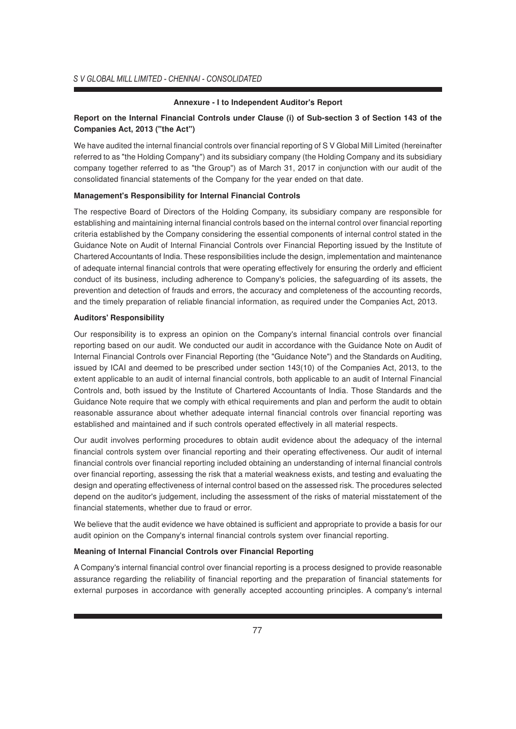### Annexure - I to Independent Auditor's Report

**Report on the Internal Financial Controls under Clause (i) of Sub-section 3 of Section 143 of the Companies Act, 2013 ("the Act")**

We have audited the internal financial controls over financial reporting of S V Global Mill Limited (hereinafter referred to as "the Holding Company") and its subsidiary company (the Holding Company and its subsidiary company together referred to as "the Group") as of March 31, 2017 in conjunction with our audit of the consolidated financial statements of the Company for the year ended on that date.

**Management's Responsibility for Internal Financial Controls**

The respective Board of Directors of the Holding Company, its subsidiary company are responsible for establishing and maintaining internal financial controls based on the internal control over financial reporting criteria established by the Company considering the essential components of internal control stated in the Guidance Note on Audit of Internal Financial Controls over Financial Reporting issued by the Institute of Chartered Accountants of India. These responsibilities include the design, implementation and maintenance of adequate internal financial controls that were operating effectively for ensuring the orderly and efficient conduct of its business, including adherence to Company's policies, the safeguarding of its assets, the prevention and detection of frauds and errors, the accuracy and completeness of the accounting records, and the timely preparation of reliable financial information, as required under the Companies Act, 2013.

**Auditors' Responsibility**

Our responsibility is to express an opinion on the Company's internal financial controls over financial reporting based on our audit. We conducted our audit in accordance with the Guidance Note on Audit of Internal Financial Controls over Financial Reporting (the "Guidance Note") and the Standards on Auditing, issued by ICAI and deemed to be prescribed under section 143(10) of the Companies Act, 2013, to the extent applicable to an audit of internal financial controls, both applicable to an audit of Internal Financial Controls and, both issued by the Institute of Chartered Accountants of India. Those Standards and the Guidance Note require that we comply with ethical requirements and plan and perform the audit to obtain reasonable assurance about whether adequate internal financial controls over financial reporting was established and maintained and if such controls operated effectively in all material respects.

Our audit involves performing procedures to obtain audit evidence about the adequacy of the internal financial controls system over financial reporting and their operating effectiveness. Our audit of internal financial controls over financial reporting included obtaining an understanding of internal financial controls over financial reporting, assessing the risk that a material weakness exists, and testing and evaluating the design and operating effectiveness of internal control based on the assessed risk. The procedures selected depend on the auditor's judgement, including the assessment of the risks of material misstatement of the financial statements, whether due to fraud or error.

We believe that the audit evidence we have obtained is sufficient and appropriate to provide a basis for our audit opinion on the Company's internal financial controls system over financial reporting.

**Meaning of Internal Financial Controls over Financial Reporting**

A Company's internal financial control over financial reporting is a process designed to provide reasonable assurance regarding the reliability of financial reporting and the preparation of financial statements for external purposes in accordance with generally accepted accounting principles. A company's internal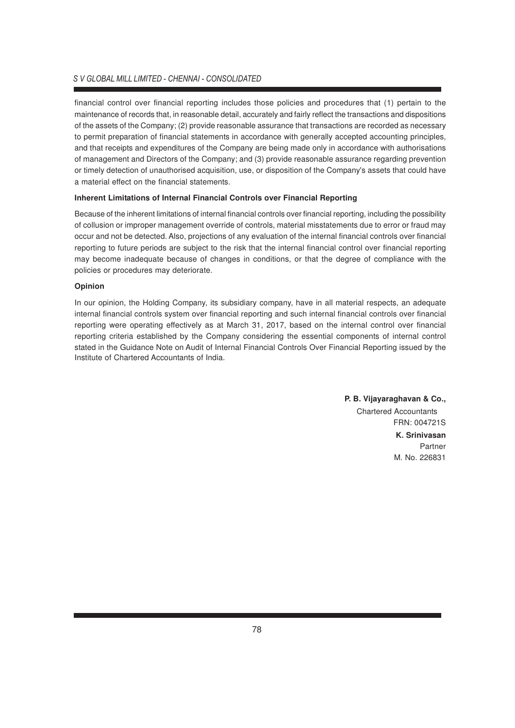financial control over financial reporting includes those policies and procedures that (1) pertain to the maintenance of records that, in reasonable detail, accurately and fairly reflect the transactions and dispositions of the assets of the Company; (2) provide reasonable assurance that transactions are recorded as necessary to permit preparation of financial statements in accordance with generally accepted accounting principles, and that receipts and expenditures of the Company are being made only in accordance with authorisations of management and Directors of the Company; and (3) provide reasonable assurance regarding prevention or timely detection of unauthorised acquisition, use, or disposition of the Company's assets that could have a material effect on the financial statements.

**Inherent Limitations of Internal Financial Controls over Financial Reporting**

Because of the inherent limitations of internal financial controls over financial reporting, including the possibility of collusion or improper management override of controls, material misstatements due to error or fraud may occur and not be detected. Also, projections of any evaluation of the internal financial controls over financial reporting to future periods are subject to the risk that the internal financial control over financial reporting may become inadequate because of changes in conditions, or that the degree of compliance with the policies or procedures may deteriorate.

**Opinion**

In our opinion, the Holding Company, its subsidiary company, have in all material respects, an adequate internal financial controls system over financial reporting and such internal financial controls over financial reporting were operating effectively as at March 31, 2017, based on the internal control over financial reporting criteria established by the Company considering the essential components of internal control stated in the Guidance Note on Audit of Internal Financial Controls Over Financial Reporting issued by the Institute of Chartered Accountants of India.

**P. B. Vijayaraghavan & Co.,**
Chartered Accountants
FRN: 004721S
**K. Srinivasan**
Partner
M. No. 226831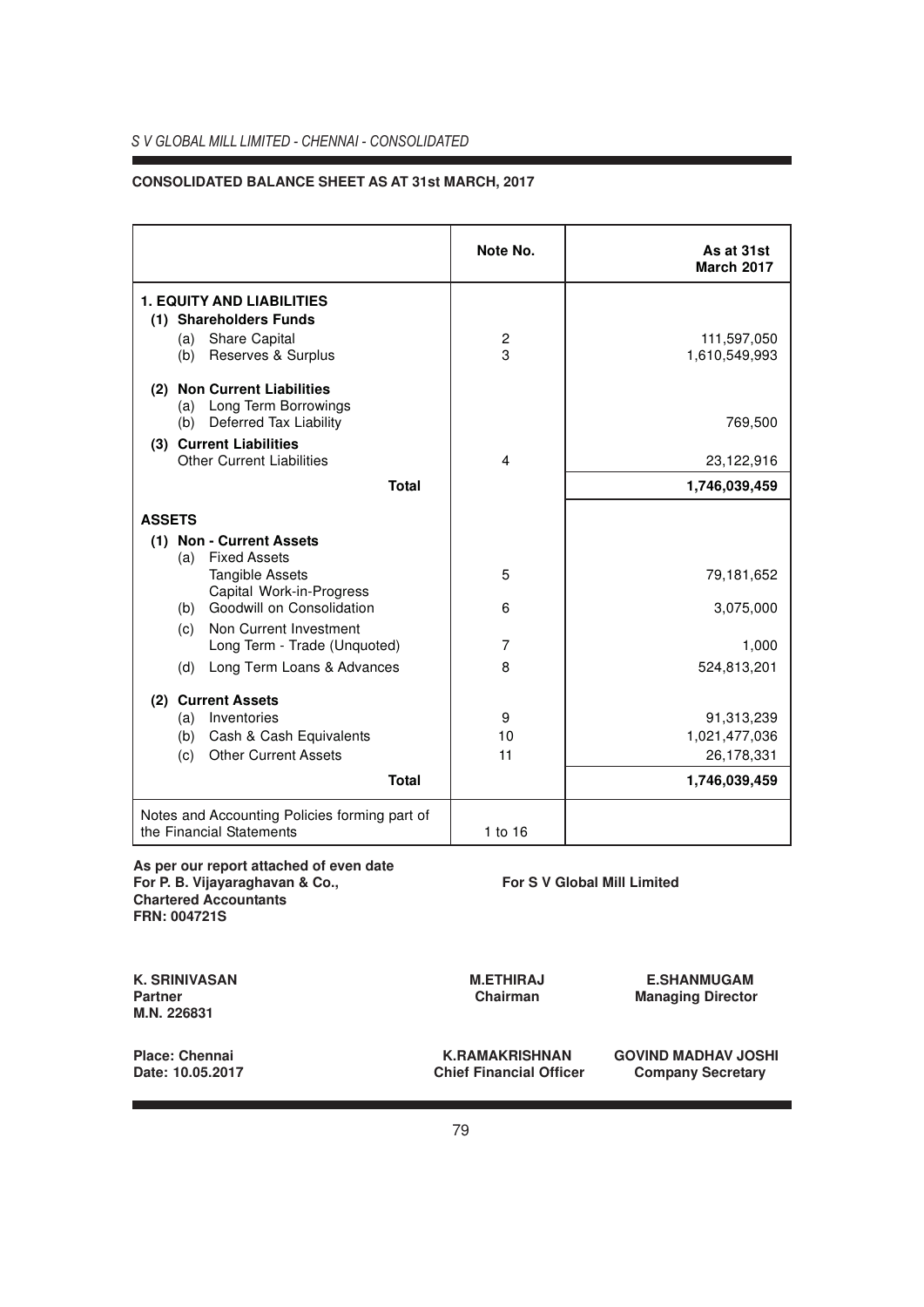*S V GLOBAL MILL LIMITED - CHENNAI - CONSOLIDATED*

**CONSOLIDATED BALANCE SHEET AS AT 31st MARCH, 2017**

| | Note No. | As at 31st March 2017 |
|---|---|---|
| **1. EQUITY AND LIABILITIES** | | |
| **(1) Shareholders Funds** | | |
| (a) Share Capital | 2 | 111,597,050 |
| (b) Reserves & Surplus | 3 | 1,610,549,993 |
| **(2) Non Current Liabilities** | | |
| (a) Long Term Borrowings | | |
| (b) Deferred Tax Liability | | 769,500 |
| **(3) Current Liabilities** | | |
| Other Current Liabilities | 4 | 23,122,916 |
| **Total** | | **1,746,039,459** |
| **ASSETS** | | |
| **(1) Non - Current Assets** | | |
| (a) Fixed Assets | | |
| Tangible Assets | 5 | 79,181,652 |
| Capital Work-in-Progress | | |
| (b) Goodwill on Consolidation | 6 | 3,075,000 |
| (c) Non Current Investment | | |
| Long Term - Trade (Unquoted) | 7 | 1,000 |
| (d) Long Term Loans & Advances | 8 | 524,813,201 |
| **(2) Current Assets** | | |
| (a) Inventories | 9 | 91,313,239 |
| (b) Cash & Cash Equivalents | 10 | 1,021,477,036 |
| (c) Other Current Assets | 11 | 26,178,331 |
| **Total** | | **1,746,039,459** |
| Notes and Accounting Policies forming part of the Financial Statements | 1 to 16 | |

**As per our report attached of even date**
**For P. B. Vijayaraghavan & Co.,**
**Chartered Accountants**
**FRN: 004721S**

**For S V Global Mill Limited**

**K. SRINIVASAN**
**Partner**
**M.N. 226831**

**M.ETHIRAJ**
**Chairman**

**E.SHANMUGAM**
**Managing Director**

**Place: Chennai**
**Date: 10.05.2017**

**K.RAMAKRISHNAN**
**Chief Financial Officer**

**GOVIND MADHAV JOSHI**
**Company Secretary**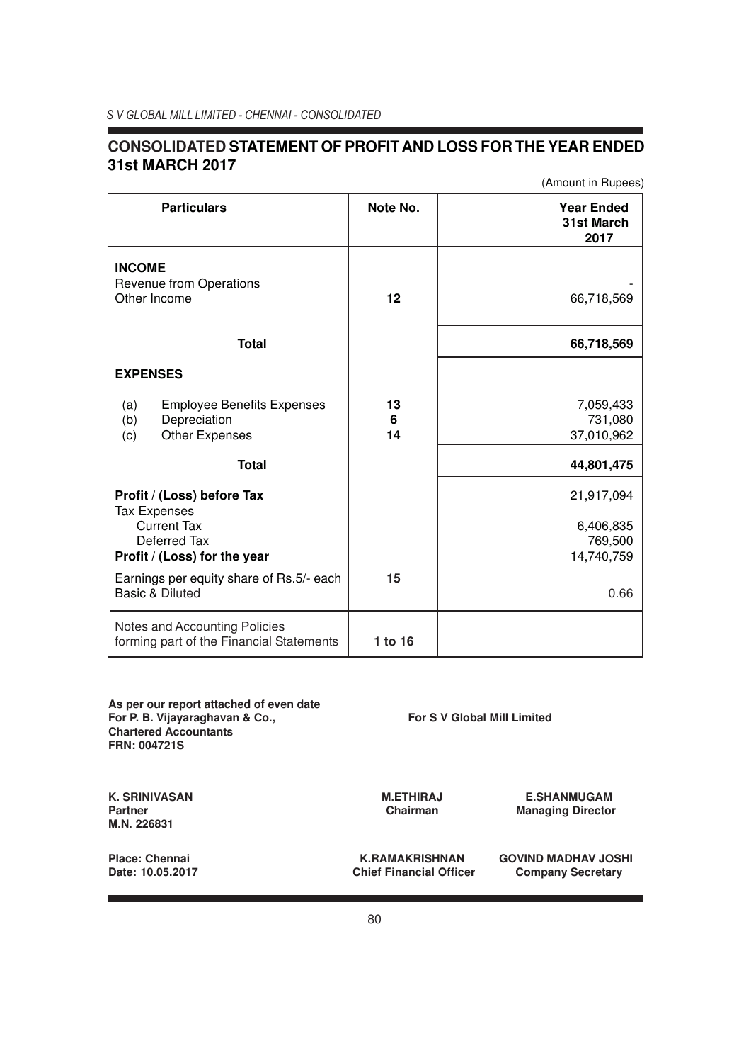# CONSOLIDATED STATEMENT OF PROFIT AND LOSS FOR THE YEAR ENDED 31st MARCH 2017

(Amount in Rupees)

| Particulars | Note No. | Year Ended 31st March 2017 |
|---|---|---|
| **INCOME** | | |
| Revenue from Operations | | - |
| Other Income | **12** | 66,718,569 |
| **Total** | | **66,718,569** |
| **EXPENSES** | | |
| (a) Employee Benefits Expenses | **13** | 7,059,433 |
| (b) Depreciation | **6** | 731,080 |
| (c) Other Expenses | **14** | 37,010,962 |
| **Total** | | **44,801,475** |
| **Profit / (Loss) before Tax** | | 21,917,094 |
| Tax Expenses | | |
| Current Tax | | 6,406,835 |
| Deferred Tax | | 769,500 |
| **Profit / (Loss) for the year** | | 14,740,759 |
| Earnings per equity share of Rs.5/- each | **15** | |
| Basic & Diluted | | 0.66 |
| Notes and Accounting Policies forming part of the Financial Statements | **1 to 16** | |

**As per our report attached of even date**
**For P. B. Vijayaraghavan & Co.,**
**Chartered Accountants**
**FRN: 004721S**

**For S V Global Mill Limited**

**K. SRINIVASAN**
**Partner**
**M.N. 226831**

**M.ETHIRAJ**
**Chairman**

**E.SHANMUGAM**
**Managing Director**

**Place: Chennai**
**Date: 10.05.2017**

**K.RAMAKRISHNAN**
**Chief Financial Officer**

**GOVIND MADHAV JOSHI**
**Company Secretary**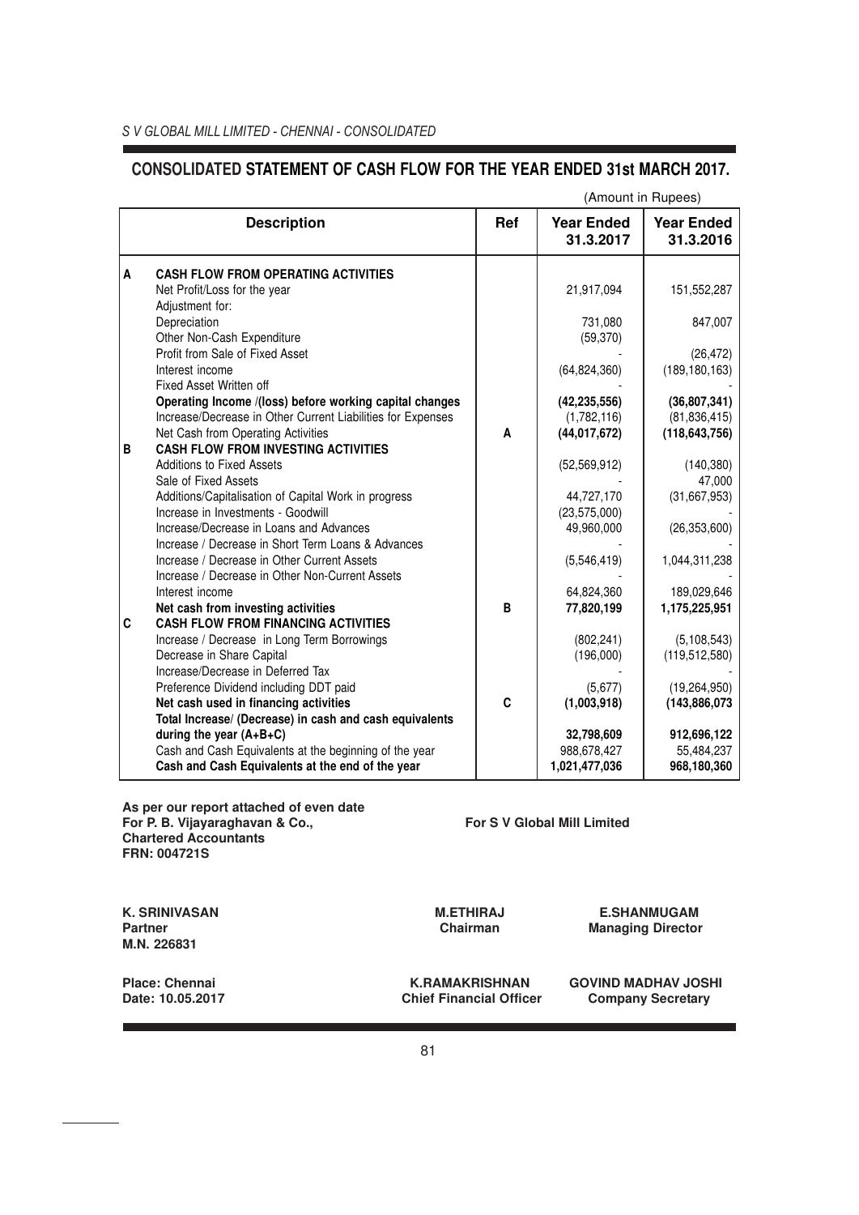# CONSOLIDATED STATEMENT OF CASH FLOW FOR THE YEAR ENDED 31st MARCH 2017.

(Amount in Rupees)

| | Description | Ref | Year Ended 31.3.2017 | Year Ended 31.3.2016 |
|---|---|---|---|---|
| A | **CASH FLOW FROM OPERATING ACTIVITIES** | | | |
| | Net Profit/Loss for the year | | 21,917,094 | 151,552,287 |
| | Adjustment for: | | | |
| | Depreciation | | 731,080 | 847,007 |
| | Other Non-Cash Expenditure | | (59,370) | |
| | Profit from Sale of Fixed Asset | | - | (26,472) |
| | Interest income | | (64,824,360) | (189,180,163) |
| | Fixed Asset Written off | | | - |
| | **Operating Income /(loss) before working capital changes** | | **(42,235,556)** | **(36,807,341)** |
| | Increase/Decrease in Other Current Liabilities for Expenses | | (1,782,116) | (81,836,415) |
| | Net Cash from Operating Activities | **A** | **(44,017,672)** | **(118,643,756)** |
| B | **CASH FLOW FROM INVESTING ACTIVITIES** | | | |
| | Additions to Fixed Assets | | (52,569,912) | (140,380) |
| | Sale of Fixed Assets | | - | 47,000 |
| | Additions/Capitalisation of Capital Work in progress | | 44,727,170 | (31,667,953) |
| | Increase in Investments - Goodwill | | (23,575,000) | - |
| | Increase/Decrease in Loans and Advances | | 49,960,000 | (26,353,600) |
| | Increase / Decrease in Short Term Loans & Advances | | - | - |
| | Increase / Decrease in Other Current Assets | | (5,546,419) | 1,044,311,238 |
| | Increase / Decrease in Other Non-Current Assets | | - | - |
| | Interest income | | 64,824,360 | 189,029,646 |
| | **Net cash from investing activities** | **B** | **77,820,199** | **1,175,225,951** |
| C | **CASH FLOW FROM FINANCING ACTIVITIES** | | | |
| | Increase / Decrease in Long Term Borrowings | | (802,241) | (5,108,543) |
| | Decrease in Share Capital | | (196,000) | (119,512,580) |
| | Increase/Decrease in Deferred Tax | | - | - |
| | Preference Dividend including DDT paid | | (5,677) | (19,264,950) |
| | **Net cash used in financing activities** | **C** | **(1,003,918)** | **(143,886,073)** |
| | **Total Increase/ (Decrease) in cash and cash equivalents during the year (A+B+C)** | | **32,798,609** | **912,696,122** |
| | Cash and Cash Equivalents at the beginning of the year | | 988,678,427 | 55,484,237 |
| | **Cash and Cash Equivalents at the end of the year** | | **1,021,477,036** | **968,180,360** |

**As per our report attached of even date**
**For P. B. Vijayaraghavan & Co.,**
**Chartered Accountants**
**FRN: 004721S**

**For S V Global Mill Limited**

**K. SRINIVASAN**
**Partner**
**M.N. 226831**

**M.ETHIRAJ**
**Chairman**

**E.SHANMUGAM**
**Managing Director**

**Place: Chennai**
**Date: 10.05.2017**

**K.RAMAKRISHNAN**
**Chief Financial Officer**

**GOVIND MADHAV JOSHI**
**Company Secretary**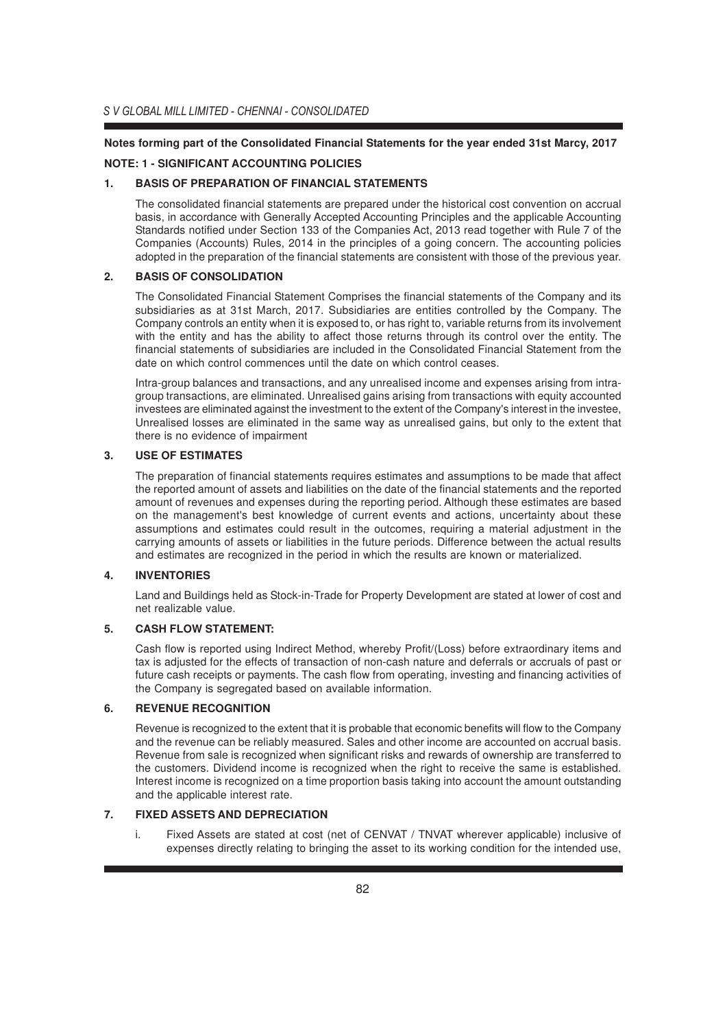**Notes forming part of the Consolidated Financial Statements for the year ended 31st Marcy, 2017**

**NOTE: 1 - SIGNIFICANT ACCOUNTING POLICIES**

**1. BASIS OF PREPARATION OF FINANCIAL STATEMENTS**

The consolidated financial statements are prepared under the historical cost convention on accrual basis, in accordance with Generally Accepted Accounting Principles and the applicable Accounting Standards notified under Section 133 of the Companies Act, 2013 read together with Rule 7 of the Companies (Accounts) Rules, 2014 in the principles of a going concern. The accounting policies adopted in the preparation of the financial statements are consistent with those of the previous year.

**2. BASIS OF CONSOLIDATION**

The Consolidated Financial Statement Comprises the financial statements of the Company and its subsidiaries as at 31st March, 2017. Subsidiaries are entities controlled by the Company. The Company controls an entity when it is exposed to, or has right to, variable returns from its involvement with the entity and has the ability to affect those returns through its control over the entity. The financial statements of subsidiaries are included in the Consolidated Financial Statement from the date on which control commences until the date on which control ceases.

Intra-group balances and transactions, and any unrealised income and expenses arising from intra-group transactions, are eliminated. Unrealised gains arising from transactions with equity accounted investees are eliminated against the investment to the extent of the Company's interest in the investee, Unrealised losses are eliminated in the same way as unrealised gains, but only to the extent that there is no evidence of impairment

**3. USE OF ESTIMATES**

The preparation of financial statements requires estimates and assumptions to be made that affect the reported amount of assets and liabilities on the date of the financial statements and the reported amount of revenues and expenses during the reporting period. Although these estimates are based on the management's best knowledge of current events and actions, uncertainty about these assumptions and estimates could result in the outcomes, requiring a material adjustment in the carrying amounts of assets or liabilities in the future periods. Difference between the actual results and estimates are recognized in the period in which the results are known or materialized.

**4. INVENTORIES**

Land and Buildings held as Stock-in-Trade for Property Development are stated at lower of cost and net realizable value.

**5. CASH FLOW STATEMENT:**

Cash flow is reported using Indirect Method, whereby Profit/(Loss) before extraordinary items and tax is adjusted for the effects of transaction of non-cash nature and deferrals or accruals of past or future cash receipts or payments. The cash flow from operating, investing and financing activities of the Company is segregated based on available information.

**6. REVENUE RECOGNITION**

Revenue is recognized to the extent that it is probable that economic benefits will flow to the Company and the revenue can be reliably measured. Sales and other income are accounted on accrual basis. Revenue from sale is recognized when significant risks and rewards of ownership are transferred to the customers. Dividend income is recognized when the right to receive the same is established. Interest income is recognized on a time proportion basis taking into account the amount outstanding and the applicable interest rate.

**7. FIXED ASSETS AND DEPRECIATION**

i. Fixed Assets are stated at cost (net of CENVAT / TNVAT wherever applicable) inclusive of expenses directly relating to bringing the asset to its working condition for the intended use,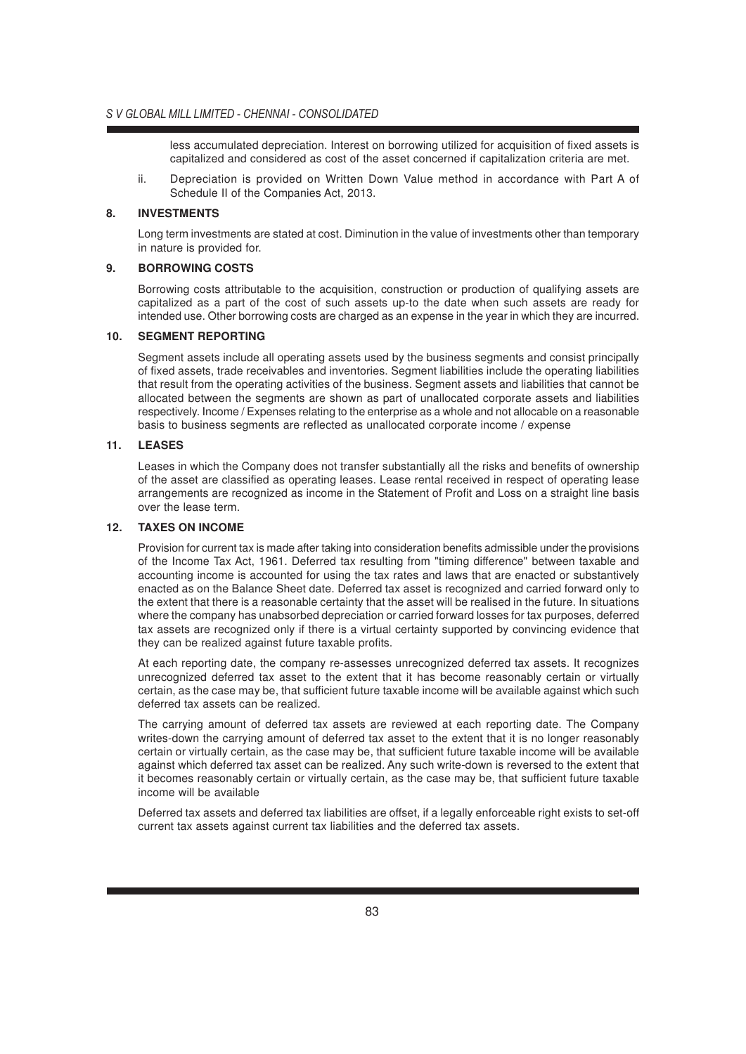less accumulated depreciation. Interest on borrowing utilized for acquisition of fixed assets is capitalized and considered as cost of the asset concerned if capitalization criteria are met.

ii. Depreciation is provided on Written Down Value method in accordance with Part A of Schedule II of the Companies Act, 2013.

**8. INVESTMENTS**

Long term investments are stated at cost. Diminution in the value of investments other than temporary in nature is provided for.

**9. BORROWING COSTS**

Borrowing costs attributable to the acquisition, construction or production of qualifying assets are capitalized as a part of the cost of such assets up-to the date when such assets are ready for intended use. Other borrowing costs are charged as an expense in the year in which they are incurred.

**10. SEGMENT REPORTING**

Segment assets include all operating assets used by the business segments and consist principally of fixed assets, trade receivables and inventories. Segment liabilities include the operating liabilities that result from the operating activities of the business. Segment assets and liabilities that cannot be allocated between the segments are shown as part of unallocated corporate assets and liabilities respectively. Income / Expenses relating to the enterprise as a whole and not allocable on a reasonable basis to business segments are reflected as unallocated corporate income / expense

**11. LEASES**

Leases in which the Company does not transfer substantially all the risks and benefits of ownership of the asset are classified as operating leases. Lease rental received in respect of operating lease arrangements are recognized as income in the Statement of Profit and Loss on a straight line basis over the lease term.

**12. TAXES ON INCOME**

Provision for current tax is made after taking into consideration benefits admissible under the provisions of the Income Tax Act, 1961. Deferred tax resulting from "timing difference" between taxable and accounting income is accounted for using the tax rates and laws that are enacted or substantively enacted as on the Balance Sheet date. Deferred tax asset is recognized and carried forward only to the extent that there is a reasonable certainty that the asset will be realised in the future. In situations where the company has unabsorbed depreciation or carried forward losses for tax purposes, deferred tax assets are recognized only if there is a virtual certainty supported by convincing evidence that they can be realized against future taxable profits.

At each reporting date, the company re-assesses unrecognized deferred tax assets. It recognizes unrecognized deferred tax asset to the extent that it has become reasonably certain or virtually certain, as the case may be, that sufficient future taxable income will be available against which such deferred tax assets can be realized.

The carrying amount of deferred tax assets are reviewed at each reporting date. The Company writes-down the carrying amount of deferred tax asset to the extent that it is no longer reasonably certain or virtually certain, as the case may be, that sufficient future taxable income will be available against which deferred tax asset can be realized. Any such write-down is reversed to the extent that it becomes reasonably certain or virtually certain, as the case may be, that sufficient future taxable income will be available

Deferred tax assets and deferred tax liabilities are offset, if a legally enforceable right exists to set-off current tax assets against current tax liabilities and the deferred tax assets.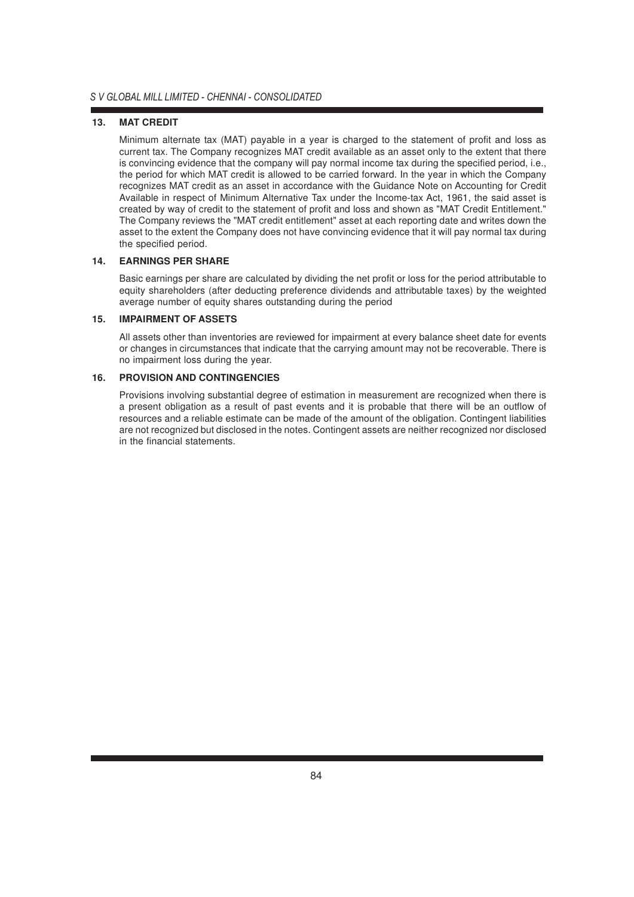### 13. MAT CREDIT

Minimum alternate tax (MAT) payable in a year is charged to the statement of profit and loss as current tax. The Company recognizes MAT credit available as an asset only to the extent that there is convincing evidence that the company will pay normal income tax during the specified period, i.e., the period for which MAT credit is allowed to be carried forward. In the year in which the Company recognizes MAT credit as an asset in accordance with the Guidance Note on Accounting for Credit Available in respect of Minimum Alternative Tax under the Income-tax Act, 1961, the said asset is created by way of credit to the statement of profit and loss and shown as "MAT Credit Entitlement." The Company reviews the "MAT credit entitlement" asset at each reporting date and writes down the asset to the extent the Company does not have convincing evidence that it will pay normal tax during the specified period.

### 14. EARNINGS PER SHARE

Basic earnings per share are calculated by dividing the net profit or loss for the period attributable to equity shareholders (after deducting preference dividends and attributable taxes) by the weighted average number of equity shares outstanding during the period

### 15. IMPAIRMENT OF ASSETS

All assets other than inventories are reviewed for impairment at every balance sheet date for events or changes in circumstances that indicate that the carrying amount may not be recoverable. There is no impairment loss during the year.

### 16. PROVISION AND CONTINGENCIES

Provisions involving substantial degree of estimation in measurement are recognized when there is a present obligation as a result of past events and it is probable that there will be an outflow of resources and a reliable estimate can be made of the amount of the obligation. Contingent liabilities are not recognized but disclosed in the notes. Contingent assets are neither recognized nor disclosed in the financial statements.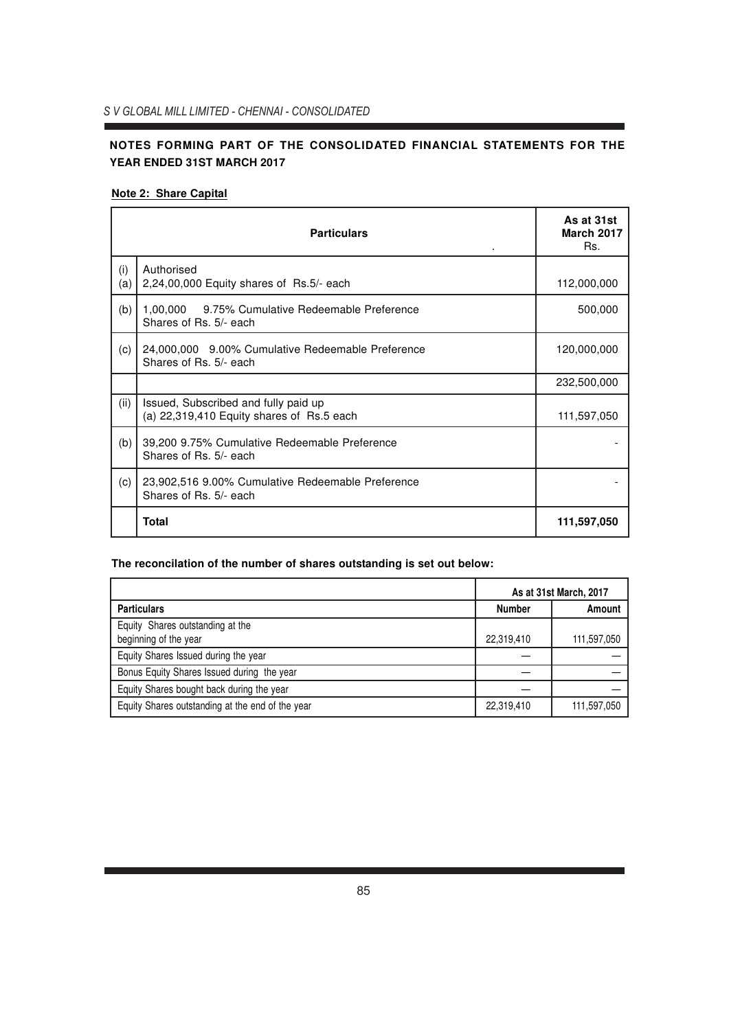*S V GLOBAL MILL LIMITED - CHENNAI - CONSOLIDATED*

## NOTES FORMING PART OF THE CONSOLIDATED FINANCIAL STATEMENTS FOR THE YEAR ENDED 31ST MARCH 2017

**Note 2: Share Capital**

| | Particulars | As at 31st March 2017 Rs. |
|---|---|---|
| (i) (a) | Authorised<br>2,24,00,000 Equity shares of Rs.5/- each | 112,000,000 |
| (b) | 1,00,000 9.75% Cumulative Redeemable Preference Shares of Rs. 5/- each | 500,000 |
| (c) | 24,000,000 9.00% Cumulative Redeemable Preference Shares of Rs. 5/- each | 120,000,000 |
| | | 232,500,000 |
| (ii) | Issued, Subscribed and fully paid up<br>(a) 22,319,410 Equity shares of Rs.5 each | 111,597,050 |
| (b) | 39,200 9.75% Cumulative Redeemable Preference Shares of Rs. 5/- each | - |
| (c) | 23,902,516 9.00% Cumulative Redeemable Preference Shares of Rs. 5/- each | - |
| | **Total** | **111,597,050** |

**The reconcilation of the number of shares outstanding is set out below:**

| | As at 31st March, 2017 | |
|---|---|---|
| **Particulars** | **Number** | **Amount** |
| Equity Shares outstanding at the beginning of the year | 22,319,410 | 111,597,050 |
| Equity Shares Issued during the year | — | — |
| Bonus Equity Shares Issued during the year | — | — |
| Equity Shares bought back during the year | — | — |
| Equity Shares outstanding at the end of the year | 22,319,410 | 111,597,050 |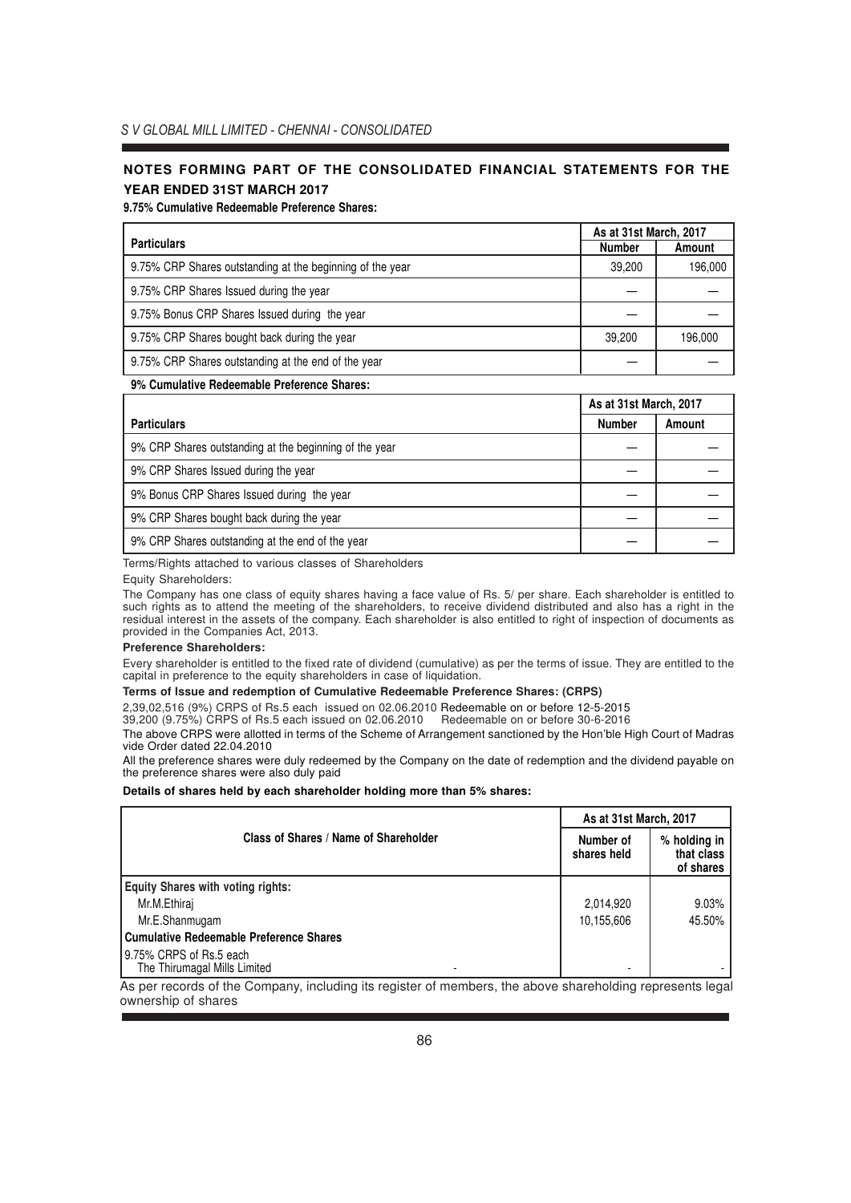## NOTES FORMING PART OF THE CONSOLIDATED FINANCIAL STATEMENTS FOR THE YEAR ENDED 31ST MARCH 2017

**9.75% Cumulative Redeemable Preference Shares:**

| Particulars | As at 31st March, 2017 | |
|---|---|---|
| | Number | Amount |
| 9.75% CRP Shares outstanding at the beginning of the year | 39,200 | 196,000 |
| 9.75% CRP Shares Issued during the year | — | — |
| 9.75% Bonus CRP Shares Issued during the year | — | — |
| 9.75% CRP Shares bought back during the year | 39,200 | 196,000 |
| 9.75% CRP Shares outstanding at the end of the year | — | — |

**9% Cumulative Redeemable Preference Shares:**

| Particulars | As at 31st March, 2017 | |
|---|---|---|
| | Number | Amount |
| 9% CRP Shares outstanding at the beginning of the year | — | — |
| 9% CRP Shares Issued during the year | — | — |
| 9% Bonus CRP Shares Issued during the year | — | — |
| 9% CRP Shares bought back during the year | — | — |
| 9% CRP Shares outstanding at the end of the year | — | — |

Terms/Rights attached to various classes of Shareholders

Equity Shareholders:

The Company has one class of equity shares having a face value of Rs. 5/ per share. Each shareholder is entitled to such rights as to attend the meeting of the shareholders, to receive dividend distributed and also has a right in the residual interest in the assets of the company. Each shareholder is also entitled to right of inspection of documents as provided in the Companies Act, 2013.

**Preference Shareholders:**

Every shareholder is entitled to the fixed rate of dividend (cumulative) as per the terms of issue. They are entitled to the capital in preference to the equity shareholders in case of liquidation.

**Terms of Issue and redemption of Cumulative Redeemable Preference Shares: (CRPS)**

2,39,02,516 (9%) CRPS of Rs.5 each issued on 02.06.2010 Redeemable on or before 12-5-2015

39,200 (9.75%) CRPS of Rs.5 each issued on 02.06.2010 Redeemable on or before 30-6-2016

The above CRPS were allotted in terms of the Scheme of Arrangement sanctioned by the Hon'ble High Court of Madras vide Order dated 22.04.2010

All the preference shares were duly redeemed by the Company on the date of redemption and the dividend payable on the preference shares were also duly paid

**Details of shares held by each shareholder holding more than 5% shares:**

| Class of Shares / Name of Shareholder | As at 31st March, 2017 | |
|---|---|---|
| | Number of shares held | % holding in that class of shares |
| **Equity Shares with voting rights:** | | |
| Mr.M.Ethiraj | 2,014,920 | 9.03% |
| Mr.E.Shanmugam | 10,155,606 | 45.50% |
| **Cumulative Redeemable Preference Shares** | | |
| 9.75% CRPS of Rs.5 each The Thirumagal Mills Limited | - | - |

As per records of the Company, including its register of members, the above shareholding represents legal ownership of shares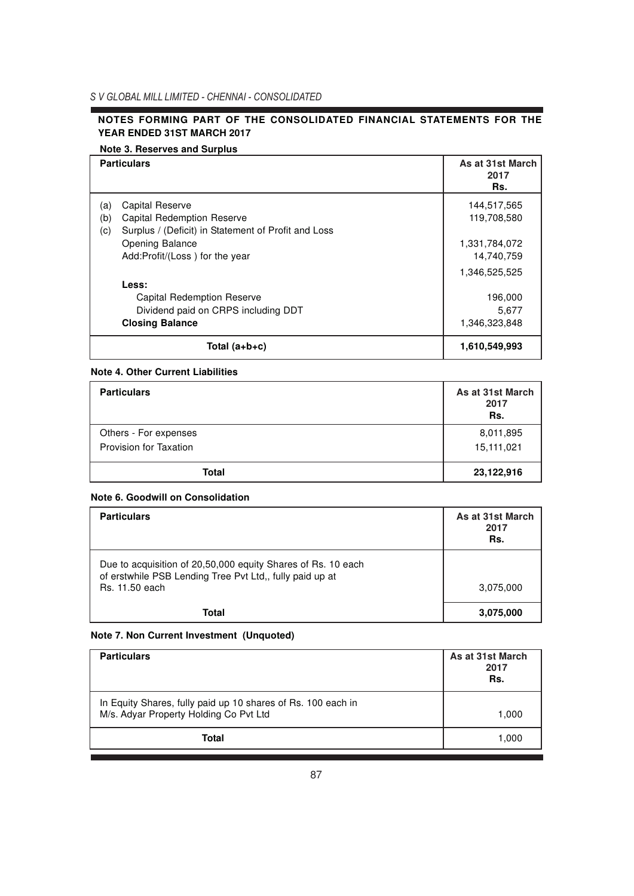## NOTES FORMING PART OF THE CONSOLIDATED FINANCIAL STATEMENTS FOR THE YEAR ENDED 31ST MARCH 2017

### Note 3. Reserves and Surplus

| Particulars | As at 31st March 2017 Rs. |
|---|---|
| (a) Capital Reserve | 144,517,565 |
| (b) Capital Redemption Reserve | 119,708,580 |
| (c) Surplus / (Deficit) in Statement of Profit and Loss | |
| Opening Balance | 1,331,784,072 |
| Add:Profit/(Loss ) for the year | 14,740,759 |
| | 1,346,525,525 |
| **Less:** | |
| Capital Redemption Reserve | 196,000 |
| Dividend paid on CRPS including DDT | 5,677 |
| **Closing Balance** | 1,346,323,848 |
| **Total (a+b+c)** | **1,610,549,993** |

### Note 4. Other Current Liabilities

| Particulars | As at 31st March 2017 Rs. |
|---|---|
| Others - For expenses | 8,011,895 |
| Provision for Taxation | 15,111,021 |
| **Total** | **23,122,916** |

### Note 6. Goodwill on Consolidation

| Particulars | As at 31st March 2017 Rs. |
|---|---|
| Due to acquisition of 20,50,000 equity Shares of Rs. 10 each of erstwhile PSB Lending Tree Pvt Ltd,, fully paid up at Rs. 11.50 each | 3,075,000 |
| **Total** | **3,075,000** |

### Note 7. Non Current Investment (Unquoted)

| Particulars | As at 31st March 2017 Rs. |
|---|---|
| In Equity Shares, fully paid up 10 shares of Rs. 100 each in M/s. Adyar Property Holding Co Pvt Ltd | 1,000 |
| **Total** | 1,000 |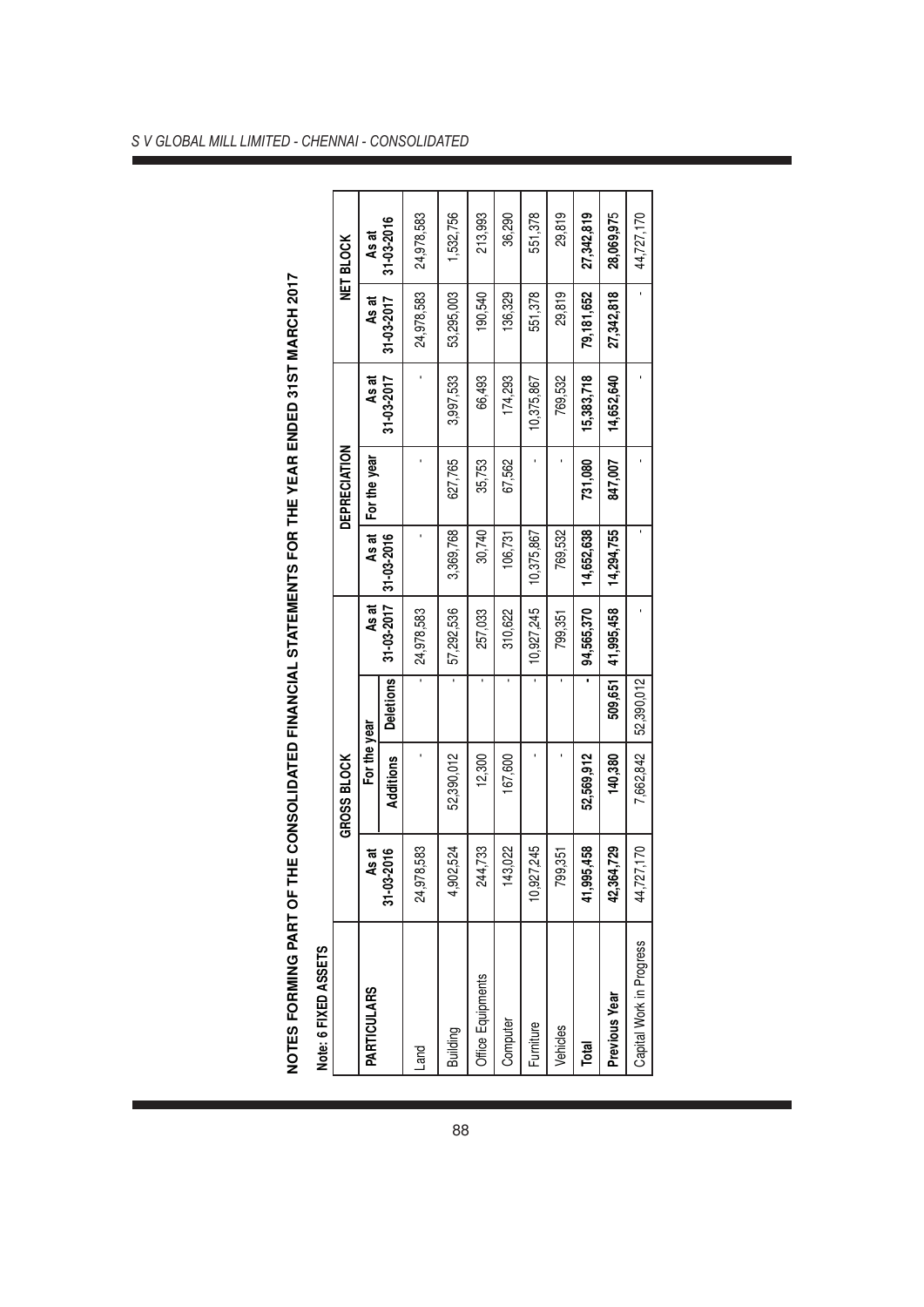## NOTES FORMING PART OF THE CONSOLIDATED FINANCIAL STATEMENTS FOR THE YEAR ENDED 31ST MARCH 2017

**Note: 6 FIXED ASSETS**

| PARTICULARS | GROSS BLOCK | | | | DEPRECIATION | | | NET BLOCK | |
|---|---|---|---|---|---|---|---|---|---|
| | As at 31-03-2016 | For the year | | As at 31-03-2017 | As at 31-03-2016 | For the year | As at 31-03-2017 | As at 31-03-2017 | As at 31-03-2016 |
| | | Additions | Deletions | | | | | | |
| Land | 24,978,583 | - | - | 24,978,583 | - | - | - | 24,978,583 | 24,978,583 |
| Building | 4,902,524 | 52,390,012 | - | 57,292,536 | 3,369,768 | 627,765 | 3,997,533 | 53,295,003 | 1,532,756 |
| Office Equipments | 244,733 | 12,300 | - | 257,033 | 30,740 | 35,753 | 66,493 | 190,540 | 213,993 |
| Computer | 143,022 | 167,600 | - | 310,622 | 106,731 | 67,562 | 174,293 | 136,329 | 36,290 |
| Furniture | 10,927,245 | - | - | 10,927,245 | 10,375,867 | - | 10,375,867 | 551,378 | 551,378 |
| Vehicles | 799,351 | - | - | 799,351 | 769,532 | - | 769,532 | 29,819 | 29,819 |
| **Total** | **41,995,458** | **52,569,912** | **-** | **94,565,370** | **14,652,638** | **731,080** | **15,383,718** | **79,181,652** | **27,342,819** |
| **Previous Year** | **42,364,729** | **140,380** | **509,651** | **41,995,458** | **14,294,755** | **847,007** | **14,652,640** | **27,342,818** | **28,069,975** |
| Capital Work in Progress | 44,727,170 | 7,662,842 | 52,390,012 | - | - | - | - | - | 44,727,170 |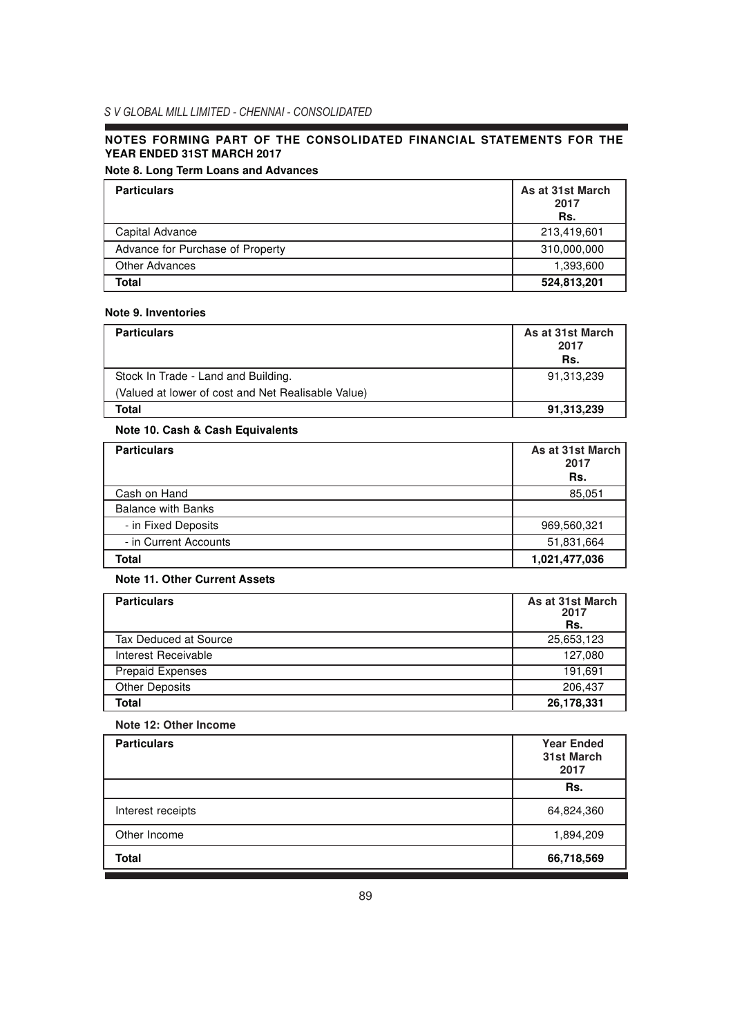## NOTES FORMING PART OF THE CONSOLIDATED FINANCIAL STATEMENTS FOR THE YEAR ENDED 31ST MARCH 2017

### Note 8. Long Term Loans and Advances

| Particulars | As at 31st March 2017 Rs. |
|---|---|
| Capital Advance | 213,419,601 |
| Advance for Purchase of Property | 310,000,000 |
| Other Advances | 1,393,600 |
| **Total** | **524,813,201** |

### Note 9. Inventories

| Particulars | As at 31st March 2017 Rs. |
|---|---|
| Stock In Trade - Land and Building. | 91,313,239 |
| (Valued at lower of cost and Net Realisable Value) | |
| **Total** | **91,313,239** |

### Note 10. Cash & Cash Equivalents

| Particulars | As at 31st March 2017 Rs. |
|---|---|
| Cash on Hand | 85,051 |
| Balance with Banks | |
| - in Fixed Deposits | 969,560,321 |
| - in Current Accounts | 51,831,664 |
| **Total** | **1,021,477,036** |

### Note 11. Other Current Assets

| Particulars | As at 31st March 2017 Rs. |
|---|---|
| Tax Deduced at Source | 25,653,123 |
| Interest Receivable | 127,080 |
| Prepaid Expenses | 191,691 |
| Other Deposits | 206,437 |
| **Total** | **26,178,331** |

### Note 12: Other Income

| Particulars | Year Ended 31st March 2017 |
|---|---|
| | Rs. |
| Interest receipts | 64,824,360 |
| Other Income | 1,894,209 |
| **Total** | **66,718,569** |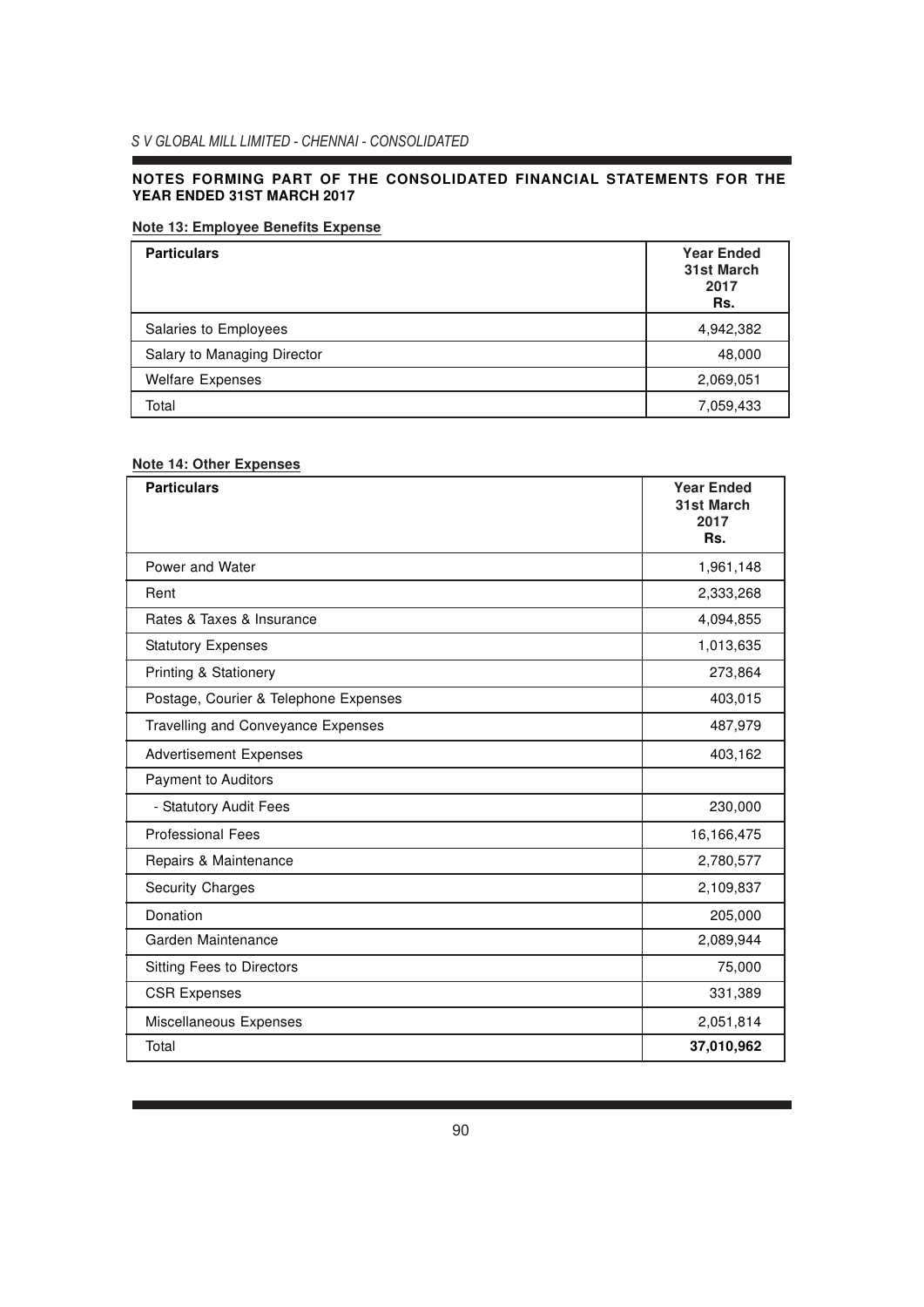## NOTES FORMING PART OF THE CONSOLIDATED FINANCIAL STATEMENTS FOR THE YEAR ENDED 31ST MARCH 2017

### Note 13: Employee Benefits Expense

| Particulars | Year Ended 31st March 2017 Rs. |
|---|---|
| Salaries to Employees | 4,942,382 |
| Salary to Managing Director | 48,000 |
| Welfare Expenses | 2,069,051 |
| Total | 7,059,433 |

### Note 14: Other Expenses

| Particulars | Year Ended 31st March 2017 Rs. |
|---|---|
| Power and Water | 1,961,148 |
| Rent | 2,333,268 |
| Rates & Taxes & Insurance | 4,094,855 |
| Statutory Expenses | 1,013,635 |
| Printing & Stationery | 273,864 |
| Postage, Courier & Telephone Expenses | 403,015 |
| Travelling and Conveyance Expenses | 487,979 |
| Advertisement Expenses | 403,162 |
| Payment to Auditors | |
| - Statutory Audit Fees | 230,000 |
| Professional Fees | 16,166,475 |
| Repairs & Maintenance | 2,780,577 |
| Security Charges | 2,109,837 |
| Donation | 205,000 |
| Garden Maintenance | 2,089,944 |
| Sitting Fees to Directors | 75,000 |
| CSR Expenses | 331,389 |
| Miscellaneous Expenses | 2,051,814 |
| Total | **37,010,962** |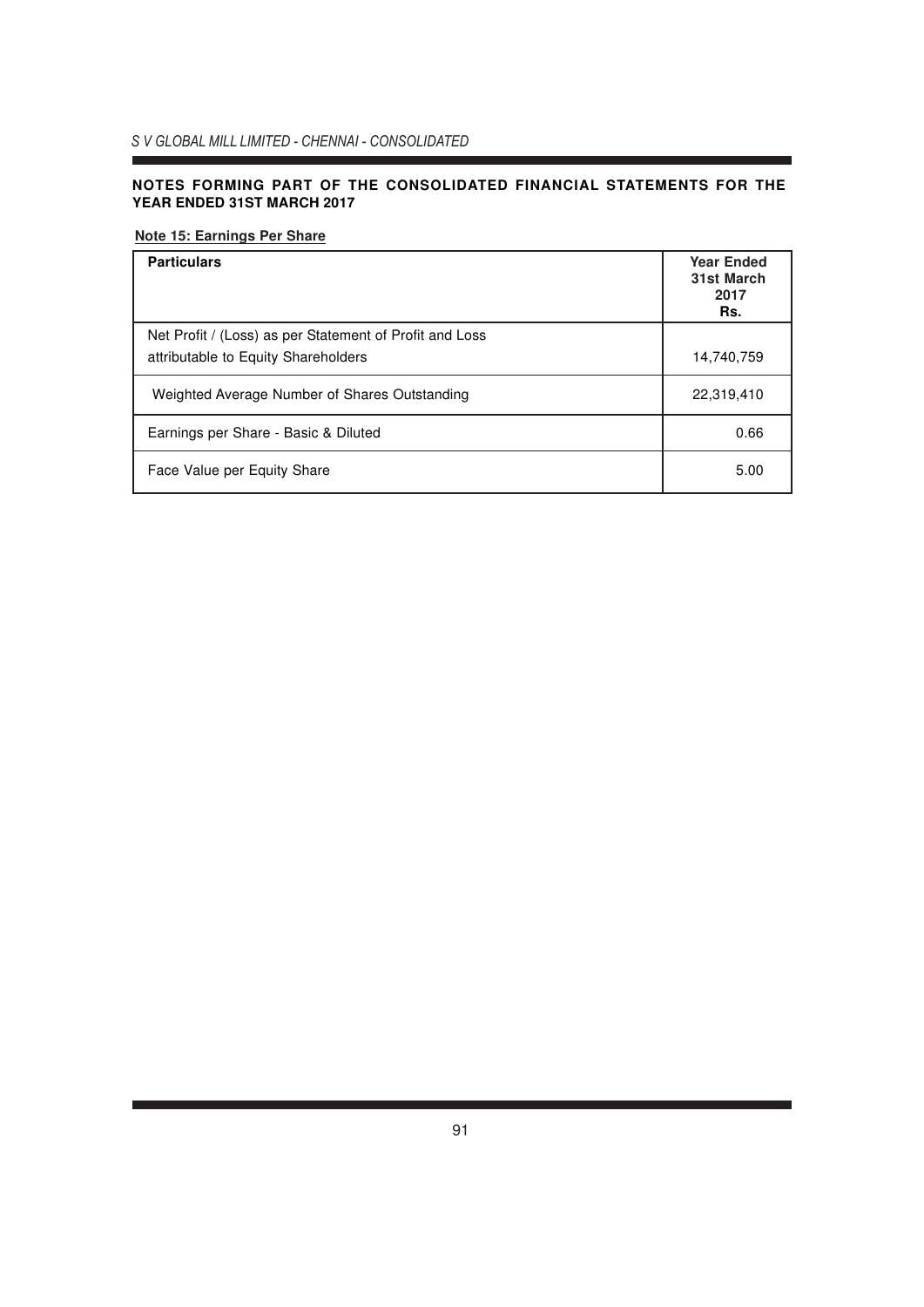**NOTES FORMING PART OF THE CONSOLIDATED FINANCIAL STATEMENTS FOR THE YEAR ENDED 31ST MARCH 2017**

**Note 15: Earnings Per Share**

| Particulars | Year Ended 31st March 2017 Rs. |
|---|---|
| Net Profit / (Loss) as per Statement of Profit and Loss attributable to Equity Shareholders | 14,740,759 |
| Weighted Average Number of Shares Outstanding | 22,319,410 |
| Earnings per Share - Basic & Diluted | 0.66 |
| Face Value per Equity Share | 5.00 |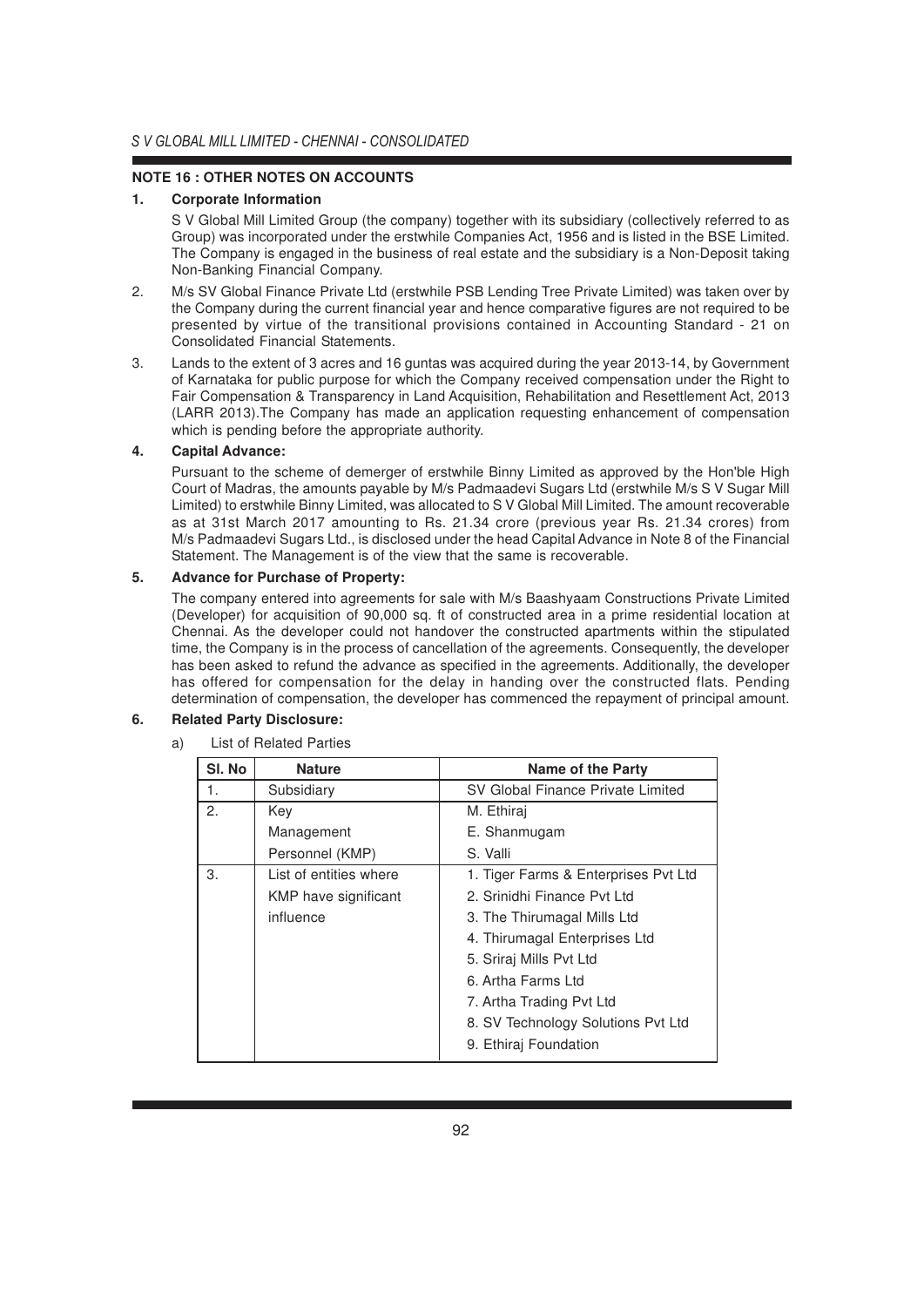## NOTE 16 : OTHER NOTES ON ACCOUNTS

**1. Corporate Information**

S V Global Mill Limited Group (the company) together with its subsidiary (collectively referred to as Group) was incorporated under the erstwhile Companies Act, 1956 and is listed in the BSE Limited. The Company is engaged in the business of real estate and the subsidiary is a Non-Deposit taking Non-Banking Financial Company.

2. M/s SV Global Finance Private Ltd (erstwhile PSB Lending Tree Private Limited) was taken over by the Company during the current financial year and hence comparative figures are not required to be presented by virtue of the transitional provisions contained in Accounting Standard - 21 on Consolidated Financial Statements.

3. Lands to the extent of 3 acres and 16 guntas was acquired during the year 2013-14, by Government of Karnataka for public purpose for which the Company received compensation under the Right to Fair Compensation & Transparency in Land Acquisition, Rehabilitation and Resettlement Act, 2013 (LARR 2013).The Company has made an application requesting enhancement of compensation which is pending before the appropriate authority.

**4. Capital Advance:**

Pursuant to the scheme of demerger of erstwhile Binny Limited as approved by the Hon'ble High Court of Madras, the amounts payable by M/s Padmaadevi Sugars Ltd (erstwhile M/s S V Sugar Mill Limited) to erstwhile Binny Limited, was allocated to S V Global Mill Limited. The amount recoverable as at 31st March 2017 amounting to Rs. 21.34 crore (previous year Rs. 21.34 crores) from M/s Padmaadevi Sugars Ltd., is disclosed under the head Capital Advance in Note 8 of the Financial Statement. The Management is of the view that the same is recoverable.

**5. Advance for Purchase of Property:**

The company entered into agreements for sale with M/s Baashyaam Constructions Private Limited (Developer) for acquisition of 90,000 sq. ft of constructed area in a prime residential location at Chennai. As the developer could not handover the constructed apartments within the stipulated time, the Company is in the process of cancellation of the agreements. Consequently, the developer has been asked to refund the advance as specified in the agreements. Additionally, the developer has offered for compensation for the delay in handing over the constructed flats. Pending determination of compensation, the developer has commenced the repayment of principal amount.

**6. Related Party Disclosure:**

a) List of Related Parties

| Sl. No | Nature | Name of the Party |
|---|---|---|
| 1. | Subsidiary | SV Global Finance Private Limited |
| 2. | Key Management Personnel (KMP) | M. Ethiraj<br>E. Shanmugam<br>S. Valli |
| 3. | List of entities where KMP have significant influence | 1. Tiger Farms & Enterprises Pvt Ltd<br>2. Srinidhi Finance Pvt Ltd<br>3. The Thirumagal Mills Ltd<br>4. Thirumagal Enterprises Ltd<br>5. Sriraj Mills Pvt Ltd<br>6. Artha Farms Ltd<br>7. Artha Trading Pvt Ltd<br>8. SV Technology Solutions Pvt Ltd<br>9. Ethiraj Foundation |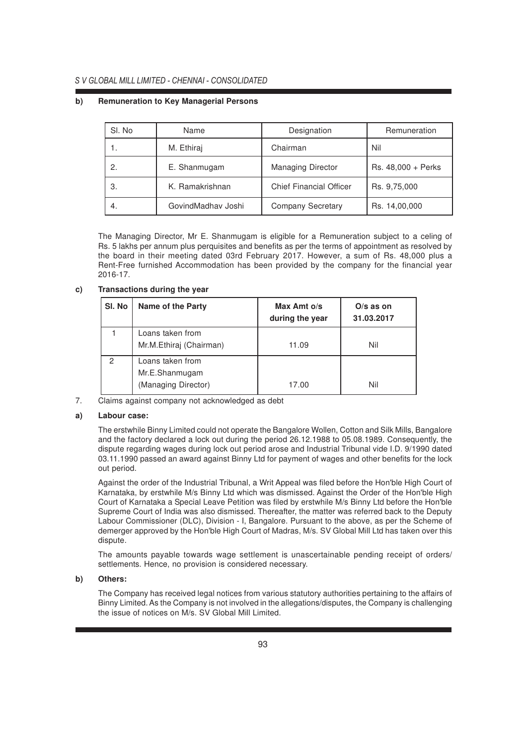**b) Remuneration to Key Managerial Persons**

| Sl. No | Name | Designation | Remuneration |
|---|---|---|---|
| 1. | M. Ethiraj | Chairman | Nil |
| 2. | E. Shanmugam | Managing Director | Rs. 48,000 + Perks |
| 3. | K. Ramakrishnan | Chief Financial Officer | Rs. 9,75,000 |
| 4. | GovindMadhav Joshi | Company Secretary | Rs. 14,00,000 |

The Managing Director, Mr E. Shanmugam is eligible for a Remuneration subject to a celing of Rs. 5 lakhs per annum plus perquisites and benefits as per the terms of appointment as resolved by the board in their meeting dated 03rd February 2017. However, a sum of Rs. 48,000 plus a Rent-Free furnished Accommodation has been provided by the company for the financial year 2016-17.

**c) Transactions during the year**

| Sl. No | Name of the Party | Max Amt o/s during the year | O/s as on 31.03.2017 |
|---|---|---|---|
| 1 | Loans taken from Mr.M.Ethiraj (Chairman) | 11.09 | Nil |
| 2 | Loans taken from Mr.E.Shanmugam (Managing Director) | 17.00 | Nil |

7. Claims against company not acknowledged as debt

**a) Labour case:**

The erstwhile Binny Limited could not operate the Bangalore Wollen, Cotton and Silk Mills, Bangalore and the factory declared a lock out during the period 26.12.1988 to 05.08.1989. Consequently, the dispute regarding wages during lock out period arose and Industrial Tribunal vide I.D. 9/1990 dated 03.11.1990 passed an award against Binny Ltd for payment of wages and other benefits for the lock out period.

Against the order of the Industrial Tribunal, a Writ Appeal was filed before the Hon'ble High Court of Karnataka, by erstwhile M/s Binny Ltd which was dismissed. Against the Order of the Hon'ble High Court of Karnataka a Special Leave Petition was filed by erstwhile M/s Binny Ltd before the Hon'ble Supreme Court of India was also dismissed. Thereafter, the matter was referred back to the Deputy Labour Commissioner (DLC), Division - I, Bangalore. Pursuant to the above, as per the Scheme of demerger approved by the Hon'ble High Court of Madras, M/s. SV Global Mill Ltd has taken over this dispute.

The amounts payable towards wage settlement is unascertainable pending receipt of orders/ settlements. Hence, no provision is considered necessary.

**b) Others:**

The Company has received legal notices from various statutory authorities pertaining to the affairs of Binny Limited. As the Company is not involved in the allegations/disputes, the Company is challenging the issue of notices on M/s. SV Global Mill Limited.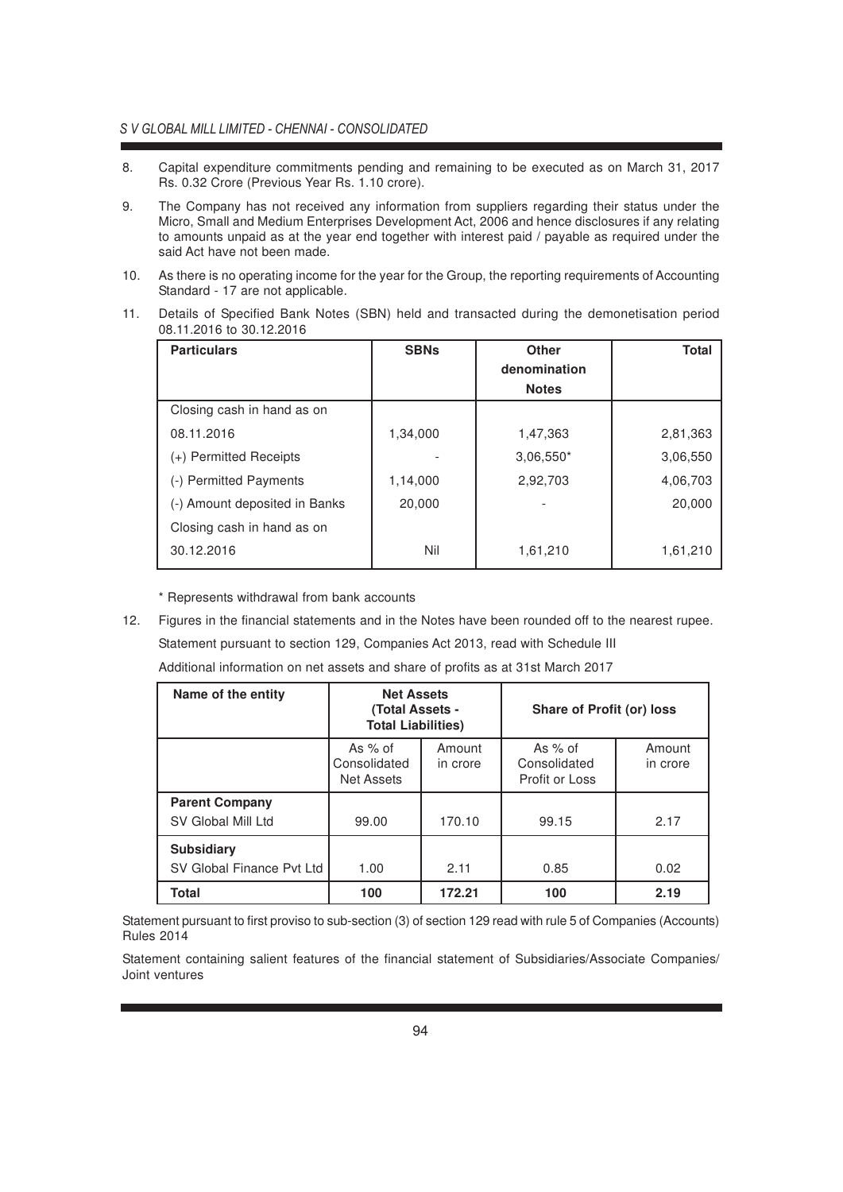8. Capital expenditure commitments pending and remaining to be executed as on March 31, 2017 Rs. 0.32 Crore (Previous Year Rs. 1.10 crore).

9. The Company has not received any information from suppliers regarding their status under the Micro, Small and Medium Enterprises Development Act, 2006 and hence disclosures if any relating to amounts unpaid as at the year end together with interest paid / payable as required under the said Act have not been made.

10. As there is no operating income for the year for the Group, the reporting requirements of Accounting Standard - 17 are not applicable.

11. Details of Specified Bank Notes (SBN) held and transacted during the demonetisation period 08.11.2016 to 30.12.2016

| Particulars | SBNs | Other denomination Notes | Total |
|---|---|---|---|
| Closing cash in hand as on 08.11.2016 | 1,34,000 | 1,47,363 | 2,81,363 |
| (+) Permitted Receipts | - | 3,06,550* | 3,06,550 |
| (-) Permitted Payments | 1,14,000 | 2,92,703 | 4,06,703 |
| (-) Amount deposited in Banks | 20,000 | - | 20,000 |
| Closing cash in hand as on 30.12.2016 | Nil | 1,61,210 | 1,61,210 |

\* Represents withdrawal from bank accounts

12. Figures in the financial statements and in the Notes have been rounded off to the nearest rupee.

Statement pursuant to section 129, Companies Act 2013, read with Schedule III

Additional information on net assets and share of profits as at 31st March 2017

| Name of the entity | Net Assets (Total Assets - Total Liabilities) | | Share of Profit (or) loss | |
|---|---|---|---|---|
| | As % of Consolidated Net Assets | Amount in crore | As % of Consolidated Profit or Loss | Amount in crore |
| **Parent Company** SV Global Mill Ltd | 99.00 | 170.10 | 99.15 | 2.17 |
| **Subsidiary** SV Global Finance Pvt Ltd | 1.00 | 2.11 | 0.85 | 0.02 |
| **Total** | **100** | **172.21** | **100** | **2.19** |

Statement pursuant to first proviso to sub-section (3) of section 129 read with rule 5 of Companies (Accounts) Rules 2014

Statement containing salient features of the financial statement of Subsidiaries/Associate Companies/ Joint ventures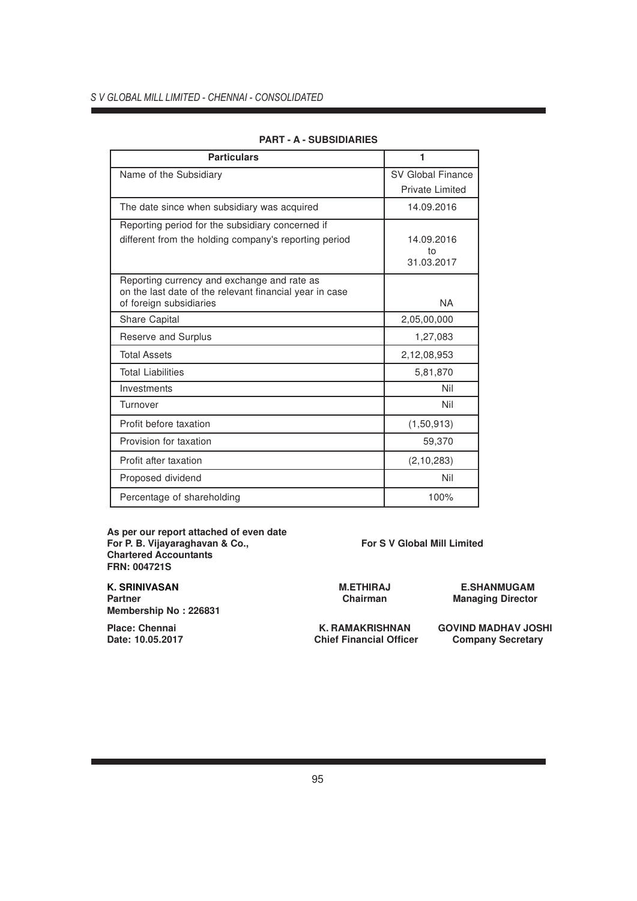## PART - A - SUBSIDIARIES

| Particulars | 1 |
|---|---|
| Name of the Subsidiary | SV Global Finance Private Limited |
| The date since when subsidiary was acquired | 14.09.2016 |
| Reporting period for the subsidiary concerned if different from the holding company's reporting period | 14.09.2016 to 31.03.2017 |
| Reporting currency and exchange and rate as on the last date of the relevant financial year in case of foreign subsidiaries | NA |
| Share Capital | 2,05,00,000 |
| Reserve and Surplus | 1,27,083 |
| Total Assets | 2,12,08,953 |
| Total Liabilities | 5,81,870 |
| Investments | Nil |
| Turnover | Nil |
| Profit before taxation | (1,50,913) |
| Provision for taxation | 59,370 |
| Profit after taxation | (2,10,283) |
| Proposed dividend | Nil |
| Percentage of shareholding | 100% |

**As per our report attached of even date**
**For P. B. Vijayaraghavan & Co.,**
**Chartered Accountants**
**FRN: 004721S**

**K. SRINIVASAN**
**Partner**
**Membership No : 226831**

**Place: Chennai**
**Date: 10.05.2017**

**For S V Global Mill Limited**

**M.ETHIRAJ**
**Chairman**

**E.SHANMUGAM**
**Managing Director**

**K. RAMAKRISHNAN**
**Chief Financial Officer**

**GOVIND MADHAV JOSHI**
**Company Secretary**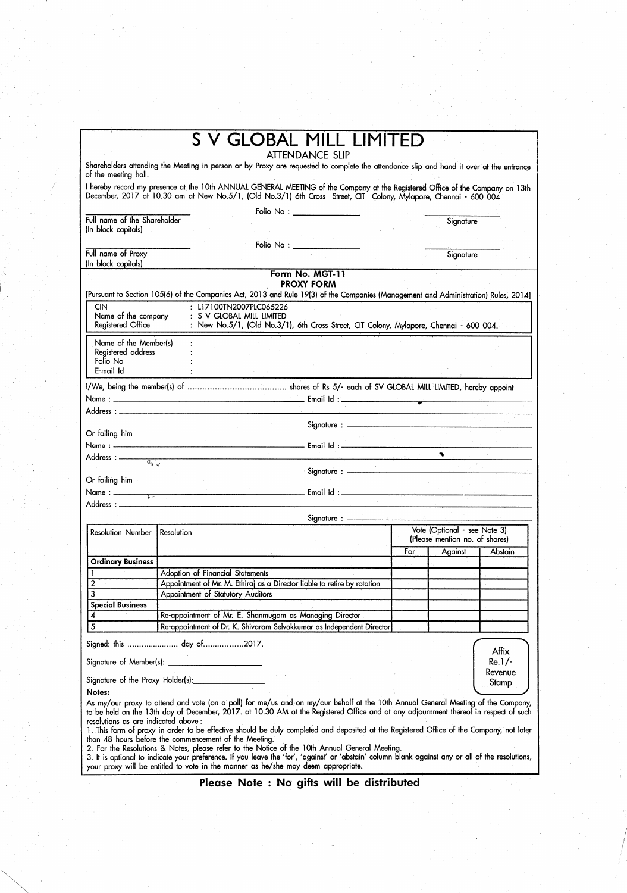# S V GLOBAL MILL LIMITED

## ATTENDANCE SLIP

Shareholders attending the Meeting in person or by Proxy are requested to complete the attendance slip and hand it over at the entrance of the meeting hall.

I hereby record my presence at the 10th ANNUAL GENERAL MEETING of the Company at the Registered Office of the Company on 13th December, 2017 at 10.30 am at New No.5/1, (Old No.3/1) 6th Cross Street, CIT Colony, Mylapore, Chennai - 600 004

\_\_\_\_\_\_\_\_\_\_\_\_\_\_\_\_ Folio No : \_\_\_\_\_\_\_\_\_\_\_\_ \_\_\_\_\_\_\_\_\_\_\_\_

Full name of the Shareholder (In block capitals) Signature

\_\_\_\_\_\_\_\_\_\_\_\_\_\_\_\_ Folio No : \_\_\_\_\_\_\_\_\_\_\_\_ \_\_\_\_\_\_\_\_\_\_\_\_

Full name of Proxy (In block capitals) Signature

## Form No. MGT-11
## PROXY FORM

[Pursuant to Section 105(6) of the Companies Act, 2013 and Rule 19(3) of the Companies (Management and Administration) Rules, 2014]

| | |
|---|---|
| CIN | : L17100TN2007PLC065226 |
| Name of the company | : S V GLOBAL MILL LIMITED |
| Registered Office | : New No.5/1, (Old No.3/1), 6th Cross Street, CIT Colony, Mylapore, Chennai - 600 004. |

| | |
|---|---|
| Name of the Member(s) | : |
| Registered address | : |
| Folio No | : |
| E-mail Id | : |

I/We, being the member(s) of ........................................ shares of Rs 5/- each of SV GLOBAL MILL LIMITED, hereby appoint

Name : \_\_\_\_\_\_\_\_\_\_\_\_\_\_\_\_ Email Id : \_\_\_\_\_\_\_\_\_\_\_\_\_\_\_\_

Address : \_\_\_\_\_\_\_\_\_\_\_\_\_\_\_\_

Signature : \_\_\_\_\_\_\_\_\_\_\_\_\_\_\_\_

Or failing him

Name : \_\_\_\_\_\_\_\_\_\_\_\_\_\_\_\_ Email Id : \_\_\_\_\_\_\_\_\_\_\_\_\_\_\_\_

Address : \_\_\_\_\_\_\_\_\_\_\_\_\_\_\_\_

Signature : \_\_\_\_\_\_\_\_\_\_\_\_\_\_\_\_

Or failing him

Name : \_\_\_\_\_\_\_\_\_\_\_\_\_\_\_\_ Email Id : \_\_\_\_\_\_\_\_\_\_\_\_\_\_\_\_

Address : \_\_\_\_\_\_\_\_\_\_\_\_\_\_\_\_

Signature : \_\_\_\_\_\_\_\_\_\_\_\_\_\_\_\_

| Resolution Number | Resolution | Vote (Optional - see Note 3) (Please mention no. of shares) | | |
|---|---|---|---|---|
| | | For | Against | Abstain |
| **Ordinary Business** | | | | |
| 1 | Adoption of Financial Statements | | | |
| 2 | Appointment of Mr. M. Ethiraj as a Director liable to retire by rotation | | | |
| 3 | Appointment of Statutory Auditors | | | |
| **Special Business** | | | | |
| 4 | Re-appointment of Mr. E. Shanmugam as Managing Director | | | |
| 5 | Re-appointment of Dr. K. Shivaram Selvakkumar as Independent Director | | | |

Signed: this ..................... day of.................2017.

Signature of Member(s): \_\_\_\_\_\_\_\_\_\_\_\_\_\_\_\_

Signature of the Proxy Holder(s):\_\_\_\_\_\_\_\_\_\_\_\_\_\_\_\_

Affix Re.1/- Revenue Stamp

**Notes:**

As my/our proxy to attend and vote (on a poll) for me/us and on my/our behalf at the 10th Annual General Meeting of the Company, to be held on the 13th day of December, 2017. at 10.30 AM at the Registered Office and at any adjournment thereof in respect of such resolutions as are indicated above :

1. This form of proxy in order to be effective should be duly completed and deposited at the Registered Office of the Company, not later than 48 hours before the commencement of the Meeting.
2. For the Resolutions & Notes, please refer to the Notice of the 10th Annual General Meeting.
3. It is optional to indicate your preference. If you leave the 'for', 'against' or 'abstain' column blank against any or all of the resolutions, your proxy will be entitled to vote in the manner as he/she may deem appropriate.

**Please Note : No gifts will be distributed**